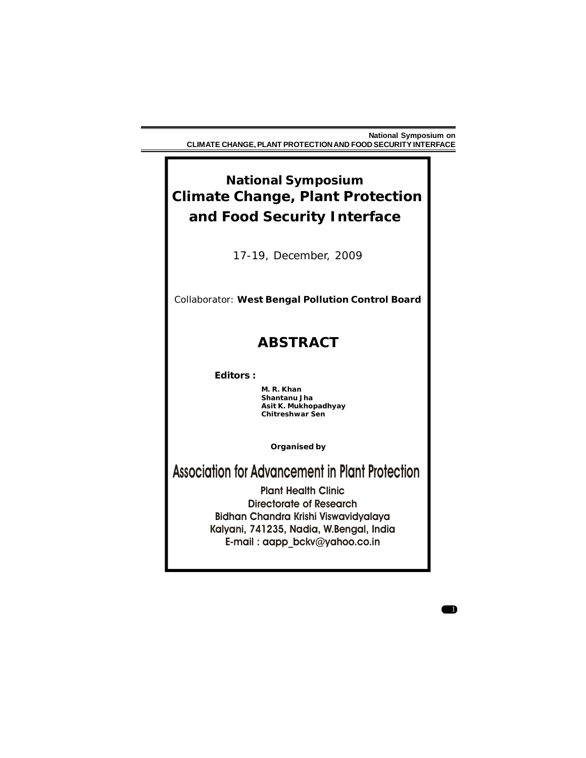# National Symposium
# Climate Change, Plant Protection and Food Security Interface

17-19, December, 2009

Collaborator: **West Bengal Pollution Control Board**

## ABSTRACT

**Editors :**

**M. R. Khan**
**Shantanu Jha**
**Asit K. Mukhopadhyay**
**Chitreshwar Sen**

**Organised by**

## Association for Advancement in Plant Protection

Plant Health Clinic
Directorate of Research
Bidhan Chandra Krishi Viswavidyalaya
Kalyani, 741235, Nadia, W.Bengal, India
E-mail : aapp_bckv@yahoo.co.in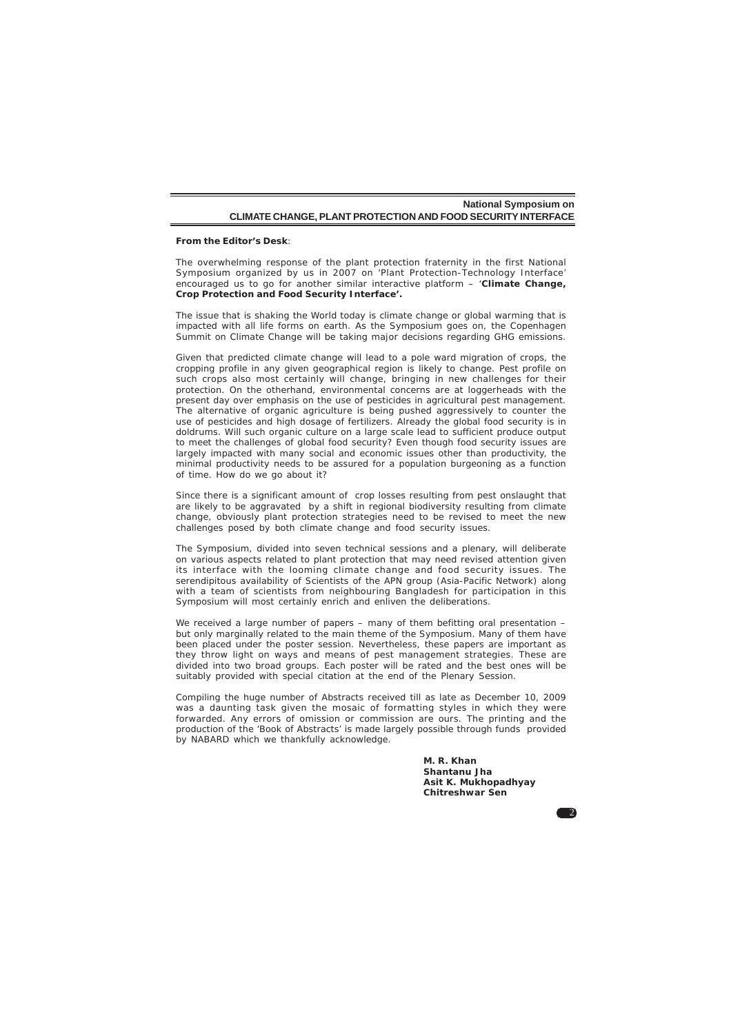**From the Editor's Desk**:

The overwhelming response of the plant protection fraternity in the first National Symposium organized by us in 2007 on 'Plant Protection-Technology Interface' encouraged us to go for another similar interactive platform – '**Climate Change, Crop Protection and Food Security Interface'.**

The issue that is shaking the World today is climate change or global warming that is impacted with all life forms on earth. As the Symposium goes on, the Copenhagen Summit on Climate Change will be taking major decisions regarding GHG emissions.

Given that predicted climate change will lead to a pole ward migration of crops, the cropping profile in any given geographical region is likely to change. Pest profile on such crops also most certainly will change, bringing in new challenges for their protection. On the otherhand, environmental concerns are at loggerheads with the present day over emphasis on the use of pesticides in agricultural pest management. The alternative of organic agriculture is being pushed aggressively to counter the use of pesticides and high dosage of fertilizers. Already the global food security is in doldrums. Will such organic culture on a large scale lead to sufficient produce output to meet the challenges of global food security? Even though food security issues are largely impacted with many social and economic issues other than productivity, the minimal productivity needs to be assured for a population burgeoning as a function of time. How do we go about it?

Since there is a significant amount of crop losses resulting from pest onslaught that are likely to be aggravated by a shift in regional biodiversity resulting from climate change, obviously plant protection strategies need to be revised to meet the new challenges posed by both climate change and food security issues.

The Symposium, divided into seven technical sessions and a plenary, will deliberate on various aspects related to plant protection that may need revised attention given its interface with the looming climate change and food security issues. The serendipitous availability of Scientists of the APN group (Asia-Pacific Network) along with a team of scientists from neighbouring Bangladesh for participation in this Symposium will most certainly enrich and enliven the deliberations.

We received a large number of papers – many of them befitting oral presentation – but only marginally related to the main theme of the Symposium. Many of them have been placed under the poster session. Nevertheless, these papers are important as they throw light on ways and means of pest management strategies. These are divided into two broad groups. Each poster will be rated and the best ones will be suitably provided with special citation at the end of the Plenary Session.

Compiling the huge number of Abstracts received till as late as December 10, 2009 was a daunting task given the mosaic of formatting styles in which they were forwarded. Any errors of omission or commission are ours. The printing and the production of the 'Book of Abstracts' is made largely possible through funds provided by NABARD which we thankfully acknowledge.

**M. R. Khan**
**Shantanu Jha**
**Asit K. Mukhopadhyay**
**Chitreshwar Sen**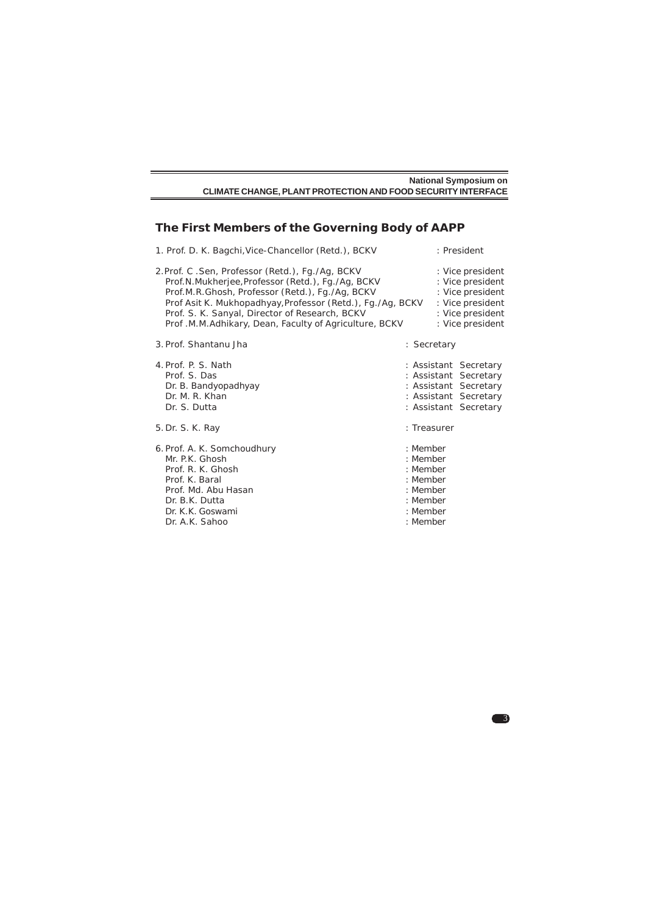## The First Members of the Governing Body of AAPP

1. Prof. D. K. Bagchi,Vice-Chancellor (Retd.), BCKV : President

2. Prof. C .Sen, Professor (Retd.), Fg./Ag, BCKV : Vice president
   Prof.N.Mukherjee,Professor (Retd.), Fg./Ag, BCKV : Vice president
   Prof.M.R.Ghosh, Professor (Retd.), Fg./Ag, BCKV : Vice president
   Prof Asit K. Mukhopadhyay,Professor (Retd.), Fg./Ag, BCKV : Vice president
   Prof. S. K. Sanyal, Director of Research, BCKV : Vice president
   Prof .M.M.Adhikary, Dean, Faculty of Agriculture, BCKV : Vice president

3. Prof. Shantanu Jha : Secretary

4. Prof. P. S. Nath : Assistant Secretary
   Prof. S. Das : Assistant Secretary
   Dr. B. Bandyopadhyay : Assistant Secretary
   Dr. M. R. Khan : Assistant Secretary
   Dr. S. Dutta : Assistant Secretary

5. Dr. S. K. Ray : Treasurer

6. Prof. A. K. Somchoudhury : Member
   Mr. P.K. Ghosh : Member
   Prof. R. K. Ghosh : Member
   Prof. K. Baral : Member
   Prof. Md. Abu Hasan : Member
   Dr. B.K. Dutta : Member
   Dr. K.K. Goswami : Member
   Dr. A.K. Sahoo : Member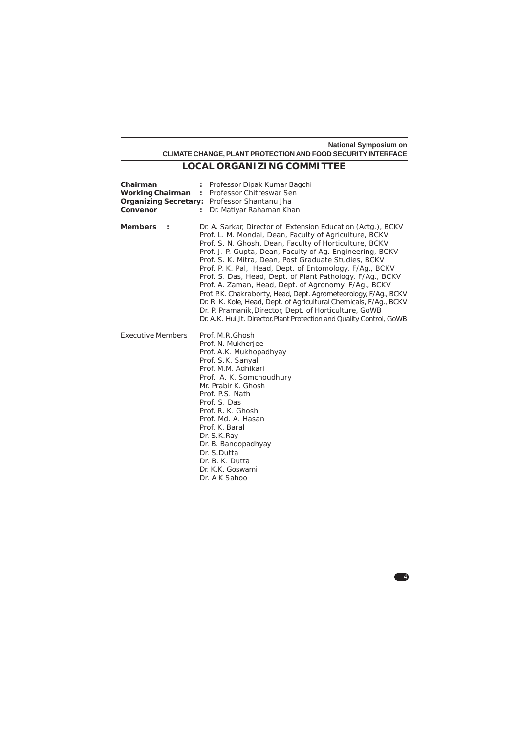## LOCAL ORGANIZING COMMITTEE

**Chairman** : Professor Dipak Kumar Bagchi
**Working Chairman** : Professor Chitreswar Sen
**Organizing Secretary:** Professor Shantanu Jha
**Convenor** : Dr. Matiyar Rahaman Khan

**Members** :

Dr. A. Sarkar, Director of Extension Education (Actg.), BCKV
Prof. L. M. Mondal, Dean, Faculty of Agriculture, BCKV
Prof. S. N. Ghosh, Dean, Faculty of Horticulture, BCKV
Prof. J. P. Gupta, Dean, Faculty of Ag. Engineering, BCKV
Prof. S. K. Mitra, Dean, Post Graduate Studies, BCKV
Prof. P. K. Pal, Head, Dept. of Entomology, F/Ag., BCKV
Prof. S. Das, Head, Dept. of Plant Pathology, F/Ag., BCKV
Prof. A. Zaman, Head, Dept. of Agronomy, F/Ag., BCKV
Prof. P.K. Chakraborty, Head, Dept. Agrometeorology, F/Ag., BCKV
Dr. R. K. Kole, Head, Dept. of Agricultural Chemicals, F/Ag., BCKV
Dr. P. Pramanik, Director, Dept. of Horticulture, GoWB
Dr. A.K. Hui, Jt. Director, Plant Protection and Quality Control, GoWB

Executive Members

Prof. M.R.Ghosh
Prof. N. Mukherjee
Prof. A.K. Mukhopadhyay
Prof. S.K. Sanyal
Prof. M.M. Adhikari
Prof. A. K. Somchoudhury
Mr. Prabir K. Ghosh
Prof. P.S. Nath
Prof. S. Das
Prof. R. K. Ghosh
Prof. Md. A. Hasan
Prof. K. Baral
Dr. S.K.Ray
Dr. B. Bandopadhyay
Dr. S.Dutta
Dr. B. K. Dutta
Dr. K.K. Goswami
Dr. A K Sahoo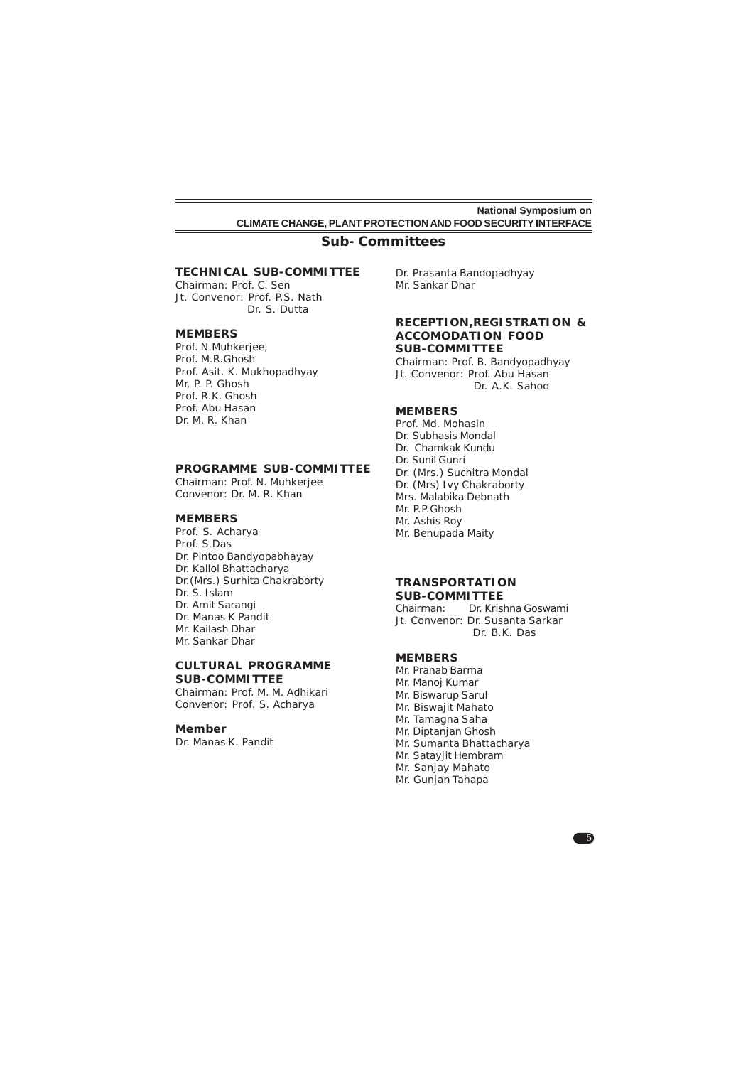## Sub- Committees

### TECHNICAL SUB-COMMITTEE

Chairman: Prof. C. Sen
Jt. Convenor: Prof. P.S. Nath
Dr. S. Dutta

**MEMBERS**

Prof. N.Muhkerjee,
Prof. M.R.Ghosh
Prof. Asit. K. Mukhopadhyay
Mr. P. P. Ghosh
Prof. R.K. Ghosh
Prof. Abu Hasan
Dr. M. R. Khan
Dr. Prasanta Bandopadhyay
Mr. Sankar Dhar

### PROGRAMME SUB-COMMITTEE

Chairman: Prof. N. Muhkerjee
Convenor: Dr. M. R. Khan

**MEMBERS**

Prof. S. Acharya
Prof. S.Das
Dr. Pintoo Bandyopabhayay
Dr. Kallol Bhattacharya
Dr.(Mrs.) Surhita Chakraborty
Dr. S. Islam
Dr. Amit Sarangi
Dr. Manas K Pandit
Mr. Kailash Dhar
Mr. Sankar Dhar

### CULTURAL PROGRAMME SUB-COMMITTEE

Chairman: Prof. M. M. Adhikari
Convenor: Prof. S. Acharya

**Member**

Dr. Manas K. Pandit

### RECEPTION,REGISTRATION & ACCOMODATION FOOD SUB-COMMITTEE

Chairman: Prof. B. Bandyopadhyay
Jt. Convenor: Prof. Abu Hasan
Dr. A.K. Sahoo

**MEMBERS**

Prof. Md. Mohasin
Dr. Subhasis Mondal
Dr. Chamkak Kundu
Dr. Sunil Gunri
Dr. (Mrs.) Suchitra Mondal
Dr. (Mrs) Ivy Chakraborty
Mrs. Malabika Debnath
Mr. P.P.Ghosh
Mr. Ashis Roy
Mr. Benupada Maity

### TRANSPORTATION SUB-COMMITTEE

Chairman: Dr. Krishna Goswami
Jt. Convenor: Dr. Susanta Sarkar
Dr. B.K. Das

**MEMBERS**

Mr. Pranab Barma
Mr. Manoj Kumar
Mr. Biswarup Sarul
Mr. Biswajit Mahato
Mr. Tamagna Saha
Mr. Diptanjan Ghosh
Mr. Sumanta Bhattacharya
Mr. Satayjit Hembram
Mr. Sanjay Mahato
Mr. Gunjan Tahapa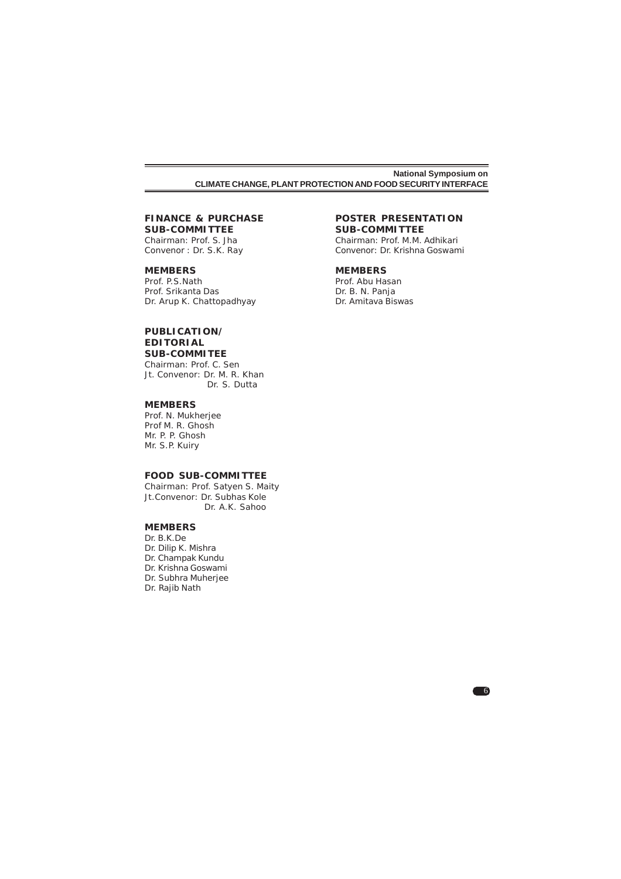## FINANCE & PURCHASE SUB-COMMITTEE

Chairman: Prof. S. Jha
Convenor : Dr. S.K. Ray

### MEMBERS

Prof. P.S.Nath
Prof. Srikanta Das
Dr. Arup K. Chattopadhyay

## PUBLICATION/ EDITORIAL SUB-COMMITEE

Chairman: Prof. C. Sen
Jt. Convenor: Dr. M. R. Khan
Dr. S. Dutta

### MEMBERS

Prof. N. Mukherjee
Prof M. R. Ghosh
Mr. P. P. Ghosh
Mr. S.P. Kuiry

## FOOD SUB-COMMITTEE

Chairman: Prof. Satyen S. Maity
Jt.Convenor: Dr. Subhas Kole
Dr. A.K. Sahoo

### MEMBERS

Dr. B.K.De
Dr. Dilip K. Mishra
Dr. Champak Kundu
Dr. Krishna Goswami
Dr. Subhra Muherjee
Dr. Rajib Nath

## POSTER PRESENTATION SUB-COMMITTEE

Chairman: Prof. M.M. Adhikari
Convenor: Dr. Krishna Goswami

### MEMBERS

Prof. Abu Hasan
Dr. B. N. Panja
Dr. Amitava Biswas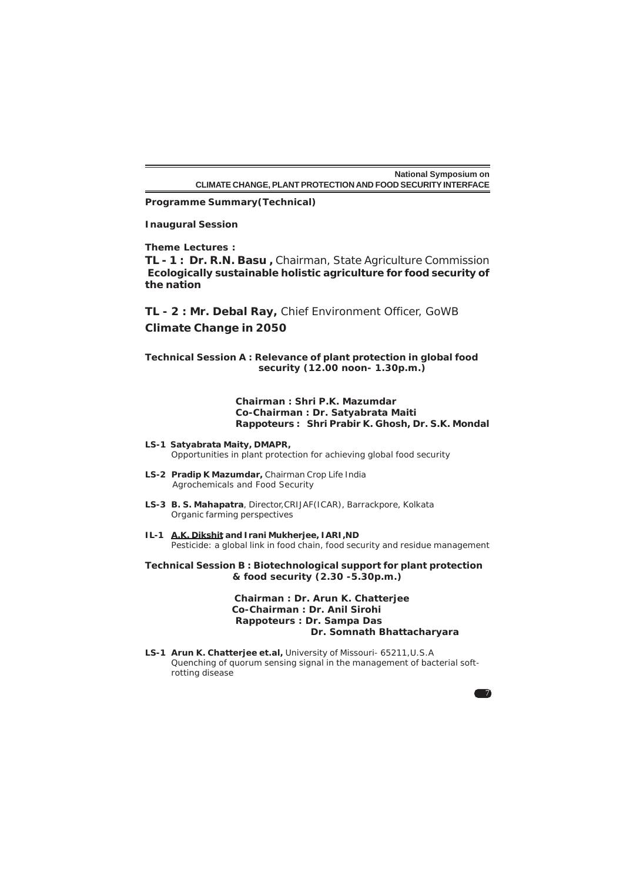**Programme Summary(Technical)**

**Inaugural Session**

**Theme Lectures :**

**TL - 1 : Dr. R.N. Basu ,** Chairman, State Agriculture Commission
**Ecologically sustainable holistic agriculture for food security of the nation**

**TL - 2 : Mr. Debal Ray,** Chief Environment Officer, GoWB
**Climate Change in 2050**

**Technical Session A : Relevance of plant protection in global food security (12.00 noon- 1.30p.m.)**

**Chairman : Shri P.K. Mazumdar**
**Co-Chairman : Dr. Satyabrata Maiti**
**Rappoteurs : Shri Prabir K. Ghosh, Dr. S.K. Mondal**

**LS-1 Satyabrata Maity, DMAPR,**
Opportunities in plant protection for achieving global food security

**LS-2 Pradip K Mazumdar,** Chairman Crop Life India
Agrochemicals and Food Security

**LS-3 B. S. Mahapatra**, Director,CRIJAF(ICAR), Barrackpore, Kolkata
Organic farming perspectives

**IL-1 A.K. Dikshit and Irani Mukherjee, IARI,ND**
Pesticide: a global link in food chain, food security and residue management

**Technical Session B : Biotechnological support for plant protection & food security (2.30 -5.30p.m.)**

**Chairman : Dr. Arun K. Chatterjee**
**Co-Chairman : Dr. Anil Sirohi**
**Rappoteurs : Dr. Sampa Das**
**Dr. Somnath Bhattacharyara**

**LS-1 Arun K. Chatterjee et.al,** University of Missouri- 65211,U.S.A
Quenching of quorum sensing signal in the management of bacterial soft-rotting disease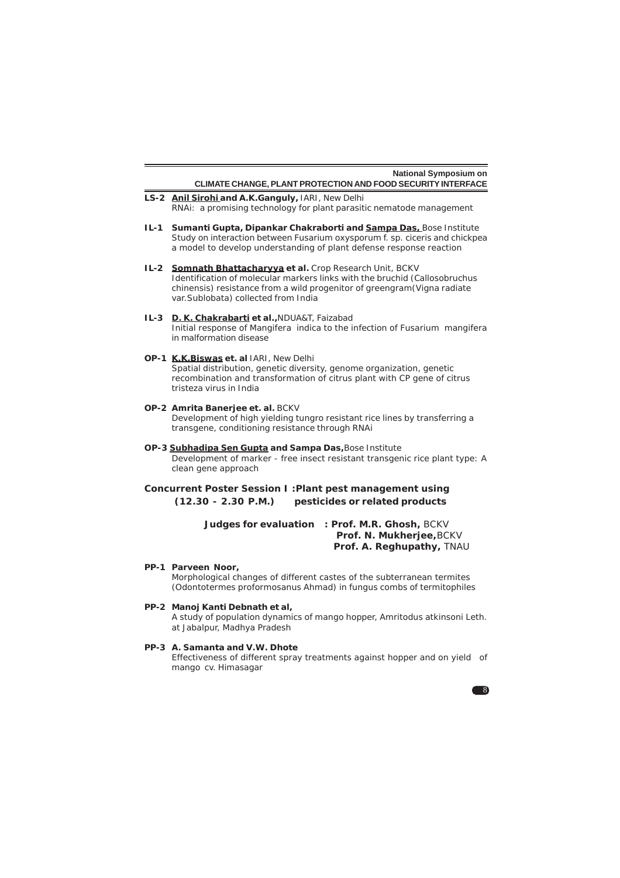**LS-2 Anil Sirohi and A.K.Ganguly,** IARI, New Delhi
RNAi: a promising technology for plant parasitic nematode management

**IL-1 Sumanti Gupta, Dipankar Chakraborti and Sampa Das,** Bose Institute
Study on interaction between Fusarium oxysporum f. sp. ciceris and chickpea a model to develop understanding of plant defense response reaction

**IL-2 Somnath Bhattacharyya et al.** Crop Research Unit, BCKV
Identification of molecular markers links with the bruchid (Callosobruchus chinensis) resistance from a wild progenitor of greengram(Vigna radiate var.Sublobata) collected from India

**IL-3 D. K. Chakrabarti et al.,**NDUA&T, Faizabad
Initial response of Mangifera indica to the infection of Fusarium mangifera in malformation disease

**OP-1 K.K.Biswas et. al** IARI, New Delhi
Spatial distribution, genetic diversity, genome organization, genetic recombination and transformation of citrus plant with CP gene of citrus tristeza virus in India

**OP-2 Amrita Banerjee et. al.** BCKV
Development of high yielding tungro resistant rice lines by transferring a transgene, conditioning resistance through RNAi

**OP-3 Subhadipa Sen Gupta and Sampa Das,**Bose Institute
Development of marker - free insect resistant transgenic rice plant type: A clean gene approach

## Concurrent Poster Session I :Plant pest management using pesticides or related products (12.30 - 2.30 P.M.)

**Judges for evaluation : Prof. M.R. Ghosh,** BCKV
**Prof. N. Mukherjee,**BCKV
**Prof. A. Reghupathy,** TNAU

**PP-1 Parveen Noor,**
Morphological changes of different castes of the subterranean termites (Odontotermes proformosanus Ahmad) in fungus combs of termitophiles

**PP-2 Manoj Kanti Debnath et al,**
A study of population dynamics of mango hopper, Amritodus atkinsoni Leth. at Jabalpur, Madhya Pradesh

**PP-3 A. Samanta and V.W. Dhote**
Effectiveness of different spray treatments against hopper and on yield of mango cv. Himasagar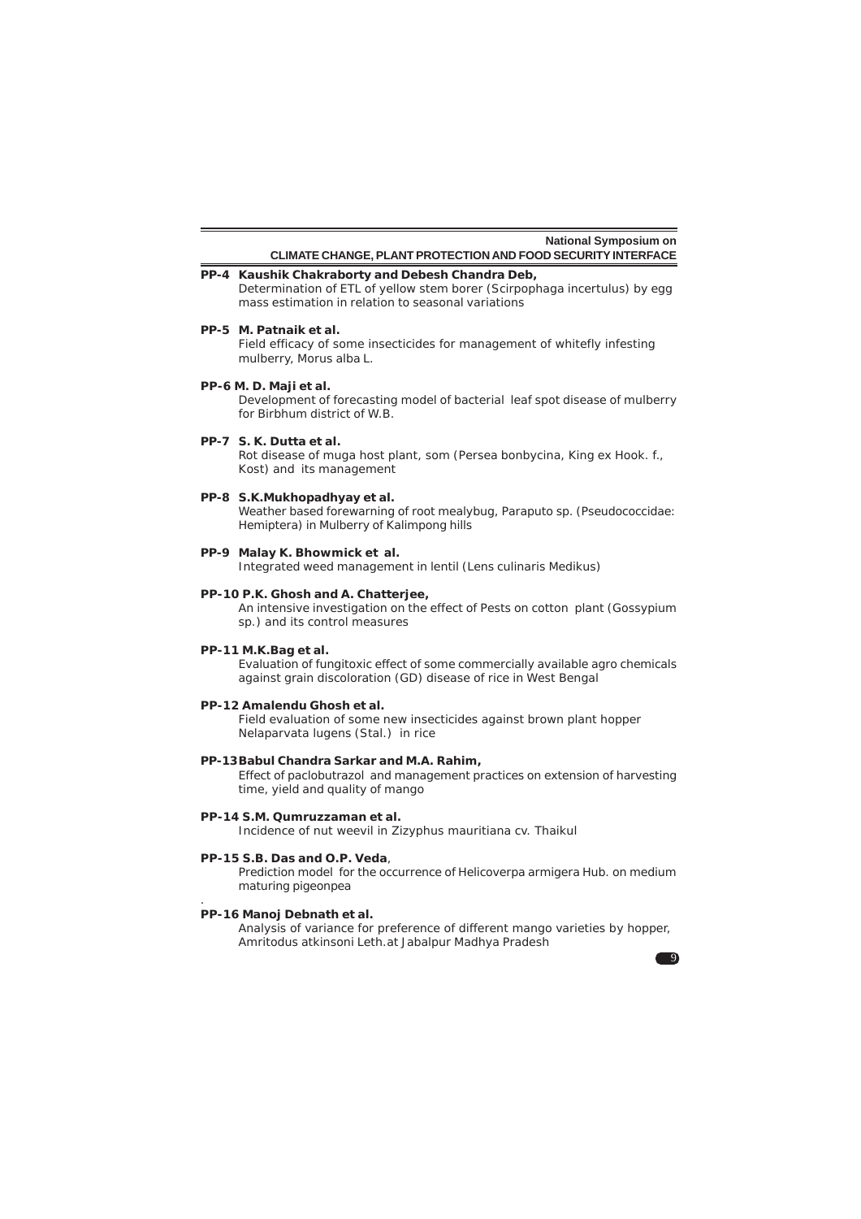**PP-4 Kaushik Chakraborty and Debesh Chandra Deb,**
Determination of ETL of yellow stem borer (Scirpophaga incertulus) by egg mass estimation in relation to seasonal variations

**PP-5 M. Patnaik et al.**
Field efficacy of some insecticides for management of whitefly infesting mulberry, Morus alba L.

**PP-6 M. D. Maji et al.**
Development of forecasting model of bacterial leaf spot disease of mulberry for Birbhum district of W.B.

**PP-7 S. K. Dutta et al.**
Rot disease of muga host plant, som (Persea bonbycina, King ex Hook. f., Kost) and its management

**PP-8 S.K.Mukhopadhyay et al.**
Weather based forewarning of root mealybug, Paraputo sp. (Pseudococcidae: Hemiptera) in Mulberry of Kalimpong hills

**PP-9 Malay K. Bhowmick et al.**
Integrated weed management in lentil (Lens culinaris Medikus)

**PP-10 P.K. Ghosh and A. Chatterjee,**
An intensive investigation on the effect of Pests on cotton plant (Gossypium sp.) and its control measures

**PP-11 M.K.Bag et al.**
Evaluation of fungitoxic effect of some commercially available agro chemicals against grain discoloration (GD) disease of rice in West Bengal

**PP-12 Amalendu Ghosh et al.**
Field evaluation of some new insecticides against brown plant hopper Nelaparvata lugens (Stal.) in rice

**PP-13 Babul Chandra Sarkar and M.A. Rahim,**
Effect of paclobutrazol and management practices on extension of harvesting time, yield and quality of mango

**PP-14 S.M. Qumruzzaman et al.**
Incidence of nut weevil in Zizyphus mauritiana cv. Thaikul

**PP-15 S.B. Das and O.P. Veda**,
Prediction model for the occurrence of Helicoverpa armigera Hub. on medium maturing pigeonpea

**PP-16 Manoj Debnath et al.**
Analysis of variance for preference of different mango varieties by hopper, Amritodus atkinsoni Leth.at Jabalpur Madhya Pradesh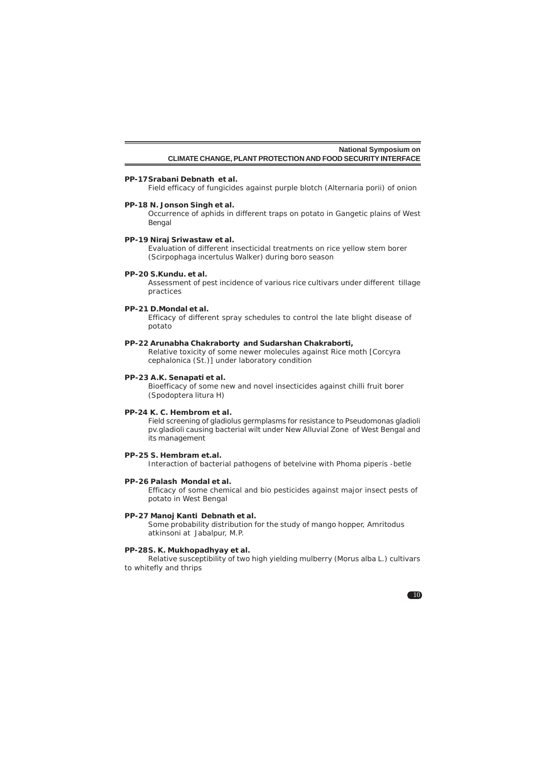**PP-17 Srabani Debnath et al.**

Field efficacy of fungicides against purple blotch (Alternaria porii) of onion

**PP-18 N. Jonson Singh et al.**

Occurrence of aphids in different traps on potato in Gangetic plains of West Bengal

**PP-19 Niraj Sriwastaw et al.**

Evaluation of different insecticidal treatments on rice yellow stem borer (Scirpophaga incertulus Walker) during boro season

**PP-20 S.Kundu. et al.**

Assessment of pest incidence of various rice cultivars under different tillage practices

**PP-21 D.Mondal et al.**

Efficacy of different spray schedules to control the late blight disease of potato

**PP-22 Arunabha Chakraborty and Sudarshan Chakraborti,**

Relative toxicity of some newer molecules against Rice moth [Corcyra cephalonica (St.)] under laboratory condition

**PP-23 A.K. Senapati et al.**

Bioefficacy of some new and novel insecticides against chilli fruit borer (Spodoptera litura H)

**PP-24 K. C. Hembrom et al.**

Field screening of gladiolus germplasms for resistance to Pseudomonas gladioli pv.gladioli causing bacterial wilt under New Alluvial Zone of West Bengal and its management

**PP-25 S. Hembram et.al.**

Interaction of bacterial pathogens of betelvine with Phoma piperis -betle

**PP-26 Palash Mondal et al.**

Efficacy of some chemical and bio pesticides against major insect pests of potato in West Bengal

**PP-27 Manoj Kanti Debnath et al.**

Some probability distribution for the study of mango hopper, Amritodus atkinsoni at Jabalpur, M.P.

**PP-28 S. K. Mukhopadhyay et al.**

Relative susceptibility of two high yielding mulberry (Morus alba L.) cultivars to whitefly and thrips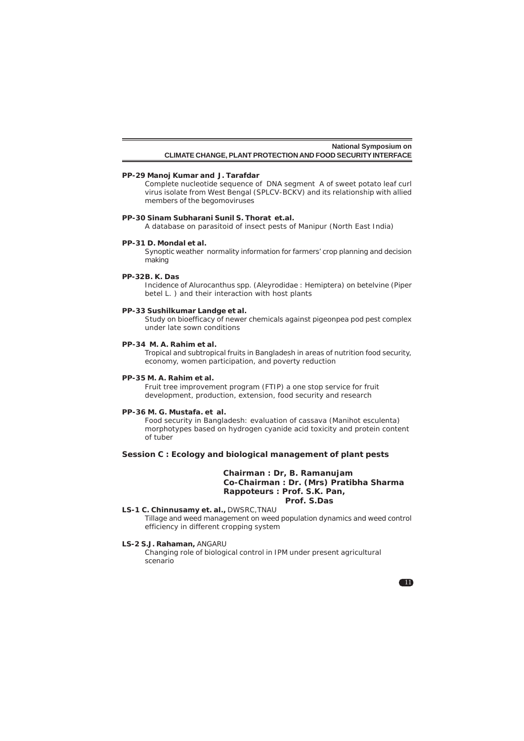**PP-29 Manoj Kumar and J. Tarafdar**

Complete nucleotide sequence of DNA segment A of sweet potato leaf curl virus isolate from West Bengal (SPLCV-BCKV) and its relationship with allied members of the begomoviruses

**PP-30 Sinam Subharani Sunil S. Thorat et.al.**

A database on parasitoid of insect pests of Manipur (North East India)

**PP-31 D. Mondal et al.**

Synoptic weather normality information for farmers' crop planning and decision making

**PP-32B. K. Das**

Incidence of Alurocanthus spp. (Aleyrodidae : Hemiptera) on betelvine (Piper betel L. ) and their interaction with host plants

**PP-33 Sushilkumar Landge et al.**

Study on bioefficacy of newer chemicals against pigeonpea pod pest complex under late sown conditions

**PP-34 M. A. Rahim et al.**

Tropical and subtropical fruits in Bangladesh in areas of nutrition food security, economy, women participation, and poverty reduction

**PP-35 M. A. Rahim et al.**

Fruit tree improvement program (FTIP) a one stop service for fruit development, production, extension, food security and research

**PP-36 M. G. Mustafa. et al.**

Food security in Bangladesh: evaluation of cassava (Manihot esculenta) morphotypes based on hydrogen cyanide acid toxicity and protein content of tuber

## Session C : Ecology and biological management of plant pests

**Chairman : Dr, B. Ramanujam**
**Co-Chairman : Dr. (Mrs) Pratibha Sharma**
**Rappoteurs : Prof. S.K. Pan,**
**Prof. S.Das**

**LS-1 C. Chinnusamy et. al.,** DWSRC,TNAU

Tillage and weed management on weed population dynamics and weed control efficiency in different cropping system

**LS-2 S.J. Rahaman,** ANGARU

Changing role of biological control in IPM under present agricultural scenario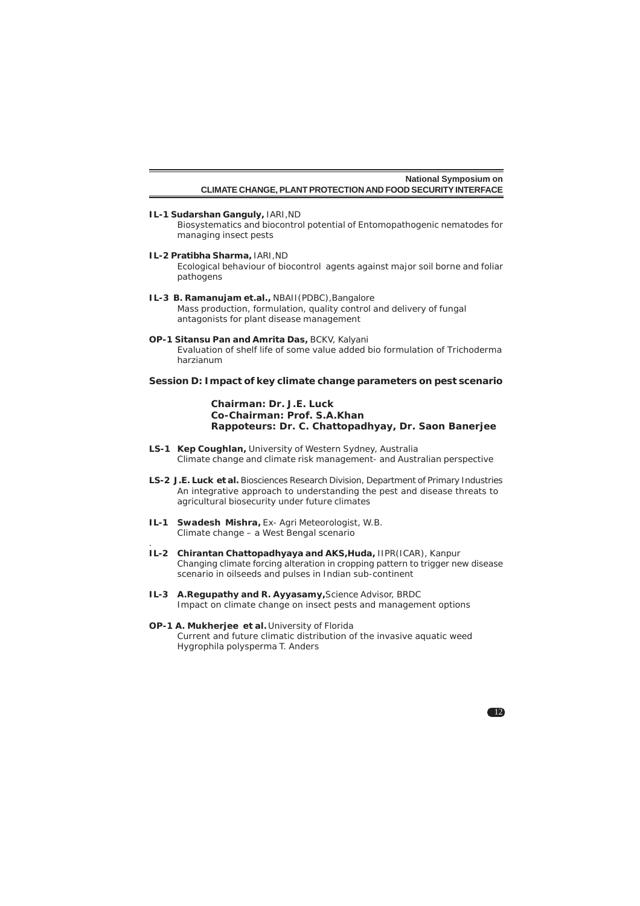**IL-1 Sudarshan Ganguly,** IARI,ND

Biosystematics and biocontrol potential of Entomopathogenic nematodes for managing insect pests

**IL-2 Pratibha Sharma,** IARI,ND

Ecological behaviour of biocontrol agents against major soil borne and foliar pathogens

**IL-3 B. Ramanujam et.al.,** NBAII(PDBC),Bangalore

Mass production, formulation, quality control and delivery of fungal antagonists for plant disease management

**OP-1 Sitansu Pan and Amrita Das,** BCKV, Kalyani

Evaluation of shelf life of some value added bio formulation of Trichoderma harzianum

## Session D: Impact of key climate change parameters on pest scenario

**Chairman: Dr. J.E. Luck**
**Co-Chairman: Prof. S.A.Khan**
**Rappoteurs: Dr. C. Chattopadhyay, Dr. Saon Banerjee**

**LS-1 Kep Coughlan,** University of Western Sydney, Australia

Climate change and climate risk management- and Australian perspective

**LS-2 J.E. Luck et al.** Biosciences Research Division, Department of Primary Industries

An integrative approach to understanding the pest and disease threats to agricultural biosecurity under future climates

**IL-1 Swadesh Mishra,** Ex- Agri Meteorologist, W.B.

Climate change – a West Bengal scenario

**IL-2 Chirantan Chattopadhyaya and AKS,Huda,** IIPR(ICAR), Kanpur

Changing climate forcing alteration in cropping pattern to trigger new disease scenario in oilseeds and pulses in Indian sub-continent

**IL-3 A.Regupathy and R. Ayyasamy,** Science Advisor, BRDC

Impact on climate change on insect pests and management options

**OP-1 A. Mukherjee et al.** University of Florida

Current and future climatic distribution of the invasive aquatic weed Hygrophila polysperma T. Anders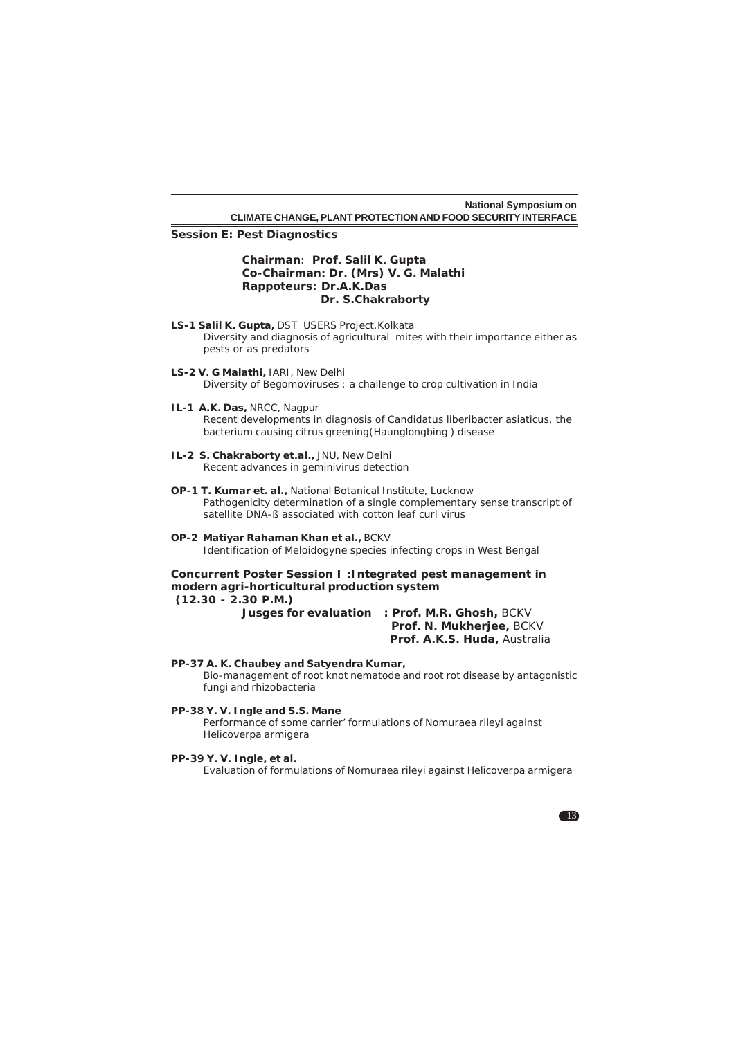## Session E: Pest Diagnostics

**Chairman**: **Prof. Salil K. Gupta**
**Co-Chairman: Dr. (Mrs) V. G. Malathi**
**Rappoteurs: Dr.A.K.Das**
**Dr. S.Chakraborty**

**LS-1 Salil K. Gupta,** DST USERS Project,Kolkata
Diversity and diagnosis of agricultural mites with their importance either as pests or as predators

**LS-2 V. G Malathi,** IARI, New Delhi
Diversity of Begomoviruses : a challenge to crop cultivation in India

**IL-1 A.K. Das,** NRCC, Nagpur
Recent developments in diagnosis of Candidatus liberibacter asiaticus, the bacterium causing citrus greening(Haunglongbing ) disease

**IL-2 S. Chakraborty et.al.,** JNU, New Delhi
Recent advances in geminivirus detection

**OP-1 T. Kumar et. al.,** National Botanical Institute, Lucknow
Pathogenicity determination of a single complementary sense transcript of satellite DNA-ß associated with cotton leaf curl virus

**OP-2 Matiyar Rahaman Khan et al.,** BCKV
Identification of Meloidogyne species infecting crops in West Bengal

## Concurrent Poster Session I :Integrated pest management in modern agri-horticultural production system

**(12.30 - 2.30 P.M.)**

**Jusges for evaluation : Prof. M.R. Ghosh,** BCKV
**Prof. N. Mukherjee,** BCKV
**Prof. A.K.S. Huda,** Australia

**PP-37 A. K. Chaubey and Satyendra Kumar,**
Bio-management of root knot nematode and root rot disease by antagonistic fungi and rhizobacteria

**PP-38 Y. V. Ingle and S.S. Mane**
Performance of some carrier' formulations of Nomuraea rileyi against Helicoverpa armigera

**PP-39 Y. V. Ingle, et al.**
Evaluation of formulations of Nomuraea rileyi against Helicoverpa armigera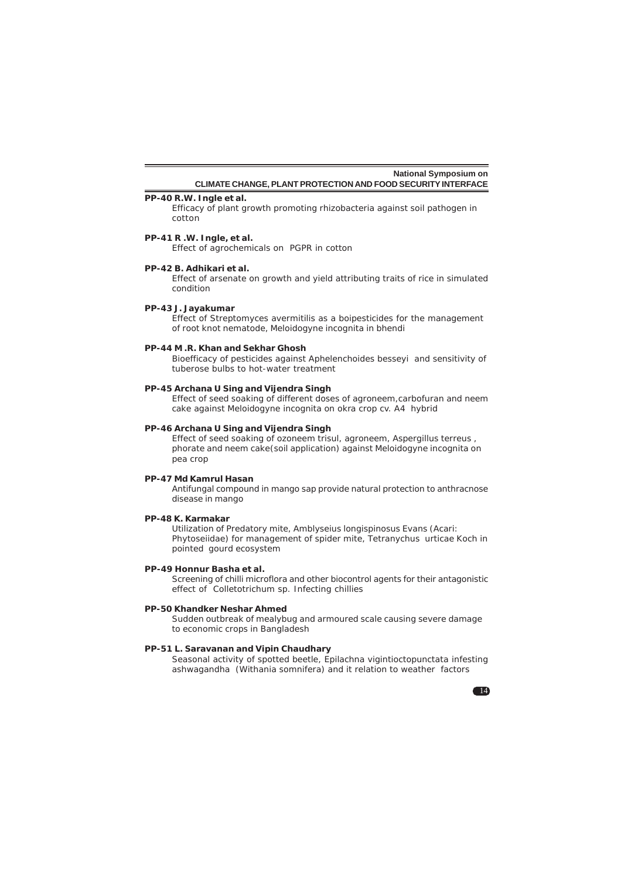**PP-40 R.W. Ingle et al.**

Efficacy of plant growth promoting rhizobacteria against soil pathogen in cotton

**PP-41 R .W. Ingle, et al.**

Effect of agrochemicals on PGPR in cotton

**PP-42 B. Adhikari et al.**

Effect of arsenate on growth and yield attributing traits of rice in simulated condition

**PP-43 J. Jayakumar**

Effect of Streptomyces avermitilis as a boipesticides for the management of root knot nematode, Meloidogyne incognita in bhendi

**PP-44 M .R. Khan and Sekhar Ghosh**

Bioefficacy of pesticides against Aphelenchoides besseyi and sensitivity of tuberose bulbs to hot-water treatment

**PP-45 Archana U Sing and Vijendra Singh**

Effect of seed soaking of different doses of agroneem,carbofuran and neem cake against Meloidogyne incognita on okra crop cv. A4 hybrid

**PP-46 Archana U Sing and Vijendra Singh**

Effect of seed soaking of ozoneem trisul, agroneem, Aspergillus terreus , phorate and neem cake(soil application) against Meloidogyne incognita on pea crop

**PP-47 Md Kamrul Hasan**

Antifungal compound in mango sap provide natural protection to anthracnose disease in mango

**PP-48 K. Karmakar**

Utilization of Predatory mite, Amblyseius longispinosus Evans (Acari: Phytoseiidae) for management of spider mite, Tetranychus urticae Koch in pointed gourd ecosystem

**PP-49 Honnur Basha et al.**

Screening of chilli microflora and other biocontrol agents for their antagonistic effect of Colletotrichum sp. Infecting chillies

**PP-50 Khandker Neshar Ahmed**

Sudden outbreak of mealybug and armoured scale causing severe damage to economic crops in Bangladesh

**PP-51 L. Saravanan and Vipin Chaudhary**

Seasonal activity of spotted beetle, Epilachna vigintioctopunctata infesting ashwagandha (Withania somnifera) and it relation to weather factors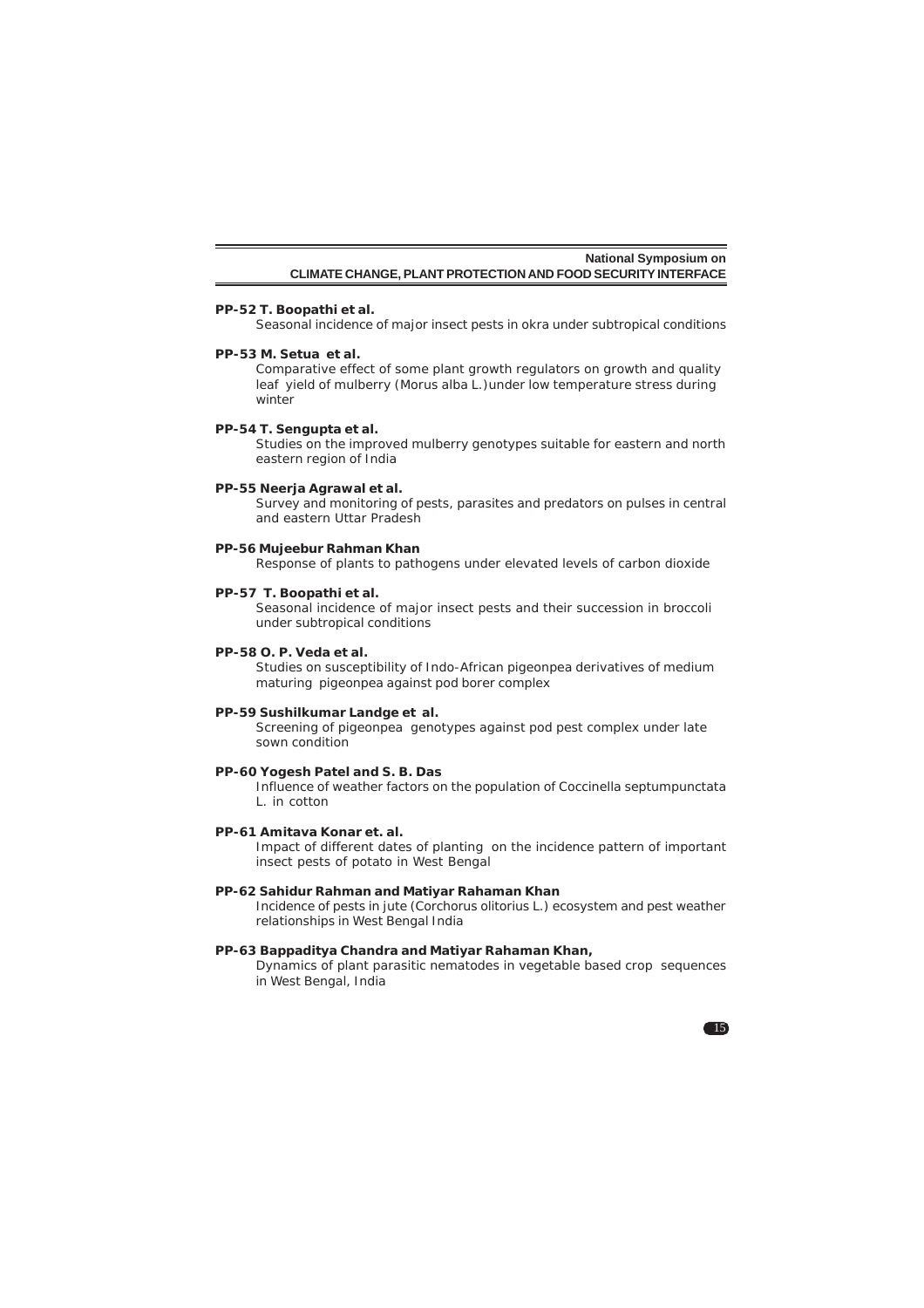**PP-52 T. Boopathi et al.**

Seasonal incidence of major insect pests in okra under subtropical conditions

**PP-53 M. Setua et al.**

Comparative effect of some plant growth regulators on growth and quality leaf yield of mulberry (Morus alba L.)under low temperature stress during winter

**PP-54 T. Sengupta et al.**

Studies on the improved mulberry genotypes suitable for eastern and north eastern region of India

**PP-55 Neerja Agrawal et al.**

Survey and monitoring of pests, parasites and predators on pulses in central and eastern Uttar Pradesh

**PP-56 Mujeebur Rahman Khan**

Response of plants to pathogens under elevated levels of carbon dioxide

**PP-57 T. Boopathi et al.**

Seasonal incidence of major insect pests and their succession in broccoli under subtropical conditions

**PP-58 O. P. Veda et al.**

Studies on susceptibility of Indo-African pigeonpea derivatives of medium maturing pigeonpea against pod borer complex

**PP-59 Sushilkumar Landge et al.**

Screening of pigeonpea genotypes against pod pest complex under late sown condition

**PP-60 Yogesh Patel and S. B. Das**

Influence of weather factors on the population of Coccinella septumpunctata L. in cotton

**PP-61 Amitava Konar et. al.**

Impact of different dates of planting on the incidence pattern of important insect pests of potato in West Bengal

**PP-62 Sahidur Rahman and Matiyar Rahaman Khan**

Incidence of pests in jute (Corchorus olitorius L.) ecosystem and pest weather relationships in West Bengal India

**PP-63 Bappaditya Chandra and Matiyar Rahaman Khan,**

Dynamics of plant parasitic nematodes in vegetable based crop sequences in West Bengal, India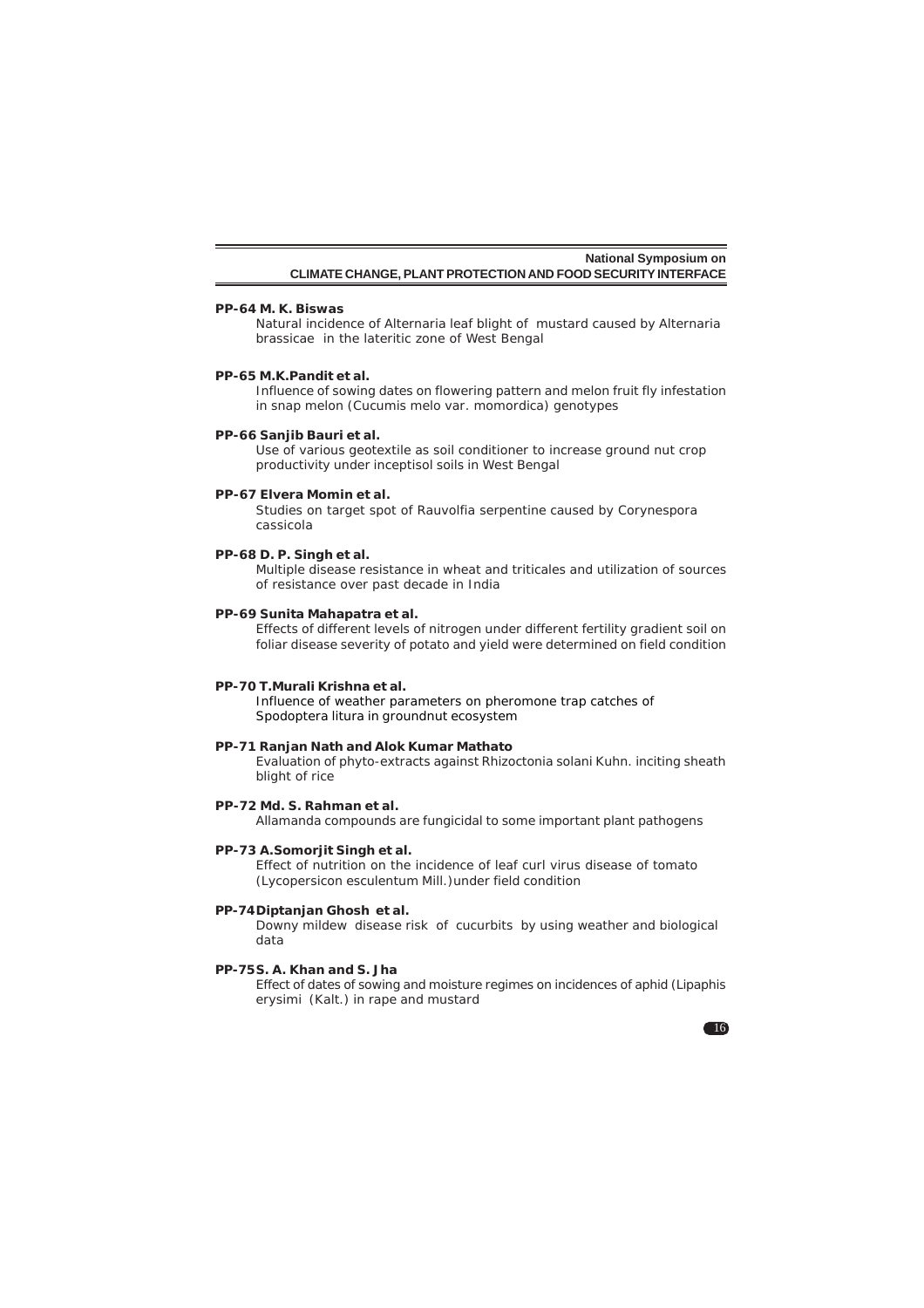**PP-64 M. K. Biswas**

Natural incidence of Alternaria leaf blight of mustard caused by Alternaria brassicae in the lateritic zone of West Bengal

**PP-65 M.K.Pandit et al.**

Influence of sowing dates on flowering pattern and melon fruit fly infestation in snap melon (Cucumis melo var. momordica) genotypes

**PP-66 Sanjib Bauri et al.**

Use of various geotextile as soil conditioner to increase ground nut crop productivity under inceptisol soils in West Bengal

**PP-67 Elvera Momin et al.**

Studies on target spot of Rauvolfia serpentine caused by Corynespora cassicola

**PP-68 D. P. Singh et al.**

Multiple disease resistance in wheat and triticales and utilization of sources of resistance over past decade in India

**PP-69 Sunita Mahapatra et al.**

Effects of different levels of nitrogen under different fertility gradient soil on foliar disease severity of potato and yield were determined on field condition

**PP-70 T.Murali Krishna et al.**

Influence of weather parameters on pheromone trap catches of Spodoptera litura in groundnut ecosystem

**PP-71 Ranjan Nath and Alok Kumar Mathato**

Evaluation of phyto-extracts against Rhizoctonia solani Kuhn. inciting sheath blight of rice

**PP-72 Md. S. Rahman et al.**

Allamanda compounds are fungicidal to some important plant pathogens

**PP-73 A.Somorjit Singh et al.**

Effect of nutrition on the incidence of leaf curl virus disease of tomato (Lycopersicon esculentum Mill.)under field condition

**PP-74 Diptanjan Ghosh et al.**

Downy mildew disease risk of cucurbits by using weather and biological data

**PP-75 S. A. Khan and S. Jha**

Effect of dates of sowing and moisture regimes on incidences of aphid (Lipaphis erysimi (Kalt.) in rape and mustard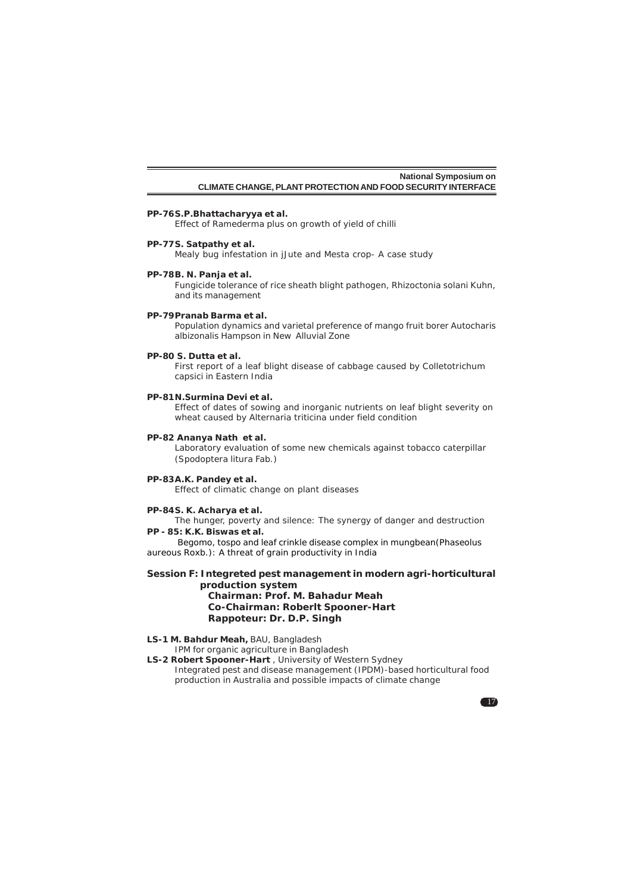**PP-76 S.P.Bhattacharyya et al.**

Effect of Ramederma plus on growth of yield of chilli

**PP-77 S. Satpathy et al.**

Mealy bug infestation in jJute and Mesta crop- A case study

**PP-78 B. N. Panja et al.**

Fungicide tolerance of rice sheath blight pathogen, Rhizoctonia solani Kuhn, and its management

**PP-79 Pranab Barma et al.**

Population dynamics and varietal preference of mango fruit borer Autocharis albizonalis Hampson in New Alluvial Zone

**PP-80 S. Dutta et al.**

First report of a leaf blight disease of cabbage caused by Colletotrichum capsici in Eastern India

**PP-81 N.Surmina Devi et al.**

Effect of dates of sowing and inorganic nutrients on leaf blight severity on wheat caused by Alternaria triticina under field condition

**PP-82 Ananya Nath et al.**

Laboratory evaluation of some new chemicals against tobacco caterpillar (Spodoptera litura Fab.)

**PP-83 A.K. Pandey et al.**

Effect of climatic change on plant diseases

**PP-84 S. K. Acharya et al.**

The hunger, poverty and silence: The synergy of danger and destruction

**PP - 85: K.K. Biswas et al.**

Begomo, tospo and leaf crinkle disease complex in mungbean(Phaseolus aureous Roxb.): A threat of grain productivity in India

## Session F: Integreted pest management in modern agri-horticultural production system

**Chairman: Prof. M. Bahadur Meah**

**Co-Chairman: Roberlt Spooner-Hart**

**Rappoteur: Dr. D.P. Singh**

**LS-1 M. Bahdur Meah,** BAU, Bangladesh

IPM for organic agriculture in Bangladesh

**LS-2 Robert Spooner-Hart** , University of Western Sydney

Integrated pest and disease management (IPDM)-based horticultural food production in Australia and possible impacts of climate change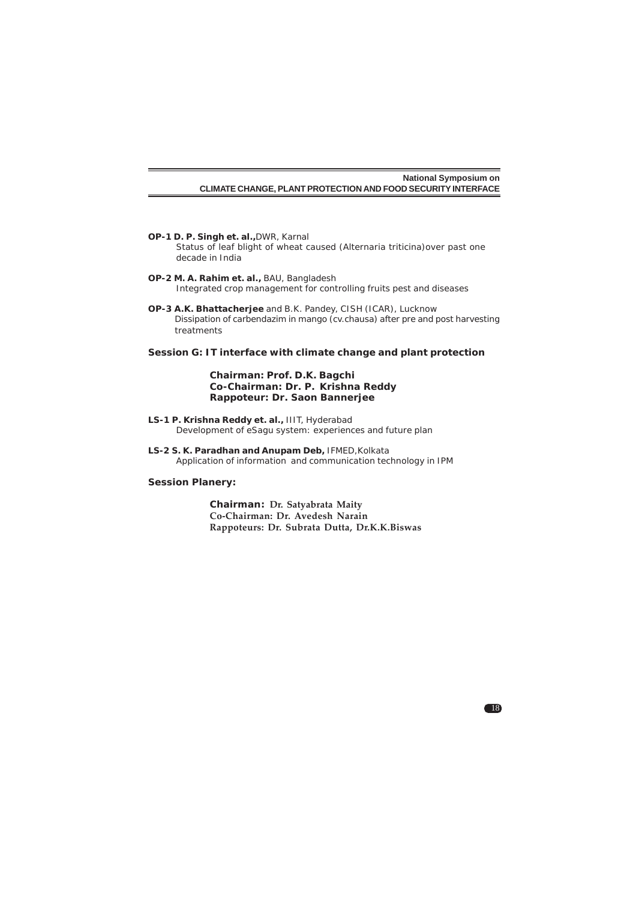**OP-1 D. P. Singh et. al.,** DWR, Karnal
Status of leaf blight of wheat caused (Alternaria triticina)over past one decade in India

**OP-2 M. A. Rahim et. al.,** BAU, Bangladesh
Integrated crop management for controlling fruits pest and diseases

**OP-3 A.K. Bhattacherjee** and B.K. Pandey, CISH (ICAR), Lucknow
Dissipation of carbendazim in mango (cv.chausa) after pre and post harvesting treatments

## Session G: IT interface with climate change and plant protection

**Chairman: Prof. D.K. Bagchi**
**Co-Chairman: Dr. P. Krishna Reddy**
**Rappoteur: Dr. Saon Bannerjee**

**LS-1 P. Krishna Reddy et. al.,** IIIT, Hyderabad
Development of eSagu system: experiences and future plan

**LS-2 S. K. Paradhan and Anupam Deb,** IFMED,Kolkata
Application of information and communication technology in IPM

## Session Planery:

**Chairman: Dr. Satyabrata Maity**
**Co-Chairman: Dr. Avedesh Narain**
**Rappoteurs: Dr. Subrata Dutta, Dr.K.K.Biswas**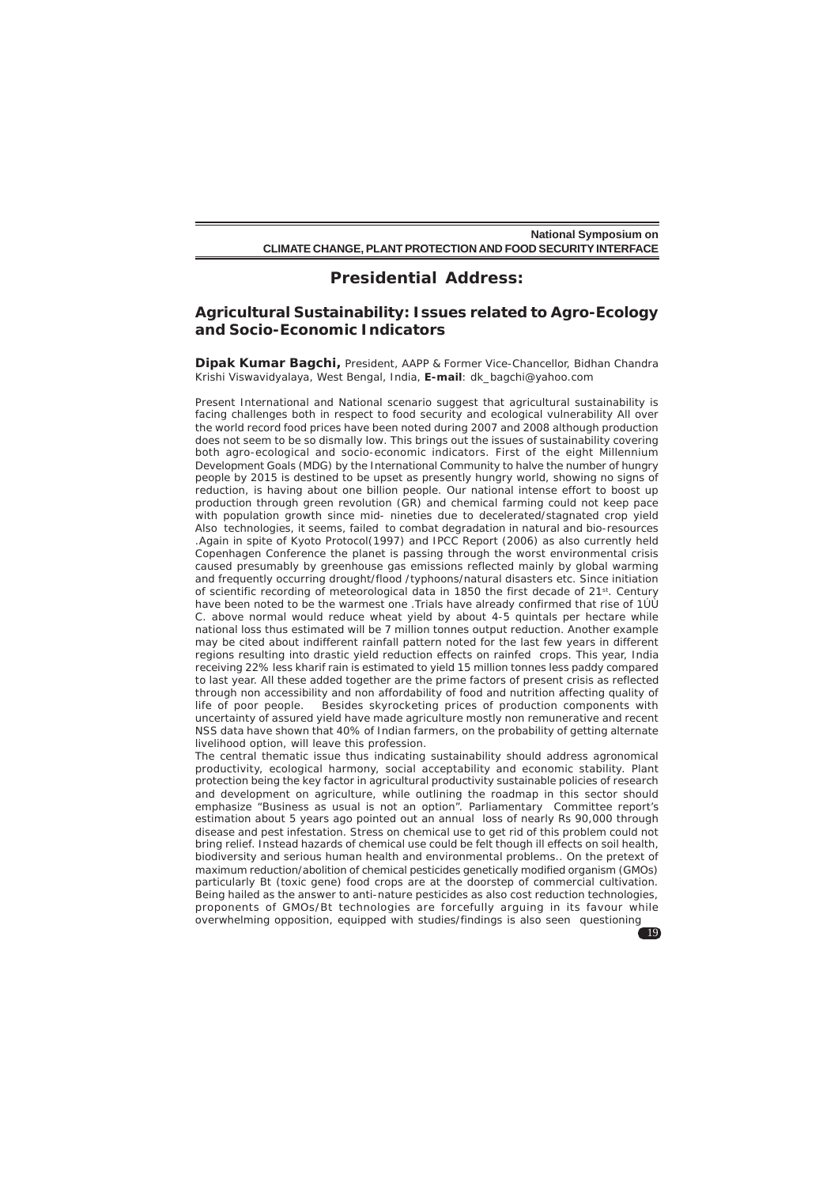## Presidential Address:

## Agricultural Sustainability: Issues related to Agro-Ecology and Socio-Economic Indicators

**Dipak Kumar Bagchi,** President, AAPP & Former Vice-Chancellor, Bidhan Chandra Krishi Viswavidyalaya, West Bengal, India, **E-mail**: dk_bagchi@yahoo.com

Present International and National scenario suggest that agricultural sustainability is facing challenges both in respect to food security and ecological vulnerability All over the world record food prices have been noted during 2007 and 2008 although production does not seem to be so dismally low. This brings out the issues of sustainability covering both agro-ecological and socio-economic indicators. First of the eight Millennium Development Goals (MDG) by the International Community to halve the number of hungry people by 2015 is destined to be upset as presently hungry world, showing no signs of reduction, is having about one billion people. Our national intense effort to boost up production through green revolution (GR) and chemical farming could not keep pace with population growth since mid- nineties due to decelerated/stagnated crop yield Also technologies, it seems, failed to combat degradation in natural and bio-resources .Again in spite of Kyoto Protocol(1997) and IPCC Report (2006) as also currently held Copenhagen Conference the planet is passing through the worst environmental crisis caused presumably by greenhouse gas emissions reflected mainly by global warming and frequently occurring drought/flood /typhoons/natural disasters etc. Since initiation of scientific recording of meteorological data in 1850 the first decade of 21st. Century have been noted to be the warmest one .Trials have already confirmed that rise of 1ÚÚ C. above normal would reduce wheat yield by about 4-5 quintals per hectare while national loss thus estimated will be 7 million tonnes output reduction. Another example may be cited about indifferent rainfall pattern noted for the last few years in different regions resulting into drastic yield reduction effects on rainfed crops. This year, India receiving 22% less kharif rain is estimated to yield 15 million tonnes less paddy compared to last year. All these added together are the prime factors of present crisis as reflected through non accessibility and non affordability of food and nutrition affecting quality of life of poor people. Besides skyrocketing prices of production components with uncertainty of assured yield have made agriculture mostly non remunerative and recent NSS data have shown that 40% of Indian farmers, on the probability of getting alternate livelihood option, will leave this profession.

The central thematic issue thus indicating sustainability should address agronomical productivity, ecological harmony, social acceptability and economic stability. Plant protection being the key factor in agricultural productivity sustainable policies of research and development on agriculture, while outlining the roadmap in this sector should emphasize "Business as usual is not an option". Parliamentary Committee report's estimation about 5 years ago pointed out an annual loss of nearly Rs 90,000 through disease and pest infestation. Stress on chemical use to get rid of this problem could not bring relief. Instead hazards of chemical use could be felt though ill effects on soil health, biodiversity and serious human health and environmental problems.. On the pretext of maximum reduction/abolition of chemical pesticides genetically modified organism (GMOs) particularly Bt (toxic gene) food crops are at the doorstep of commercial cultivation. Being hailed as the answer to anti-nature pesticides as also cost reduction technologies, proponents of GMOs/Bt technologies are forcefully arguing in its favour while overwhelming opposition, equipped with studies/findings is also seen questioning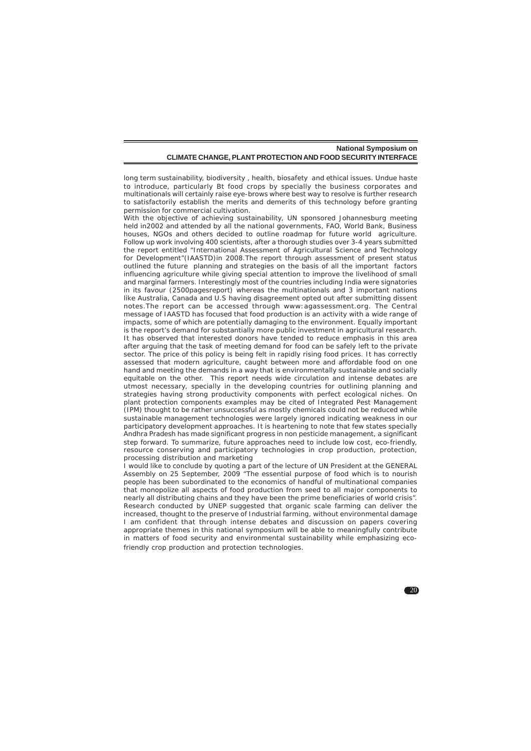long term sustainability, biodiversity , health, biosafety and ethical issues. Undue haste to introduce, particularly Bt food crops by specially the business corporates and multinationals will certainly raise eye-brows where best way to resolve is further research to satisfactorily establish the merits and demerits of this technology before granting permission for commercial cultivation.

With the objective of achieving sustainability, UN sponsored Johannesburg meeting held in2002 and attended by all the national governments, FAO, World Bank, Business houses, NGOs and others decided to outline roadmap for future world agriculture. Follow up work involving 400 scientists, after a thorough studies over 3-4 years submitted the report entitled "International Assessment of Agricultural Science and Technology for Development"(IAASTD)in 2008.The report through assessment of present status outlined the future planning and strategies on the basis of all the important factors influencing agriculture while giving special attention to improve the livelihood of small and marginal farmers. Interestingly most of the countries including India were signatories in its favour (2500pagesreport) whereas the multinationals and 3 important nations like Australia, Canada and U.S having disagreement opted out after submitting dissent notes.The report can be accessed through www:agassessment.org. The Central message of IAASTD has focused that food production is an activity with a wide range of impacts, some of which are potentially damaging to the environment. Equally important is the report's demand for substantially more public investment in agricultural research. It has observed that interested donors have tended to reduce emphasis in this area after arguing that the task of meeting demand for food can be safely left to the private sector. The price of this policy is being felt in rapidly rising food prices. It has correctly assessed that modern agriculture, caught between more and affordable food on one hand and meeting the demands in a way that is environmentally sustainable and socially equitable on the other. This report needs wide circulation and intense debates are utmost necessary, specially in the developing countries for outlining planning and strategies having strong productivity components with perfect ecological niches. On plant protection components examples may be cited of Integrated Pest Management (IPM) thought to be rather unsuccessful as mostly chemicals could not be reduced while sustainable management technologies were largely ignored indicating weakness in our participatory development approaches. It is heartening to note that few states specially Andhra Pradesh has made significant progress in non pesticide management, a significant step forward. To summarize, future approaches need to include low cost, eco-friendly, resource conserving and participatory technologies in crop production, protection, processing distribution and marketing

I would like to conclude by quoting a part of the lecture of UN President at the GENERAL Assembly on 25 September, 2009 "The essential purpose of food which is to nourish people has been subordinated to the economics of handful of multinational companies that monopolize all aspects of food production from seed to all major components to nearly all distributing chains and they have been the prime beneficiaries of world crisis". Research conducted by UNEP suggested that organic scale farming can deliver the increased, thought to the preserve of Industrial farming, without environmental damage I am confident that through intense debates and discussion on papers covering appropriate themes in this national symposium will be able to meaningfully contribute in matters of food security and environmental sustainability while emphasizing eco-friendly crop production and protection technologies.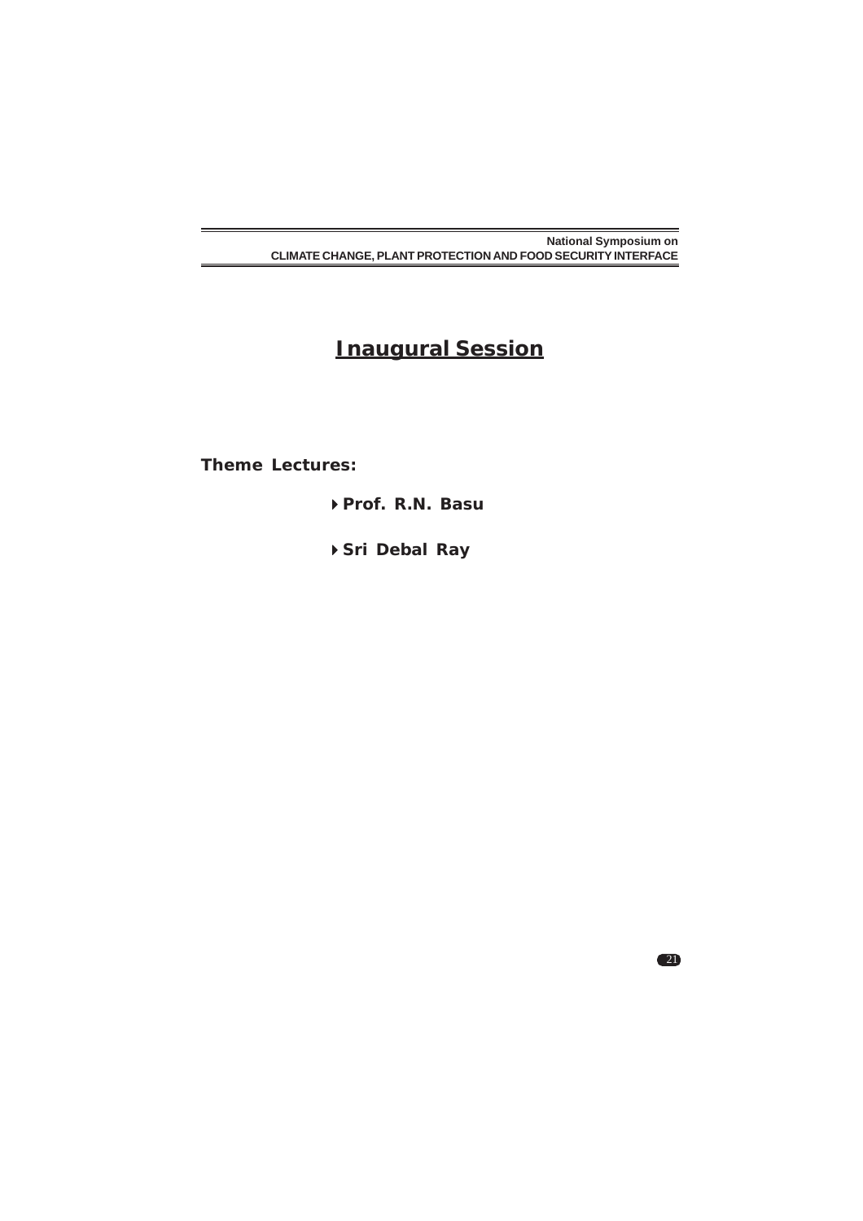# Inaugural Session

**Theme Lectures:**

- **Prof. R.N. Basu**
- **Sri Debal Ray**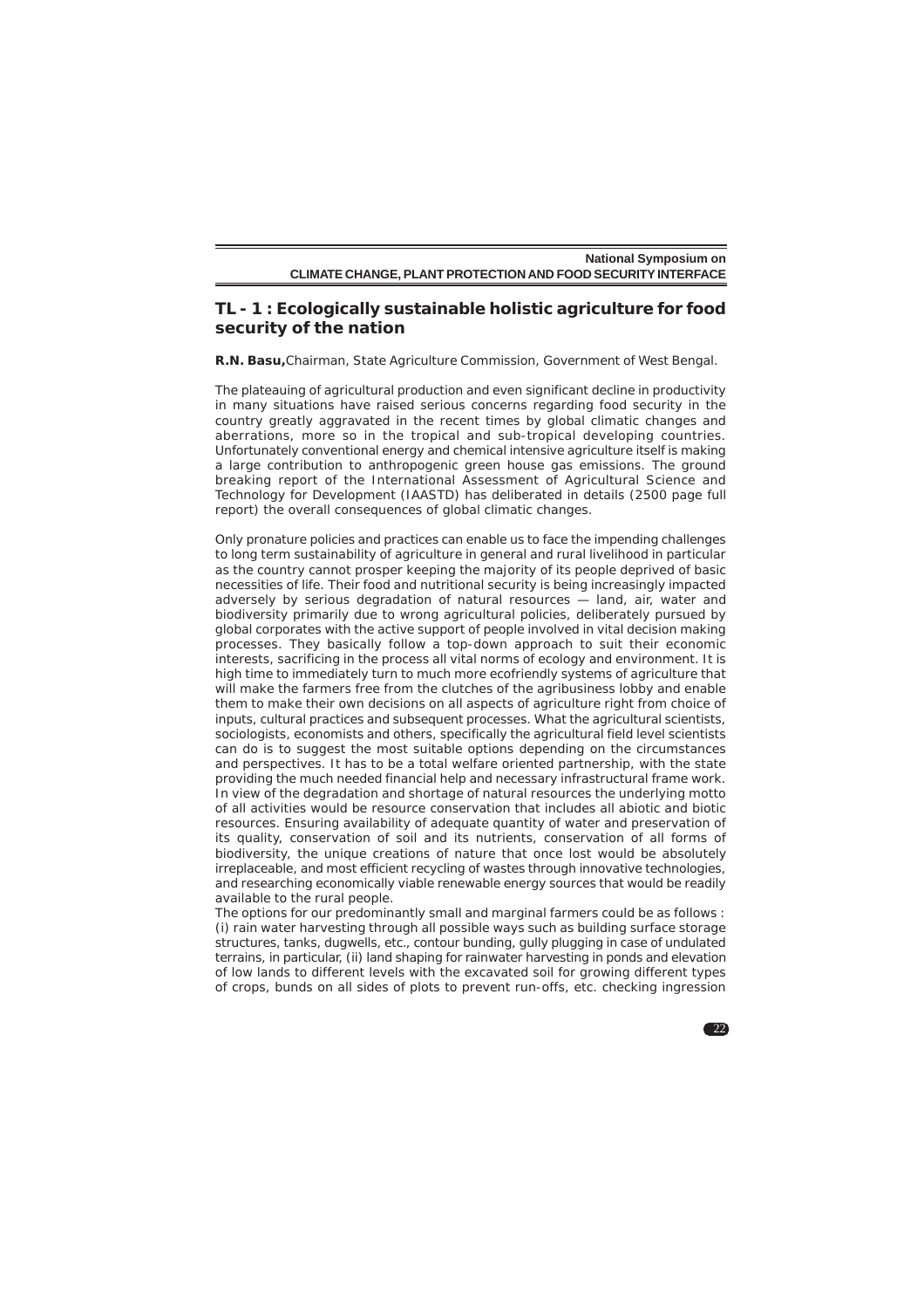## TL - 1 : Ecologically sustainable holistic agriculture for food security of the nation

**R.N. Basu,** Chairman, State Agriculture Commission, Government of West Bengal.

The plateauing of agricultural production and even significant decline in productivity in many situations have raised serious concerns regarding food security in the country greatly aggravated in the recent times by global climatic changes and aberrations, more so in the tropical and sub-tropical developing countries. Unfortunately conventional energy and chemical intensive agriculture itself is making a large contribution to anthropogenic green house gas emissions. The ground breaking report of the International Assessment of Agricultural Science and Technology for Development (IAASTD) has deliberated in details (2500 page full report) the overall consequences of global climatic changes.

Only pronature policies and practices can enable us to face the impending challenges to long term sustainability of agriculture in general and rural livelihood in particular as the country cannot prosper keeping the majority of its people deprived of basic necessities of life. Their food and nutritional security is being increasingly impacted adversely by serious degradation of natural resources — land, air, water and biodiversity primarily due to wrong agricultural policies, deliberately pursued by global corporates with the active support of people involved in vital decision making processes. They basically follow a top-down approach to suit their economic interests, sacrificing in the process all vital norms of ecology and environment. It is high time to immediately turn to much more ecofriendly systems of agriculture that will make the farmers free from the clutches of the agribusiness lobby and enable them to make their own decisions on all aspects of agriculture right from choice of inputs, cultural practices and subsequent processes. What the agricultural scientists, sociologists, economists and others, specifically the agricultural field level scientists can do is to suggest the most suitable options depending on the circumstances and perspectives. It has to be a total welfare oriented partnership, with the state providing the much needed financial help and necessary infrastructural frame work. In view of the degradation and shortage of natural resources the underlying motto of all activities would be resource conservation that includes all abiotic and biotic resources. Ensuring availability of adequate quantity of water and preservation of its quality, conservation of soil and its nutrients, conservation of all forms of biodiversity, the unique creations of nature that once lost would be absolutely irreplaceable, and most efficient recycling of wastes through innovative technologies, and researching economically viable renewable energy sources that would be readily available to the rural people.

The options for our predominantly small and marginal farmers could be as follows : (i) rain water harvesting through all possible ways such as building surface storage structures, tanks, dugwells, etc., contour bunding, gully plugging in case of undulated terrains, in particular, (ii) land shaping for rainwater harvesting in ponds and elevation of low lands to different levels with the excavated soil for growing different types of crops, bunds on all sides of plots to prevent run-offs, etc. checking ingression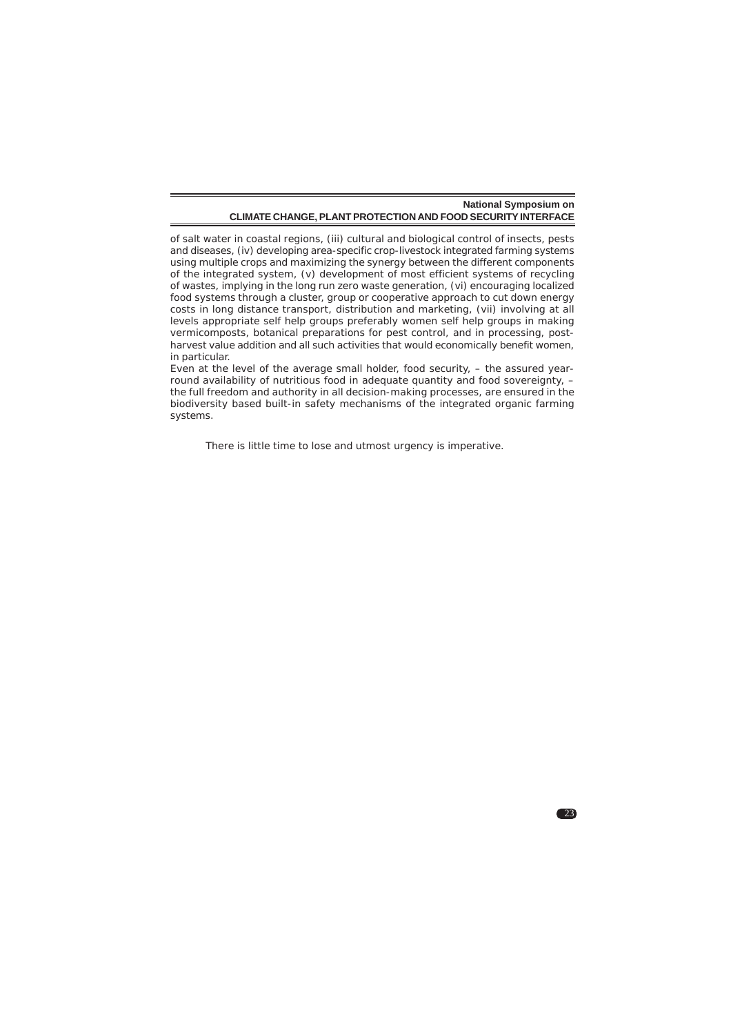of salt water in coastal regions, (iii) cultural and biological control of insects, pests and diseases, (iv) developing area-specific crop-livestock integrated farming systems using multiple crops and maximizing the synergy between the different components of the integrated system, (v) development of most efficient systems of recycling of wastes, implying in the long run zero waste generation, (vi) encouraging localized food systems through a cluster, group or cooperative approach to cut down energy costs in long distance transport, distribution and marketing, (vii) involving at all levels appropriate self help groups preferably women self help groups in making vermicomposts, botanical preparations for pest control, and in processing, post-harvest value addition and all such activities that would economically benefit women, in particular.

Even at the level of the average small holder, food security, – the assured year-round availability of nutritious food in adequate quantity and food sovereignty, – the full freedom and authority in all decision-making processes, are ensured in the biodiversity based built-in safety mechanisms of the integrated organic farming systems.

There is little time to lose and utmost urgency is imperative.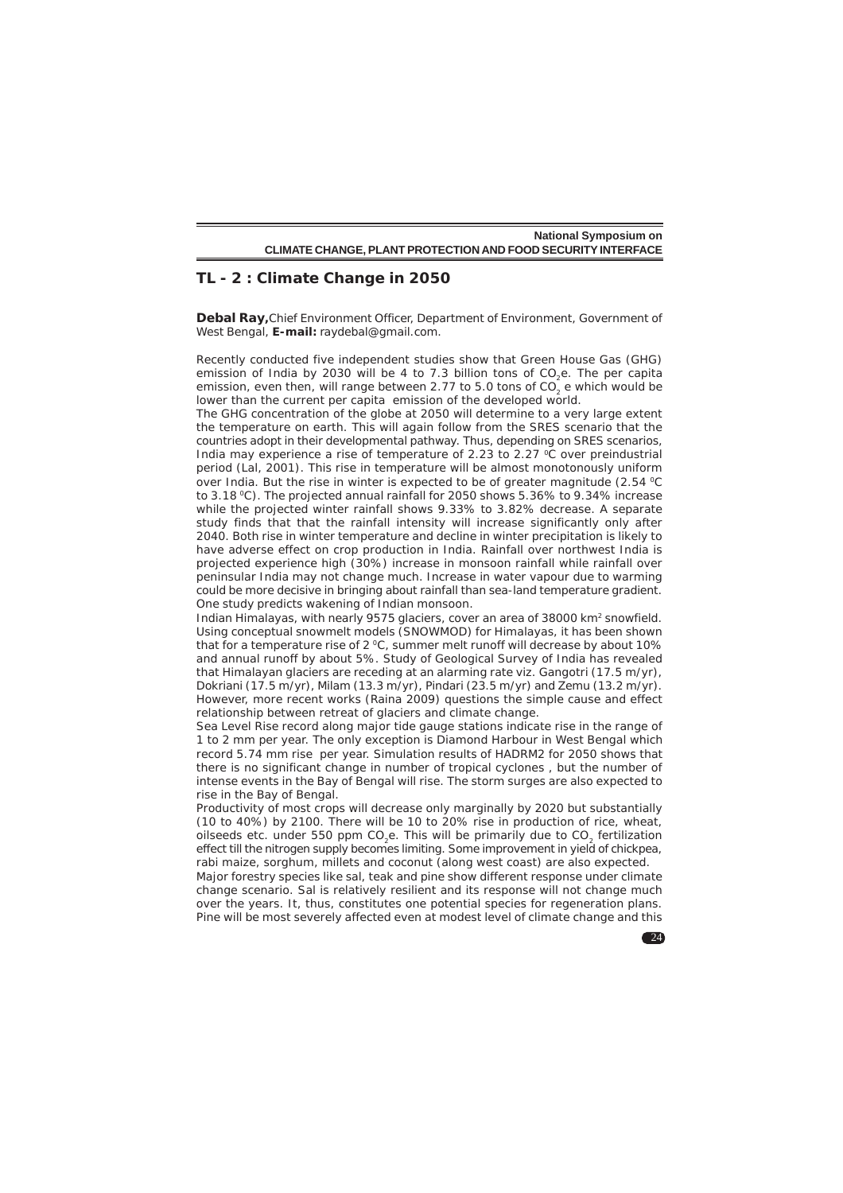## TL - 2 : Climate Change in 2050

**Debal Ray,** Chief Environment Officer, Department of Environment, Government of West Bengal, **E-mail:** raydebal@gmail.com.

Recently conducted five independent studies show that Green House Gas (GHG) emission of India by 2030 will be 4 to 7.3 billion tons of $CO_2$e. The per capita emission, even then, will range between 2.77 to 5.0 tons of $CO_2$ e which would be lower than the current per capita emission of the developed world.

The GHG concentration of the globe at 2050 will determine to a very large extent the temperature on earth. This will again follow from the SRES scenario that the countries adopt in their developmental pathway. Thus, depending on SRES scenarios, India may experience a rise of temperature of 2.23 to 2.27 $^0$C over preindustrial period (Lal, 2001). This rise in temperature will be almost monotonously uniform over India. But the rise in winter is expected to be of greater magnitude (2.54 $^0$C to 3.18 $^0$C). The projected annual rainfall for 2050 shows 5.36% to 9.34% increase while the projected winter rainfall shows 9.33% to 3.82% decrease. A separate study finds that that the rainfall intensity will increase significantly only after 2040. Both rise in winter temperature and decline in winter precipitation is likely to have adverse effect on crop production in India. Rainfall over northwest India is projected experience high (30%) increase in monsoon rainfall while rainfall over peninsular India may not change much. Increase in water vapour due to warming could be more decisive in bringing about rainfall than sea-land temperature gradient. One study predicts wakening of Indian monsoon.

Indian Himalayas, with nearly 9575 glaciers, cover an area of 38000 km$^2$ snowfield. Using conceptual snowmelt models (SNOWMOD) for Himalayas, it has been shown that for a temperature rise of 2 $^0$C, summer melt runoff will decrease by about 10% and annual runoff by about 5%. Study of Geological Survey of India has revealed that Himalayan glaciers are receding at an alarming rate viz. Gangotri (17.5 m/yr), Dokriani (17.5 m/yr), Milam (13.3 m/yr), Pindari (23.5 m/yr) and Zemu (13.2 m/yr). However, more recent works (Raina 2009) questions the simple cause and effect relationship between retreat of glaciers and climate change.

Sea Level Rise record along major tide gauge stations indicate rise in the range of 1 to 2 mm per year. The only exception is Diamond Harbour in West Bengal which record 5.74 mm rise per year. Simulation results of HADRM2 for 2050 shows that there is no significant change in number of tropical cyclones , but the number of intense events in the Bay of Bengal will rise. The storm surges are also expected to rise in the Bay of Bengal.

Productivity of most crops will decrease only marginally by 2020 but substantially (10 to 40%) by 2100. There will be 10 to 20% rise in production of rice, wheat, oilseeds etc. under 550 ppm $CO_2$e. This will be primarily due to $CO_2$ fertilization effect till the nitrogen supply becomes limiting. Some improvement in yield of chickpea, rabi maize, sorghum, millets and coconut (along west coast) are also expected.

Major forestry species like sal, teak and pine show different response under climate change scenario. Sal is relatively resilient and its response will not change much over the years. It, thus, constitutes one potential species for regeneration plans. Pine will be most severely affected even at modest level of climate change and this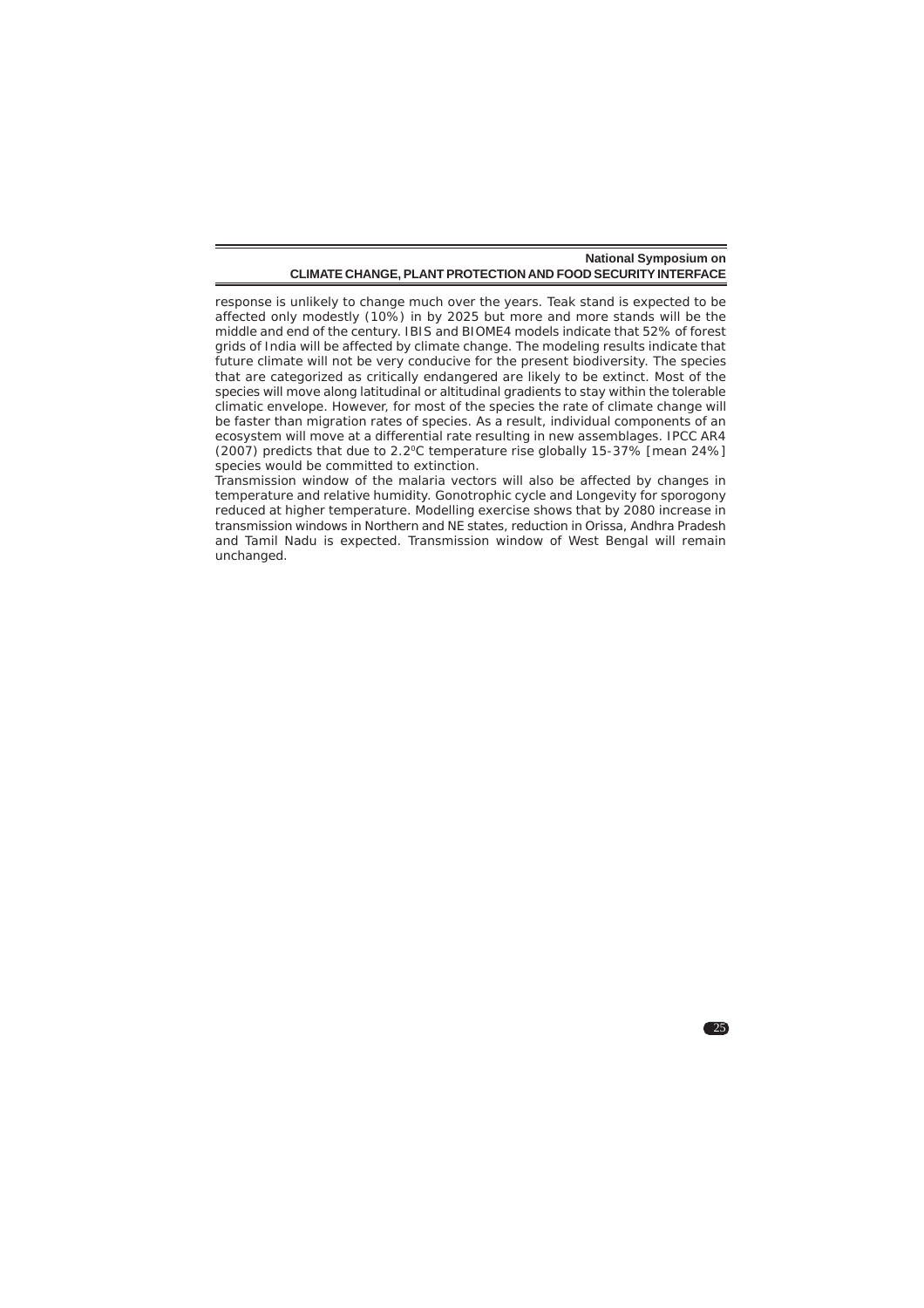response is unlikely to change much over the years. Teak stand is expected to be affected only modestly (10%) in by 2025 but more and more stands will be the middle and end of the century. IBIS and BIOME4 models indicate that 52% of forest grids of India will be affected by climate change. The modeling results indicate that future climate will not be very conducive for the present biodiversity. The species that are categorized as critically endangered are likely to be extinct. Most of the species will move along latitudinal or altitudinal gradients to stay within the tolerable climatic envelope. However, for most of the species the rate of climate change will be faster than migration rates of species. As a result, individual components of an ecosystem will move at a differential rate resulting in new assemblages. IPCC AR4 (2007) predicts that due to 2.2$^{0}$C temperature rise globally 15-37% [mean 24%] species would be committed to extinction.

Transmission window of the malaria vectors will also be affected by changes in temperature and relative humidity. Gonotrophic cycle and Longevity for sporogony reduced at higher temperature. Modelling exercise shows that by 2080 increase in transmission windows in Northern and NE states, reduction in Orissa, Andhra Pradesh and Tamil Nadu is expected. Transmission window of West Bengal will remain unchanged.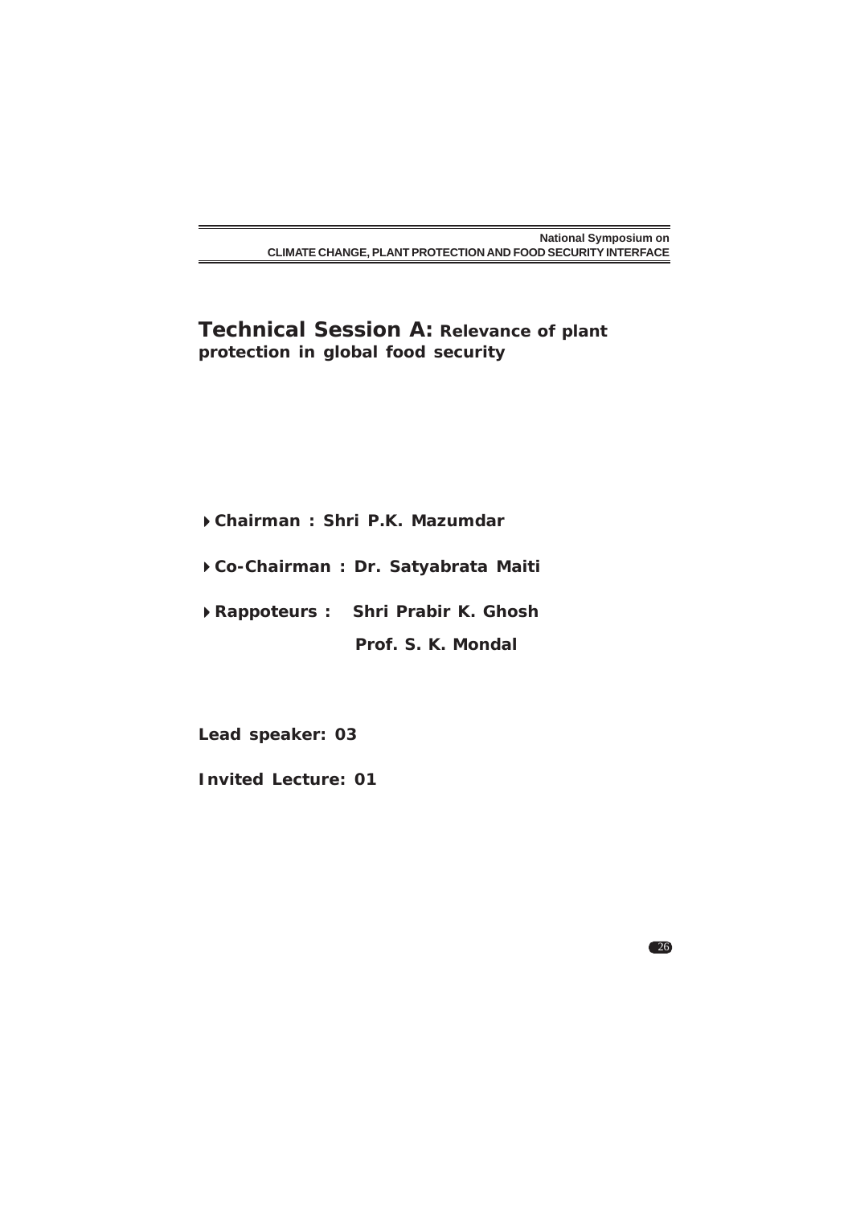# Technical Session A: Relevance of plant protection in global food security

- **Chairman : Shri P.K. Mazumdar**
- **Co-Chairman : Dr. Satyabrata Maiti**
- **Rappoteurs : Shri Prabir K. Ghosh**

  **Prof. S. K. Mondal**

**Lead speaker: 03**

**Invited Lecture: 01**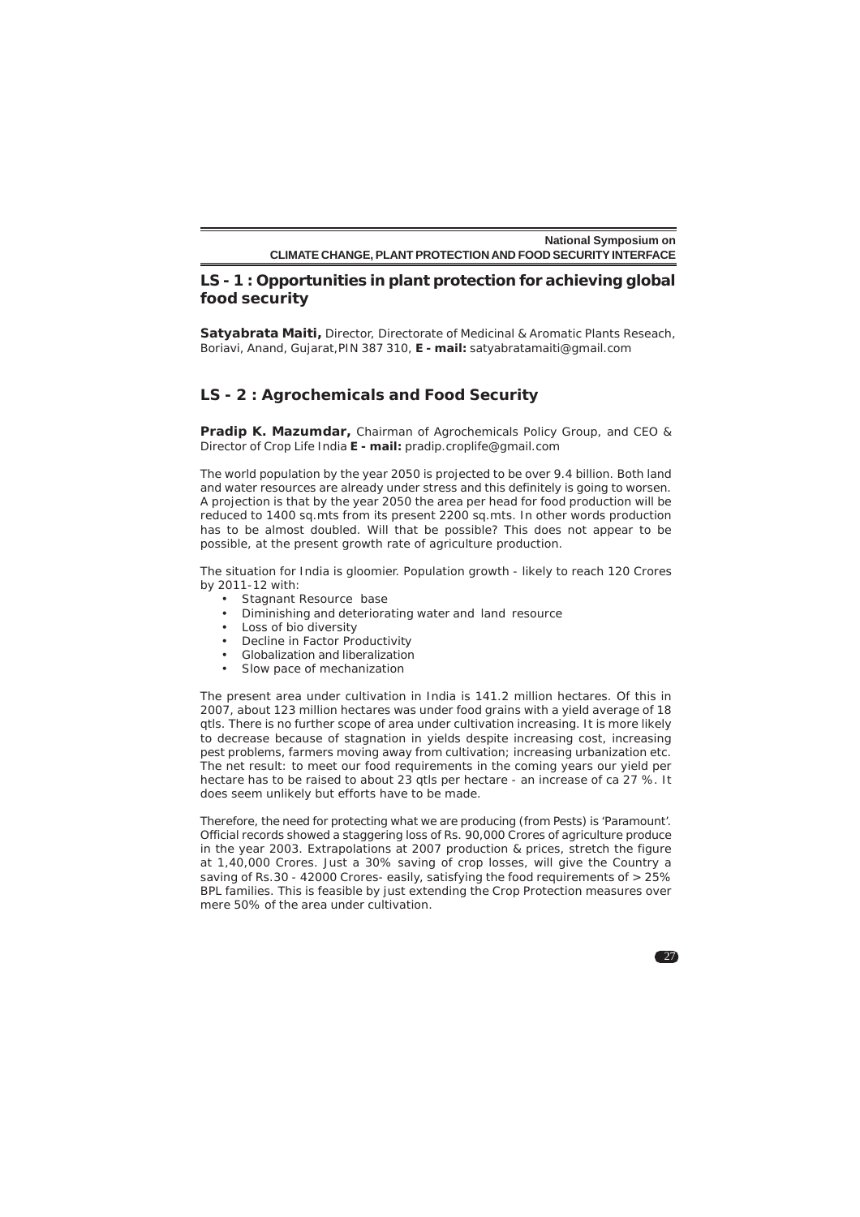## LS - 1 : Opportunities in plant protection for achieving global food security

**Satyabrata Maiti,** Director, Directorate of Medicinal & Aromatic Plants Reseach, Boriavi, Anand, Gujarat,PIN 387 310, **E - mail:** satyabratamaiti@gmail.com

## LS - 2 : Agrochemicals and Food Security

**Pradip K. Mazumdar,** Chairman of Agrochemicals Policy Group, and CEO & Director of Crop Life India **E - mail:** pradip.croplife@gmail.com

The world population by the year 2050 is projected to be over 9.4 billion. Both land and water resources are already under stress and this definitely is going to worsen. A projection is that by the year 2050 the area per head for food production will be reduced to 1400 sq.mts from its present 2200 sq.mts. In other words production has to be almost doubled. Will that be possible? This does not appear to be possible, at the present growth rate of agriculture production.

The situation for India is gloomier. Population growth - likely to reach 120 Crores by 2011-12 with:

- Stagnant Resource base
- Diminishing and deteriorating water and land resource
- Loss of bio diversity
- Decline in Factor Productivity
- Globalization and liberalization
- Slow pace of mechanization

The present area under cultivation in India is 141.2 million hectares. Of this in 2007, about 123 million hectares was under food grains with a yield average of 18 qtls. There is no further scope of area under cultivation increasing. It is more likely to decrease because of stagnation in yields despite increasing cost, increasing pest problems, farmers moving away from cultivation; increasing urbanization etc. The net result: to meet our food requirements in the coming years our yield per hectare has to be raised to about 23 qtls per hectare - an increase of ca 27 %. It does seem unlikely but efforts have to be made.

Therefore, the need for protecting what we are producing (from Pests) is 'Paramount'. Official records showed a staggering loss of Rs. 90,000 Crores of agriculture produce in the year 2003. Extrapolations at 2007 production & prices, stretch the figure at 1,40,000 Crores. Just a 30% saving of crop losses, will give the Country a saving of Rs.30 - 42000 Crores- easily, satisfying the food requirements of > 25% BPL families. This is feasible by just extending the Crop Protection measures over mere 50% of the area under cultivation.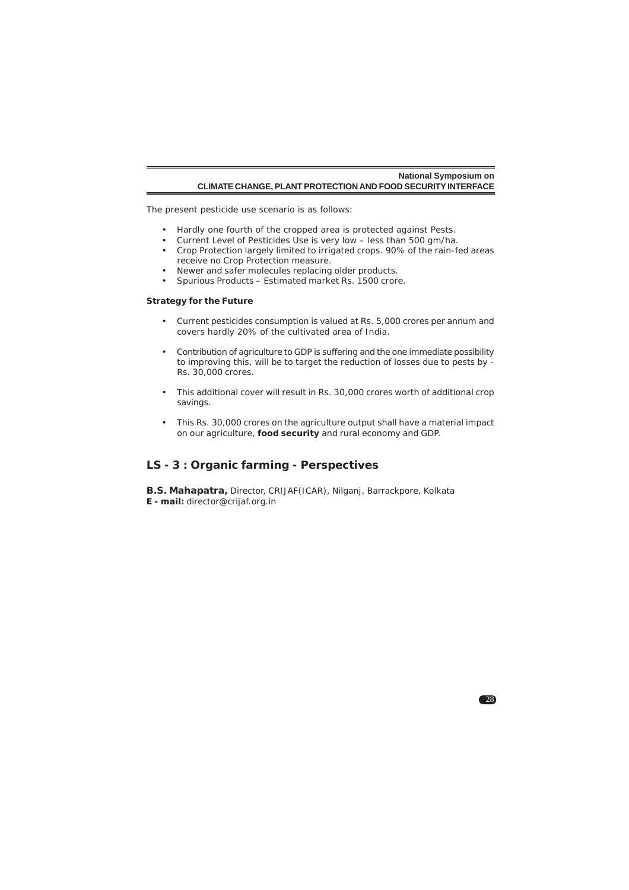The present pesticide use scenario is as follows:

- Hardly one fourth of the cropped area is protected against Pests.
- Current Level of Pesticides Use is very low – less than 500 gm/ha.
- Crop Protection largely limited to irrigated crops. 90% of the rain-fed areas receive no Crop Protection measure.
- Newer and safer molecules replacing older products.
- Spurious Products – Estimated market Rs. 1500 crore.

**Strategy for the Future**

- Current pesticides consumption is valued at Rs. 5,000 crores per annum and covers hardly 20% of the cultivated area of India.

- Contribution of agriculture to GDP is suffering and the one immediate possibility to improving this, will be to target the reduction of losses due to pests by - Rs. 30,000 crores.

- This additional cover will result in Rs. 30,000 crores worth of additional crop savings.

- This Rs. 30,000 crores on the agriculture output shall have a material impact on our agriculture, **food security** and rural economy and GDP.

## LS - 3 : Organic farming - Perspectives

**B.S. Mahapatra,** Director, CRIJAF(ICAR), Nilganj, Barrackpore, Kolkata
**E - mail:** director@crijaf.org.in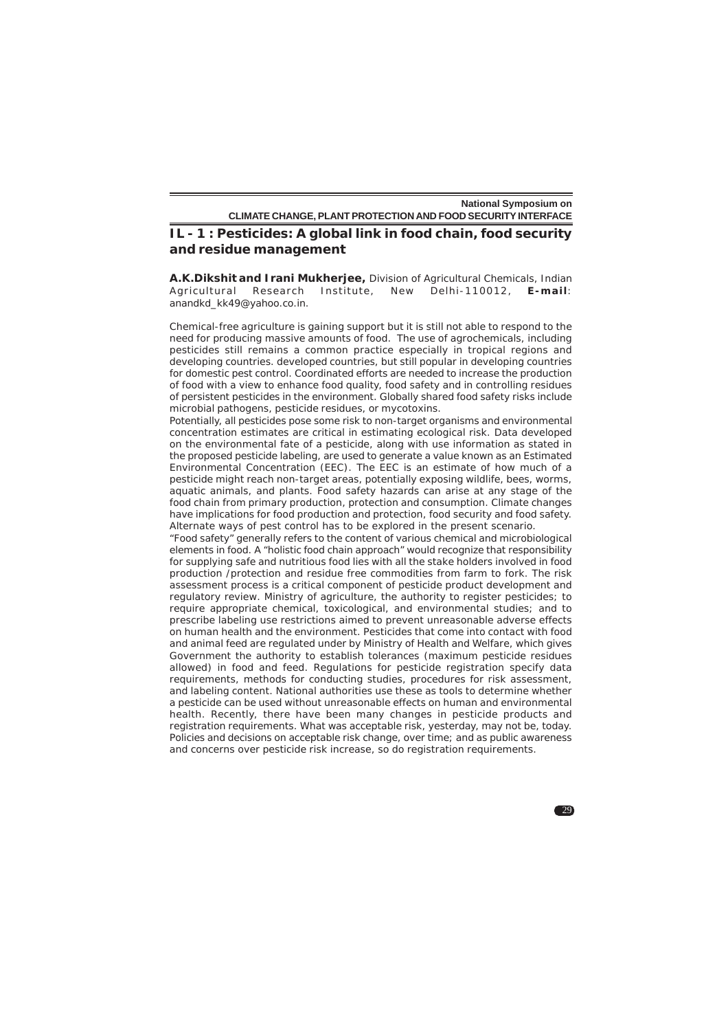## IL - 1 : Pesticides: A global link in food chain, food security and residue management

**A.K.Dikshit and Irani Mukherjee,** Division of Agricultural Chemicals, Indian Agricultural Research Institute, New Delhi-110012, **E-mail**: anandkd_kk49@yahoo.co.in.

Chemical-free agriculture is gaining support but it is still not able to respond to the need for producing massive amounts of food. The use of agrochemicals, including pesticides still remains a common practice especially in tropical regions and developing countries. developed countries, but still popular in developing countries for domestic pest control. Coordinated efforts are needed to increase the production of food with a view to enhance food quality, food safety and in controlling residues of persistent pesticides in the environment. Globally shared food safety risks include microbial pathogens, pesticide residues, or mycotoxins.

Potentially, all pesticides pose some risk to non-target organisms and environmental concentration estimates are critical in estimating ecological risk. Data developed on the environmental fate of a pesticide, along with use information as stated in the proposed pesticide labeling, are used to generate a value known as an Estimated Environmental Concentration (EEC). The EEC is an estimate of how much of a pesticide might reach non-target areas, potentially exposing wildlife, bees, worms, aquatic animals, and plants. Food safety hazards can arise at any stage of the food chain from primary production, protection and consumption. Climate changes have implications for food production and protection, food security and food safety. Alternate ways of pest control has to be explored in the present scenario.

"Food safety" generally refers to the content of various chemical and microbiological elements in food. A "holistic food chain approach" would recognize that responsibility for supplying safe and nutritious food lies with all the stake holders involved in food production /protection and residue free commodities from farm to fork. The risk assessment process is a critical component of pesticide product development and regulatory review. Ministry of agriculture, the authority to register pesticides; to require appropriate chemical, toxicological, and environmental studies; and to prescribe labeling use restrictions aimed to prevent unreasonable adverse effects on human health and the environment. Pesticides that come into contact with food and animal feed are regulated under by Ministry of Health and Welfare, which gives Government the authority to establish tolerances (maximum pesticide residues allowed) in food and feed. Regulations for pesticide registration specify data requirements, methods for conducting studies, procedures for risk assessment, and labeling content. National authorities use these as tools to determine whether a pesticide can be used without unreasonable effects on human and environmental health. Recently, there have been many changes in pesticide products and registration requirements. What was acceptable risk, yesterday, may not be, today. Policies and decisions on acceptable risk change, over time; and as public awareness and concerns over pesticide risk increase, so do registration requirements.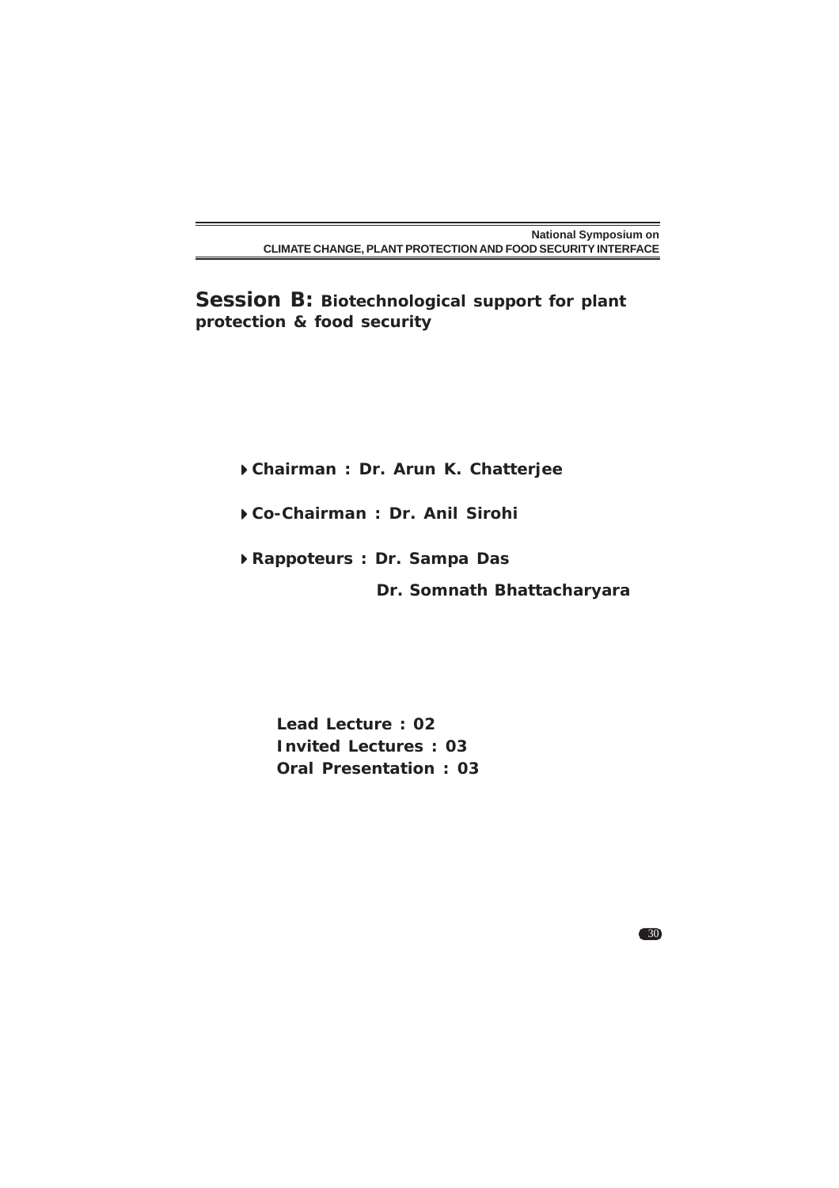## Session B: Biotechnological support for plant protection & food security

- **Chairman : Dr. Arun K. Chatterjee**
- **Co-Chairman : Dr. Anil Sirohi**
- **Rappoteurs : Dr. Sampa Das**

  **Dr. Somnath Bhattacharyara**

**Lead Lecture : 02**
**Invited Lectures : 03**
**Oral Presentation : 03**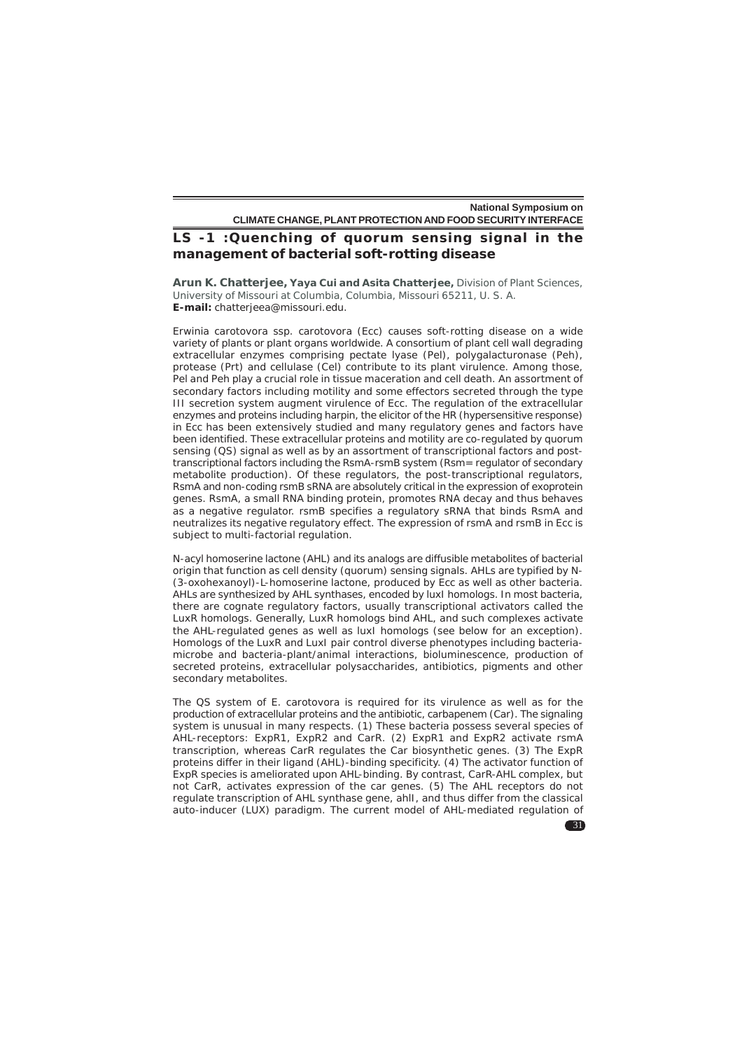## LS -1 :Quenching of quorum sensing signal in the management of bacterial soft-rotting disease

**Arun K. Chatterjee, Yaya Cui and Asita Chatterjee,** Division of Plant Sciences, University of Missouri at Columbia, Columbia, Missouri 65211, U. S. A.
**E-mail:** chatterjeea@missouri.edu.

Erwinia carotovora ssp. carotovora (Ecc) causes soft-rotting disease on a wide variety of plants or plant organs worldwide. A consortium of plant cell wall degrading extracellular enzymes comprising pectate lyase (Pel), polygalacturonase (Peh), protease (Prt) and cellulase (Cel) contribute to its plant virulence. Among those, Pel and Peh play a crucial role in tissue maceration and cell death. An assortment of secondary factors including motility and some effectors secreted through the type III secretion system augment virulence of Ecc. The regulation of the extracellular enzymes and proteins including harpin, the elicitor of the HR (hypersensitive response) in Ecc has been extensively studied and many regulatory genes and factors have been identified. These extracellular proteins and motility are co-regulated by quorum sensing (QS) signal as well as by an assortment of transcriptional factors and post-transcriptional factors including the RsmA-rsmB system (Rsm= regulator of secondary metabolite production). Of these regulators, the post-transcriptional regulators, RsmA and non-coding rsmB sRNA are absolutely critical in the expression of exoprotein genes. RsmA, a small RNA binding protein, promotes RNA decay and thus behaves as a negative regulator. rsmB specifies a regulatory sRNA that binds RsmA and neutralizes its negative regulatory effect. The expression of rsmA and rsmB in Ecc is subject to multi-factorial regulation.

N-acyl homoserine lactone (AHL) and its analogs are diffusible metabolites of bacterial origin that function as cell density (quorum) sensing signals. AHLs are typified by N-(3-oxohexanoyl)-L-homoserine lactone, produced by Ecc as well as other bacteria. AHLs are synthesized by AHL synthases, encoded by luxI homologs. In most bacteria, there are cognate regulatory factors, usually transcriptional activators called the LuxR homologs. Generally, LuxR homologs bind AHL, and such complexes activate the AHL-regulated genes as well as luxI homologs (see below for an exception). Homologs of the LuxR and LuxI pair control diverse phenotypes including bacteria-microbe and bacteria-plant/animal interactions, bioluminescence, production of secreted proteins, extracellular polysaccharides, antibiotics, pigments and other secondary metabolites.

The QS system of E. carotovora is required for its virulence as well as for the production of extracellular proteins and the antibiotic, carbapenem (Car). The signaling system is unusual in many respects. (1) These bacteria possess several species of AHL-receptors: ExpR1, ExpR2 and CarR. (2) ExpR1 and ExpR2 activate rsmA transcription, whereas CarR regulates the Car biosynthetic genes. (3) The ExpR proteins differ in their ligand (AHL)-binding specificity. (4) The activator function of ExpR species is ameliorated upon AHL-binding. By contrast, CarR-AHL complex, but not CarR, activates expression of the car genes. (5) The AHL receptors do not regulate transcription of AHL synthase gene, ahlI, and thus differ from the classical auto-inducer (LUX) paradigm. The current model of AHL-mediated regulation of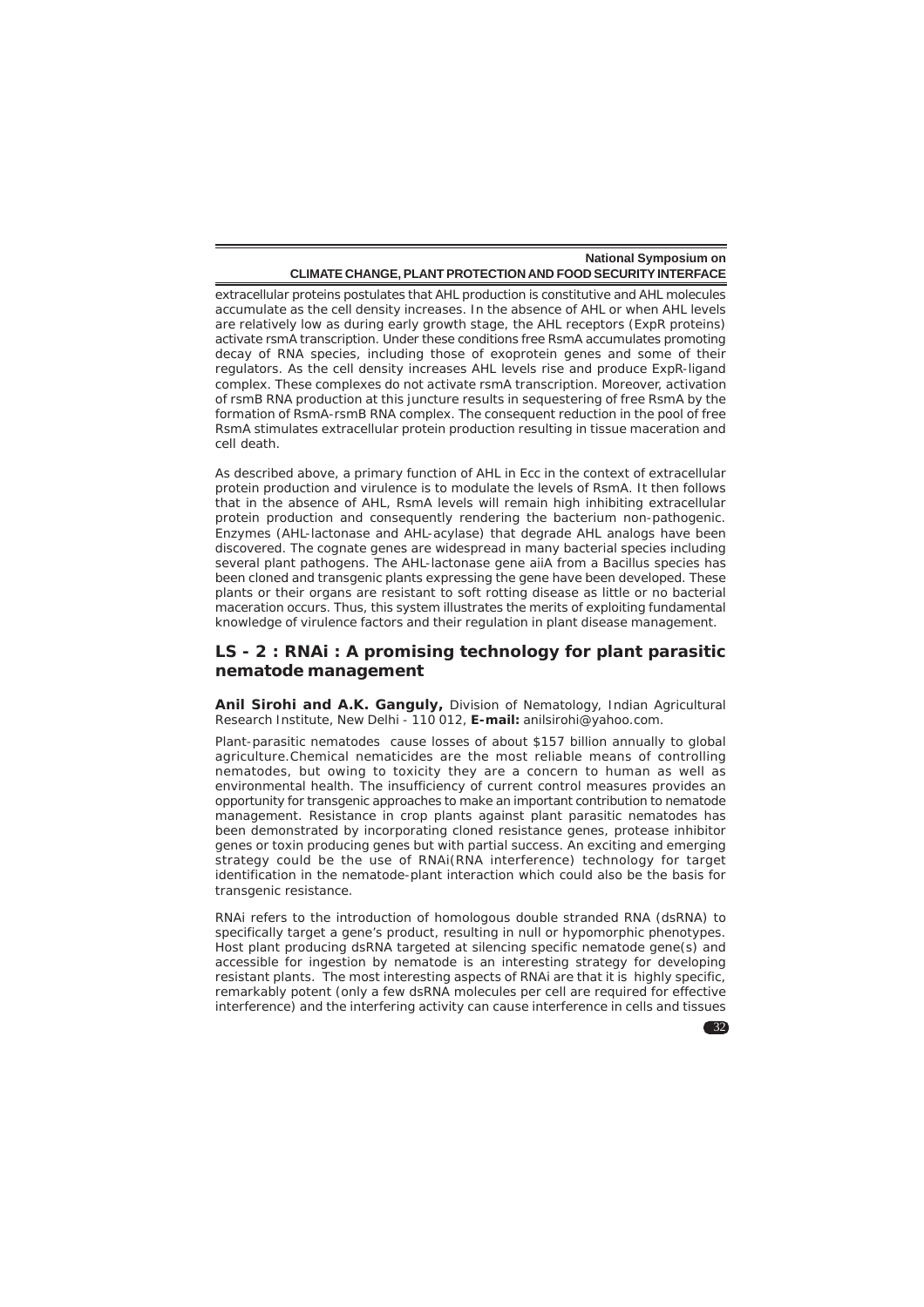extracellular proteins postulates that AHL production is constitutive and AHL molecules accumulate as the cell density increases. In the absence of AHL or when AHL levels are relatively low as during early growth stage, the AHL receptors (ExpR proteins) activate rsmA transcription. Under these conditions free RsmA accumulates promoting decay of RNA species, including those of exoprotein genes and some of their regulators. As the cell density increases AHL levels rise and produce ExpR-ligand complex. These complexes do not activate rsmA transcription. Moreover, activation of rsmB RNA production at this juncture results in sequestering of free RsmA by the formation of RsmA-rsmB RNA complex. The consequent reduction in the pool of free RsmA stimulates extracellular protein production resulting in tissue maceration and cell death.

As described above, a primary function of AHL in Ecc in the context of extracellular protein production and virulence is to modulate the levels of RsmA. It then follows that in the absence of AHL, RsmA levels will remain high inhibiting extracellular protein production and consequently rendering the bacterium non-pathogenic. Enzymes (AHL-lactonase and AHL-acylase) that degrade AHL analogs have been discovered. The cognate genes are widespread in many bacterial species including several plant pathogens. The AHL-lactonase gene aiiA from a Bacillus species has been cloned and transgenic plants expressing the gene have been developed. These plants or their organs are resistant to soft rotting disease as little or no bacterial maceration occurs. Thus, this system illustrates the merits of exploiting fundamental knowledge of virulence factors and their regulation in plant disease management.

## LS - 2 : RNAi : A promising technology for plant parasitic nematode management

**Anil Sirohi and A.K. Ganguly,** Division of Nematology, Indian Agricultural Research Institute, New Delhi - 110 012, **E-mail:** anilsirohi@yahoo.com.

Plant-parasitic nematodes cause losses of about $157 billion annually to global agriculture.Chemical nematicides are the most reliable means of controlling nematodes, but owing to toxicity they are a concern to human as well as environmental health. The insufficiency of current control measures provides an opportunity for transgenic approaches to make an important contribution to nematode management. Resistance in crop plants against plant parasitic nematodes has been demonstrated by incorporating cloned resistance genes, protease inhibitor genes or toxin producing genes but with partial success. An exciting and emerging strategy could be the use of RNAi(RNA interference) technology for target identification in the nematode-plant interaction which could also be the basis for transgenic resistance.

RNAi refers to the introduction of homologous double stranded RNA (dsRNA) to specifically target a gene's product, resulting in null or hypomorphic phenotypes. Host plant producing dsRNA targeted at silencing specific nematode gene(s) and accessible for ingestion by nematode is an interesting strategy for developing resistant plants. The most interesting aspects of RNAi are that it is highly specific, remarkably potent (only a few dsRNA molecules per cell are required for effective interference) and the interfering activity can cause interference in cells and tissues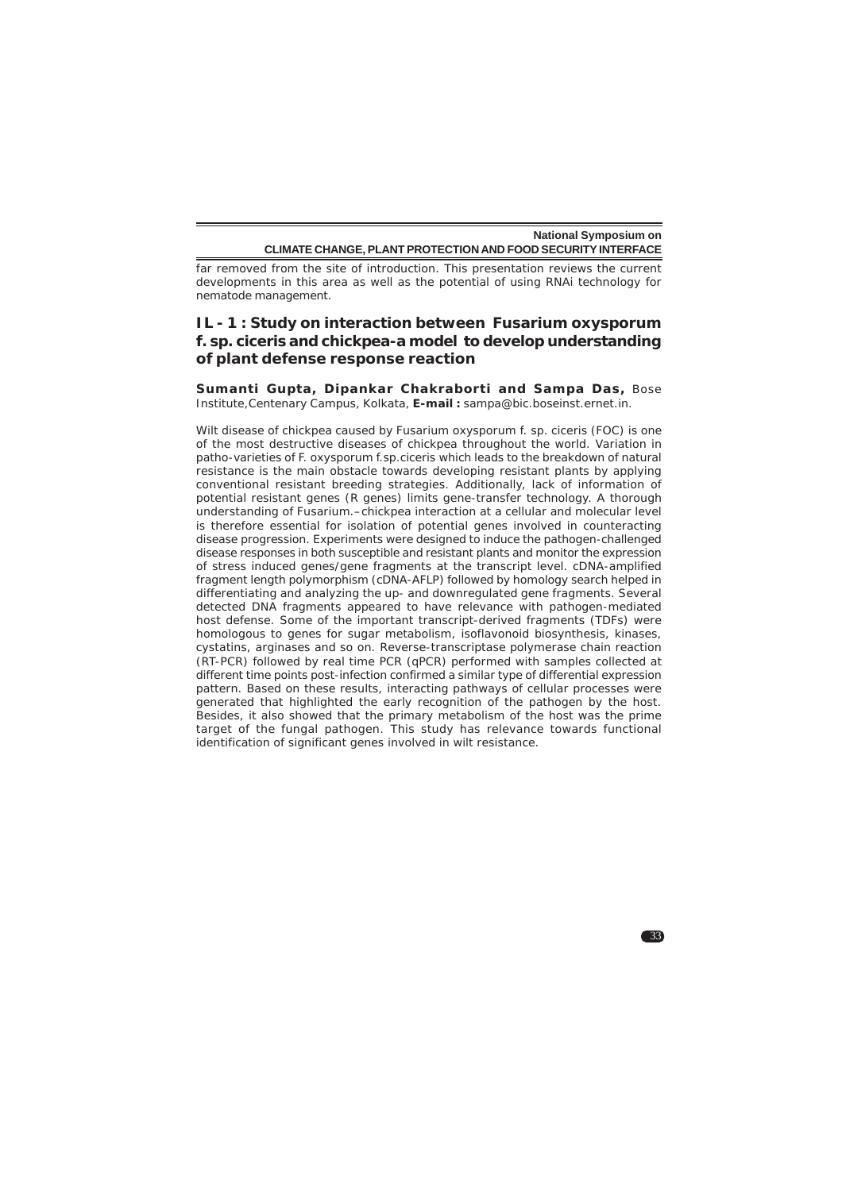far removed from the site of introduction. This presentation reviews the current developments in this area as well as the potential of using RNAi technology for nematode management.

## IL - 1 : Study on interaction between Fusarium oxysporum f. sp. ciceris and chickpea-a model to develop understanding of plant defense response reaction

**Sumanti Gupta, Dipankar Chakraborti and Sampa Das,** Bose Institute,Centenary Campus, Kolkata, **E-mail :** sampa@bic.boseinst.ernet.in.

Wilt disease of chickpea caused by Fusarium oxysporum f. sp. ciceris (FOC) is one of the most destructive diseases of chickpea throughout the world. Variation in patho-varieties of F. oxysporum f.sp.ciceris which leads to the breakdown of natural resistance is the main obstacle towards developing resistant plants by applying conventional resistant breeding strategies. Additionally, lack of information of potential resistant genes (R genes) limits gene-transfer technology. A thorough understanding of Fusarium.–chickpea interaction at a cellular and molecular level is therefore essential for isolation of potential genes involved in counteracting disease progression. Experiments were designed to induce the pathogen-challenged disease responses in both susceptible and resistant plants and monitor the expression of stress induced genes/gene fragments at the transcript level. cDNA-amplified fragment length polymorphism (cDNA-AFLP) followed by homology search helped in differentiating and analyzing the up- and downregulated gene fragments. Several detected DNA fragments appeared to have relevance with pathogen-mediated host defense. Some of the important transcript-derived fragments (TDFs) were homologous to genes for sugar metabolism, isoflavonoid biosynthesis, kinases, cystatins, arginases and so on. Reverse-transcriptase polymerase chain reaction (RT-PCR) followed by real time PCR (qPCR) performed with samples collected at different time points post-infection confirmed a similar type of differential expression pattern. Based on these results, interacting pathways of cellular processes were generated that highlighted the early recognition of the pathogen by the host. Besides, it also showed that the primary metabolism of the host was the prime target of the fungal pathogen. This study has relevance towards functional identification of significant genes involved in wilt resistance.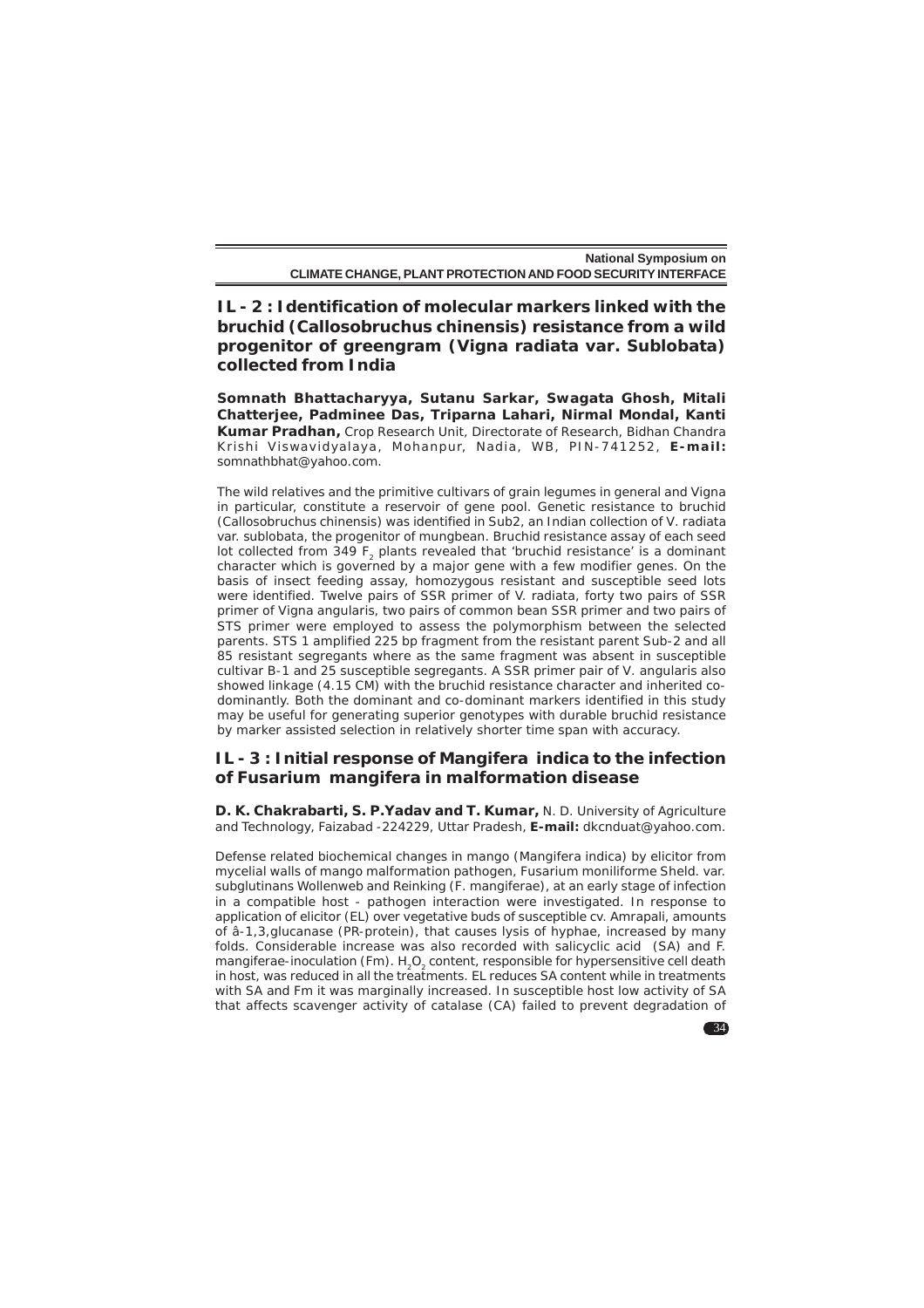## IL - 2 : Identification of molecular markers linked with the bruchid (Callosobruchus chinensis) resistance from a wild progenitor of greengram (Vigna radiata var. Sublobata) collected from India

**Somnath Bhattacharyya, Sutanu Sarkar, Swagata Ghosh, Mitali Chatterjee, Padminee Das, Triparna Lahari, Nirmal Mondal, Kanti Kumar Pradhan,** Crop Research Unit, Directorate of Research, Bidhan Chandra Krishi Viswavidyalaya, Mohanpur, Nadia, WB, PIN-741252, **E-mail:** somnathbhat@yahoo.com.

The wild relatives and the primitive cultivars of grain legumes in general and Vigna in particular, constitute a reservoir of gene pool. Genetic resistance to bruchid (Callosobruchus chinensis) was identified in Sub2, an Indian collection of V. radiata var. sublobata, the progenitor of mungbean. Bruchid resistance assay of each seed lot collected from 349 $F_2$ plants revealed that 'bruchid resistance' is a dominant character which is governed by a major gene with a few modifier genes. On the basis of insect feeding assay, homozygous resistant and susceptible seed lots were identified. Twelve pairs of SSR primer of V. radiata, forty two pairs of SSR primer of Vigna angularis, two pairs of common bean SSR primer and two pairs of STS primer were employed to assess the polymorphism between the selected parents. STS 1 amplified 225 bp fragment from the resistant parent Sub-2 and all 85 resistant segregants where as the same fragment was absent in susceptible cultivar B-1 and 25 susceptible segregants. A SSR primer pair of V. angularis also showed linkage (4.15 CM) with the bruchid resistance character and inherited co-dominantly. Both the dominant and co-dominant markers identified in this study may be useful for generating superior genotypes with durable bruchid resistance by marker assisted selection in relatively shorter time span with accuracy.

## IL - 3 : Initial response of Mangifera indica to the infection of Fusarium mangifera in malformation disease

**D. K. Chakrabarti, S. P.Yadav and T. Kumar,** N. D. University of Agriculture and Technology, Faizabad -224229, Uttar Pradesh, **E-mail:** dkcnduat@yahoo.com.

Defense related biochemical changes in mango (Mangifera indica) by elicitor from mycelial walls of mango malformation pathogen, Fusarium moniliforme Sheld. var. subglutinans Wollenweb and Reinking (F. mangiferae), at an early stage of infection in a compatible host - pathogen interaction were investigated. In response to application of elicitor (EL) over vegetative buds of susceptible cv. Amrapali, amounts of â-1,3,glucanase (PR-protein), that causes lysis of hyphae, increased by many folds. Considerable increase was also recorded with salicyclic acid (SA) and F. mangiferae-inoculation (Fm). $H_2O_2$ content, responsible for hypersensitive cell death in host, was reduced in all the treatments. EL reduces SA content while in treatments with SA and Fm it was marginally increased. In susceptible host low activity of SA that affects scavenger activity of catalase (CA) failed to prevent degradation of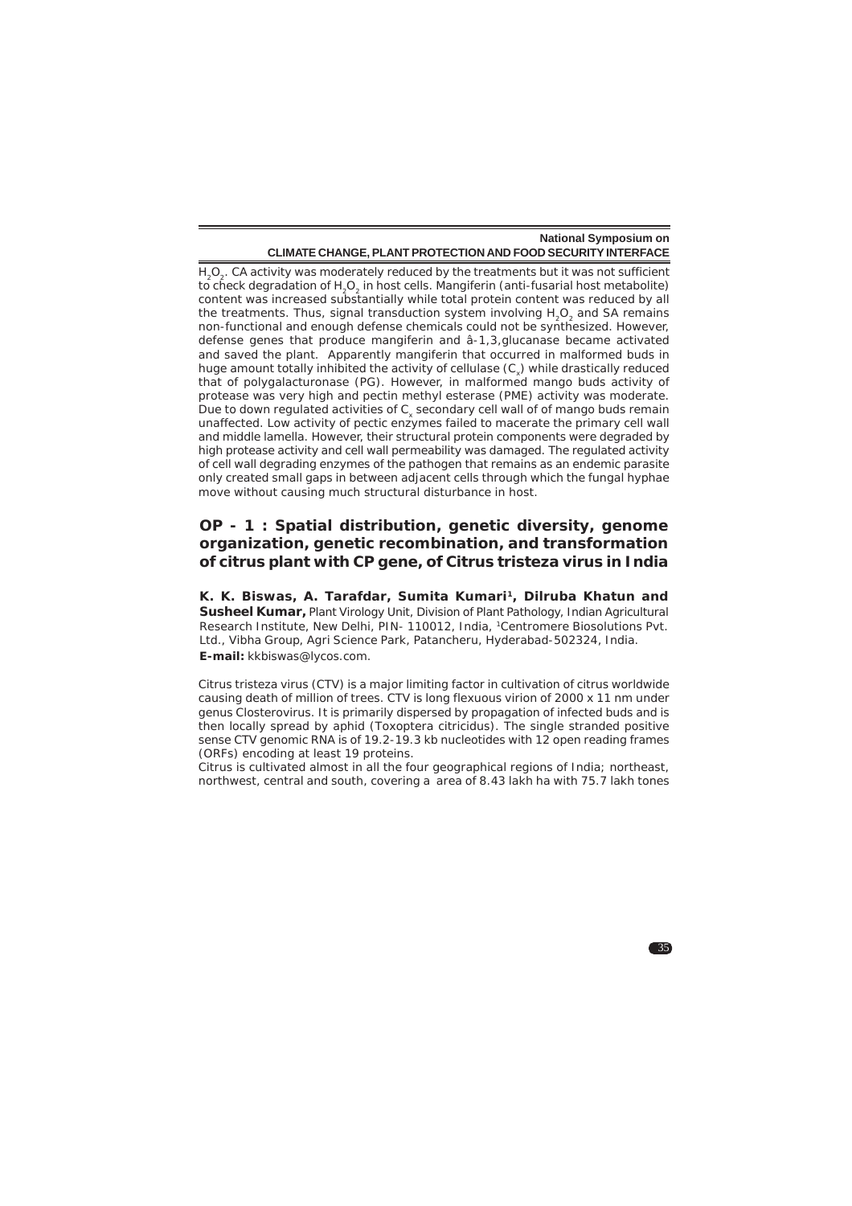$H_2O_2$. CA activity was moderately reduced by the treatments but it was not sufficient to check degradation of $H_2O_2$ in host cells. Mangiferin (anti-fusarial host metabolite) content was increased substantially while total protein content was reduced by all the treatments. Thus, signal transduction system involving $H_2O_2$ and SA remains non-functional and enough defense chemicals could not be synthesized. However, defense genes that produce mangiferin and â-1,3,glucanase became activated and saved the plant. Apparently mangiferin that occurred in malformed buds in huge amount totally inhibited the activity of cellulase ($C_x$) while drastically reduced that of polygalacturonase (PG). However, in malformed mango buds activity of protease was very high and pectin methyl esterase (PME) activity was moderate. Due to down regulated activities of $C_x$ secondary cell wall of of mango buds remain unaffected. Low activity of pectic enzymes failed to macerate the primary cell wall and middle lamella. However, their structural protein components were degraded by high protease activity and cell wall permeability was damaged. The regulated activity of cell wall degrading enzymes of the pathogen that remains as an endemic parasite only created small gaps in between adjacent cells through which the fungal hyphae move without causing much structural disturbance in host.

## OP - 1 : Spatial distribution, genetic diversity, genome organization, genetic recombination, and transformation of citrus plant with CP gene, of Citrus tristeza virus in India

**K. K. Biswas, A. Tarafdar, Sumita Kumari[1], Dilruba Khatun and Susheel Kumar,** Plant Virology Unit, Division of Plant Pathology, Indian Agricultural Research Institute, New Delhi, PIN- 110012, India, [1]Centromere Biosolutions Pvt. Ltd., Vibha Group, Agri Science Park, Patancheru, Hyderabad-502324, India.
**E-mail:** kkbiswas@lycos.com.

Citrus tristeza virus (CTV) is a major limiting factor in cultivation of citrus worldwide causing death of million of trees. CTV is long flexuous virion of 2000 x 11 nm under genus Closterovirus. It is primarily dispersed by propagation of infected buds and is then locally spread by aphid (Toxoptera citricidus). The single stranded positive sense CTV genomic RNA is of 19.2-19.3 kb nucleotides with 12 open reading frames (ORFs) encoding at least 19 proteins.

Citrus is cultivated almost in all the four geographical regions of India; northeast, northwest, central and south, covering a area of 8.43 lakh ha with 75.7 lakh tones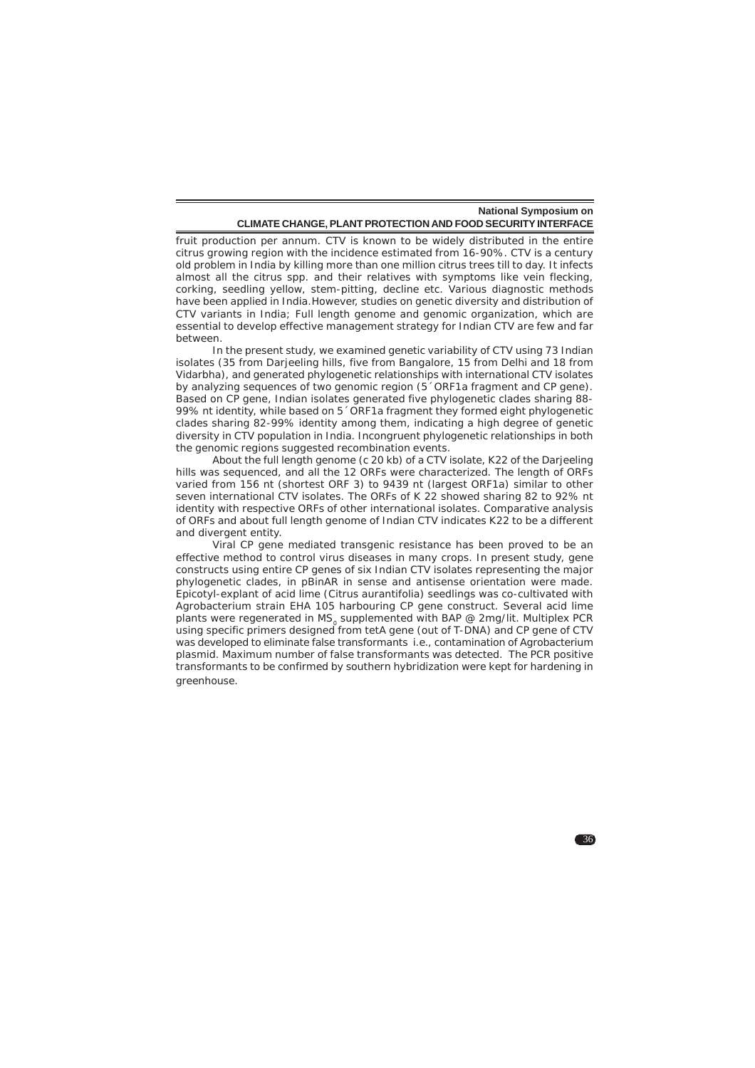fruit production per annum. CTV is known to be widely distributed in the entire citrus growing region with the incidence estimated from 16-90%. CTV is a century old problem in India by killing more than one million citrus trees till to day. It infects almost all the citrus spp. and their relatives with symptoms like vein flecking, corking, seedling yellow, stem-pitting, decline etc. Various diagnostic methods have been applied in India.However, studies on genetic diversity and distribution of CTV variants in India; Full length genome and genomic organization, which are essential to develop effective management strategy for Indian CTV are few and far between.

In the present study, we examined genetic variability of CTV using 73 Indian isolates (35 from Darjeeling hills, five from Bangalore, 15 from Delhi and 18 from Vidarbha), and generated phylogenetic relationships with international CTV isolates by analyzing sequences of two genomic region (5´ORF1a fragment and CP gene). Based on CP gene, Indian isolates generated five phylogenetic clades sharing 88-99% nt identity, while based on 5´ORF1a fragment they formed eight phylogenetic clades sharing 82-99% identity among them, indicating a high degree of genetic diversity in CTV population in India. Incongruent phylogenetic relationships in both the genomic regions suggested recombination events.

About the full length genome (c 20 kb) of a CTV isolate, K22 of the Darjeeling hills was sequenced, and all the 12 ORFs were characterized. The length of ORFs varied from 156 nt (shortest ORF 3) to 9439 nt (largest ORF1a) similar to other seven international CTV isolates. The ORFs of K 22 showed sharing 82 to 92% nt identity with respective ORFs of other international isolates. Comparative analysis of ORFs and about full length genome of Indian CTV indicates K22 to be a different and divergent entity.

Viral CP gene mediated transgenic resistance has been proved to be an effective method to control virus diseases in many crops. In present study, gene constructs using entire CP genes of six Indian CTV isolates representing the major phylogenetic clades, in pBinAR in sense and antisense orientation were made. Epicotyl-explant of acid lime (Citrus aurantifolia) seedlings was co-cultivated with Agrobacterium strain EHA 105 harbouring CP gene construct. Several acid lime plants were regenerated in $MS_0$ supplemented with BAP @ 2mg/lit. Multiplex PCR using specific primers designed from tetA gene (out of T-DNA) and CP gene of CTV was developed to eliminate false transformants i.e., contamination of Agrobacterium plasmid. Maximum number of false transformants was detected. The PCR positive transformants to be confirmed by southern hybridization were kept for hardening in greenhouse.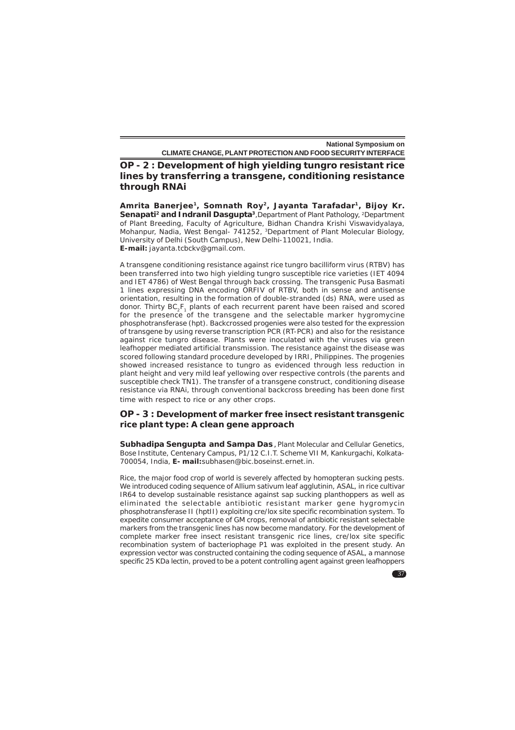## OP - 2 : Development of high yielding tungro resistant rice lines by transferring a transgene, conditioning resistance through RNAi

**Amrita Banerjee[1], Somnath Roy[2], Jayanta Tarafadar[1], Bijoy Kr. Senapati[2] and Indranil Dasgupta[3]**, Department of Plant Pathology, [2]Department of Plant Breeding, Faculty of Agriculture, Bidhan Chandra Krishi Viswavidyalaya, Mohanpur, Nadia, West Bengal- 741252, [3]Department of Plant Molecular Biology, University of Delhi (South Campus), New Delhi-110021, India.
**E-mail:** jayanta.tcbckv@gmail.com.

A transgene conditioning resistance against rice tungro bacilliform virus (RTBV) has been transferred into two high yielding tungro susceptible rice varieties (IET 4094 and IET 4786) of West Bengal through back crossing. The transgenic Pusa Basmati 1 lines expressing DNA encoding ORFIV of RTBV, both in sense and antisense orientation, resulting in the formation of double-stranded (ds) RNA, were used as donor. Thirty $BC_2F_1$ plants of each recurrent parent have been raised and scored for the presence of the transgene and the selectable marker hygromycine phosphotransferase (hpt). Backcrossed progenies were also tested for the expression of transgene by using reverse transcription PCR (RT-PCR) and also for the resistance against rice tungro disease. Plants were inoculated with the viruses via green leafhopper mediated artificial transmission. The resistance against the disease was scored following standard procedure developed by IRRI, Philippines. The progenies showed increased resistance to tungro as evidenced through less reduction in plant height and very mild leaf yellowing over respective controls (the parents and susceptible check TN1). The transfer of a transgene construct, conditioning disease resistance via RNAi, through conventional backcross breeding has been done first time with respect to rice or any other crops.

## OP - 3 : Development of marker free insect resistant transgenic rice plant type: A clean gene approach

**Subhadipa Sengupta and Sampa Das**, Plant Molecular and Cellular Genetics, Bose Institute, Centenary Campus, P1/12 C.I.T. Scheme VII M, Kankurgachi, Kolkata-700054, India, **E- mail:**subhasen@bic.boseinst.ernet.in.

Rice, the major food crop of world is severely affected by homopteran sucking pests. We introduced coding sequence of Allium sativum leaf agglutinin, ASAL, in rice cultivar IR64 to develop sustainable resistance against sap sucking planthoppers as well as eliminated the selectable antibiotic resistant marker gene hygromycin phosphotransferase II (hptII) exploiting cre/lox site specific recombination system. To expedite consumer acceptance of GM crops, removal of antibiotic resistant selectable markers from the transgenic lines has now become mandatory. For the development of complete marker free insect resistant transgenic rice lines, cre/lox site specific recombination system of bacteriophage P1 was exploited in the present study. An expression vector was constructed containing the coding sequence of ASAL, a mannose specific 25 KDa lectin, proved to be a potent controlling agent against green leafhoppers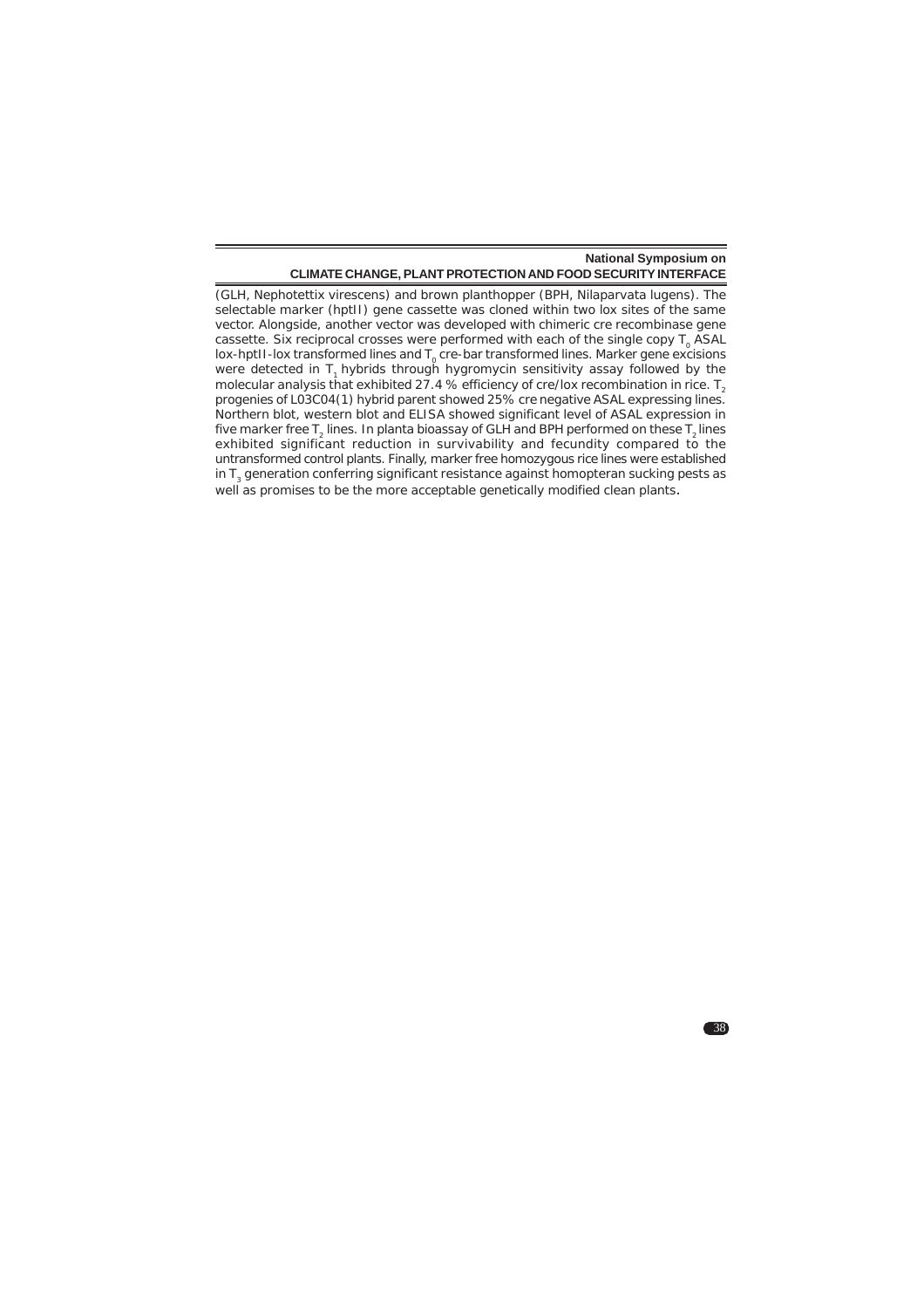(GLH, Nephotettix virescens) and brown planthopper (BPH, Nilaparvata lugens). The selectable marker (hptII) gene cassette was cloned within two lox sites of the same vector. Alongside, another vector was developed with chimeric cre recombinase gene cassette. Six reciprocal crosses were performed with each of the single copy $T_0$ ASAL lox-hptII-lox transformed lines and $T_0$ cre-bar transformed lines. Marker gene excisions were detected in $T_1$ hybrids through hygromycin sensitivity assay followed by the molecular analysis that exhibited 27.4 % efficiency of cre/lox recombination in rice. $T_2$ progenies of L03C04(1) hybrid parent showed 25% cre negative ASAL expressing lines. Northern blot, western blot and ELISA showed significant level of ASAL expression in five marker free $T_2$ lines. In planta bioassay of GLH and BPH performed on these $T_2$ lines exhibited significant reduction in survivability and fecundity compared to the untransformed control plants. Finally, marker free homozygous rice lines were established in $T_3$ generation conferring significant resistance against homopteran sucking pests as well as promises to be the more acceptable genetically modified clean plants.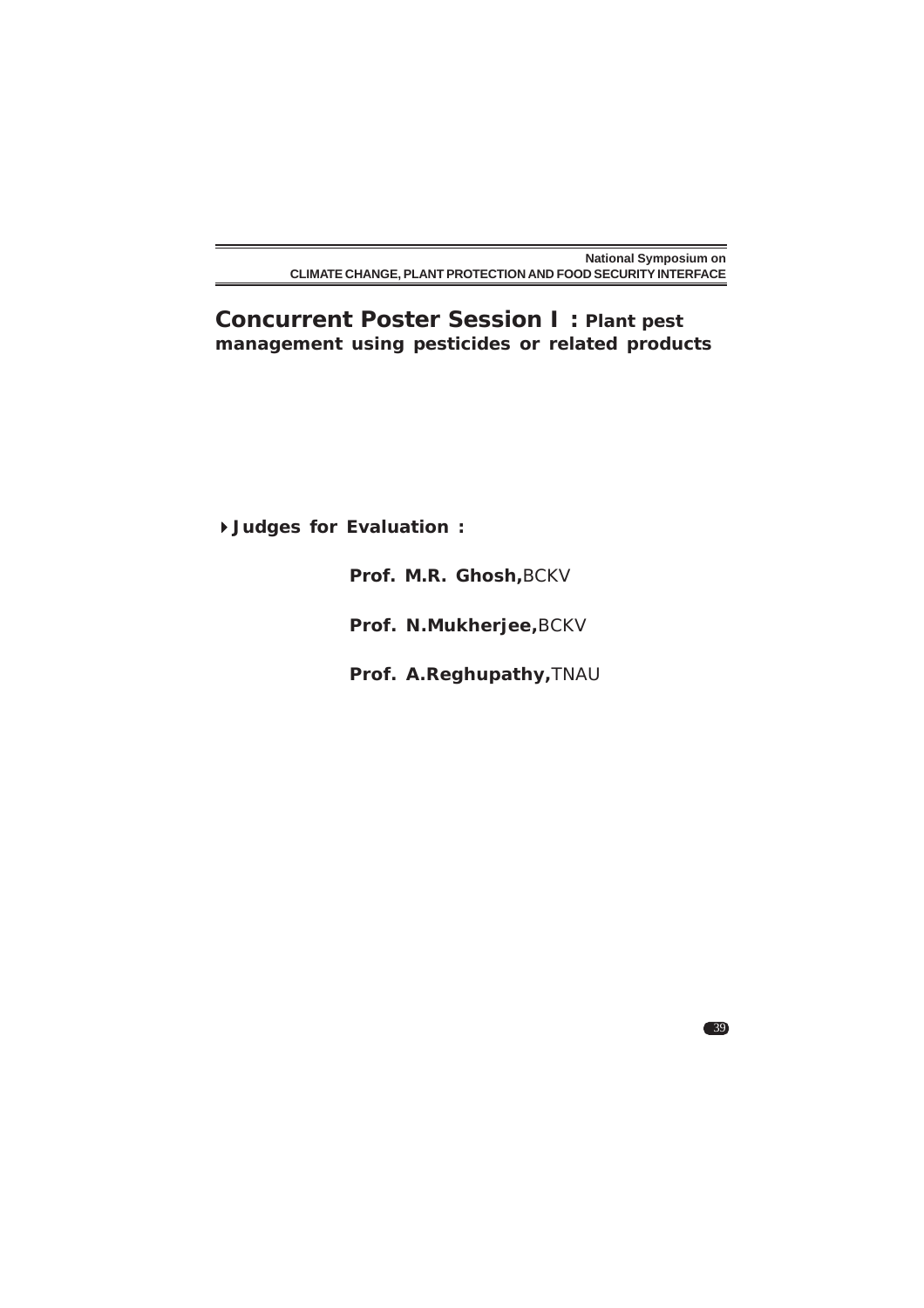## Concurrent Poster Session I : Plant pest management using pesticides or related products

**Judges for Evaluation :**

**Prof. M.R. Ghosh,** BCKV

**Prof. N.Mukherjee,** BCKV

**Prof. A.Reghupathy,** TNAU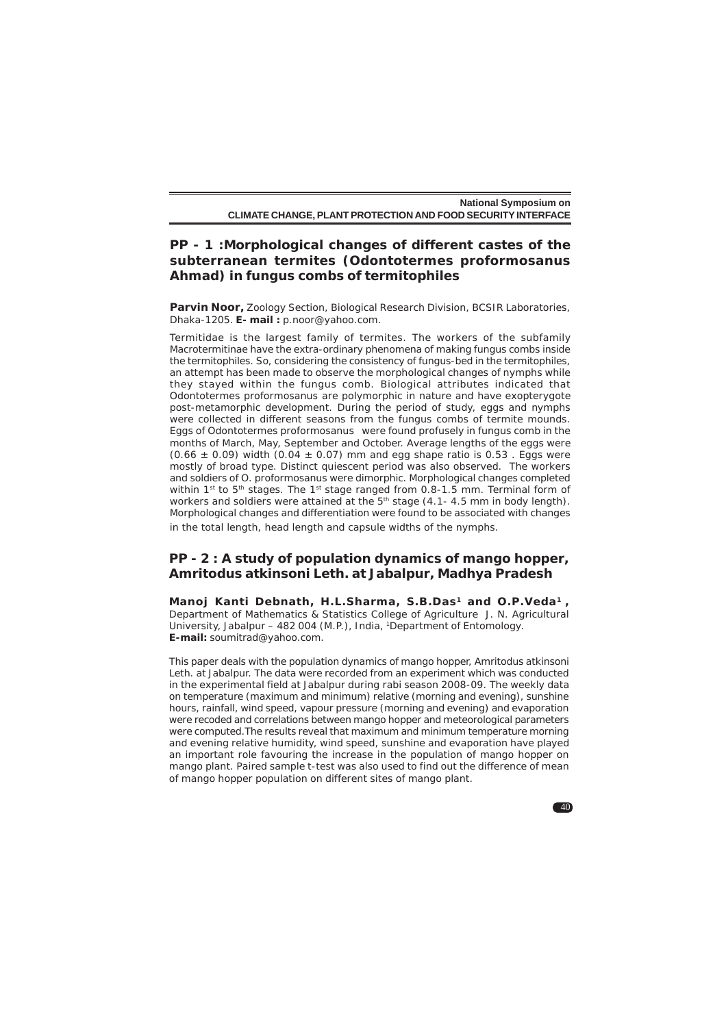## PP - 1 :Morphological changes of different castes of the subterranean termites (Odontotermes proformosanus Ahmad) in fungus combs of termitophiles

**Parvin Noor,** Zoology Section, Biological Research Division, BCSIR Laboratories, Dhaka-1205. **E- mail :** p.noor@yahoo.com.

Termitidae is the largest family of termites. The workers of the subfamily Macrotermitinae have the extra-ordinary phenomena of making fungus combs inside the termitophiles. So, considering the consistency of fungus-bed in the termitophiles, an attempt has been made to observe the morphological changes of nymphs while they stayed within the fungus comb. Biological attributes indicated that Odontotermes proformosanus are polymorphic in nature and have exopterygote post-metamorphic development. During the period of study, eggs and nymphs were collected in different seasons from the fungus combs of termite mounds. Eggs of Odontotermes proformosanus were found profusely in fungus comb in the months of March, May, September and October. Average lengths of the eggs were $(0.66 \pm 0.09)$ width $(0.04 \pm 0.07)$ mm and egg shape ratio is 0.53 . Eggs were mostly of broad type. Distinct quiescent period was also observed. The workers and soldiers of O. proformosanus were dimorphic. Morphological changes completed within $1^{st}$ to $5^{th}$ stages. The $1^{st}$ stage ranged from 0.8-1.5 mm. Terminal form of workers and soldiers were attained at the $5^{th}$ stage (4.1- 4.5 mm in body length). Morphological changes and differentiation were found to be associated with changes in the total length, head length and capsule widths of the nymphs.

## PP - 2 : A study of population dynamics of mango hopper, Amritodus atkinsoni Leth. at Jabalpur, Madhya Pradesh

**Manoj Kanti Debnath, H.L.Sharma, S.B.Das[1] and O.P.Veda[1] ,** Department of Mathematics & Statistics College of Agriculture J. N. Agricultural University, Jabalpur – 482 004 (M.P.), India, [1]Department of Entomology. **E-mail:** soumitrad@yahoo.com.

This paper deals with the population dynamics of mango hopper, Amritodus atkinsoni Leth. at Jabalpur. The data were recorded from an experiment which was conducted in the experimental field at Jabalpur during rabi season 2008-09. The weekly data on temperature (maximum and minimum) relative (morning and evening), sunshine hours, rainfall, wind speed, vapour pressure (morning and evening) and evaporation were recoded and correlations between mango hopper and meteorological parameters were computed.The results reveal that maximum and minimum temperature morning and evening relative humidity, wind speed, sunshine and evaporation have played an important role favouring the increase in the population of mango hopper on mango plant. Paired sample t-test was also used to find out the difference of mean of mango hopper population on different sites of mango plant.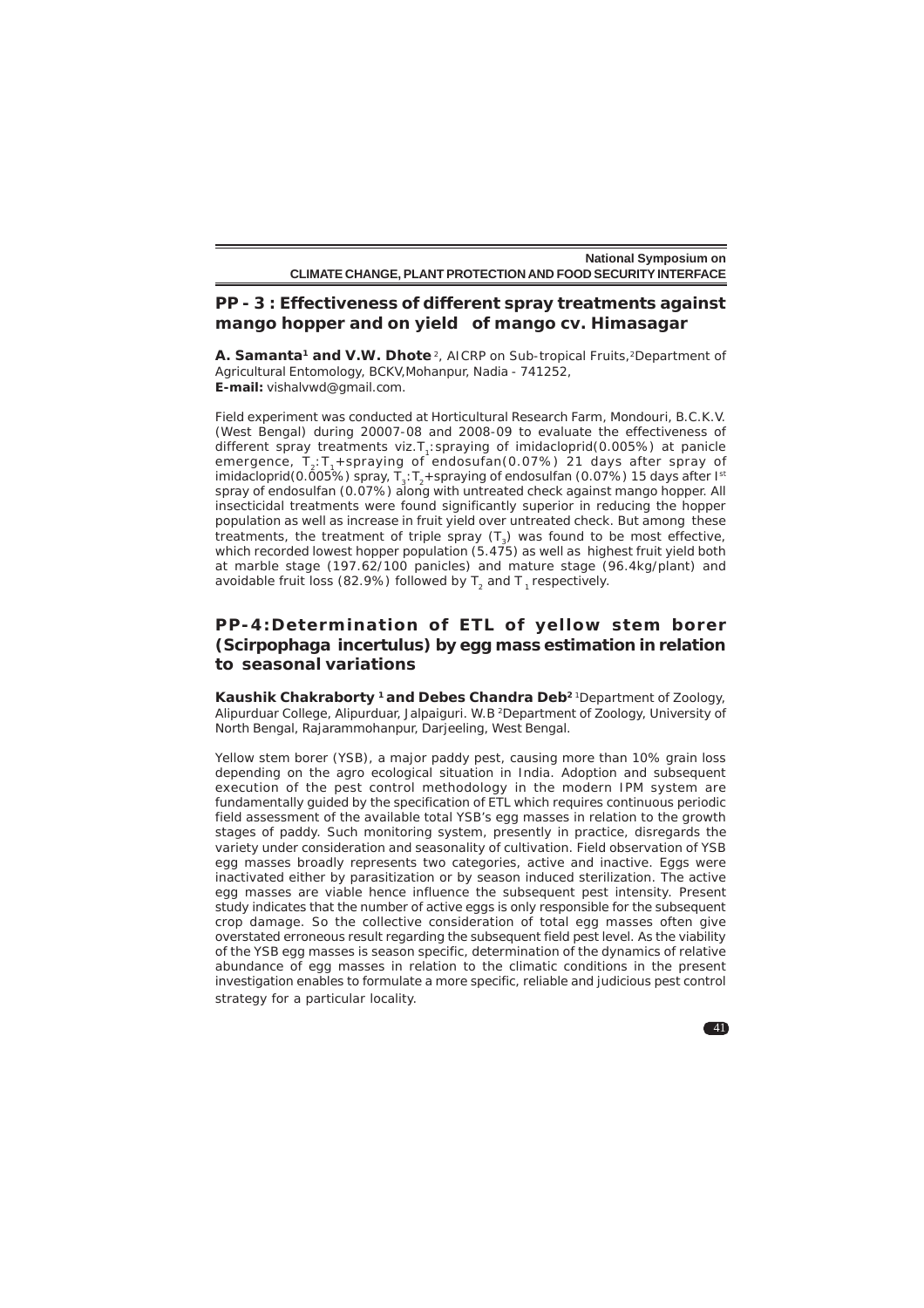## PP - 3 : Effectiveness of different spray treatments against mango hopper and on yield of mango cv. Himasagar

**A. Samanta[1] and V.W. Dhote**[2], AICRP on Sub-tropical Fruits,[2]Department of Agricultural Entomology, BCKV,Mohanpur, Nadia - 741252,
**E-mail:** vishalvwd@gmail.com.

Field experiment was conducted at Horticultural Research Farm, Mondouri, B.C.K.V. (West Bengal) during 20007-08 and 2008-09 to evaluate the effectiveness of different spray treatments viz.$T_1$: spraying of imidacloprid(0.005%) at panicle emergence, $T_2$: $T_1$+spraying of endosufan(0.07%) 21 days after spray of imidacloprid(0.005%) spray, $T_3$: $T_2$+spraying of endosulfan (0.07%) 15 days after I[st] spray of endosulfan (0.07%) along with untreated check against mango hopper. All insecticidal treatments were found significantly superior in reducing the hopper population as well as increase in fruit yield over untreated check. But among these treatments, the treatment of triple spray ($T_3$) was found to be most effective, which recorded lowest hopper population (5.475) as well as highest fruit yield both at marble stage (197.62/100 panicles) and mature stage (96.4kg/plant) and avoidable fruit loss (82.9%) followed by $T_2$ and $T_1$ respectively.

## PP-4:Determination of ETL of yellow stem borer (*Scirpophaga incertulus*) by egg mass estimation in relation to seasonal variations

**Kaushik Chakraborty [1] and Debes Chandra Deb[2]** [1]Department of Zoology, Alipurduar College, Alipurduar, Jalpaiguri. W.B [2]Department of Zoology, University of North Bengal, Rajarammohanpur, Darjeeling, West Bengal.

Yellow stem borer (YSB), a major paddy pest, causing more than 10% grain loss depending on the agro ecological situation in India. Adoption and subsequent execution of the pest control methodology in the modern IPM system are fundamentally guided by the specification of ETL which requires continuous periodic field assessment of the available total YSB's egg masses in relation to the growth stages of paddy. Such monitoring system, presently in practice, disregards the variety under consideration and seasonality of cultivation. Field observation of YSB egg masses broadly represents two categories, active and inactive. Eggs were inactivated either by parasitization or by season induced sterilization. The active egg masses are viable hence influence the subsequent pest intensity. Present study indicates that the number of active eggs is only responsible for the subsequent crop damage. So the collective consideration of total egg masses often give overstated erroneous result regarding the subsequent field pest level. As the viability of the YSB egg masses is season specific, determination of the dynamics of relative abundance of egg masses in relation to the climatic conditions in the present investigation enables to formulate a more specific, reliable and judicious pest control strategy for a particular locality.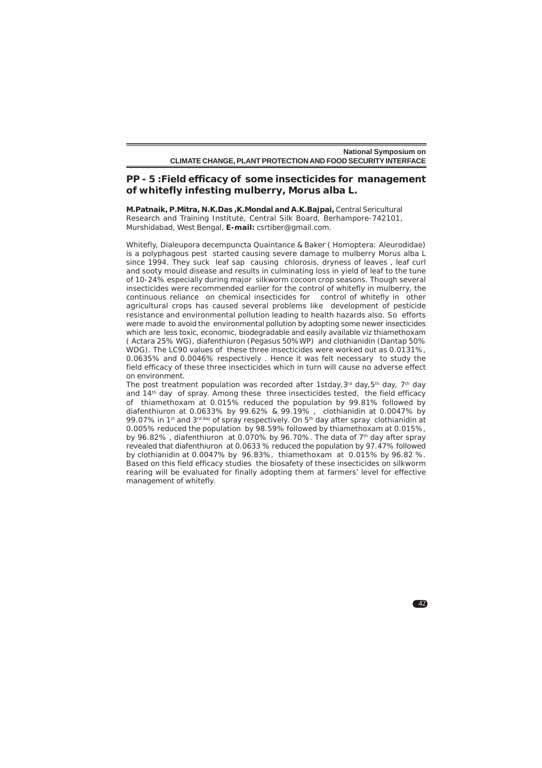## PP - 5 :Field efficacy of some insecticides for management of whitefly infesting mulberry, *Morus alba* L.

**M.Patnaik, P.Mitra, N.K.Das ,K.Mondal and A.K.Bajpai,** Central Sericultural Research and Training Institute, Central Silk Board, Berhampore-742101, Murshidabad, West Bengal, **E-mail:** csrtiber@gmail.com.

Whitefly, Dialeupora decempuncta Quaintance & Baker ( Homoptera: Aleurodidae) is a polyphagous pest started causing severe damage to mulberry Morus alba L since 1994. They suck leaf sap causing chlorosis, dryness of leaves , leaf curl and sooty mould disease and results in culminating loss in yield of leaf to the tune of 10-24% especially during major silkworm cocoon crop seasons. Though several insecticides were recommended earlier for the control of whitefly in mulberry, the continuous reliance on chemical insecticides for control of whitefly in other agricultural crops has caused several problems like development of pesticide resistance and environmental pollution leading to health hazards also. So efforts were made to avoid the environmental pollution by adopting some newer insecticides which are less toxic, economic, biodegradable and easily available viz thiamethoxam ( Actara 25% WG), diafenthiuron (Pegasus 50%WP) and clothianidin (Dantap 50% WDG). The LC90 values of these three insecticides were worked out as 0.0131%, 0.0635% and 0.0046% respectively . Hence it was felt necessary to study the field efficacy of these three insecticides which in turn will cause no adverse effect on environment.

The post treatment population was recorded after 1stday,3rd day,5th day, 7th day and 14th day of spray. Among these three insecticides tested, the field efficacy of thiamethoxam at 0.015% reduced the population by 99.81% followed by diafenthiuron at 0.0633% by 99.62% & 99.19% , clothianidin at 0.0047% by 99.07% in 1st and 3rd day of spray respectively. On 5th day after spray clothianidin at 0.005% reduced the population by 98.59% followed by thiamethoxam at 0.015%, by 96.82% , diafenthiuron at 0.070% by 96.70%. The data of 7th day after spray revealed that diafenthiuron at 0.0633 % reduced the population by 97.47% followed by clothianidin at 0.0047% by 96.83%, thiamethoxam at 0.015% by 96.82 %. Based on this field efficacy studies the biosafety of these insecticides on silkworm rearing will be evaluated for finally adopting them at farmers' level for effective management of whitefly.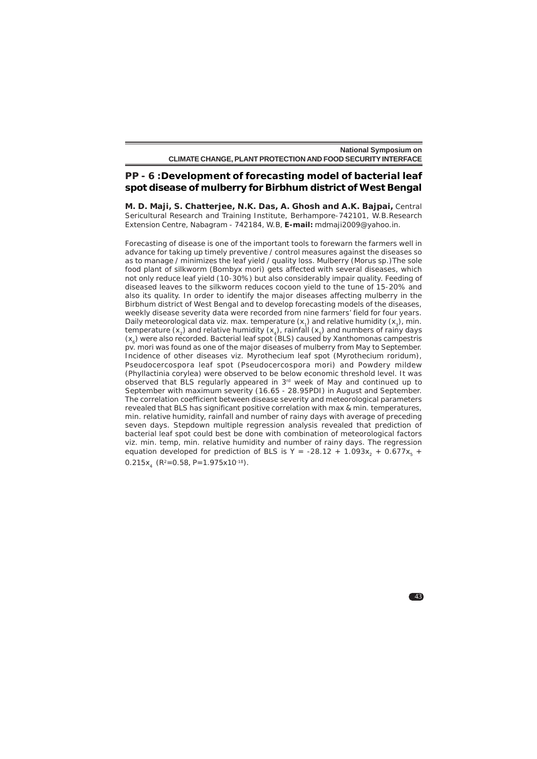## PP - 6 :Development of forecasting model of bacterial leaf spot disease of mulberry for Birbhum district of West Bengal

**M. D. Maji, S. Chatterjee, N.K. Das, A. Ghosh and A.K. Bajpai,** Central Sericultural Research and Training Institute, Berhampore-742101, W.B.Research Extension Centre, Nabagram - 742184, W.B, **E-mail:** mdmaji2009@yahoo.in.

Forecasting of disease is one of the important tools to forewarn the farmers well in advance for taking up timely preventive / control measures against the diseases so as to manage / minimizes the leaf yield / quality loss. Mulberry (Morus sp.)The sole food plant of silkworm (Bombyx mori) gets affected with several diseases, which not only reduce leaf yield (10-30%) but also considerably impair quality. Feeding of diseased leaves to the silkworm reduces cocoon yield to the tune of 15-20% and also its quality. In order to identify the major diseases affecting mulberry in the Birbhum district of West Bengal and to develop forecasting models of the diseases, weekly disease severity data were recorded from nine farmers' field for four years. Daily meteorological data viz. max. temperature ($x_1$) and relative humidity ($x_3$), min. temperature ($x_2$) and relative humidity ($x_4$), rainfall ($x_5$) and numbers of rainy days ($x_6$) were also recorded. Bacterial leaf spot (BLS) caused by Xanthomonas campestris pv. mori was found as one of the major diseases of mulberry from May to September. Incidence of other diseases viz. Myrothecium leaf spot (Myrothecium roridum), Pseudocercospora leaf spot (Pseudocercospora mori) and Powdery mildew (Phyllactinia corylea) were observed to be below economic threshold level. It was observed that BLS regularly appeared in 3rd week of May and continued up to September with maximum severity (16.65 - 28.95PDI) in August and September. The correlation coefficient between disease severity and meteorological parameters revealed that BLS has significant positive correlation with max & min. temperatures, min. relative humidity, rainfall and number of rainy days with average of preceding seven days. Stepdown multiple regression analysis revealed that prediction of bacterial leaf spot could best be done with combination of meteorological factors viz. min. temp, min. relative humidity and number of rainy days. The regression equation developed for prediction of BLS is $Y = -28.12 + 1.093x_2 + 0.677x_5 + 0.215x_4$ ($R^2$=0.58, P=$1.975 \times 10^{-18}$).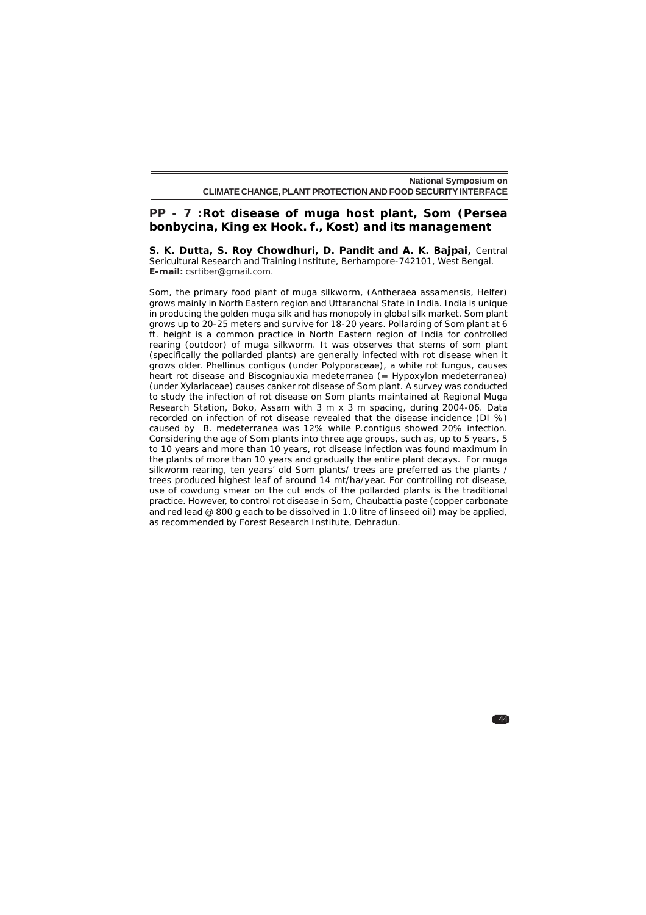## PP - 7 :Rot disease of muga host plant, Som (Persea bonbycina, King ex Hook. f., Kost) and its management

**S. K. Dutta, S. Roy Chowdhuri, D. Pandit and A. K. Bajpai,** Central Sericultural Research and Training Institute, Berhampore-742101, West Bengal.
**E-mail:** csrtiber@gmail.com.

Som, the primary food plant of muga silkworm, (Antheraea assamensis, Helfer) grows mainly in North Eastern region and Uttaranchal State in India. India is unique in producing the golden muga silk and has monopoly in global silk market. Som plant grows up to 20-25 meters and survive for 18-20 years. Pollarding of Som plant at 6 ft. height is a common practice in North Eastern region of India for controlled rearing (outdoor) of muga silkworm. It was observes that stems of som plant (specifically the pollarded plants) are generally infected with rot disease when it grows older. Phellinus contigus (under Polyporaceae), a white rot fungus, causes heart rot disease and Biscogniauxia medeterranea (= Hypoxylon medeterranea) (under Xylariaceae) causes canker rot disease of Som plant. A survey was conducted to study the infection of rot disease on Som plants maintained at Regional Muga Research Station, Boko, Assam with 3 m x 3 m spacing, during 2004-06. Data recorded on infection of rot disease revealed that the disease incidence (DI %) caused by B. medeterranea was 12% while P.contigus showed 20% infection. Considering the age of Som plants into three age groups, such as, up to 5 years, 5 to 10 years and more than 10 years, rot disease infection was found maximum in the plants of more than 10 years and gradually the entire plant decays. For muga silkworm rearing, ten years' old Som plants/ trees are preferred as the plants / trees produced highest leaf of around 14 mt/ha/year. For controlling rot disease, use of cowdung smear on the cut ends of the pollarded plants is the traditional practice. However, to control rot disease in Som, Chaubattia paste (copper carbonate and red lead @ 800 g each to be dissolved in 1.0 litre of linseed oil) may be applied, as recommended by Forest Research Institute, Dehradun.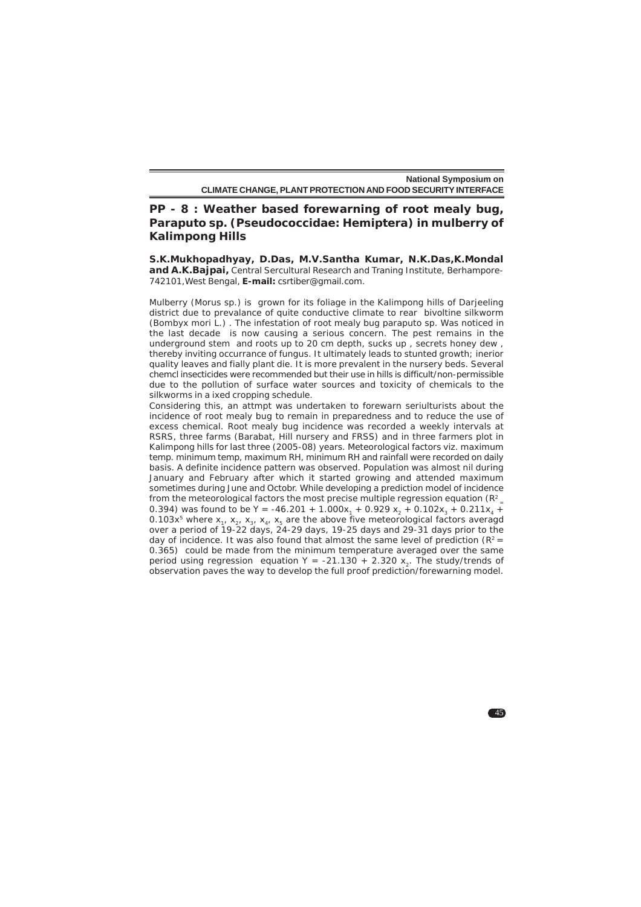## PP - 8 : Weather based forewarning of root mealy bug, Paraputo sp. (Pseudococcidae: Hemiptera) in mulberry of Kalimpong Hills

**S.K.Mukhopadhyay, D.Das, M.V.Santha Kumar, N.K.Das,K.Mondal and A.K.Bajpai,** Central Sercultural Research and Traning Institute, Berhampore-742101,West Bengal, **E-mail:** csrtiber@gmail.com.

Mulberry (Morus sp.) is grown for its foliage in the Kalimpong hills of Darjeeling district due to prevalance of quite conductive climate to rear bivoltine silkworm (Bombyx mori L.) . The infestation of root mealy bug paraputo sp. Was noticed in the last decade is now causing a serious concern. The pest remains in the underground stem and roots up to 20 cm depth, sucks up , secrets honey dew , thereby inviting occurrance of fungus. It ultimately leads to stunted growth; inerior quality leaves and fially plant die. It is more prevalent in the nursery beds. Several chemcl insecticides were recommended but their use in hills is difficult/non-permissible due to the pollution of surface water sources and toxicity of chemicals to the silkworms in a ixed cropping schedule.

Considering this, an attmpt was undertaken to forewarn seriulturists about the incidence of root mealy bug to remain in preparedness and to reduce the use of excess chemical. Root mealy bug incidence was recorded a weekly intervals at RSRS, three farms (Barabat, Hill nursery and FRSS) and in three farmers plot in Kalimpong hills for last three (2005-08) years. Meteorological factors viz. maximum temp. minimum temp, maximum RH, minimum RH and rainfall were recorded on daily basis. A definite incidence pattern was observed. Population was almost nil during January and February after which it started growing and attended maximum sometimes during June and Octobr. While developing a prediction model of incidence from the meteorological factors the most precise multiple regression equation ($R^2 = 0.394$) was found to be $Y = -46.201 + 1.000x_1 + 0.929\,x_2 + 0.102x_3 + 0.211x_4 + 0.103x^5$ where $x_1$, $x_2$, $x_3$, $x_4$, $x_5$ are the above five meteorological factors averagd over a period of 19-22 days, 24-29 days, 19-25 days and 29-31 days prior to the day of incidence. It was also found that almost the same level of prediction ($R^2 = 0.365$) could be made from the minimum temperature averaged over the same period using regression equation $Y = -21.130 + 2.320\,x_2$. The study/trends of observation paves the way to develop the full proof prediction/forewarning model.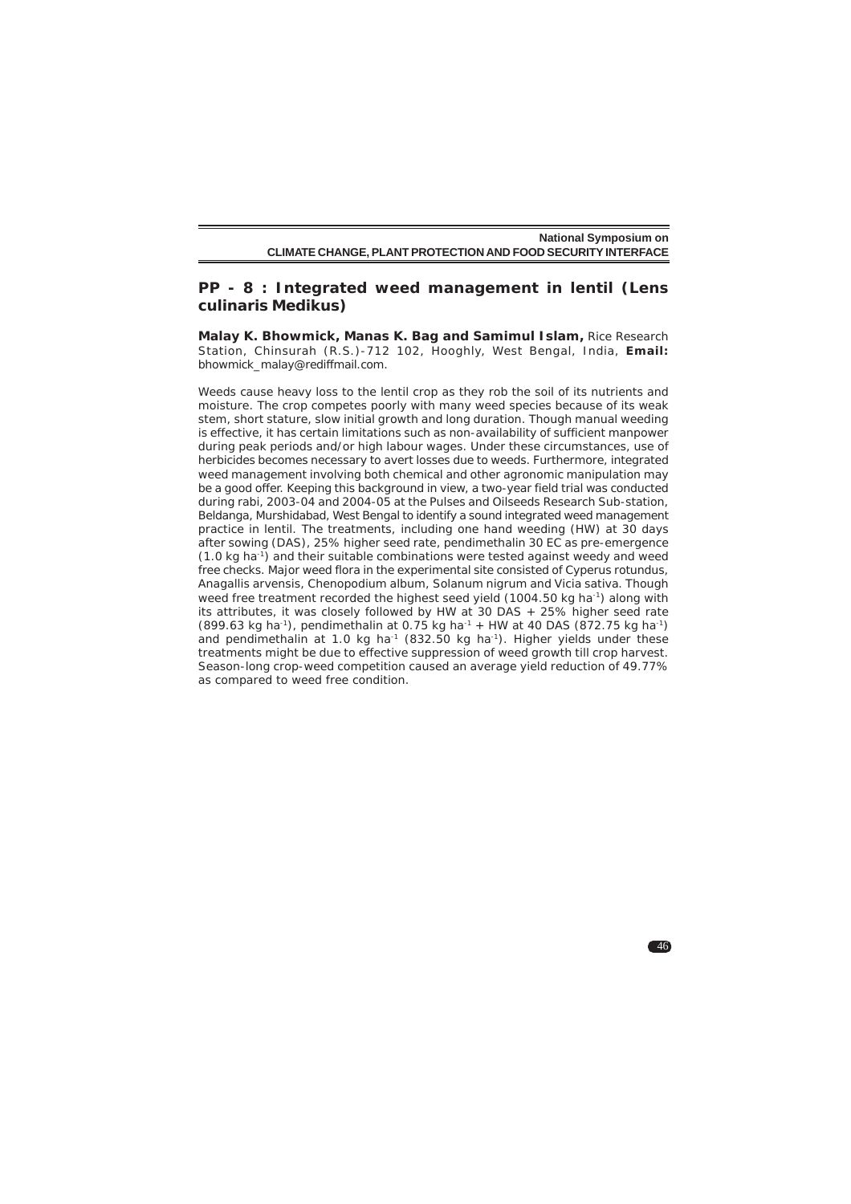## PP - 8 : Integrated weed management in lentil (*Lens culinaris* Medikus)

**Malay K. Bhowmick, Manas K. Bag and Samimul Islam,** Rice Research Station, Chinsurah (R.S.)-712 102, Hooghly, West Bengal, India, **Email:** bhowmick_malay@rediffmail.com.

Weeds cause heavy loss to the lentil crop as they rob the soil of its nutrients and moisture. The crop competes poorly with many weed species because of its weak stem, short stature, slow initial growth and long duration. Though manual weeding is effective, it has certain limitations such as non-availability of sufficient manpower during peak periods and/or high labour wages. Under these circumstances, use of herbicides becomes necessary to avert losses due to weeds. Furthermore, integrated weed management involving both chemical and other agronomic manipulation may be a good offer. Keeping this background in view, a two-year field trial was conducted during rabi, 2003-04 and 2004-05 at the Pulses and Oilseeds Research Sub-station, Beldanga, Murshidabad, West Bengal to identify a sound integrated weed management practice in lentil. The treatments, including one hand weeding (HW) at 30 days after sowing (DAS), 25% higher seed rate, pendimethalin 30 EC as pre-emergence (1.0 kg $ha^{-1}$) and their suitable combinations were tested against weedy and weed free checks. Major weed flora in the experimental site consisted of *Cyperus rotundus*, *Anagallis arvensis*, *Chenopodium album*, *Solanum nigrum* and *Vicia sativa*. Though weed free treatment recorded the highest seed yield (1004.50 kg $ha^{-1}$) along with its attributes, it was closely followed by HW at 30 DAS + 25% higher seed rate (899.63 kg $ha^{-1}$), pendimethalin at 0.75 kg $ha^{-1}$ + HW at 40 DAS (872.75 kg $ha^{-1}$) and pendimethalin at 1.0 kg $ha^{-1}$ (832.50 kg $ha^{-1}$). Higher yields under these treatments might be due to effective suppression of weed growth till crop harvest. Season-long crop-weed competition caused an average yield reduction of 49.77% as compared to weed free condition.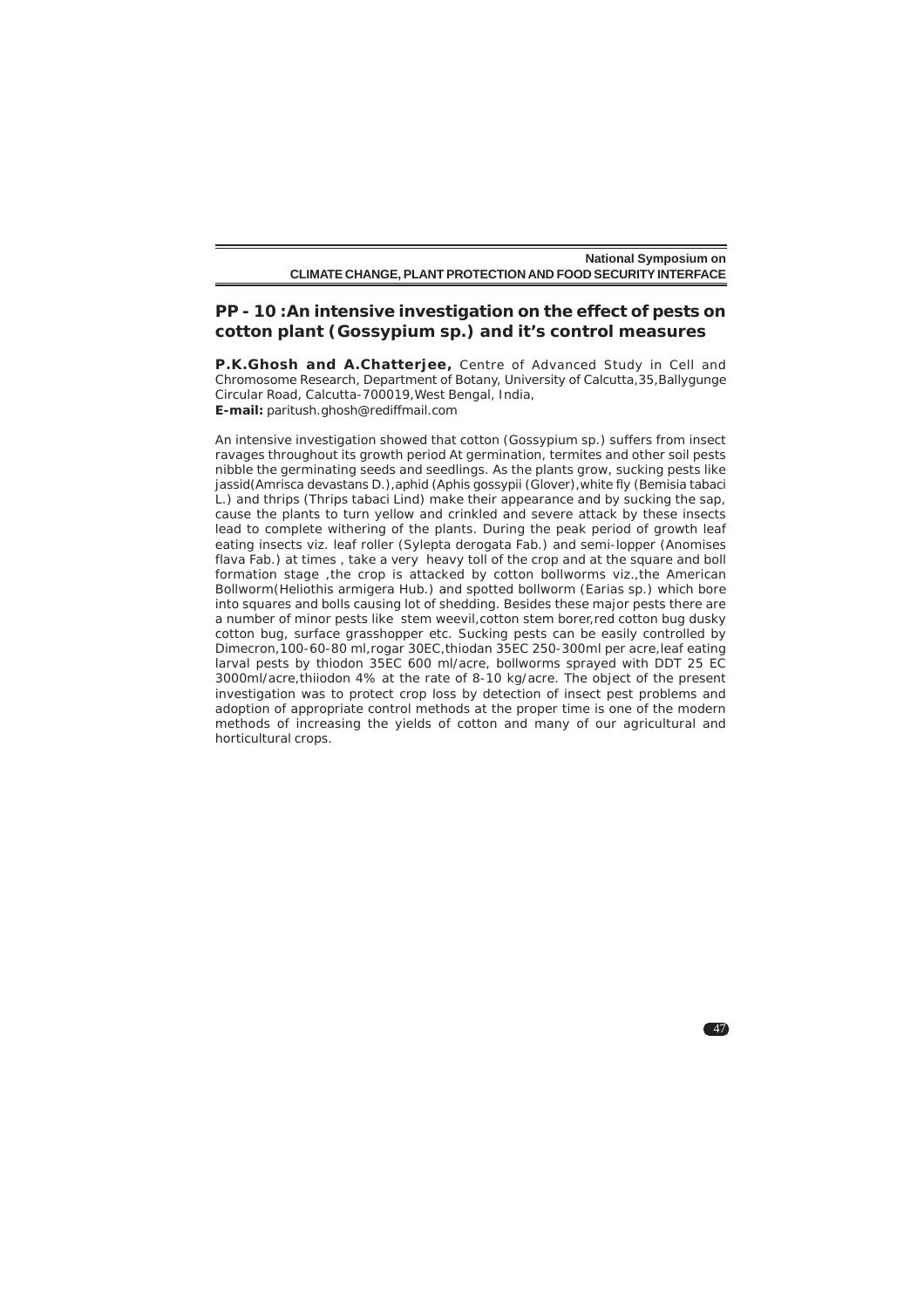## PP - 10 :An intensive investigation on the effect of pests on cotton plant (Gossypium sp.) and it's control measures

**P.K.Ghosh and A.Chatterjee,** Centre of Advanced Study in Cell and Chromosome Research, Department of Botany, University of Calcutta,35,Ballygunge Circular Road, Calcutta-700019,West Bengal, India,
**E-mail:** paritush.ghosh@rediffmail.com

An intensive investigation showed that cotton (Gossypium sp.) suffers from insect ravages throughout its growth period At germination, termites and other soil pests nibble the germinating seeds and seedlings. As the plants grow, sucking pests like jassid(Amrisca devastans D.),aphid (Aphis gossypii (Glover),white fly (Bemisia tabaci L.) and thrips (Thrips tabaci Lind) make their appearance and by sucking the sap, cause the plants to turn yellow and crinkled and severe attack by these insects lead to complete withering of the plants. During the peak period of growth leaf eating insects viz. leaf roller (Sylepta derogata Fab.) and semi-lopper (Anomises flava Fab.) at times , take a very heavy toll of the crop and at the square and boll formation stage ,the crop is attacked by cotton bollworms viz.,the American Bollworm(Heliothis armigera Hub.) and spotted bollworm (Earias sp.) which bore into squares and bolls causing lot of shedding. Besides these major pests there are a number of minor pests like stem weevil,cotton stem borer,red cotton bug dusky cotton bug, surface grasshopper etc. Sucking pests can be easily controlled by Dimecron,100-60-80 ml,rogar 30EC,thiodan 35EC 250-300ml per acre,leaf eating larval pests by thiodon 35EC 600 ml/acre, bollworms sprayed with DDT 25 EC 3000ml/acre,thiiodon 4% at the rate of 8-10 kg/acre. The object of the present investigation was to protect crop loss by detection of insect pest problems and adoption of appropriate control methods at the proper time is one of the modern methods of increasing the yields of cotton and many of our agricultural and horticultural crops.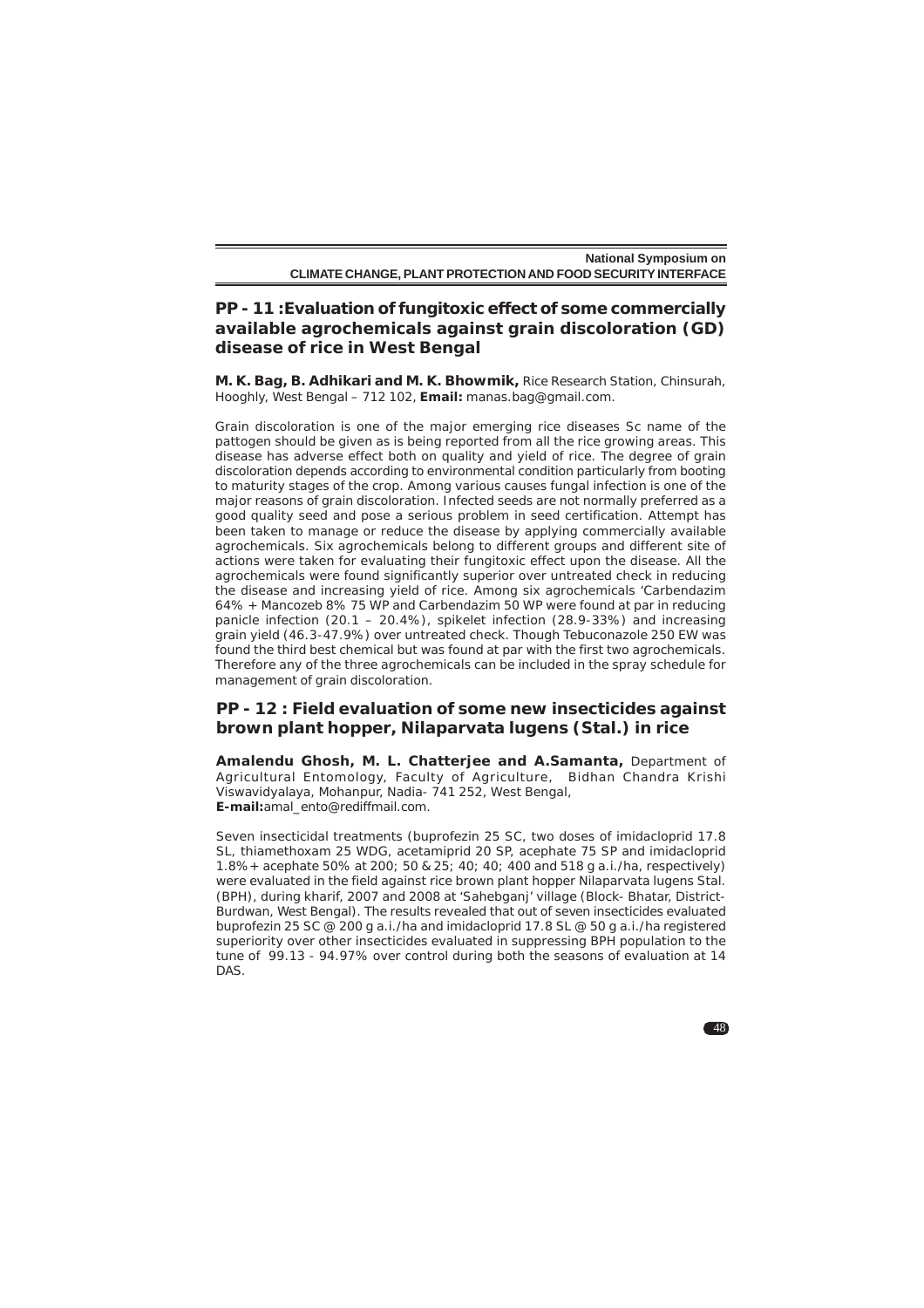## PP - 11 :Evaluation of fungitoxic effect of some commercially available agrochemicals against grain discoloration (GD) disease of rice in West Bengal

**M. K. Bag, B. Adhikari and M. K. Bhowmik,** Rice Research Station, Chinsurah, Hooghly, West Bengal – 712 102, **Email:** manas.bag@gmail.com.

Grain discoloration is one of the major emerging rice diseases Sc name of the pattogen should be given as is being reported from all the rice growing areas. This disease has adverse effect both on quality and yield of rice. The degree of grain discoloration depends according to environmental condition particularly from booting to maturity stages of the crop. Among various causes fungal infection is one of the major reasons of grain discoloration. Infected seeds are not normally preferred as a good quality seed and pose a serious problem in seed certification. Attempt has been taken to manage or reduce the disease by applying commercially available agrochemicals. Six agrochemicals belong to different groups and different site of actions were taken for evaluating their fungitoxic effect upon the disease. All the agrochemicals were found significantly superior over untreated check in reducing the disease and increasing yield of rice. Among six agrochemicals 'Carbendazim 64% + Mancozeb 8% 75 WP and Carbendazim 50 WP were found at par in reducing panicle infection (20.1 – 20.4%), spikelet infection (28.9-33%) and increasing grain yield (46.3-47.9%) over untreated check. Though Tebuconazole 250 EW was found the third best chemical but was found at par with the first two agrochemicals. Therefore any of the three agrochemicals can be included in the spray schedule for management of grain discoloration.

## PP - 12 : Field evaluation of some new insecticides against brown plant hopper, Nilaparvata lugens (Stal.) in rice

**Amalendu Ghosh, M. L. Chatterjee and A.Samanta,** Department of Agricultural Entomology, Faculty of Agriculture, Bidhan Chandra Krishi Viswavidyalaya, Mohanpur, Nadia- 741 252, West Bengal, **E-mail:**amal_ento@rediffmail.com.

Seven insecticidal treatments (buprofezin 25 SC, two doses of imidacloprid 17.8 SL, thiamethoxam 25 WDG, acetamiprid 20 SP, acephate 75 SP and imidacloprid 1.8%+ acephate 50% at 200; 50 & 25; 40; 40; 400 and 518 g a.i./ha, respectively) were evaluated in the field against rice brown plant hopper Nilaparvata lugens Stal. (BPH), during kharif, 2007 and 2008 at 'Sahebganj' village (Block- Bhatar, District- Burdwan, West Bengal). The results revealed that out of seven insecticides evaluated buprofezin 25 SC @ 200 g a.i./ha and imidacloprid 17.8 SL @ 50 g a.i./ha registered superiority over other insecticides evaluated in suppressing BPH population to the tune of 99.13 - 94.97% over control during both the seasons of evaluation at 14 DAS.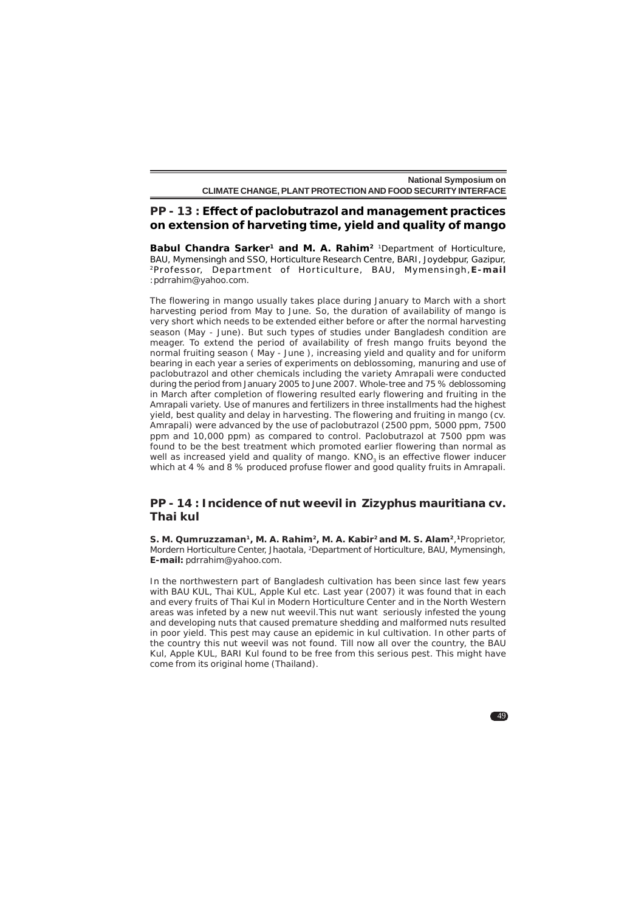## PP - 13 : Effect of paclobutrazol and management practices on extension of harveting time, yield and quality of mango

**Babul Chandra Sarker[1] and M. A. Rahim[2]** [1]Department of Horticulture, BAU, Mymensingh and SSO, Horticulture Research Centre, BARI, Joydebpur, Gazipur, [2]Professor, Department of Horticulture, BAU, Mymensingh, **E-mail** : pdrrahim@yahoo.com.

The flowering in mango usually takes place during January to March with a short harvesting period from May to June. So, the duration of availability of mango is very short which needs to be extended either before or after the normal harvesting season (May - June). But such types of studies under Bangladesh condition are meager. To extend the period of availability of fresh mango fruits beyond the normal fruiting season ( May - June ), increasing yield and quality and for uniform bearing in each year a series of experiments on deblossoming, manuring and use of paclobutrazol and other chemicals including the variety Amrapali were conducted during the period from January 2005 to June 2007. Whole-tree and 75 % deblossoming in March after completion of flowering resulted early flowering and fruiting in the Amrapali variety. Use of manures and fertilizers in three installments had the highest yield, best quality and delay in harvesting. The flowering and fruiting in mango (cv. Amrapali) were advanced by the use of paclobutrazol (2500 ppm, 5000 ppm, 7500 ppm and 10,000 ppm) as compared to control. Paclobutrazol at 7500 ppm was found to be the best treatment which promoted earlier flowering than normal as well as increased yield and quality of mango. $KNO_3$ is an effective flower inducer which at 4 % and 8 % produced profuse flower and good quality fruits in Amrapali.

## PP - 14 : Incidence of nut weevil in *Zizyphus mauritiana* cv. Thai kul

**S. M. Qumruzzaman[1], M. A. Rahim[2], M. A. Kabir[2] and M. S. Alam[2]**, [1]Proprietor, Mordern Horticulture Center, Jhaotala, [2]Department of Horticulture, BAU, Mymensingh, **E-mail:** pdrrahim@yahoo.com.

In the northwestern part of Bangladesh cultivation has been since last few years with BAU KUL, Thai KUL, Apple Kul etc. Last year (2007) it was found that in each and every fruits of Thai Kul in Modern Horticulture Center and in the North Western areas was infeted by a new nut weevil.This nut want seriously infested the young and developing nuts that caused premature shedding and malformed nuts resulted in poor yield. This pest may cause an epidemic in kul cultivation. In other parts of the country this nut weevil was not found. Till now all over the country, the BAU Kul, Apple KUL, BARI Kul found to be free from this serious pest. This might have come from its original home (Thailand).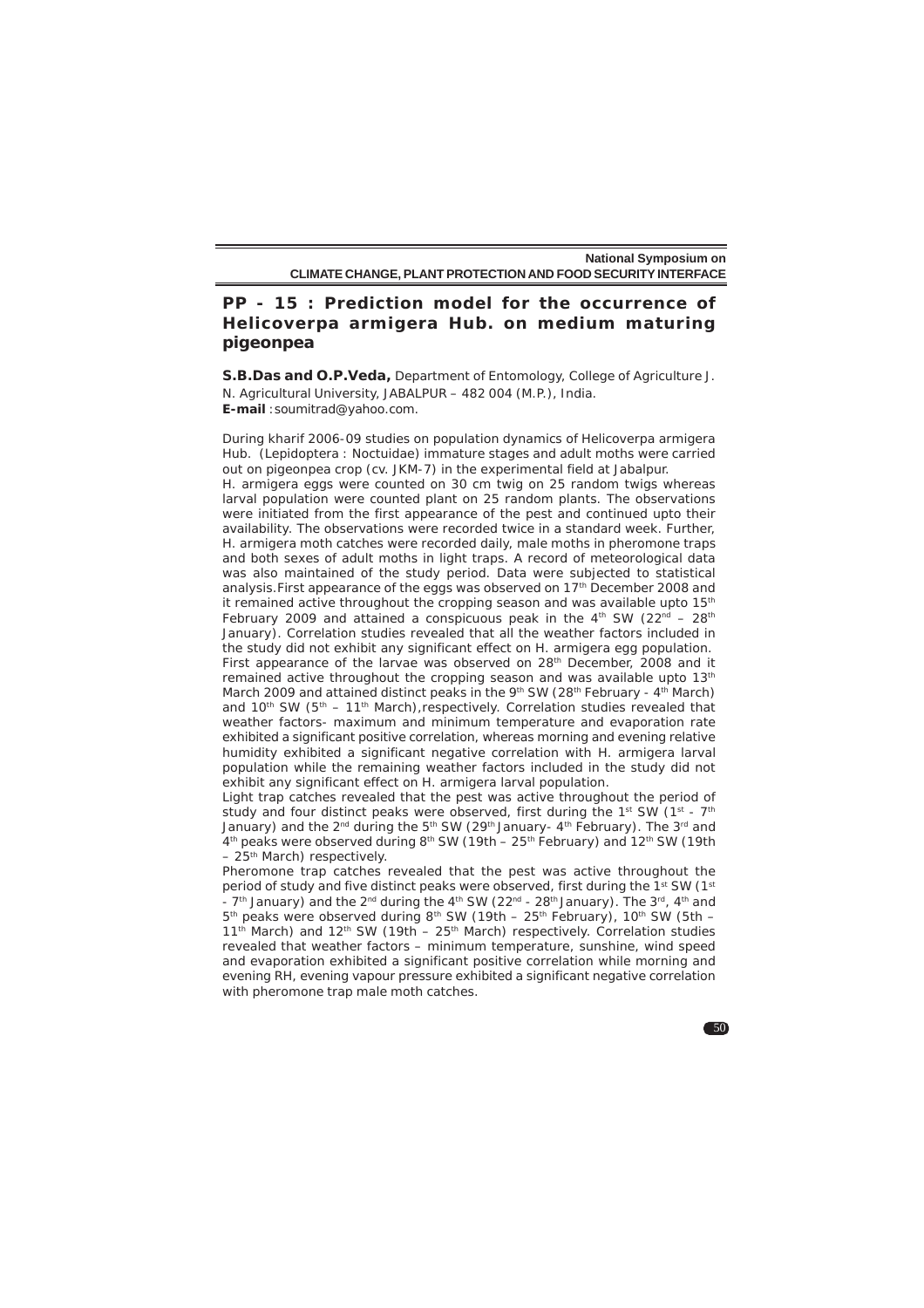## PP - 15 : Prediction model for the occurrence of *Helicoverpa armigera* Hub. on medium maturing pigeonpea

**S.B.Das and O.P.Veda,** Department of Entomology, College of Agriculture J. N. Agricultural University, JABALPUR – 482 004 (M.P.), India.
**E-mail** : soumitrad@yahoo.com.

During kharif 2006-09 studies on population dynamics of Helicoverpa armigera Hub. (Lepidoptera : Noctuidae) immature stages and adult moths were carried out on pigeonpea crop (cv. JKM-7) in the experimental field at Jabalpur.

H. armigera eggs were counted on 30 cm twig on 25 random twigs whereas larval population were counted plant on 25 random plants. The observations were initiated from the first appearance of the pest and continued upto their availability. The observations were recorded twice in a standard week. Further, H. armigera moth catches were recorded daily, male moths in pheromone traps and both sexes of adult moths in light traps. A record of meteorological data was also maintained of the study period. Data were subjected to statistical analysis. First appearance of the eggs was observed on 17th December 2008 and it remained active throughout the cropping season and was available upto 15th February 2009 and attained a conspicuous peak in the 4th SW (22nd – 28th January). Correlation studies revealed that all the weather factors included in the study did not exhibit any significant effect on H. armigera egg population.

First appearance of the larvae was observed on 28th December, 2008 and it remained active throughout the cropping season and was available upto 13th March 2009 and attained distinct peaks in the 9th SW (28th February - 4th March) and 10th SW (5th – 11th March), respectively. Correlation studies revealed that weather factors- maximum and minimum temperature and evaporation rate exhibited a significant positive correlation, whereas morning and evening relative humidity exhibited a significant negative correlation with H. armigera larval population while the remaining weather factors included in the study did not exhibit any significant effect on H. armigera larval population.

Light trap catches revealed that the pest was active throughout the period of study and four distinct peaks were observed, first during the 1st SW (1st - 7th January) and the 2nd during the 5th SW (29th January- 4th February). The 3rd and 4th peaks were observed during 8th SW (19th – 25th February) and 12th SW (19th – 25th March) respectively.

Pheromone trap catches revealed that the pest was active throughout the period of study and five distinct peaks were observed, first during the 1st SW (1st - 7th January) and the 2nd during the 4th SW (22nd - 28th January). The 3rd, 4th and 5th peaks were observed during 8th SW (19th – 25th February), 10th SW (5th – 11th March) and 12th SW (19th – 25th March) respectively. Correlation studies revealed that weather factors – minimum temperature, sunshine, wind speed and evaporation exhibited a significant positive correlation while morning and evening RH, evening vapour pressure exhibited a significant negative correlation with pheromone trap male moth catches.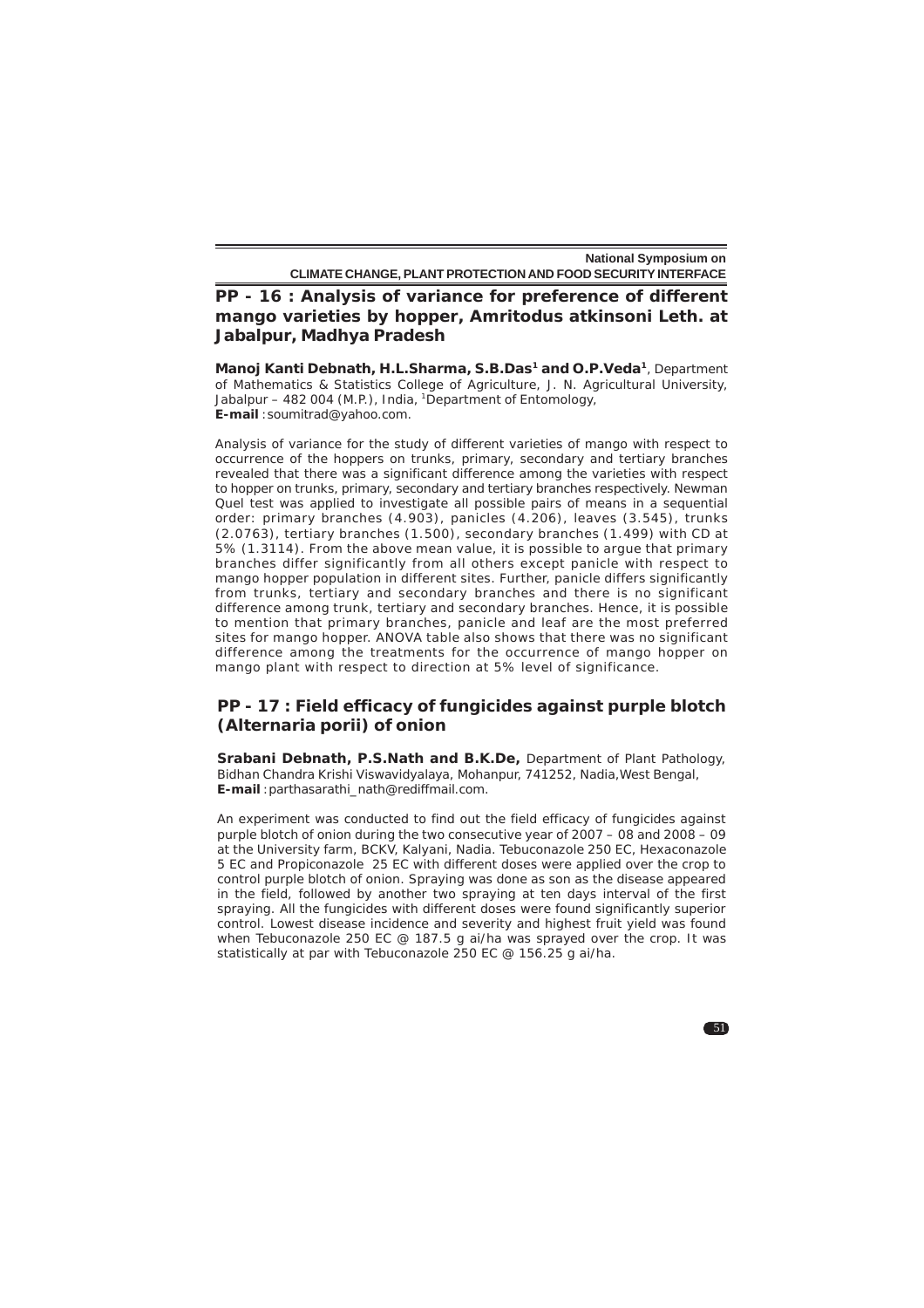## PP - 16 : Analysis of variance for preference of different mango varieties by hopper, Amritodus atkinsoni Leth. at Jabalpur, Madhya Pradesh

**Manoj Kanti Debnath, H.L.Sharma, S.B.Das[1] and O.P.Veda[1]**, Department of Mathematics & Statistics College of Agriculture, J. N. Agricultural University, Jabalpur – 482 004 (M.P.), India, [1]Department of Entomology,
**E-mail** : soumitrad@yahoo.com.

Analysis of variance for the study of different varieties of mango with respect to occurrence of the hoppers on trunks, primary, secondary and tertiary branches revealed that there was a significant difference among the varieties with respect to hopper on trunks, primary, secondary and tertiary branches respectively. Newman Quel test was applied to investigate all possible pairs of means in a sequential order: primary branches (4.903), panicles (4.206), leaves (3.545), trunks (2.0763), tertiary branches (1.500), secondary branches (1.499) with CD at 5% (1.3114). From the above mean value, it is possible to argue that primary branches differ significantly from all others except panicle with respect to mango hopper population in different sites. Further, panicle differs significantly from trunks, tertiary and secondary branches and there is no significant difference among trunk, tertiary and secondary branches. Hence, it is possible to mention that primary branches, panicle and leaf are the most preferred sites for mango hopper. ANOVA table also shows that there was no significant difference among the treatments for the occurrence of mango hopper on mango plant with respect to direction at 5% level of significance.

## PP - 17 : Field efficacy of fungicides against purple blotch (Alternaria porii) of onion

**Srabani Debnath, P.S.Nath and B.K.De,** Department of Plant Pathology, Bidhan Chandra Krishi Viswavidyalaya, Mohanpur, 741252, Nadia,West Bengal,
**E-mail** : parthasarathi_nath@rediffmail.com.

An experiment was conducted to find out the field efficacy of fungicides against purple blotch of onion during the two consecutive year of 2007 – 08 and 2008 – 09 at the University farm, BCKV, Kalyani, Nadia. Tebuconazole 250 EC, Hexaconazole 5 EC and Propiconazole 25 EC with different doses were applied over the crop to control purple blotch of onion. Spraying was done as son as the disease appeared in the field, followed by another two spraying at ten days interval of the first spraying. All the fungicides with different doses were found significantly superior control. Lowest disease incidence and severity and highest fruit yield was found when Tebuconazole 250 EC @ 187.5 g ai/ha was sprayed over the crop. It was statistically at par with Tebuconazole 250 EC @ 156.25 g ai/ha.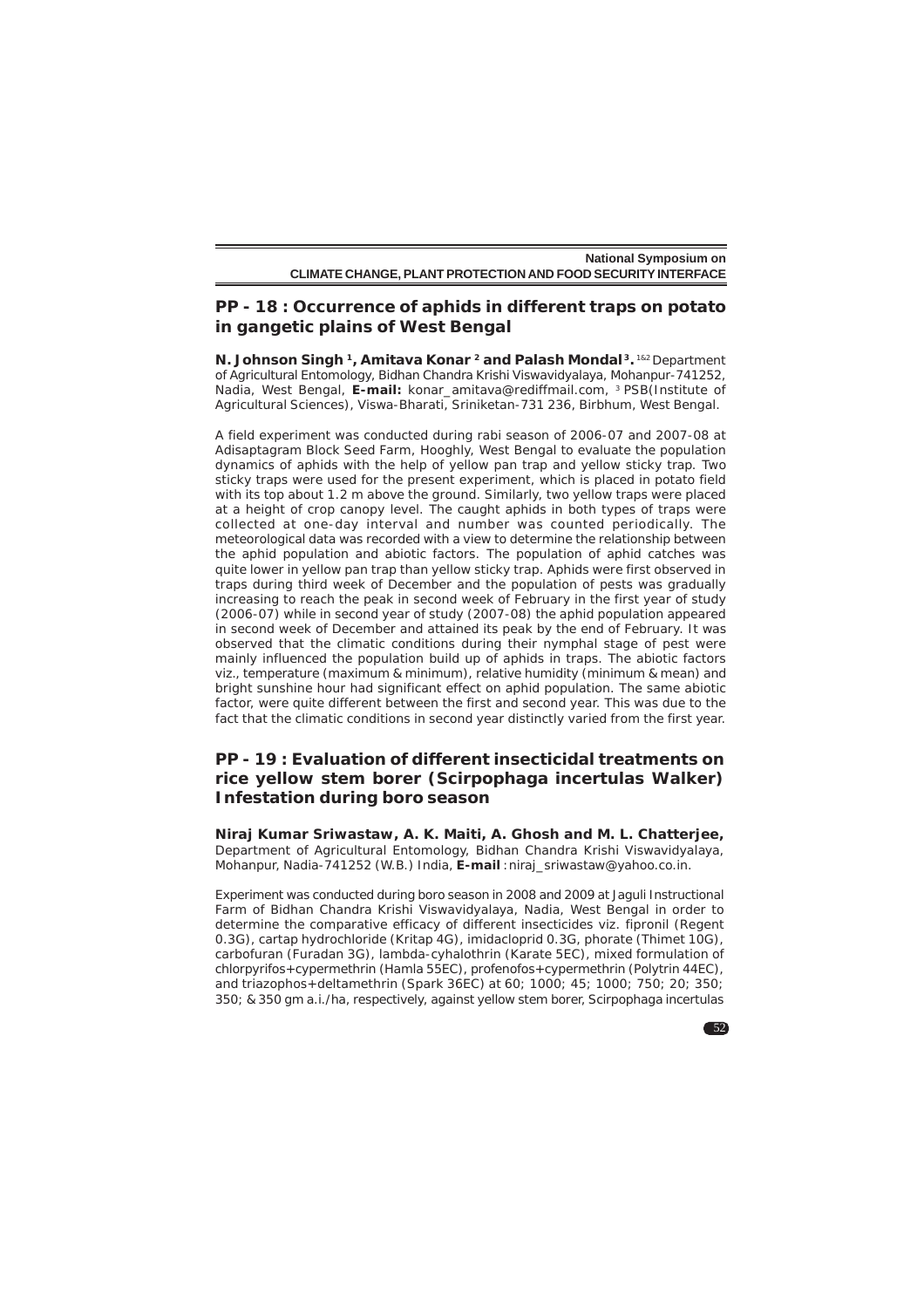## PP - 18 : Occurrence of aphids in different traps on potato in gangetic plains of West Bengal

**N. Johnson Singh [1], Amitava Konar [2] and Palash Mondal [3].** [1&2] Department of Agricultural Entomology, Bidhan Chandra Krishi Viswavidyalaya, Mohanpur-741252, Nadia, West Bengal, **E-mail:** konar_amitava@rediffmail.com, [3] PSB(Institute of Agricultural Sciences), Viswa-Bharati, Sriniketan-731 236, Birbhum, West Bengal.

A field experiment was conducted during rabi season of 2006-07 and 2007-08 at Adisaptagram Block Seed Farm, Hooghly, West Bengal to evaluate the population dynamics of aphids with the help of yellow pan trap and yellow sticky trap. Two sticky traps were used for the present experiment, which is placed in potato field with its top about 1.2 m above the ground. Similarly, two yellow traps were placed at a height of crop canopy level. The caught aphids in both types of traps were collected at one-day interval and number was counted periodically. The meteorological data was recorded with a view to determine the relationship between the aphid population and abiotic factors. The population of aphid catches was quite lower in yellow pan trap than yellow sticky trap. Aphids were first observed in traps during third week of December and the population of pests was gradually increasing to reach the peak in second week of February in the first year of study (2006-07) while in second year of study (2007-08) the aphid population appeared in second week of December and attained its peak by the end of February. It was observed that the climatic conditions during their nymphal stage of pest were mainly influenced the population build up of aphids in traps. The abiotic factors viz., temperature (maximum & minimum), relative humidity (minimum & mean) and bright sunshine hour had significant effect on aphid population. The same abiotic factor, were quite different between the first and second year. This was due to the fact that the climatic conditions in second year distinctly varied from the first year.

## PP - 19 : Evaluation of different insecticidal treatments on rice yellow stem borer (Scirpophaga incertulas Walker) Infestation during boro season

**Niraj Kumar Sriwastaw, A. K. Maiti, A. Ghosh and M. L. Chatterjee,** Department of Agricultural Entomology, Bidhan Chandra Krishi Viswavidyalaya, Mohanpur, Nadia-741252 (W.B.) India, **E-mail** : niraj_sriwastaw@yahoo.co.in.

Experiment was conducted during boro season in 2008 and 2009 at Jaguli Instructional Farm of Bidhan Chandra Krishi Viswavidyalaya, Nadia, West Bengal in order to determine the comparative efficacy of different insecticides viz. fipronil (Regent 0.3G), cartap hydrochloride (Kritap 4G), imidacloprid 0.3G, phorate (Thimet 10G), carbofuran (Furadan 3G), lambda-cyhalothrin (Karate 5EC), mixed formulation of chlorpyrifos+cypermethrin (Hamla 55EC), profenofos+cypermethrin (Polytrin 44EC), and triazophos+deltamethrin (Spark 36EC) at 60; 1000; 45; 1000; 750; 20; 350; 350; & 350 gm a.i./ha, respectively, against yellow stem borer, Scirpophaga incertulas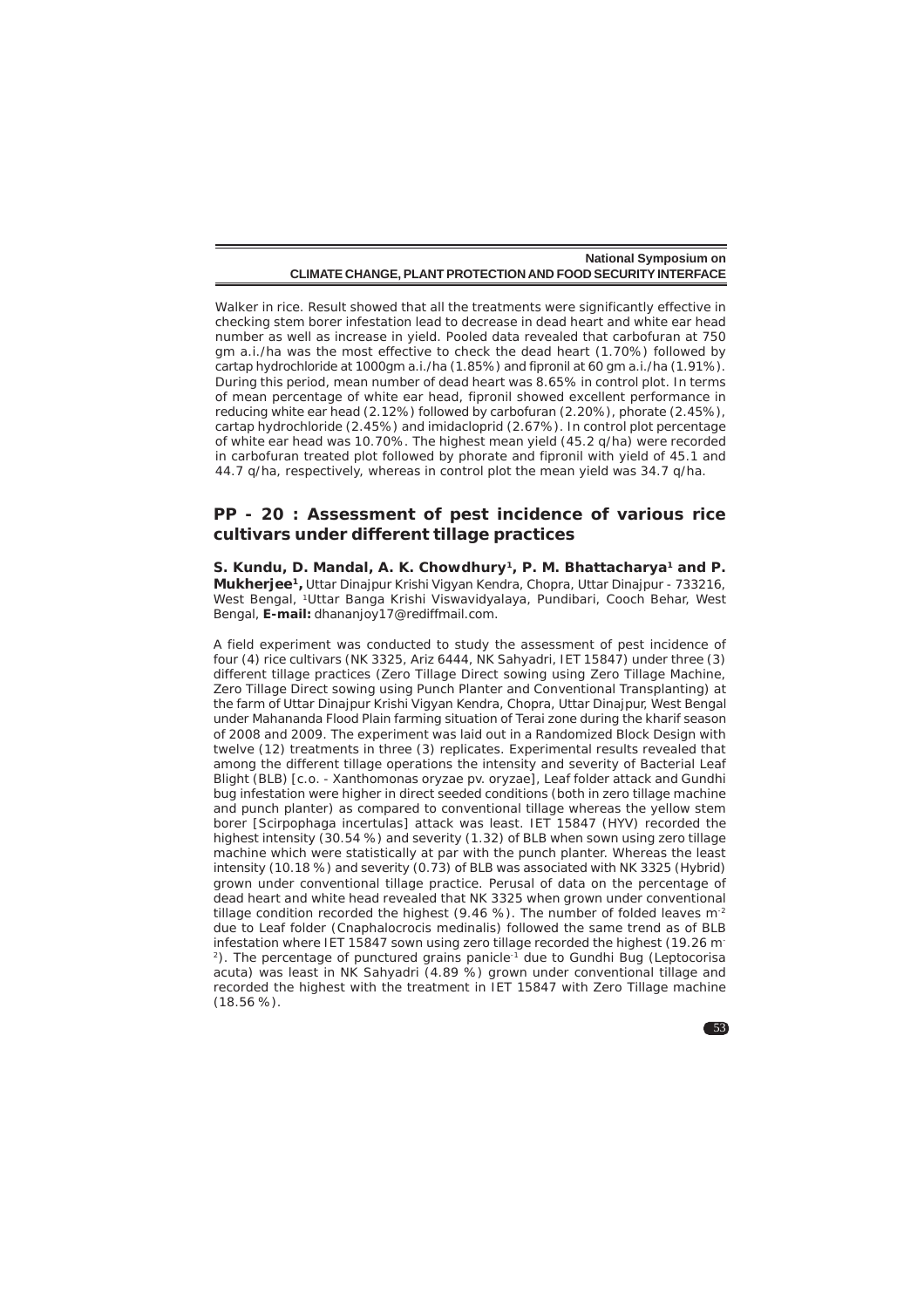Walker in rice. Result showed that all the treatments were significantly effective in checking stem borer infestation lead to decrease in dead heart and white ear head number as well as increase in yield. Pooled data revealed that carbofuran at 750 gm a.i./ha was the most effective to check the dead heart (1.70%) followed by cartap hydrochloride at 1000gm a.i./ha (1.85%) and fipronil at 60 gm a.i./ha (1.91%). During this period, mean number of dead heart was 8.65% in control plot. In terms of mean percentage of white ear head, fipronil showed excellent performance in reducing white ear head (2.12%) followed by carbofuran (2.20%), phorate (2.45%), cartap hydrochloride (2.45%) and imidacloprid (2.67%). In control plot percentage of white ear head was 10.70%. The highest mean yield (45.2 q/ha) were recorded in carbofuran treated plot followed by phorate and fipronil with yield of 45.1 and 44.7 q/ha, respectively, whereas in control plot the mean yield was 34.7 q/ha.

## PP - 20 : Assessment of pest incidence of various rice cultivars under different tillage practices

**S. Kundu, D. Mandal, A. K. Chowdhury[1], P. M. Bhattacharya[1] and P. Mukherjee[1],** Uttar Dinajpur Krishi Vigyan Kendra, Chopra, Uttar Dinajpur - 733216, West Bengal, [1]Uttar Banga Krishi Viswavidyalaya, Pundibari, Cooch Behar, West Bengal, **E-mail:** dhananjoy17@rediffmail.com.

A field experiment was conducted to study the assessment of pest incidence of four (4) rice cultivars (NK 3325, Ariz 6444, NK Sahyadri, IET 15847) under three (3) different tillage practices (Zero Tillage Direct sowing using Zero Tillage Machine, Zero Tillage Direct sowing using Punch Planter and Conventional Transplanting) at the farm of Uttar Dinajpur Krishi Vigyan Kendra, Chopra, Uttar Dinajpur, West Bengal under Mahananda Flood Plain farming situation of Terai zone during the kharif season of 2008 and 2009. The experiment was laid out in a Randomized Block Design with twelve (12) treatments in three (3) replicates. Experimental results revealed that among the different tillage operations the intensity and severity of Bacterial Leaf Blight (BLB) [c.o. - Xanthomonas oryzae pv. oryzae], Leaf folder attack and Gundhi bug infestation were higher in direct seeded conditions (both in zero tillage machine and punch planter) as compared to conventional tillage whereas the yellow stem borer [Scirpophaga incertulas] attack was least. IET 15847 (HYV) recorded the highest intensity (30.54 %) and severity (1.32) of BLB when sown using zero tillage machine which were statistically at par with the punch planter. Whereas the least intensity (10.18 %) and severity (0.73) of BLB was associated with NK 3325 (Hybrid) grown under conventional tillage practice. Perusal of data on the percentage of dead heart and white head revealed that NK 3325 when grown under conventional tillage condition recorded the highest (9.46 %). The number of folded leaves $m^{-2}$ due to Leaf folder (Cnaphalocrocis medinalis) followed the same trend as of BLB infestation where IET 15847 sown using zero tillage recorded the highest (19.26 $m^{-2}$). The percentage of punctured grains $panicle^{-1}$ due to Gundhi Bug (Leptocorisa acuta) was least in NK Sahyadri (4.89 %) grown under conventional tillage and recorded the highest with the treatment in IET 15847 with Zero Tillage machine (18.56 %).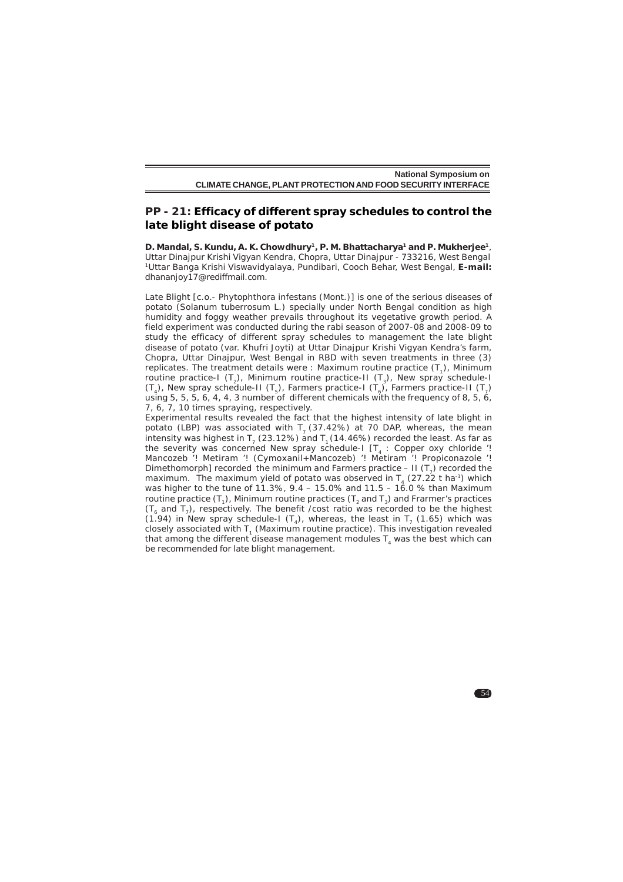## PP - 21: Efficacy of different spray schedules to control the late blight disease of potato

**D. Mandal, S. Kundu, A. K. Chowdhury[1], P. M. Bhattacharya[1] and P. Mukherjee[1]**, Uttar Dinajpur Krishi Vigyan Kendra, Chopra, Uttar Dinajpur - 733216, West Bengal [1]Uttar Banga Krishi Viswavidyalaya, Pundibari, Cooch Behar, West Bengal, **E-mail:** dhananjoy17@rediffmail.com.

Late Blight [c.o.- Phytophthora infestans (Mont.)] is one of the serious diseases of potato (Solanum tuberrosum L.) specially under North Bengal condition as high humidity and foggy weather prevails throughout its vegetative growth period. A field experiment was conducted during the rabi season of 2007-08 and 2008-09 to study the efficacy of different spray schedules to management the late blight disease of potato (var. Khufri Joyti) at Uttar Dinajpur Krishi Vigyan Kendra's farm, Chopra, Uttar Dinajpur, West Bengal in RBD with seven treatments in three (3) replicates. The treatment details were : Maximum routine practice ($T_1$), Minimum routine practice-I ($T_2$), Minimum routine practice-II ($T_3$), New spray schedule-I ($T_4$), New spray schedule-II ($T_5$), Farmers practice-I ($T_6$), Farmers practice-II ($T_7$) using 5, 5, 5, 6, 4, 4, 3 number of different chemicals with the frequency of 8, 5, 6, 7, 6, 7, 10 times spraying, respectively.

Experimental results revealed the fact that the highest intensity of late blight in potato (LBP) was associated with $T_7$ (37.42%) at 70 DAP, whereas, the mean intensity was highest in $T_7$ (23.12%) and $T_1$ (14.46%) recorded the least. As far as the severity was concerned New spray schedule-I [$T_4$ : Copper oxy chloride '! Mancozeb '! Metiram '! (Cymoxanil+Mancozeb) '! Metiram '! Propiconazole '! Dimethomorph] recorded the minimum and Farmers practice – II ($T_7$) recorded the maximum. The maximum yield of potato was observed in $T_4$ (27.22 t ha$^{-1}$) which was higher to the tune of 11.3%, 9.4 – 15.0% and 11.5 – 16.0 % than Maximum routine practice ($T_1$), Minimum routine practices ($T_2$ and $T_3$) and Frarmer's practices ($T_6$ and $T_7$), respectively. The benefit /cost ratio was recorded to be the highest (1.94) in New spray schedule-I ($T_4$), whereas, the least in $T_7$ (1.65) which was closely associated with $T_1$ (Maximum routine practice). This investigation revealed that among the different disease management modules $T_4$ was the best which can be recommended for late blight management.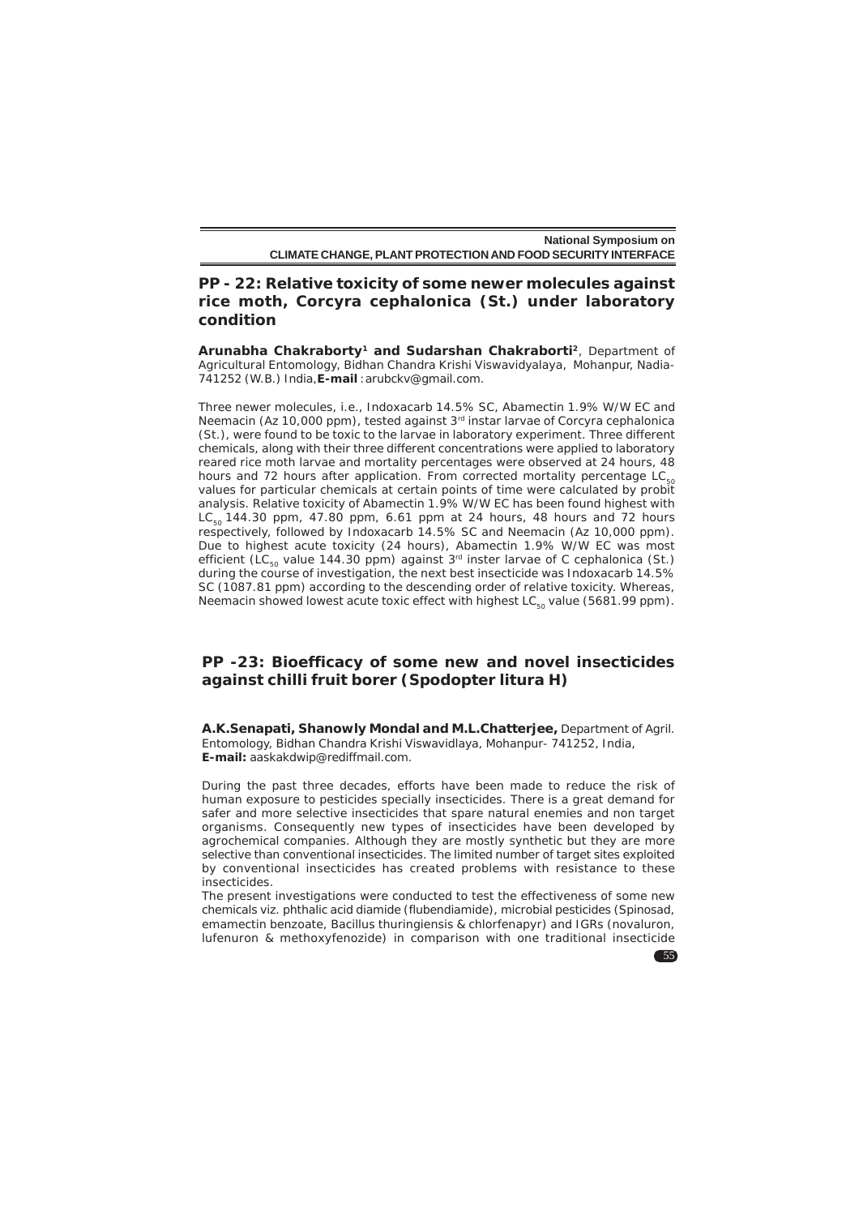## PP - 22: Relative toxicity of some newer molecules against rice moth, Corcyra cephalonica (St.) under laboratory condition

**Arunabha Chakraborty[1] and Sudarshan Chakraborti[2]**, Department of Agricultural Entomology, Bidhan Chandra Krishi Viswavidyalaya, Mohanpur, Nadia-741252 (W.B.) India, **E-mail** : arubckv@gmail.com.

Three newer molecules, i.e., Indoxacarb 14.5% SC, Abamectin 1.9% W/W EC and Neemacin (Az 10,000 ppm), tested against 3rd instar larvae of Corcyra cephalonica (St.), were found to be toxic to the larvae in laboratory experiment. Three different chemicals, along with their three different concentrations were applied to laboratory reared rice moth larvae and mortality percentages were observed at 24 hours, 48 hours and 72 hours after application. From corrected mortality percentage $LC_{50}$ values for particular chemicals at certain points of time were calculated by probit analysis. Relative toxicity of Abamectin 1.9% W/W EC has been found highest with $LC_{50}$ 144.30 ppm, 47.80 ppm, 6.61 ppm at 24 hours, 48 hours and 72 hours respectively, followed by Indoxacarb 14.5% SC and Neemacin (Az 10,000 ppm). Due to highest acute toxicity (24 hours), Abamectin 1.9% W/W EC was most efficient ($LC_{50}$ value 144.30 ppm) against 3rd inster larvae of C cephalonica (St.) during the course of investigation, the next best insecticide was Indoxacarb 14.5% SC (1087.81 ppm) according to the descending order of relative toxicity. Whereas, Neemacin showed lowest acute toxic effect with highest $LC_{50}$ value (5681.99 ppm).

## PP -23: Bioefficacy of some new and novel insecticides against chilli fruit borer (Spodopter litura H)

**A.K.Senapati, Shanowly Mondal and M.L.Chatterjee,** Department of Agril. Entomology, Bidhan Chandra Krishi Viswavidlaya, Mohanpur- 741252, India, **E-mail:** aaskakdwip@rediffmail.com.

During the past three decades, efforts have been made to reduce the risk of human exposure to pesticides specially insecticides. There is a great demand for safer and more selective insecticides that spare natural enemies and non target organisms. Consequently new types of insecticides have been developed by agrochemical companies. Although they are mostly synthetic but they are more selective than conventional insecticides. The limited number of target sites exploited by conventional insecticides has created problems with resistance to these insecticides.

The present investigations were conducted to test the effectiveness of some new chemicals viz. phthalic acid diamide (flubendiamide), microbial pesticides (Spinosad, emamectin benzoate, Bacillus thuringiensis & chlorfenapyr) and IGRs (novaluron, lufenuron & methoxyfenozide) in comparison with one traditional insecticide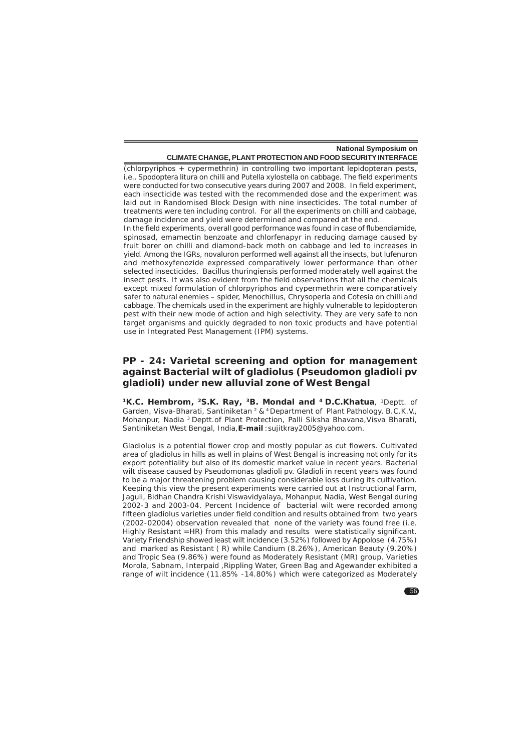(chlorpyriphos + cypermethrin) in controlling two important lepidopteran pests, i.e., Spodoptera litura on chilli and Putella xylostella on cabbage. The field experiments were conducted for two consecutive years during 2007 and 2008. In field experiment, each insecticide was tested with the recommended dose and the experiment was laid out in Randomised Block Design with nine insecticides. The total number of treatments were ten including control. For all the experiments on chilli and cabbage, damage incidence and yield were determined and compared at the end.

In the field experiments, overall good performance was found in case of flubendiamide, spinosad, emamectin benzoate and chlorfenapyr in reducing damage caused by fruit borer on chilli and diamond-back moth on cabbage and led to increases in yield. Among the IGRs, novaluron performed well against all the insects, but lufenuron and methoxyfenozide expressed comparatively lower performance than other selected insecticides. Bacillus thuringiensis performed moderately well against the insect pests. It was also evident from the field observations that all the chemicals except mixed formulation of chlorpyriphos and cypermethrin were comparatively safer to natural enemies – spider, Menochillus, Chrysoperla and Cotesia on chilli and cabbage. The chemicals used in the experiment are highly vulnerable to lepidopteron pest with their new mode of action and high selectivity. They are very safe to non target organisms and quickly degraded to non toxic products and have potential use in Integrated Pest Management (IPM) systems.

## PP - 24: Varietal screening and option for management against Bacterial wilt of gladiolus (Pseudomon gladioli pv gladioli) under new alluvial zone of West Bengal

**[1]K.C. Hembrom, [2]S.K. Ray, [3]B. Mondal and [4] D.C.Khatua**, [1]Deptt. of Garden, Visva-Bharati, Santiniketan [2] & [4] Department of Plant Pathology, B.C.K.V., Mohanpur, Nadia [3] Deptt.of Plant Protection, Palli Siksha Bhavana,Visva Bharati, Santiniketan West Bengal, India,**E-mail** : sujitkray2005@yahoo.com.

Gladiolus is a potential flower crop and mostly popular as cut flowers. Cultivated area of gladiolus in hills as well in plains of West Bengal is increasing not only for its export potentiality but also of its domestic market value in recent years. Bacterial wilt disease caused by Pseudomonas gladioli pv. Gladioli in recent years was found to be a major threatening problem causing considerable loss during its cultivation. Keeping this view the present experiments were carried out at Instructional Farm, Jaguli, Bidhan Chandra Krishi Viswavidyalaya, Mohanpur, Nadia, West Bengal during 2002-3 and 2003-04. Percent Incidence of bacterial wilt were recorded among fifteen gladiolus varieties under field condition and results obtained from two years (2002-02004) observation revealed that none of the variety was found free (i.e. Highly Resistant =HR) from this malady and results were statistically significant. Variety Friendship showed least wilt incidence (3.52%) followed by Appolose (4.75%) and marked as Resistant ( R) while Candium (8.26%), American Beauty (9.20%) and Tropic Sea (9.86%) were found as Moderately Resistant (MR) group. Varieties Morola, Sabnam, Interpaid ,Rippling Water, Green Bag and Agewander exhibited a range of wilt incidence (11.85% -14.80%) which were categorized as Moderately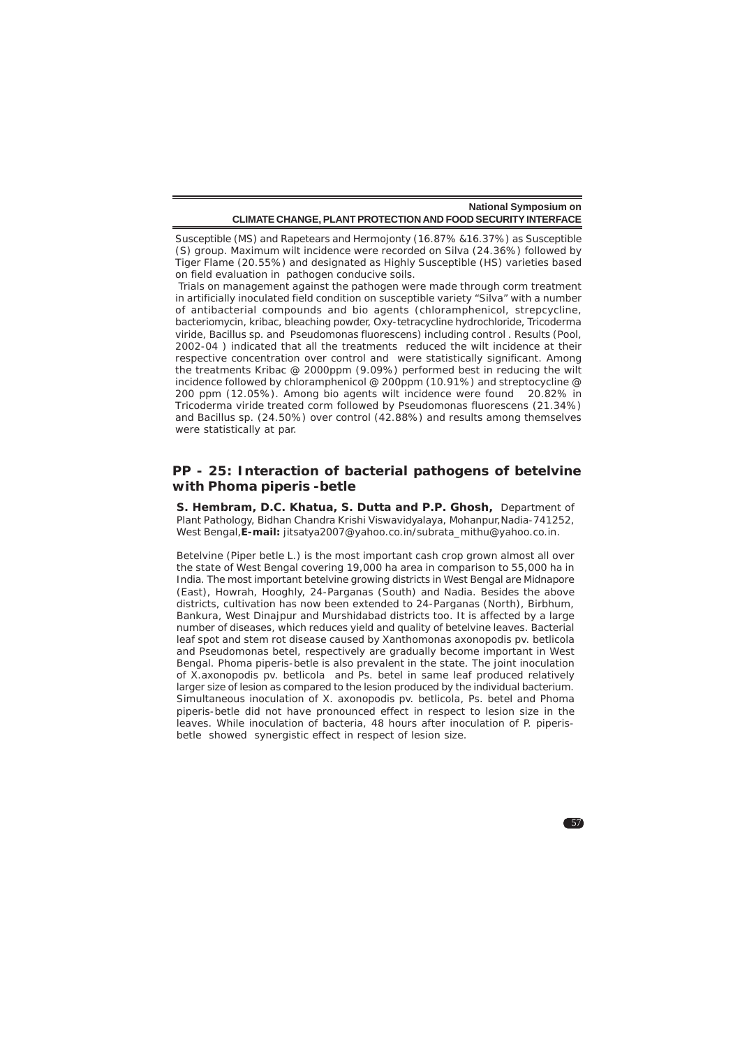Susceptible (MS) and Rapetears and Hermojonty (16.87% &16.37%) as Susceptible (S) group. Maximum wilt incidence were recorded on Silva (24.36%) followed by Tiger Flame (20.55%) and designated as Highly Susceptible (HS) varieties based on field evaluation in pathogen conducive soils.

Trials on management against the pathogen were made through corm treatment in artificially inoculated field condition on susceptible variety "Silva" with a number of antibacterial compounds and bio agents (chloramphenicol, strepcycline, bacteriomycin, kribac, bleaching powder, Oxy-tetracycline hydrochloride, Tricoderma viride, Bacillus sp. and Pseudomonas fluorescens) including control . Results (Pool, 2002-04 ) indicated that all the treatments reduced the wilt incidence at their respective concentration over control and were statistically significant. Among the treatments Kribac @ 2000ppm (9.09%) performed best in reducing the wilt incidence followed by chloramphenicol @ 200ppm (10.91%) and streptocycline @ 200 ppm (12.05%). Among bio agents wilt incidence were found 20.82% in Tricoderma viride treated corm followed by Pseudomonas fluorescens (21.34%) and Bacillus sp. (24.50%) over control (42.88%) and results among themselves were statistically at par.

## PP - 25: Interaction of bacterial pathogens of betelvine with Phoma piperis -betle

**S. Hembram, D.C. Khatua, S. Dutta and P.P. Ghosh,** Department of Plant Pathology, Bidhan Chandra Krishi Viswavidyalaya, Mohanpur,Nadia-741252, West Bengal,**E-mail:** jitsatya2007@yahoo.co.in/subrata_mithu@yahoo.co.in.

Betelvine (Piper betle L.) is the most important cash crop grown almost all over the state of West Bengal covering 19,000 ha area in comparison to 55,000 ha in India. The most important betelvine growing districts in West Bengal are Midnapore (East), Howrah, Hooghly, 24-Parganas (South) and Nadia. Besides the above districts, cultivation has now been extended to 24-Parganas (North), Birbhum, Bankura, West Dinajpur and Murshidabad districts too. It is affected by a large number of diseases, which reduces yield and quality of betelvine leaves. Bacterial leaf spot and stem rot disease caused by Xanthomonas axonopodis pv. betlicola and Pseudomonas betel, respectively are gradually become important in West Bengal. Phoma piperis-betle is also prevalent in the state. The joint inoculation of X.axonopodis pv. betlicola and Ps. betel in same leaf produced relatively larger size of lesion as compared to the lesion produced by the individual bacterium. Simultaneous inoculation of X. axonopodis pv. betlicola, Ps. betel and Phoma piperis-betle did not have pronounced effect in respect to lesion size in the leaves. While inoculation of bacteria, 48 hours after inoculation of P. piperis-betle showed synergistic effect in respect of lesion size.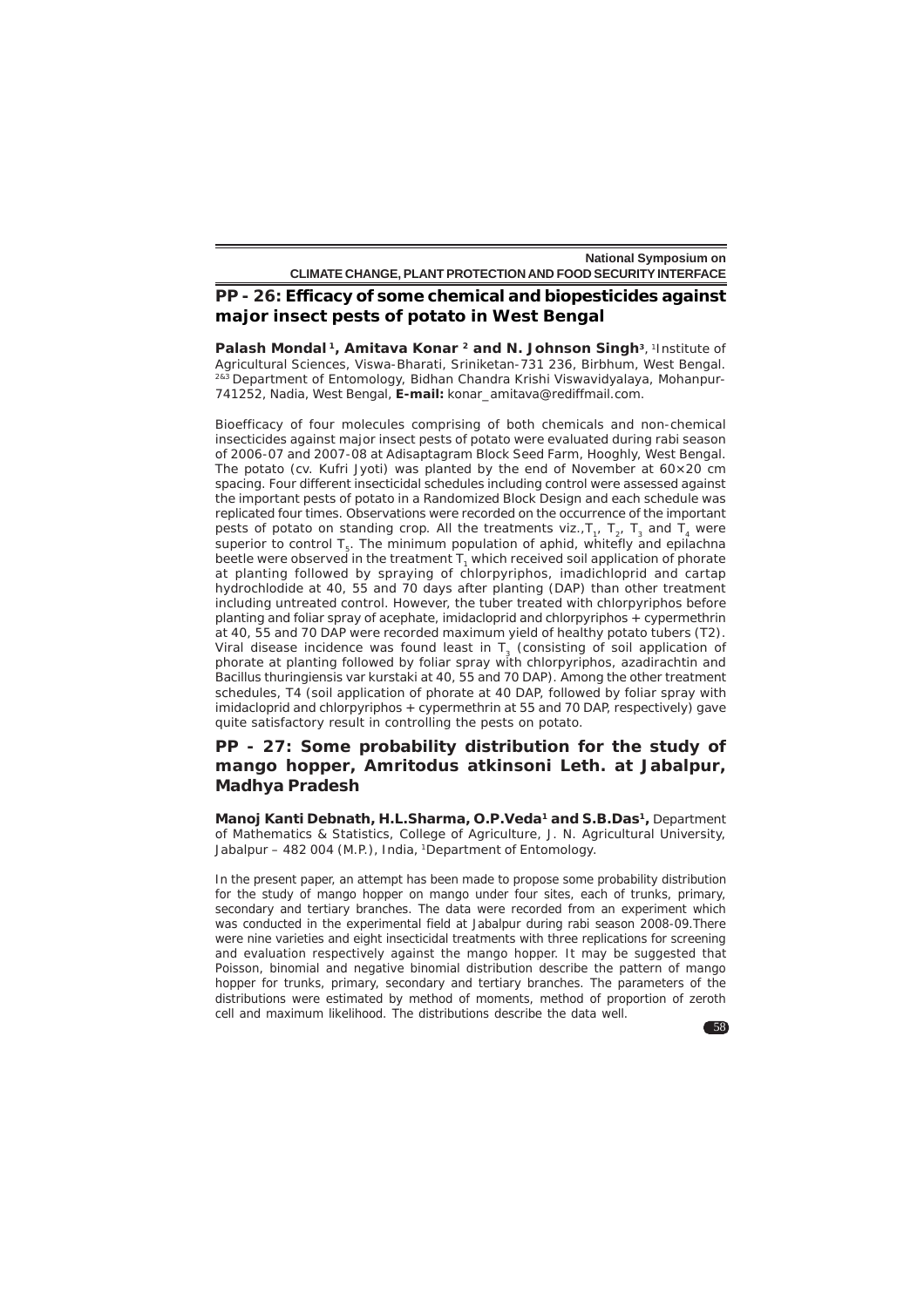## PP - 26: Efficacy of some chemical and biopesticides against major insect pests of potato in West Bengal

**Palash Mondal [1], Amitava Konar [2] and N. Johnson Singh[3]**, [1]Institute of Agricultural Sciences, Viswa-Bharati, Sriniketan-731 236, Birbhum, West Bengal. [2&3] Department of Entomology, Bidhan Chandra Krishi Viswavidyalaya, Mohanpur-741252, Nadia, West Bengal, **E-mail:** konar_amitava@rediffmail.com.

Bioefficacy of four molecules comprising of both chemicals and non-chemical insecticides against major insect pests of potato were evaluated during rabi season of 2006-07 and 2007-08 at Adisaptagram Block Seed Farm, Hooghly, West Bengal. The potato (cv. Kufri Jyoti) was planted by the end of November at 60×20 cm spacing. Four different insecticidal schedules including control were assessed against the important pests of potato in a Randomized Block Design and each schedule was replicated four times. Observations were recorded on the occurrence of the important pests of potato on standing crop. All the treatments viz., $T_1$, $T_2$, $T_3$ and $T_4$ were superior to control $T_5$. The minimum population of aphid, whitefly and epilachna beetle were observed in the treatment $T_1$ which received soil application of phorate at planting followed by spraying of chlorpyriphos, imadichloprid and cartap hydrochlodide at 40, 55 and 70 days after planting (DAP) than other treatment including untreated control. However, the tuber treated with chlorpyriphos before planting and foliar spray of acephate, imidacloprid and chlorpyriphos + cypermethrin at 40, 55 and 70 DAP were recorded maximum yield of healthy potato tubers (T2). Viral disease incidence was found least in $T_3$ (consisting of soil application of phorate at planting followed by foliar spray with chlorpyriphos, azadirachtin and Bacillus thuringiensis var kurstaki at 40, 55 and 70 DAP). Among the other treatment schedules, T4 (soil application of phorate at 40 DAP, followed by foliar spray with imidacloprid and chlorpyriphos + cypermethrin at 55 and 70 DAP, respectively) gave quite satisfactory result in controlling the pests on potato.

## PP - 27: Some probability distribution for the study of mango hopper, Amritodus atkinsoni Leth. at Jabalpur, Madhya Pradesh

**Manoj Kanti Debnath, H.L.Sharma, O.P.Veda[1] and S.B.Das[1],** Department of Mathematics & Statistics, College of Agriculture, J. N. Agricultural University, Jabalpur – 482 004 (M.P.), India, [1]Department of Entomology.

In the present paper, an attempt has been made to propose some probability distribution for the study of mango hopper on mango under four sites, each of trunks, primary, secondary and tertiary branches. The data were recorded from an experiment which was conducted in the experimental field at Jabalpur during rabi season 2008-09.There were nine varieties and eight insecticidal treatments with three replications for screening and evaluation respectively against the mango hopper. It may be suggested that Poisson, binomial and negative binomial distribution describe the pattern of mango hopper for trunks, primary, secondary and tertiary branches. The parameters of the distributions were estimated by method of moments, method of proportion of zeroth cell and maximum likelihood. The distributions describe the data well.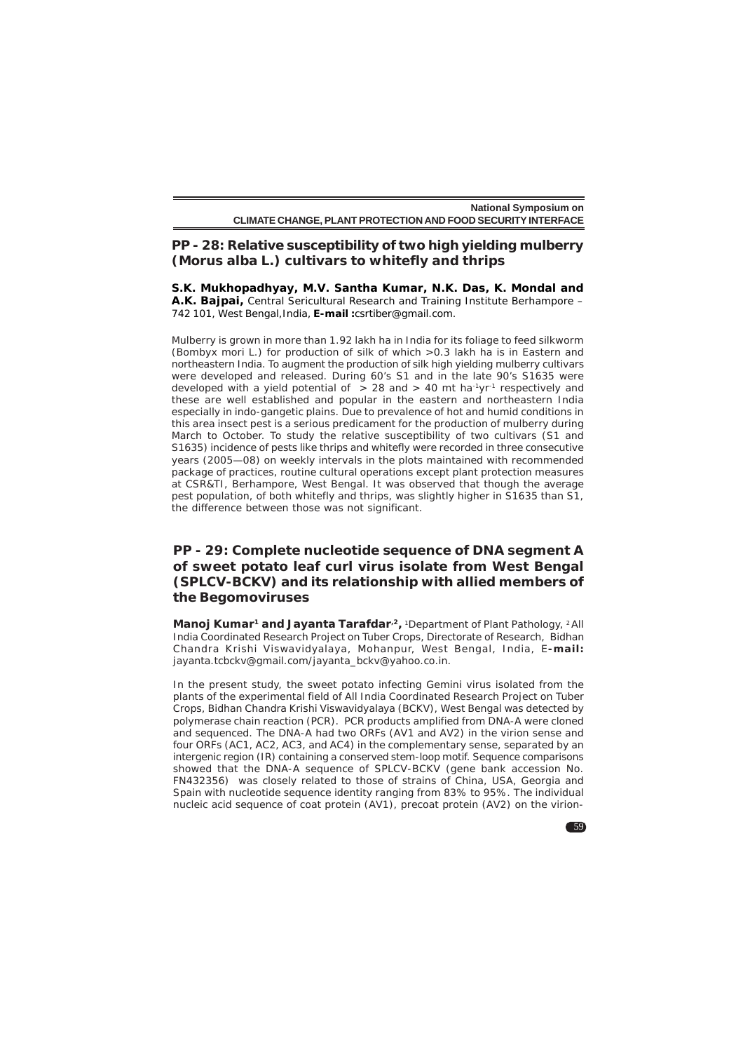## PP - 28: Relative susceptibility of two high yielding mulberry (*Morus alba* L.) cultivars to whitefly and thrips

**S.K. Mukhopadhyay, M.V. Santha Kumar, N.K. Das, K. Mondal and A.K. Bajpai,** Central Sericultural Research and Training Institute Berhampore – 742 101, West Bengal,India, **E-mail :**csrtiber@gmail.com.

Mulberry is grown in more than 1.92 lakh ha in India for its foliage to feed silkworm (*Bombyx mori* L.) for production of silk of which >0.3 lakh ha is in Eastern and northeastern India. To augment the production of silk high yielding mulberry cultivars were developed and released. During 60's S1 and in the late 90's S1635 were developed with a yield potential of > 28 and > 40 mt $ha^{-1}yr^{-1}$ respectively and these are well established and popular in the eastern and northeastern India especially in indo-gangetic plains. Due to prevalence of hot and humid conditions in this area insect pest is a serious predicament for the production of mulberry during March to October. To study the relative susceptibility of two cultivars (S1 and S1635) incidence of pests like thrips and whitefly were recorded in three consecutive years (2005—08) on weekly intervals in the plots maintained with recommended package of practices, routine cultural operations except plant protection measures at CSR&TI, Berhampore, West Bengal. It was observed that though the average pest population, of both whitefly and thrips, was slightly higher in S1635 than S1, the difference between those was not significant.

## PP - 29: Complete nucleotide sequence of DNA segment A of sweet potato leaf curl virus isolate from West Bengal (SPLCV-BCKV) and its relationship with allied members of the Begomoviruses

**Manoj Kumar[1] and Jayanta Tarafdar[,2],** [1]Department of Plant Pathology, [2]All India Coordinated Research Project on Tuber Crops, Directorate of Research, Bidhan Chandra Krishi Viswavidyalaya, Mohanpur, West Bengal, India, E**-mail:** jayanta.tcbckv@gmail.com/jayanta_bckv@yahoo.co.in.

In the present study, the sweet potato infecting Gemini virus isolated from the plants of the experimental field of All India Coordinated Research Project on Tuber Crops, Bidhan Chandra Krishi Viswavidyalaya (BCKV), West Bengal was detected by polymerase chain reaction (PCR). PCR products amplified from DNA-A were cloned and sequenced. The DNA-A had two ORFs (AV1 and AV2) in the virion sense and four ORFs (AC1, AC2, AC3, and AC4) in the complementary sense, separated by an intergenic region (IR) containing a conserved stem-loop motif. Sequence comparisons showed that the DNA-A sequence of SPLCV-BCKV (gene bank accession No. FN432356) was closely related to those of strains of China, USA, Georgia and Spain with nucleotide sequence identity ranging from 83% to 95%. The individual nucleic acid sequence of coat protein (AV1), precoat protein (AV2) on the virion-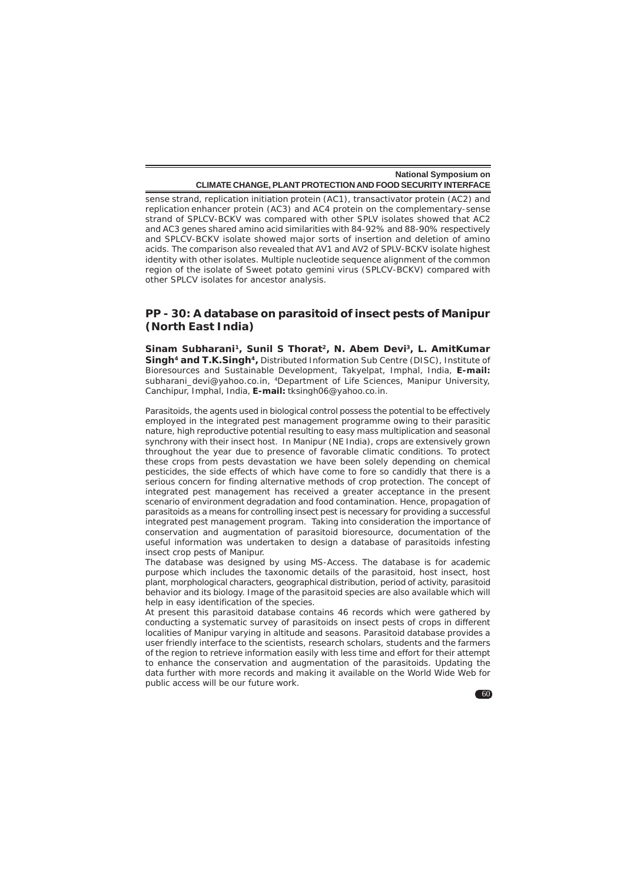sense strand, replication initiation protein (AC1), transactivator protein (AC2) and replication enhancer protein (AC3) and AC4 protein on the complementary-sense strand of SPLCV-BCKV was compared with other SPLV isolates showed that AC2 and AC3 genes shared amino acid similarities with 84-92% and 88-90% respectively and SPLCV-BCKV isolate showed major sorts of insertion and deletion of amino acids. The comparison also revealed that AV1 and AV2 of SPLV-BCKV isolate highest identity with other isolates. Multiple nucleotide sequence alignment of the common region of the isolate of Sweet potato gemini virus (SPLCV-BCKV) compared with other SPLCV isolates for ancestor analysis.

## PP - 30: A database on parasitoid of insect pests of Manipur (North East India)

**Sinam Subharani[1], Sunil S Thorat[2], N. Abem Devi[3], L. AmitKumar Singh[4] and T.K.Singh[4],** Distributed Information Sub Centre (DISC), Institute of Bioresources and Sustainable Development, Takyelpat, Imphal, India, **E-mail:** subharani_devi@yahoo.co.in, [4]Department of Life Sciences, Manipur University, Canchipur, Imphal, India, **E-mail:** tksingh06@yahoo.co.in.

Parasitoids, the agents used in biological control possess the potential to be effectively employed in the integrated pest management programme owing to their parasitic nature, high reproductive potential resulting to easy mass multiplication and seasonal synchrony with their insect host. In Manipur (NE India), crops are extensively grown throughout the year due to presence of favorable climatic conditions. To protect these crops from pests devastation we have been solely depending on chemical pesticides, the side effects of which have come to fore so candidly that there is a serious concern for finding alternative methods of crop protection. The concept of integrated pest management has received a greater acceptance in the present scenario of environment degradation and food contamination. Hence, propagation of parasitoids as a means for controlling insect pest is necessary for providing a successful integrated pest management program. Taking into consideration the importance of conservation and augmentation of parasitoid bioresource, documentation of the useful information was undertaken to design a database of parasitoids infesting insect crop pests of Manipur.

The database was designed by using MS-Access. The database is for academic purpose which includes the taxonomic details of the parasitoid, host insect, host plant, morphological characters, geographical distribution, period of activity, parasitoid behavior and its biology. Image of the parasitoid species are also available which will help in easy identification of the species.

At present this parasitoid database contains 46 records which were gathered by conducting a systematic survey of parasitoids on insect pests of crops in different localities of Manipur varying in altitude and seasons. Parasitoid database provides a user friendly interface to the scientists, research scholars, students and the farmers of the region to retrieve information easily with less time and effort for their attempt to enhance the conservation and augmentation of the parasitoids. Updating the data further with more records and making it available on the World Wide Web for public access will be our future work.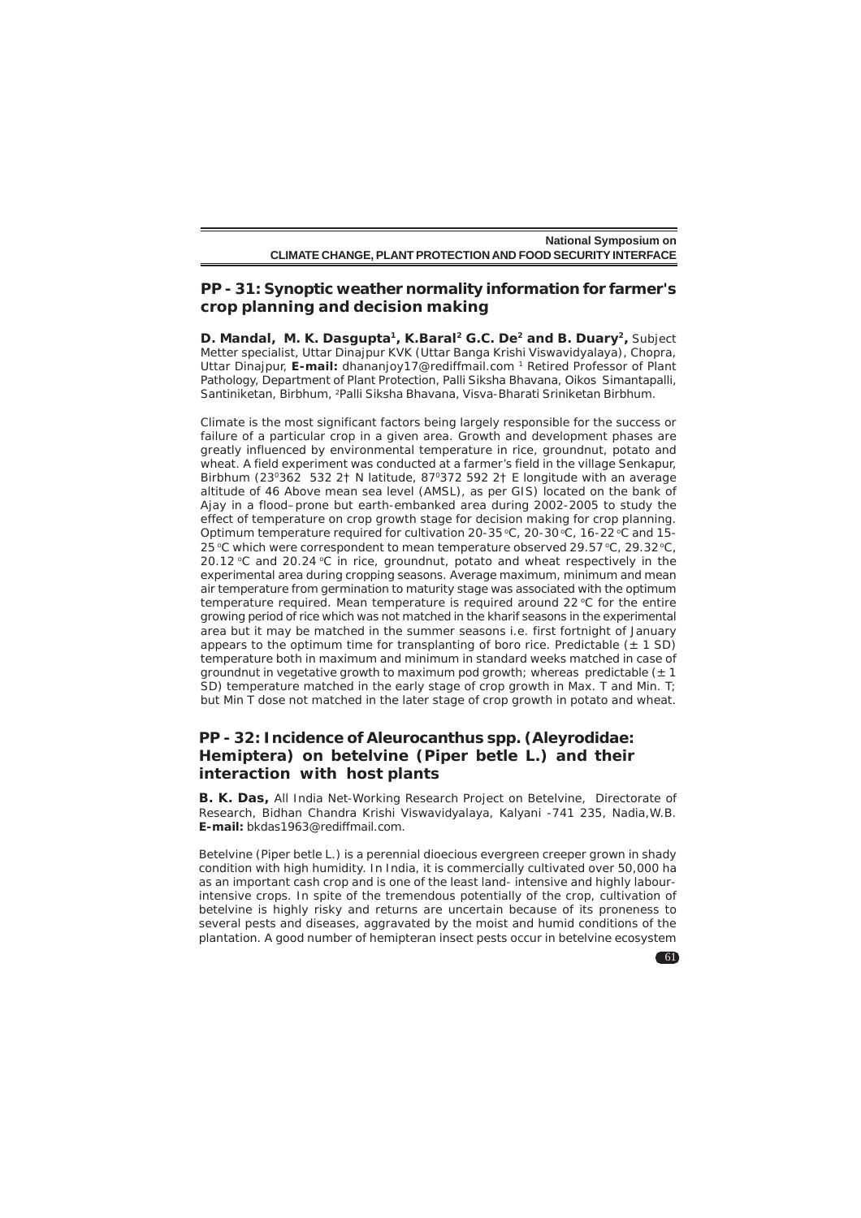## PP - 31: Synoptic weather normality information for farmer's crop planning and decision making

**D. Mandal, M. K. Dasgupta[1], K.Baral[2] G.C. De[2] and B. Duary[2],** Subject Metter specialist, Uttar Dinajpur KVK (Uttar Banga Krishi Viswavidyalaya), Chopra, Uttar Dinajpur, **E-mail:** dhananjoy17@rediffmail.com [1] Retired Professor of Plant Pathology, Department of Plant Protection, Palli Siksha Bhavana, Oikos Simantapalli, Santiniketan, Birbhum, [2]Palli Siksha Bhavana, Visva-Bharati Sriniketan Birbhum.

Climate is the most significant factors being largely responsible for the success or failure of a particular crop in a given area. Growth and development phases are greatly influenced by environmental temperature in rice, groundnut, potato and wheat. A field experiment was conducted at a farmer's field in the village Senkapur, Birbhum ($23^0$362 532 2† N latitude, $87^0$372 592 2† E longitude with an average altitude of 46 Above mean sea level (AMSL), as per GIS) located on the bank of Ajay in a flood–prone but earth-embanked area during 2002-2005 to study the effect of temperature on crop growth stage for decision making for crop planning. Optimum temperature required for cultivation 20-35 °C, 20-30 °C, 16-22 °C and 15-25 °C which were correspondent to mean temperature observed 29.57 °C, 29.32 °C, 20.12 °C and 20.24 °C in rice, groundnut, potato and wheat respectively in the experimental area during cropping seasons. Average maximum, minimum and mean air temperature from germination to maturity stage was associated with the optimum temperature required. Mean temperature is required around 22 °C for the entire growing period of rice which was not matched in the kharif seasons in the experimental area but it may be matched in the summer seasons i.e. first fortnight of January appears to the optimum time for transplanting of boro rice. Predictable (± 1 SD) temperature both in maximum and minimum in standard weeks matched in case of groundnut in vegetative growth to maximum pod growth; whereas predictable (± 1 SD) temperature matched in the early stage of crop growth in Max. T and Min. T; but Min T dose not matched in the later stage of crop growth in potato and wheat.

## PP - 32: Incidence of Aleurocanthus spp. (Aleyrodidae: Hemiptera) on betelvine (Piper betle L.) and their interaction with host plants

**B. K. Das,** All India Net-Working Research Project on Betelvine, Directorate of Research, Bidhan Chandra Krishi Viswavidyalaya, Kalyani -741 235, Nadia,W.B. **E-mail:** bkdas1963@rediffmail.com.

Betelvine (Piper betle L.) is a perennial dioecious evergreen creeper grown in shady condition with high humidity. In India, it is commercially cultivated over 50,000 ha as an important cash crop and is one of the least land- intensive and highly labour-intensive crops. In spite of the tremendous potentially of the crop, cultivation of betelvine is highly risky and returns are uncertain because of its proneness to several pests and diseases, aggravated by the moist and humid conditions of the plantation. A good number of hemipteran insect pests occur in betelvine ecosystem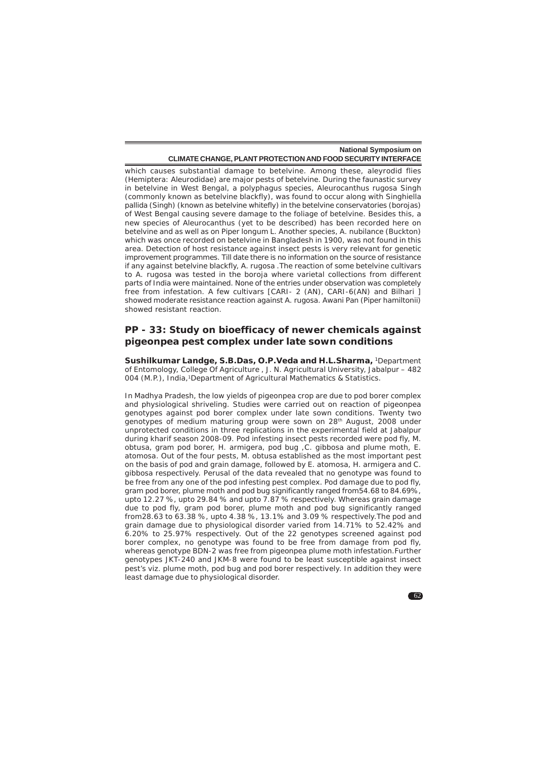which causes substantial damage to betelvine. Among these, aleyrodid flies (Hemiptera: Aleurodidae) are major pests of betelvine. During the faunastic survey in betelvine in West Bengal, a polyphagus species, Aleurocanthus rugosa Singh (commonly known as betelvine blackfly), was found to occur along with Singhiella pallida (Singh) (known as betelvine whitefly) in the betelvine conservatories (borojas) of West Bengal causing severe damage to the foliage of betelvine. Besides this, a new species of Aleurocanthus (yet to be described) has been recorded here on betelvine and as well as on Piper longum L. Another species, A. nubilance (Buckton) which was once recorded on betelvine in Bangladesh in 1900, was not found in this area. Detection of host resistance against insect pests is very relevant for genetic improvement programmes. Till date there is no information on the source of resistance if any against betelvine blackfly, A. rugosa .The reaction of some betelvine cultivars to A. rugosa was tested in the boroja where varietal collections from different parts of India were maintained. None of the entries under observation was completely free from infestation. A few cultivars [CARI- 2 (AN), CARI-6(AN) and Bilhari ] showed moderate resistance reaction against A. rugosa. Awani Pan (Piper hamiltonii) showed resistant reaction.

## PP - 33: Study on bioefficacy of newer chemicals against pigeonpea pest complex under late sown conditions

**Sushilkumar Landge, S.B.Das, O.P.Veda and H.L.Sharma,** [1]Department of Entomology, College Of Agriculture , J. N. Agricultural University, Jabalpur – 482 004 (M.P.), India,[1]Department of Agricultural Mathematics & Statistics.

In Madhya Pradesh, the low yields of pigeonpea crop are due to pod borer complex and physiological shriveling. Studies were carried out on reaction of pigeonpea genotypes against pod borer complex under late sown conditions. Twenty two genotypes of medium maturing group were sown on 28th August, 2008 under unprotected conditions in three replications in the experimental field at Jabalpur during kharif season 2008-09. Pod infesting insect pests recorded were pod fly, M. obtusa, gram pod borer, H. armigera, pod bug ,C. gibbosa and plume moth, E. atomosa. Out of the four pests, M. obtusa established as the most important pest on the basis of pod and grain damage, followed by E. atomosa, H. armigera and C. gibbosa respectively. Perusal of the data revealed that no genotype was found to be free from any one of the pod infesting pest complex. Pod damage due to pod fly, gram pod borer, plume moth and pod bug significantly ranged from54.68 to 84.69%, upto 12.27 %, upto 29.84 % and upto 7.87 % respectively. Whereas grain damage due to pod fly, gram pod borer, plume moth and pod bug significantly ranged from28.63 to 63.38 %, upto 4.38 %, 13.1% and 3.09 % respectively.The pod and grain damage due to physiological disorder varied from 14.71% to 52.42% and 6.20% to 25.97% respectively. Out of the 22 genotypes screened against pod borer complex, no genotype was found to be free from damage from pod fly, whereas genotype BDN-2 was free from pigeonpea plume moth infestation.Further genotypes JKT-240 and JKM-8 were found to be least susceptible against insect pest's viz. plume moth, pod bug and pod borer respectively. In addition they were least damage due to physiological disorder.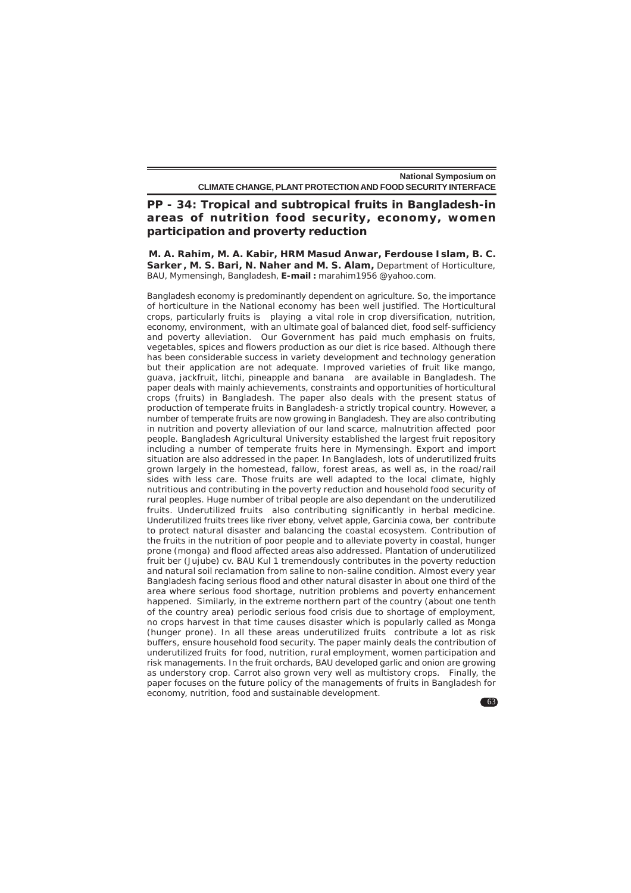## PP - 34: Tropical and subtropical fruits in Bangladesh-in areas of nutrition food security, economy, women participation and proverty reduction

**M. A. Rahim, M. A. Kabir, HRM Masud Anwar, Ferdouse Islam, B. C. Sarker, M. S. Bari, N. Naher and M. S. Alam,** Department of Horticulture, BAU, Mymensingh, Bangladesh, **E-mail :** marahim1956 @yahoo.com.

Bangladesh economy is predominantly dependent on agriculture. So, the importance of horticulture in the National economy has been well justified. The Horticultural crops, particularly fruits is playing a vital role in crop diversification, nutrition, economy, environment, with an ultimate goal of balanced diet, food self-sufficiency and poverty alleviation. Our Government has paid much emphasis on fruits, vegetables, spices and flowers production as our diet is rice based. Although there has been considerable success in variety development and technology generation but their application are not adequate. Improved varieties of fruit like mango, guava, jackfruit, litchi, pineapple and banana are available in Bangladesh. The paper deals with mainly achievements, constraints and opportunities of horticultural crops (fruits) in Bangladesh. The paper also deals with the present status of production of temperate fruits in Bangladesh-a strictly tropical country. However, a number of temperate fruits are now growing in Bangladesh. They are also contributing in nutrition and poverty alleviation of our land scarce, malnutrition affected poor people. Bangladesh Agricultural University established the largest fruit repository including a number of temperate fruits here in Mymensingh. Export and import situation are also addressed in the paper. In Bangladesh, lots of underutilized fruits grown largely in the homestead, fallow, forest areas, as well as, in the road/rail sides with less care. Those fruits are well adapted to the local climate, highly nutritious and contributing in the poverty reduction and household food security of rural peoples. Huge number of tribal people are also dependant on the underutilized fruits. Underutilized fruits also contributing significantly in herbal medicine. Underutilized fruits trees like river ebony, velvet apple, Garcinia cowa, ber contribute to protect natural disaster and balancing the coastal ecosystem. Contribution of the fruits in the nutrition of poor people and to alleviate poverty in coastal, hunger prone (monga) and flood affected areas also addressed. Plantation of underutilized fruit ber (Jujube) cv. BAU Kul 1 tremendously contributes in the poverty reduction and natural soil reclamation from saline to non-saline condition. Almost every year Bangladesh facing serious flood and other natural disaster in about one third of the area where serious food shortage, nutrition problems and poverty enhancement happened. Similarly, in the extreme northern part of the country (about one tenth of the country area) periodic serious food crisis due to shortage of employment, no crops harvest in that time causes disaster which is popularly called as Monga (hunger prone). In all these areas underutilized fruits contribute a lot as risk buffers, ensure household food security. The paper mainly deals the contribution of underutilized fruits for food, nutrition, rural employment, women participation and risk managements. In the fruit orchards, BAU developed garlic and onion are growing as understory crop. Carrot also grown very well as multistory crops. Finally, the paper focuses on the future policy of the managements of fruits in Bangladesh for economy, nutrition, food and sustainable development.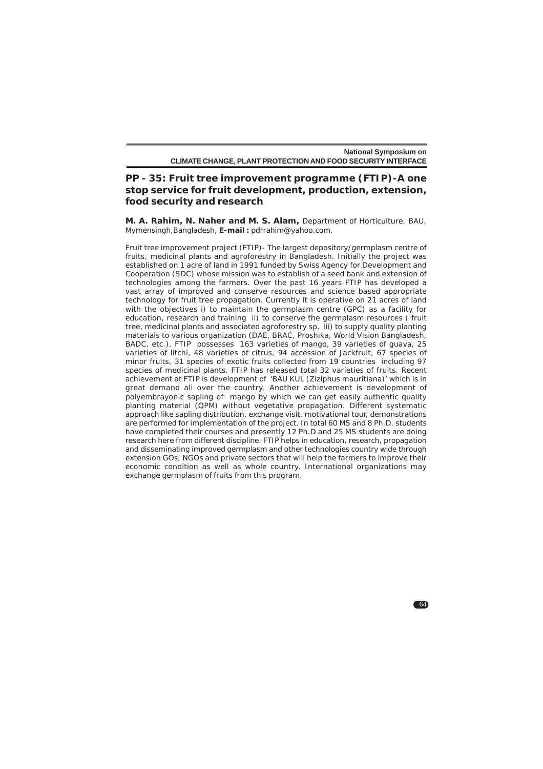## PP - 35: Fruit tree improvement programme (FTIP)-A one stop service for fruit development, production, extension, food security and research

**M. A. Rahim, N. Naher and M. S. Alam,** Department of Horticulture, BAU, Mymensingh,Bangladesh, **E-mail :** pdrrahim@yahoo.com.

Fruit tree improvement project (FTIP)- The largest depository/germplasm centre of fruits, medicinal plants and agroforestry in Bangladesh. Initially the project was established on 1 acre of land in 1991 funded by Swiss Agency for Development and Cooperation (SDC) whose mission was to establish of a seed bank and extension of technologies among the farmers. Over the past 16 years FTIP has developed a vast array of improved and conserve resources and science based appropriate technology for fruit tree propagation. Currently it is operative on 21 acres of land with the objectives i) to maintain the germplasm centre (GPC) as a facility for education, research and training ii) to conserve the germplasm resources ( fruit tree, medicinal plants and associated agroforestry sp. iii) to supply quality planting materials to various organization (DAE, BRAC, Proshika, World Vision Bangladesh, BADC, etc.). FTIP possesses 163 varieties of mango, 39 varieties of guava, 25 varieties of litchi, 48 varieties of citrus, 94 accession of Jackfruit, 67 species of minor fruits, 31 species of exotic fruits collected from 19 countries including 97 species of medicinal plants. FTIP has released total 32 varieties of fruits. Recent achievement at FTIP is development of 'BAU KUL (*Ziziphus mauritiana*)' which is in great demand all over the country. Another achievement is development of polyembrayonic sapling of mango by which we can get easily authentic quality planting material (QPM) without vegetative propagation. Different systematic approach like sapling distribution, exchange visit, motivational tour, demonstrations are performed for implementation of the project. In total 60 MS and 8 Ph.D. students have completed their courses and presently 12 Ph.D and 25 MS students are doing research here from different discipline. FTIP helps in education, research, propagation and disseminating improved germplasm and other technologies country wide through extension GOs, NGOs and private sectors that will help the farmers to improve their economic condition as well as whole country. International organizations may exchange germplasm of fruits from this program.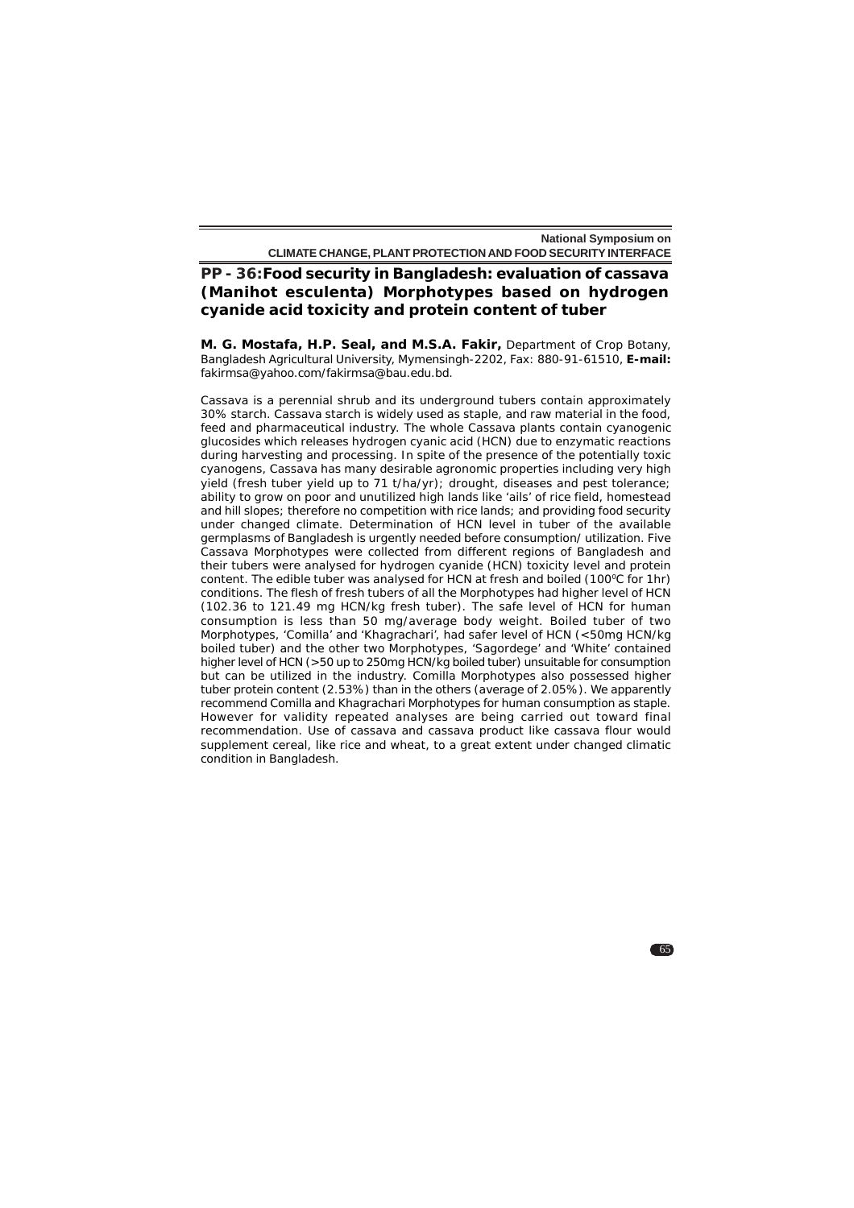## PP - 36: Food security in Bangladesh: evaluation of cassava (Manihot esculenta) Morphotypes based on hydrogen cyanide acid toxicity and protein content of tuber

**M. G. Mostafa, H.P. Seal, and M.S.A. Fakir,** Department of Crop Botany, Bangladesh Agricultural University, Mymensingh-2202, Fax: 880-91-61510, **E-mail:** fakirmsa@yahoo.com/fakirmsa@bau.edu.bd.

Cassava is a perennial shrub and its underground tubers contain approximately 30% starch. Cassava starch is widely used as staple, and raw material in the food, feed and pharmaceutical industry. The whole Cassava plants contain cyanogenic glucosides which releases hydrogen cyanic acid (HCN) due to enzymatic reactions during harvesting and processing. In spite of the presence of the potentially toxic cyanogens, Cassava has many desirable agronomic properties including very high yield (fresh tuber yield up to 71 t/ha/yr); drought, diseases and pest tolerance; ability to grow on poor and unutilized high lands like 'ails' of rice field, homestead and hill slopes; therefore no competition with rice lands; and providing food security under changed climate. Determination of HCN level in tuber of the available germplasms of Bangladesh is urgently needed before consumption/ utilization. Five Cassava Morphotypes were collected from different regions of Bangladesh and their tubers were analysed for hydrogen cyanide (HCN) toxicity level and protein content. The edible tuber was analysed for HCN at fresh and boiled ($100^0$C for 1hr) conditions. The flesh of fresh tubers of all the Morphotypes had higher level of HCN (102.36 to 121.49 mg HCN/kg fresh tuber). The safe level of HCN for human consumption is less than 50 mg/average body weight. Boiled tuber of two Morphotypes, 'Comilla' and 'Khagrachari', had safer level of HCN (<50mg HCN/kg boiled tuber) and the other two Morphotypes, 'Sagordege' and 'White' contained higher level of HCN (>50 up to 250mg HCN/kg boiled tuber) unsuitable for consumption but can be utilized in the industry. Comilla Morphotypes also possessed higher tuber protein content (2.53%) than in the others (average of 2.05%). We apparently recommend Comilla and Khagrachari Morphotypes for human consumption as staple. However for validity repeated analyses are being carried out toward final recommendation. Use of cassava and cassava product like cassava flour would supplement cereal, like rice and wheat, to a great extent under changed climatic condition in Bangladesh.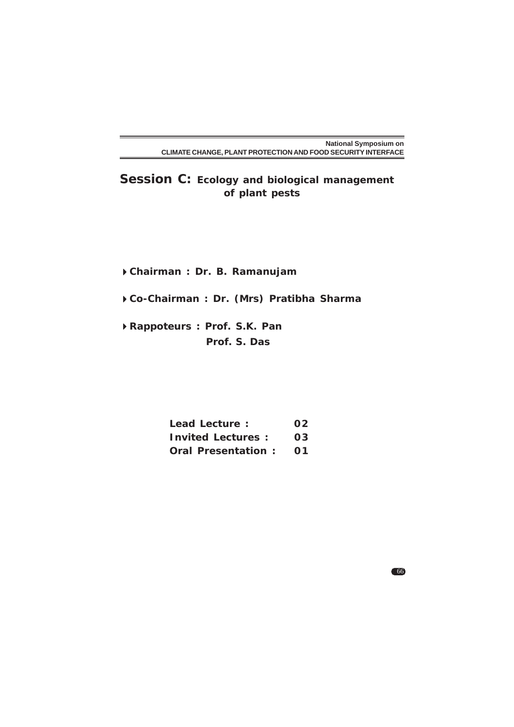## Session C: Ecology and biological management of plant pests

- **Chairman : Dr. B. Ramanujam**
- **Co-Chairman : Dr. (Mrs) Pratibha Sharma**
- **Rappoteurs : Prof. S.K. Pan**
  **Prof. S. Das**

| | |
|---|---|
| **Lead Lecture :** | **02** |
| **Invited Lectures :** | **03** |
| **Oral Presentation :** | **01** |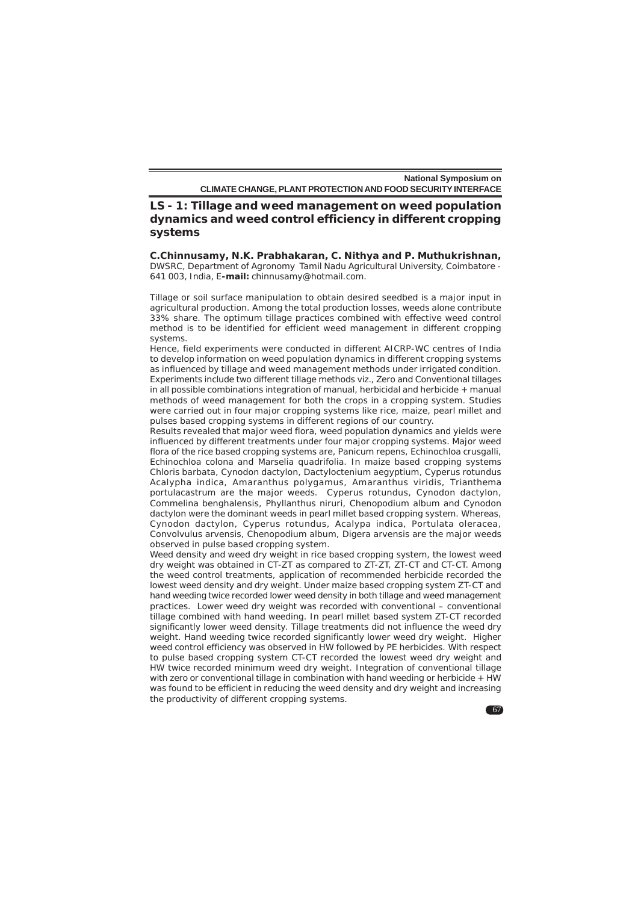## LS - 1: Tillage and weed management on weed population dynamics and weed control efficiency in different cropping systems

**C.Chinnusamy, N.K. Prabhakaran, C. Nithya and P. Muthukrishnan,**
DWSRC, Department of Agronomy Tamil Nadu Agricultural University, Coimbatore - 641 003, India, E**-mail:** chinnusamy@hotmail.com.

Tillage or soil surface manipulation to obtain desired seedbed is a major input in agricultural production. Among the total production losses, weeds alone contribute 33% share. The optimum tillage practices combined with effective weed control method is to be identified for efficient weed management in different cropping systems.

Hence, field experiments were conducted in different AICRP-WC centres of India to develop information on weed population dynamics in different cropping systems as influenced by tillage and weed management methods under irrigated condition. Experiments include two different tillage methods viz., Zero and Conventional tillages in all possible combinations integration of manual, herbicidal and herbicide + manual methods of weed management for both the crops in a cropping system. Studies were carried out in four major cropping systems like rice, maize, pearl millet and pulses based cropping systems in different regions of our country.

Results revealed that major weed flora, weed population dynamics and yields were influenced by different treatments under four major cropping systems. Major weed flora of the rice based cropping systems are, *Panicum repens, Echinochloa crusgalli, Echinochloa colona* and *Marselia quadrifolia*. In maize based cropping systems *Chloris barbata, Cynodon dactylon, Dactyloctenium aegyptium, Cyperus rotundus Acalypha indica, Amaranthus polygamus, Amaranthus viridis, Trianthema portulacastrum* are the major weeds. *Cyperus rotundus, Cynodon dactylon, Commelina benghalensis, Phyllanthus niruri, Chenopodium album* and *Cynodon dactylon* were the dominant weeds in pearl millet based cropping system. Whereas, *Cynodon dactylon, Cyperus rotundus, Acalypa indica, Portulata oleracea, Convolvulus arvensis, Chenopodium album, Digera arvensis* are the major weeds observed in pulse based cropping system.

Weed density and weed dry weight in rice based cropping system, the lowest weed dry weight was obtained in CT-ZT as compared to ZT-ZT, ZT-CT and CT-CT. Among the weed control treatments, application of recommended herbicide recorded the lowest weed density and dry weight. Under maize based cropping system ZT-CT and hand weeding twice recorded lower weed density in both tillage and weed management practices. Lower weed dry weight was recorded with conventional – conventional tillage combined with hand weeding. In pearl millet based system ZT-CT recorded significantly lower weed density. Tillage treatments did not influence the weed dry weight. Hand weeding twice recorded significantly lower weed dry weight. Higher weed control efficiency was observed in HW followed by PE herbicides. With respect to pulse based cropping system CT-CT recorded the lowest weed dry weight and HW twice recorded minimum weed dry weight. Integration of conventional tillage with zero or conventional tillage in combination with hand weeding or herbicide + HW was found to be efficient in reducing the weed density and dry weight and increasing the productivity of different cropping systems.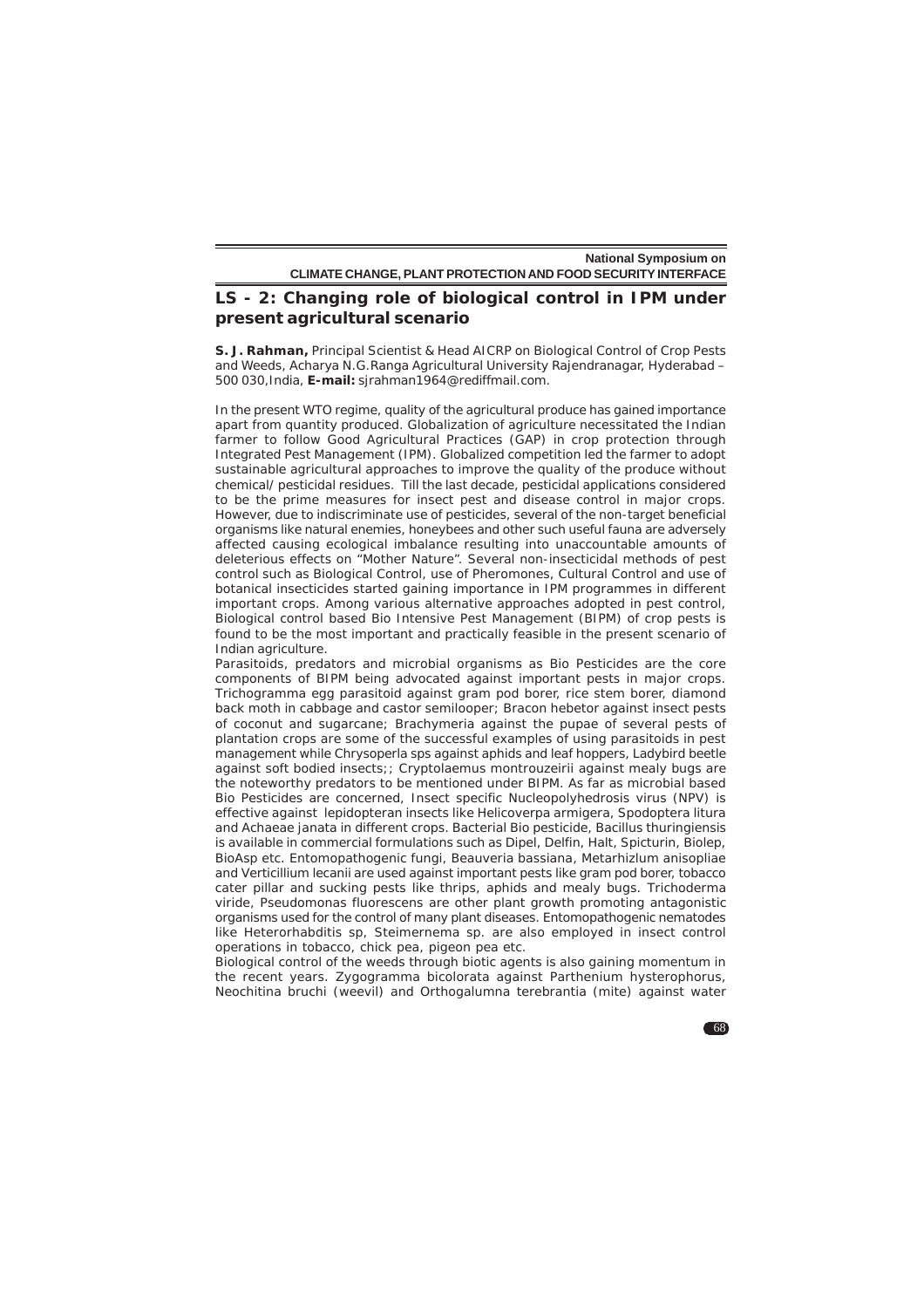## LS - 2: Changing role of biological control in IPM under present agricultural scenario

**S. J. Rahman,** Principal Scientist & Head AICRP on Biological Control of Crop Pests and Weeds, Acharya N.G.Ranga Agricultural University Rajendranagar, Hyderabad – 500 030,India, **E-mail:** sjrahman1964@rediffmail.com.

In the present WTO regime, quality of the agricultural produce has gained importance apart from quantity produced. Globalization of agriculture necessitated the Indian farmer to follow Good Agricultural Practices (GAP) in crop protection through Integrated Pest Management (IPM). Globalized competition led the farmer to adopt sustainable agricultural approaches to improve the quality of the produce without chemical/ pesticidal residues. Till the last decade, pesticidal applications considered to be the prime measures for insect pest and disease control in major crops. However, due to indiscriminate use of pesticides, several of the non-target beneficial organisms like natural enemies, honeybees and other such useful fauna are adversely affected causing ecological imbalance resulting into unaccountable amounts of deleterious effects on "Mother Nature". Several non-insecticidal methods of pest control such as Biological Control, use of Pheromones, Cultural Control and use of botanical insecticides started gaining importance in IPM programmes in different important crops. Among various alternative approaches adopted in pest control, Biological control based Bio Intensive Pest Management (BIPM) of crop pests is found to be the most important and practically feasible in the present scenario of Indian agriculture.

Parasitoids, predators and microbial organisms as Bio Pesticides are the core components of BIPM being advocated against important pests in major crops. Trichogramma egg parasitoid against gram pod borer, rice stem borer, diamond back moth in cabbage and castor semilooper; Bracon hebetor against insect pests of coconut and sugarcane; Brachymeria against the pupae of several pests of plantation crops are some of the successful examples of using parasitoids in pest management while Chrysoperla sps against aphids and leaf hoppers, Ladybird beetle against soft bodied insects;; Cryptolaemus montrouzeirii against mealy bugs are the noteworthy predators to be mentioned under BIPM. As far as microbial based Bio Pesticides are concerned, Insect specific Nucleopolyhedrosis virus (NPV) is effective against lepidopteran insects like Helicoverpa armigera, Spodoptera litura and Achaeae janata in different crops. Bacterial Bio pesticide, Bacillus thuringiensis is available in commercial formulations such as Dipel, Delfin, Halt, Spicturin, Biolep, BioAsp etc. Entomopathogenic fungi, Beauveria bassiana, Metarhizlum anisopliae and Verticillium lecanii are used against important pests like gram pod borer, tobacco cater pillar and sucking pests like thrips, aphids and mealy bugs. Trichoderma viride, Pseudomonas fluorescens are other plant growth promoting antagonistic organisms used for the control of many plant diseases. Entomopathogenic nematodes like Heterorhabditis sp, Steimernema sp. are also employed in insect control operations in tobacco, chick pea, pigeon pea etc.

Biological control of the weeds through biotic agents is also gaining momentum in the recent years. Zygogramma bicolorata against Parthenium hysterophorus, Neochitina bruchi (weevil) and Orthogalumna terebrantia (mite) against water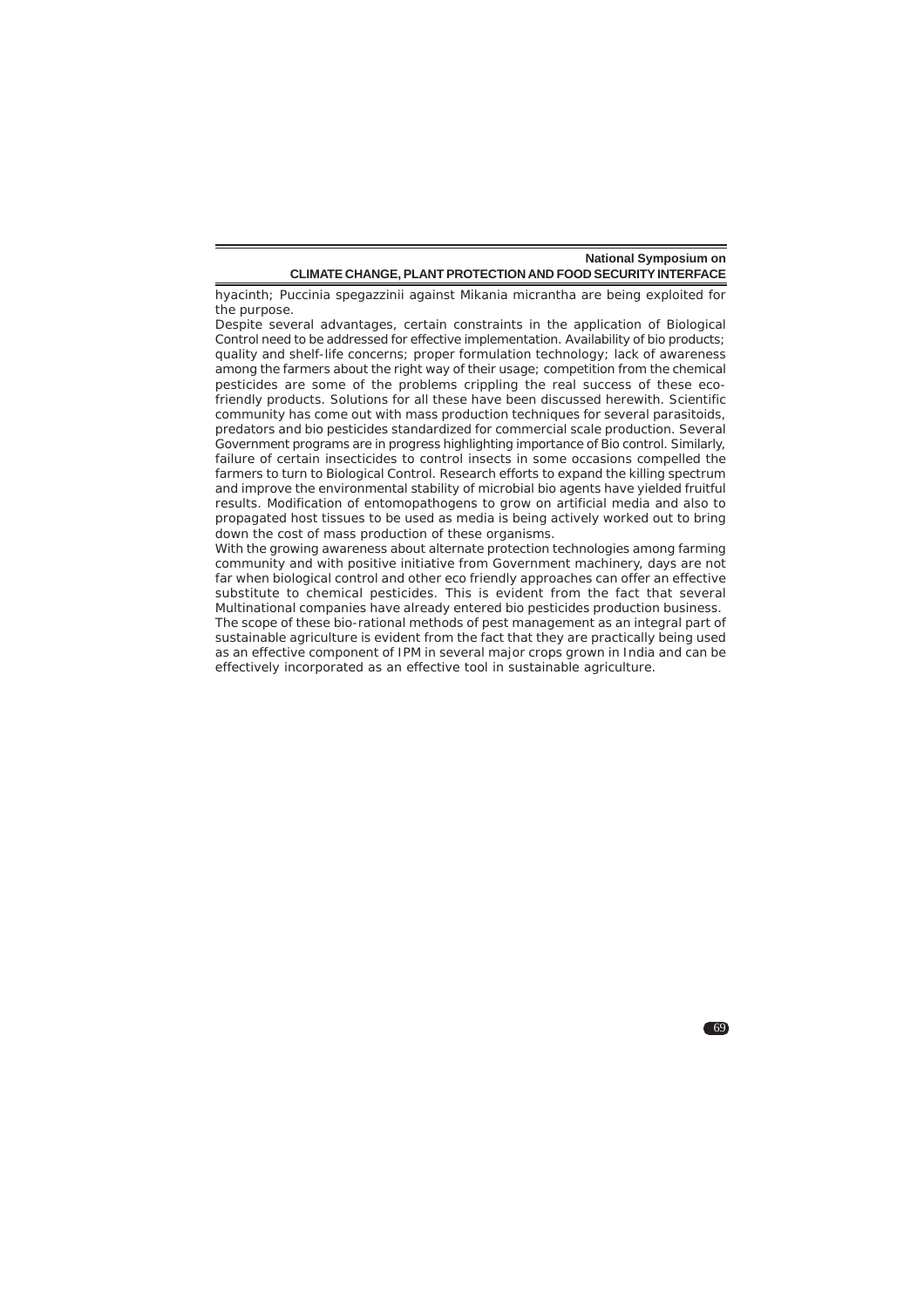hyacinth; Puccinia spegazzinii against Mikania micrantha are being exploited for the purpose.

Despite several advantages, certain constraints in the application of Biological Control need to be addressed for effective implementation. Availability of bio products; quality and shelf-life concerns; proper formulation technology; lack of awareness among the farmers about the right way of their usage; competition from the chemical pesticides are some of the problems crippling the real success of these eco-friendly products. Solutions for all these have been discussed herewith. Scientific community has come out with mass production techniques for several parasitoids, predators and bio pesticides standardized for commercial scale production. Several Government programs are in progress highlighting importance of Bio control. Similarly, failure of certain insecticides to control insects in some occasions compelled the farmers to turn to Biological Control. Research efforts to expand the killing spectrum and improve the environmental stability of microbial bio agents have yielded fruitful results. Modification of entomopathogens to grow on artificial media and also to propagated host tissues to be used as media is being actively worked out to bring down the cost of mass production of these organisms.

With the growing awareness about alternate protection technologies among farming community and with positive initiative from Government machinery, days are not far when biological control and other eco friendly approaches can offer an effective substitute to chemical pesticides. This is evident from the fact that several Multinational companies have already entered bio pesticides production business.

The scope of these bio-rational methods of pest management as an integral part of sustainable agriculture is evident from the fact that they are practically being used as an effective component of IPM in several major crops grown in India and can be effectively incorporated as an effective tool in sustainable agriculture.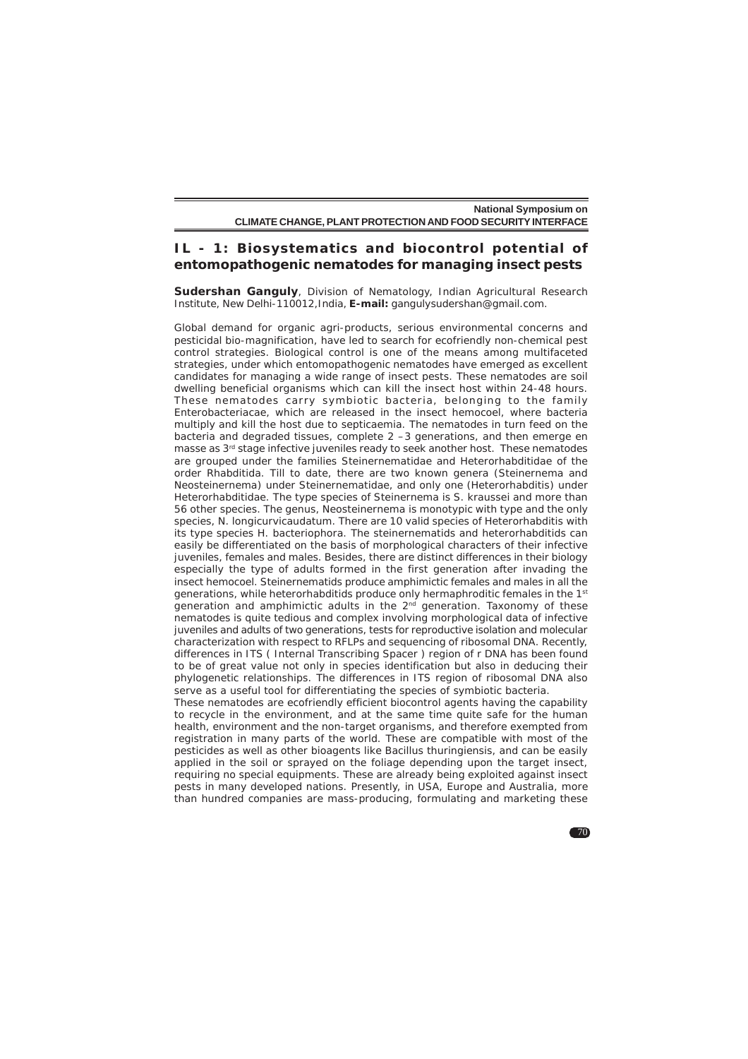## IL - 1: Biosystematics and biocontrol potential of entomopathogenic nematodes for managing insect pests

**Sudershan Ganguly**, Division of Nematology, Indian Agricultural Research Institute, New Delhi-110012,India, **E-mail:** gangulysudershan@gmail.com.

Global demand for organic agri-products, serious environmental concerns and pesticidal bio-magnification, have led to search for ecofriendly non-chemical pest control strategies. Biological control is one of the means among multifaceted strategies, under which entomopathogenic nematodes have emerged as excellent candidates for managing a wide range of insect pests. These nematodes are soil dwelling beneficial organisms which can kill the insect host within 24-48 hours. These nematodes carry symbiotic bacteria, belonging to the family Enterobacteriacae, which are released in the insect hemocoel, where bacteria multiply and kill the host due to septicaemia. The nematodes in turn feed on the bacteria and degraded tissues, complete 2 –3 generations, and then emerge en masse as 3rd stage infective juveniles ready to seek another host. These nematodes are grouped under the families Steinernematidae and Heterorhabditidae of the order Rhabditida. Till to date, there are two known genera (Steinernema and Neosteinernema) under Steinernematidae, and only one (Heterorhabditis) under Heterorhabditidae. The type species of Steinernema is S. kraussei and more than 56 other species. The genus, Neosteinernema is monotypic with type and the only species, N. longicurvicaudatum. There are 10 valid species of Heterorhabditis with its type species H. bacteriophora. The steinernematids and heterorhabditids can easily be differentiated on the basis of morphological characters of their infective juveniles, females and males. Besides, there are distinct differences in their biology especially the type of adults formed in the first generation after invading the insect hemocoel. Steinernematids produce amphimictic females and males in all the generations, while heterorhabditids produce only hermaphroditic females in the 1st generation and amphimictic adults in the 2nd generation. Taxonomy of these nematodes is quite tedious and complex involving morphological data of infective juveniles and adults of two generations, tests for reproductive isolation and molecular characterization with respect to RFLPs and sequencing of ribosomal DNA. Recently, differences in ITS ( Internal Transcribing Spacer ) region of r DNA has been found to be of great value not only in species identification but also in deducing their phylogenetic relationships. The differences in ITS region of ribosomal DNA also serve as a useful tool for differentiating the species of symbiotic bacteria.

These nematodes are ecofriendly efficient biocontrol agents having the capability to recycle in the environment, and at the same time quite safe for the human health, environment and the non-target organisms, and therefore exempted from registration in many parts of the world. These are compatible with most of the pesticides as well as other bioagents like Bacillus thuringiensis, and can be easily applied in the soil or sprayed on the foliage depending upon the target insect, requiring no special equipments. These are already being exploited against insect pests in many developed nations. Presently, in USA, Europe and Australia, more than hundred companies are mass-producing, formulating and marketing these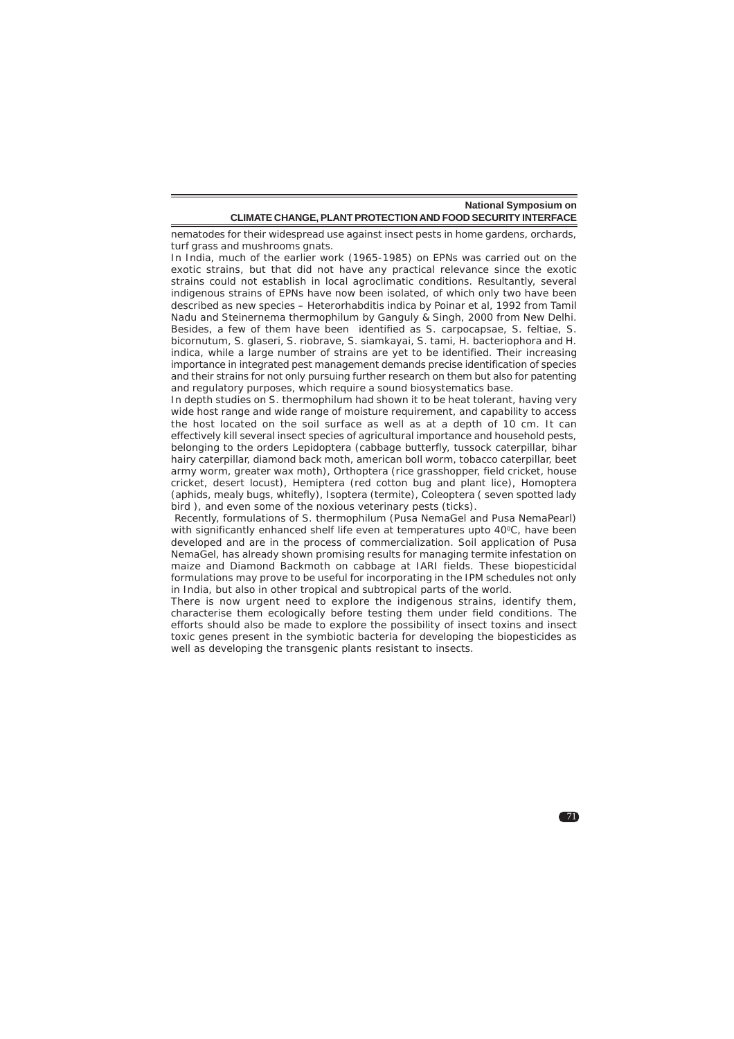nematodes for their widespread use against insect pests in home gardens, orchards, turf grass and mushrooms gnats.

In India, much of the earlier work (1965-1985) on EPNs was carried out on the exotic strains, but that did not have any practical relevance since the exotic strains could not establish in local agroclimatic conditions. Resultantly, several indigenous strains of EPNs have now been isolated, of which only two have been described as new species – Heterorhabditis indica by Poinar et al, 1992 from Tamil Nadu and Steinernema thermophilum by Ganguly & Singh, 2000 from New Delhi. Besides, a few of them have been identified as S. carpocapsae, S. feltiae, S. bicornutum, S. glaseri, S. riobrave, S. siamkayai, S. tami, H. bacteriophora and H. indica, while a large number of strains are yet to be identified. Their increasing importance in integrated pest management demands precise identification of species and their strains for not only pursuing further research on them but also for patenting and regulatory purposes, which require a sound biosystematics base.

In depth studies on S. thermophilum had shown it to be heat tolerant, having very wide host range and wide range of moisture requirement, and capability to access the host located on the soil surface as well as at a depth of 10 cm. It can effectively kill several insect species of agricultural importance and household pests, belonging to the orders Lepidoptera (cabbage butterfly, tussock caterpillar, bihar hairy caterpillar, diamond back moth, american boll worm, tobacco caterpillar, beet army worm, greater wax moth), Orthoptera (rice grasshopper, field cricket, house cricket, desert locust), Hemiptera (red cotton bug and plant lice), Homoptera (aphids, mealy bugs, whitefly), Isoptera (termite), Coleoptera ( seven spotted lady bird ), and even some of the noxious veterinary pests (ticks).

Recently, formulations of S. thermophilum (Pusa NemaGel and Pusa NemaPearl) with significantly enhanced shelf life even at temperatures upto 40$^{0}$C, have been developed and are in the process of commercialization. Soil application of Pusa NemaGel, has already shown promising results for managing termite infestation on maize and Diamond Backmoth on cabbage at IARI fields. These biopesticidal formulations may prove to be useful for incorporating in the IPM schedules not only in India, but also in other tropical and subtropical parts of the world.

There is now urgent need to explore the indigenous strains, identify them, characterise them ecologically before testing them under field conditions. The efforts should also be made to explore the possibility of insect toxins and insect toxic genes present in the symbiotic bacteria for developing the biopesticides as well as developing the transgenic plants resistant to insects.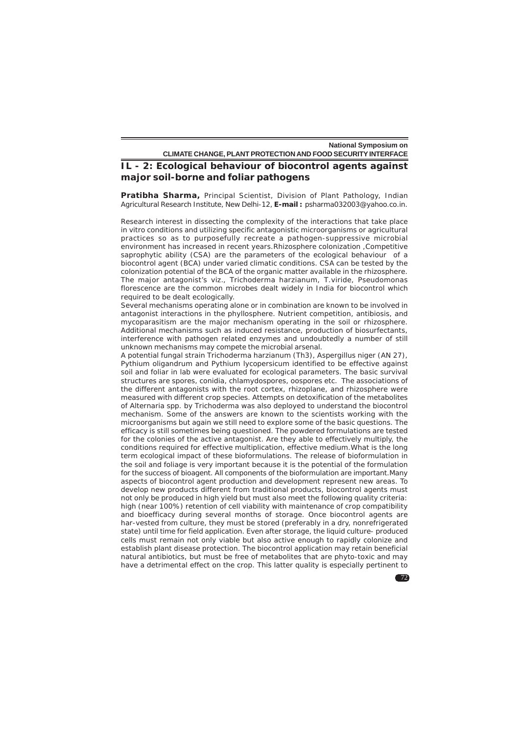## IL - 2: Ecological behaviour of biocontrol agents against major soil-borne and foliar pathogens

**Pratibha Sharma,** Principal Scientist, Division of Plant Pathology, Indian Agricultural Research Institute, New Delhi-12, **E-mail :** psharma032003@yahoo.co.in.

Research interest in dissecting the complexity of the interactions that take place in vitro conditions and utilizing specific antagonistic microorganisms or agricultural practices so as to purposefully recreate a pathogen-suppressive microbial environment has increased in recent years.Rhizosphere colonization ,Competitive saprophytic ability (CSA) are the parameters of the ecological behaviour of a biocontrol agent (BCA) under varied climatic conditions. CSA can be tested by the colonization potential of the BCA of the organic matter available in the rhizosphere. The major antagonist's viz., Trichoderma harzianum, T.viride, Pseudomonas florescence are the common microbes dealt widely in India for biocontrol which required to be dealt ecologically.

Several mechanisms operating alone or in combination are known to be involved in antagonist interactions in the phyllosphere. Nutrient competition, antibiosis, and mycoparasitism are the major mechanism operating in the soil or rhizosphere. Additional mechanisms such as induced resistance, production of biosurfectants, interference with pathogen related enzymes and undoubtedly a number of still unknown mechanisms may compete the microbial arsenal.

A potential fungal strain Trichoderma harzianum (Th3), Aspergillus niger (AN 27), Pythium oligandrum and Pythium lycopersicum identified to be effective against soil and foliar in lab were evaluated for ecological parameters. The basic survival structures are spores, conidia, chlamydospores, oospores etc. The associations of the different antagonists with the root cortex, rhizoplane, and rhizosphere were measured with different crop species. Attempts on detoxification of the metabolites of Alternaria spp. by Trichoderma was also deployed to understand the biocontrol mechanism. Some of the answers are known to the scientists working with the microorganisms but again we still need to explore some of the basic questions. The efficacy is still sometimes being questioned. The powdered formulations are tested for the colonies of the active antagonist. Are they able to effectively multiply, the conditions required for effective multiplication, effective medium.What is the long term ecological impact of these bioformulations. The release of bioformulation in the soil and foliage is very important because it is the potential of the formulation for the success of bioagent. All components of the bioformulation are important.Many aspects of biocontrol agent production and development represent new areas. To develop new products different from traditional products, biocontrol agents must not only be produced in high yield but must also meet the following quality criteria: high (near 100%) retention of cell viability with maintenance of crop compatibility and bioefficacy during several months of storage. Once biocontrol agents are har-vested from culture, they must be stored (preferably in a dry, nonrefrigerated state) until time for field application. Even after storage, the liquid culture- produced cells must remain not only viable but also active enough to rapidly colonize and establish plant disease protection. The biocontrol application may retain beneficial natural antibiotics, but must be free of metabolites that are phyto-toxic and may have a detrimental effect on the crop. This latter quality is especially pertinent to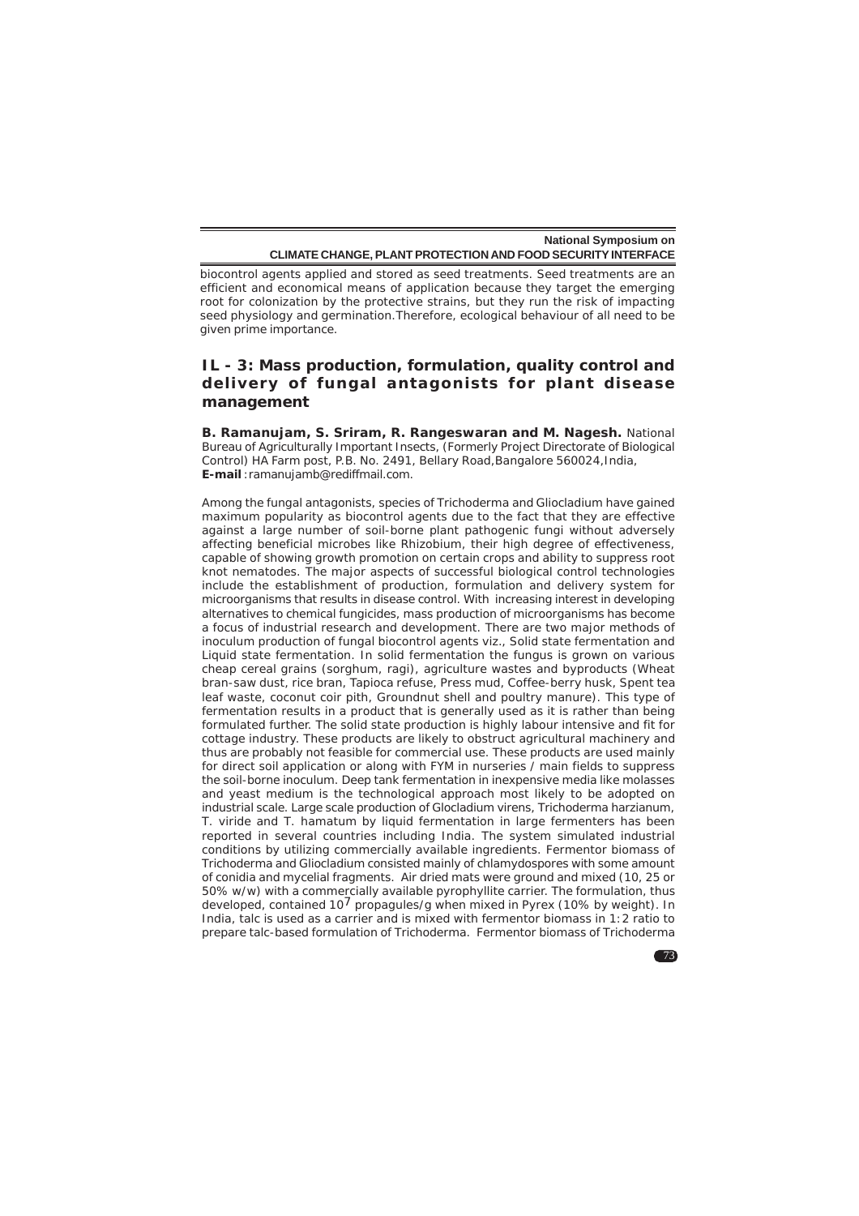biocontrol agents applied and stored as seed treatments. Seed treatments are an efficient and economical means of application because they target the emerging root for colonization by the protective strains, but they run the risk of impacting seed physiology and germination.Therefore, ecological behaviour of all need to be given prime importance.

## IL - 3: Mass production, formulation, quality control and delivery of fungal antagonists for plant disease management

**B. Ramanujam, S. Sriram, R. Rangeswaran and M. Nagesh.** National Bureau of Agriculturally Important Insects, (Formerly Project Directorate of Biological Control) HA Farm post, P.B. No. 2491, Bellary Road,Bangalore 560024,India, **E-mail** :ramanujamb@rediffmail.com.

Among the fungal antagonists, species of Trichoderma and Gliocladium have gained maximum popularity as biocontrol agents due to the fact that they are effective against a large number of soil-borne plant pathogenic fungi without adversely affecting beneficial microbes like Rhizobium, their high degree of effectiveness, capable of showing growth promotion on certain crops and ability to suppress root knot nematodes. The major aspects of successful biological control technologies include the establishment of production, formulation and delivery system for microorganisms that results in disease control. With increasing interest in developing alternatives to chemical fungicides, mass production of microorganisms has become a focus of industrial research and development. There are two major methods of inoculum production of fungal biocontrol agents viz., Solid state fermentation and Liquid state fermentation. In solid fermentation the fungus is grown on various cheap cereal grains (sorghum, ragi), agriculture wastes and byproducts (Wheat bran-saw dust, rice bran, Tapioca refuse, Press mud, Coffee-berry husk, Spent tea leaf waste, coconut coir pith, Groundnut shell and poultry manure). This type of fermentation results in a product that is generally used as it is rather than being formulated further. The solid state production is highly labour intensive and fit for cottage industry. These products are likely to obstruct agricultural machinery and thus are probably not feasible for commercial use. These products are used mainly for direct soil application or along with FYM in nurseries / main fields to suppress the soil-borne inoculum. Deep tank fermentation in inexpensive media like molasses and yeast medium is the technological approach most likely to be adopted on industrial scale. Large scale production of Glocladium virens, Trichoderma harzianum, T. viride and T. hamatum by liquid fermentation in large fermenters has been reported in several countries including India. The system simulated industrial conditions by utilizing commercially available ingredients. Fermentor biomass of Trichoderma and Gliocladium consisted mainly of chlamydospores with some amount of conidia and mycelial fragments. Air dried mats were ground and mixed (10, 25 or 50% w/w) with a commercially available pyrophyllite carrier. The formulation, thus developed, contained $10^7$ propagules/g when mixed in Pyrex (10% by weight). In India, talc is used as a carrier and is mixed with fermentor biomass in 1:2 ratio to prepare talc-based formulation of Trichoderma. Fermentor biomass of Trichoderma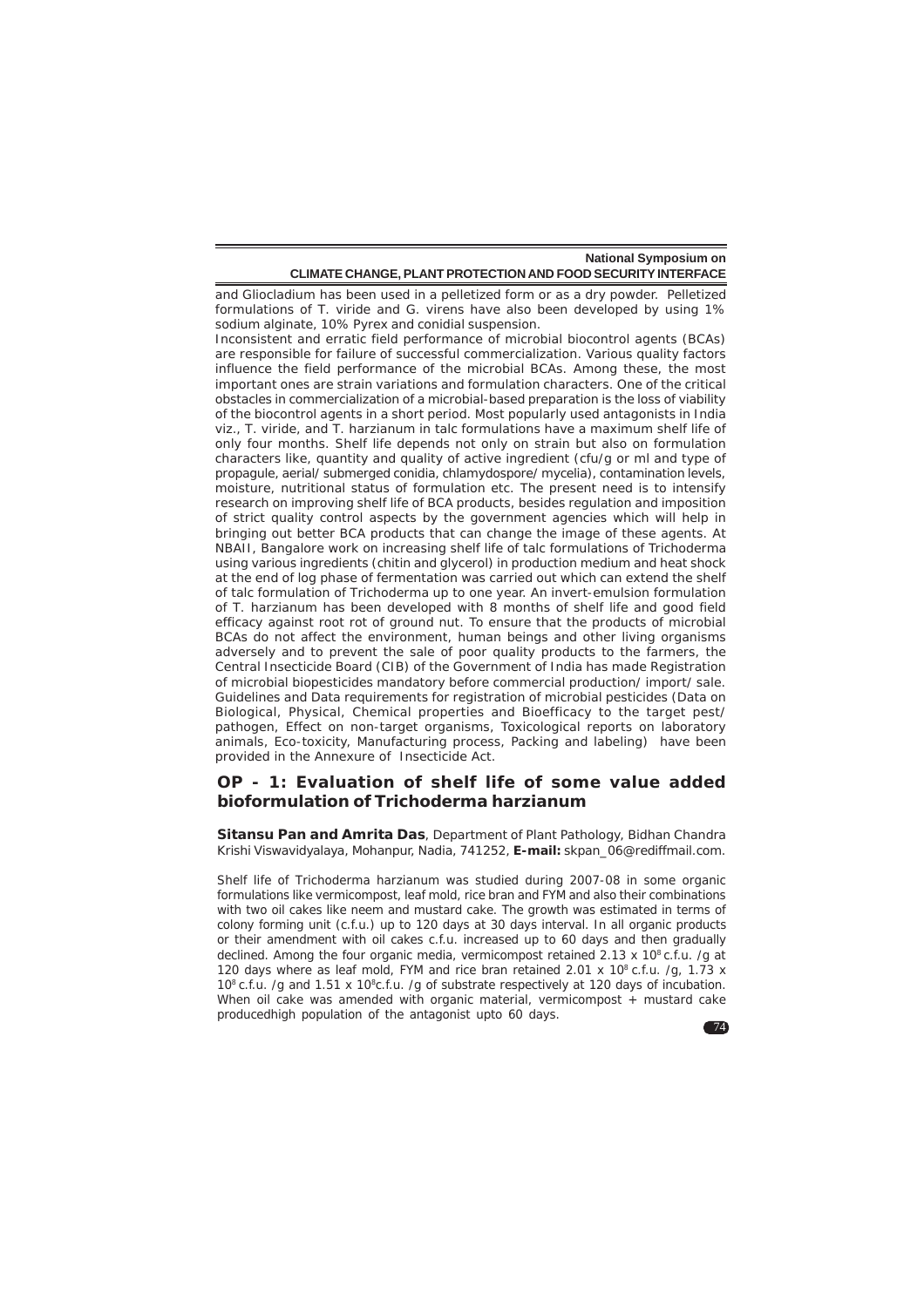and Gliocladium has been used in a pelletized form or as a dry powder. Pelletized formulations of T. viride and G. virens have also been developed by using 1% sodium alginate, 10% Pyrex and conidial suspension.

Inconsistent and erratic field performance of microbial biocontrol agents (BCAs) are responsible for failure of successful commercialization. Various quality factors influence the field performance of the microbial BCAs. Among these, the most important ones are strain variations and formulation characters. One of the critical obstacles in commercialization of a microbial-based preparation is the loss of viability of the biocontrol agents in a short period. Most popularly used antagonists in India viz., T. viride, and T. harzianum in talc formulations have a maximum shelf life of only four months. Shelf life depends not only on strain but also on formulation characters like, quantity and quality of active ingredient (cfu/g or ml and type of propagule, aerial/ submerged conidia, chlamydospore/ mycelia), contamination levels, moisture, nutritional status of formulation etc. The present need is to intensify research on improving shelf life of BCA products, besides regulation and imposition of strict quality control aspects by the government agencies which will help in bringing out better BCA products that can change the image of these agents. At NBAII, Bangalore work on increasing shelf life of talc formulations of Trichoderma using various ingredients (chitin and glycerol) in production medium and heat shock at the end of log phase of fermentation was carried out which can extend the shelf of talc formulation of Trichoderma up to one year. An invert-emulsion formulation of T. harzianum has been developed with 8 months of shelf life and good field efficacy against root rot of ground nut. To ensure that the products of microbial BCAs do not affect the environment, human beings and other living organisms adversely and to prevent the sale of poor quality products to the farmers, the Central Insecticide Board (CIB) of the Government of India has made Registration of microbial biopesticides mandatory before commercial production/ import/ sale. Guidelines and Data requirements for registration of microbial pesticides (Data on Biological, Physical, Chemical properties and Bioefficacy to the target pest/ pathogen, Effect on non-target organisms, Toxicological reports on laboratory animals, Eco-toxicity, Manufacturing process, Packing and labeling) have been provided in the Annexure of Insecticide Act.

## OP - 1: Evaluation of shelf life of some value added bioformulation of Trichoderma harzianum

**Sitansu Pan and Amrita Das**, Department of Plant Pathology, Bidhan Chandra Krishi Viswavidyalaya, Mohanpur, Nadia, 741252, **E-mail:** skpan_06@rediffmail.com.

Shelf life of Trichoderma harzianum was studied during 2007-08 in some organic formulations like vermicompost, leaf mold, rice bran and FYM and also their combinations with two oil cakes like neem and mustard cake. The growth was estimated in terms of colony forming unit (c.f.u.) up to 120 days at 30 days interval. In all organic products or their amendment with oil cakes c.f.u. increased up to 60 days and then gradually declined. Among the four organic media, vermicompost retained $2.13 \times 10^8$ c.f.u. /g at 120 days where as leaf mold, FYM and rice bran retained $2.01 \times 10^8$ c.f.u. /g, $1.73 \times 10^8$ c.f.u. /g and $1.51 \times 10^8$c.f.u. /g of substrate respectively at 120 days of incubation. When oil cake was amended with organic material, vermicompost + mustard cake producedhigh population of the antagonist upto 60 days.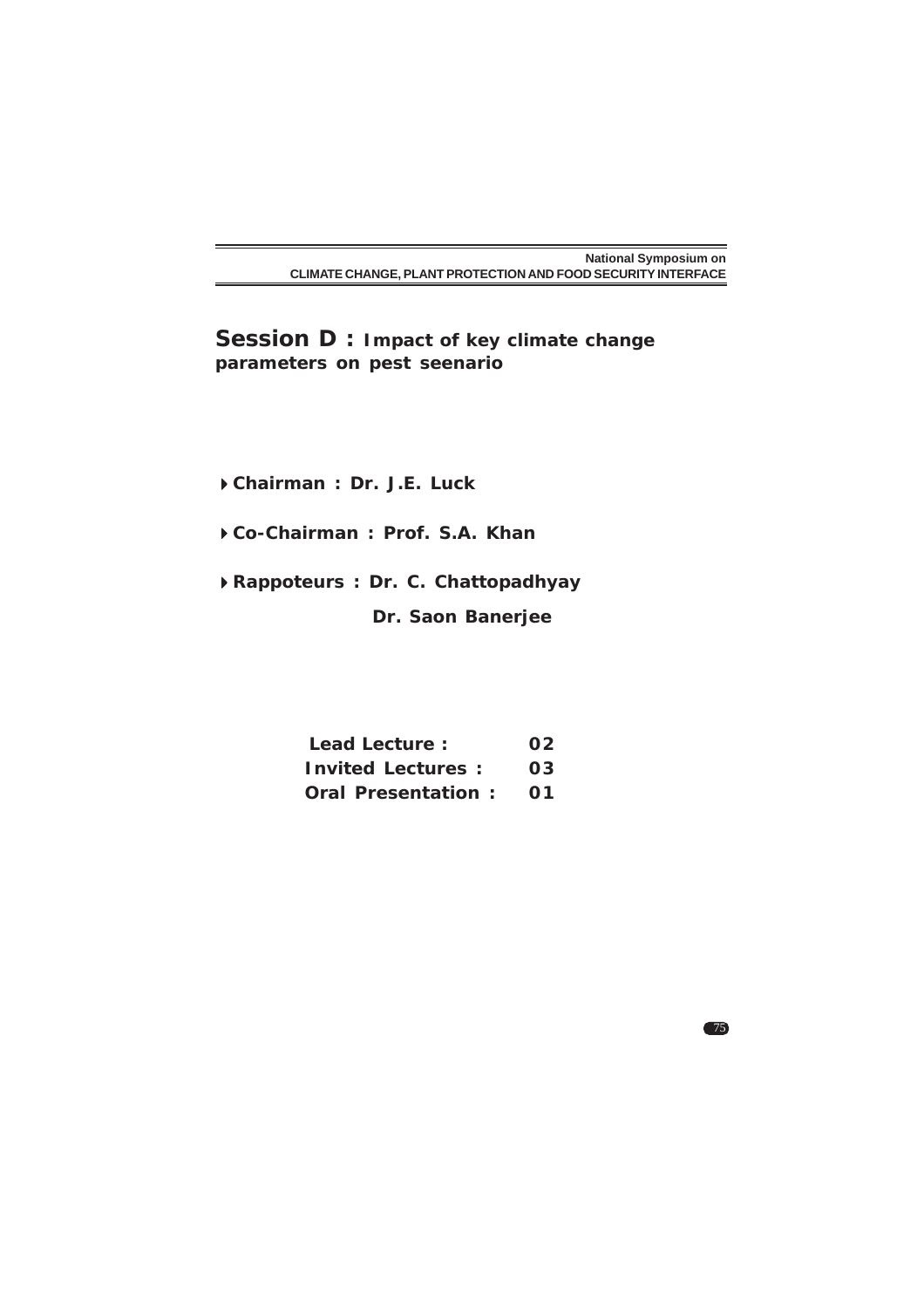## Session D : Impact of key climate change parameters on pest seenario

- **Chairman : Dr. J.E. Luck**
- **Co-Chairman : Prof. S.A. Khan**
- **Rappoteurs : Dr. C. Chattopadhyay**

  **Dr. Saon Banerjee**

| | |
|---|---|
| **Lead Lecture :** | **02** |
| **Invited Lectures :** | **03** |
| **Oral Presentation :** | **01** |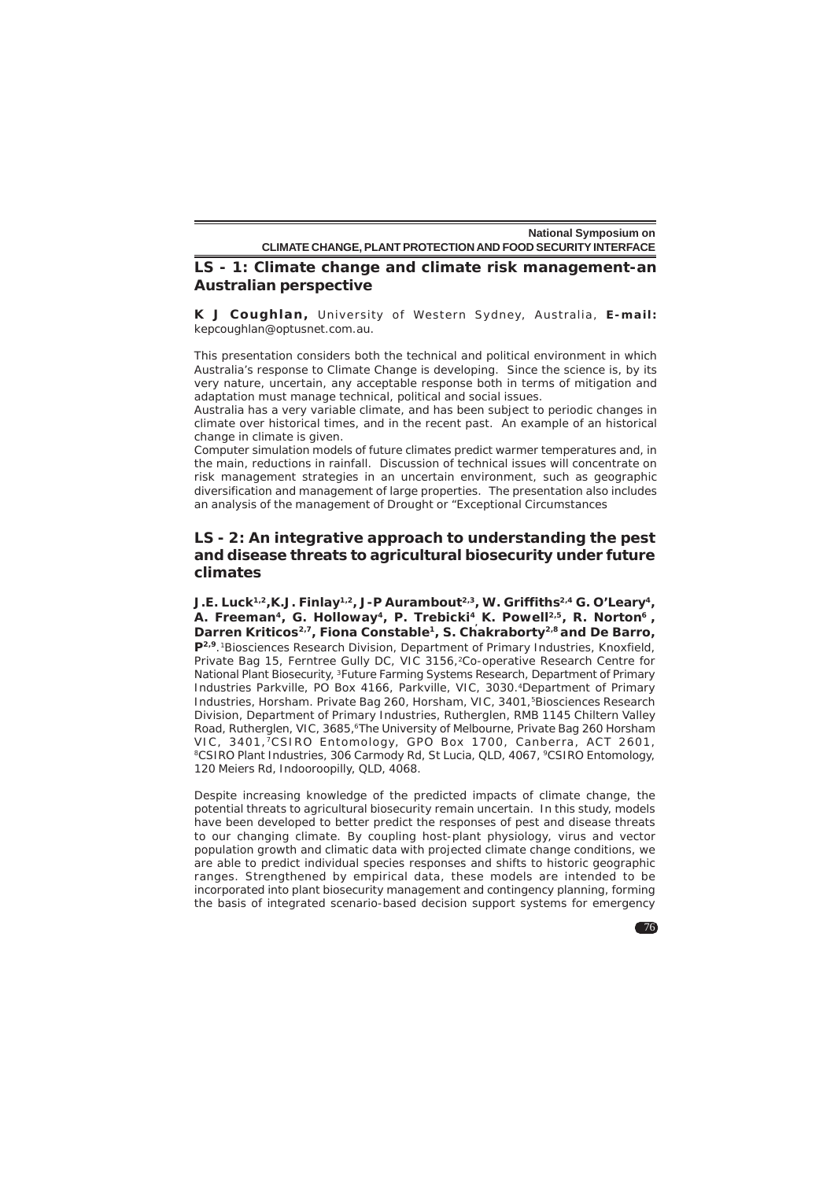## LS - 1: Climate change and climate risk management-an Australian perspective

**K J Coughlan,** University of Western Sydney, Australia, **E-mail:** kepcoughlan@optusnet.com.au.

This presentation considers both the technical and political environment in which Australia's response to Climate Change is developing. Since the science is, by its very nature, uncertain, any acceptable response both in terms of mitigation and adaptation must manage technical, political and social issues.

Australia has a very variable climate, and has been subject to periodic changes in climate over historical times, and in the recent past. An example of an historical change in climate is given.

Computer simulation models of future climates predict warmer temperatures and, in the main, reductions in rainfall. Discussion of technical issues will concentrate on risk management strategies in an uncertain environment, such as geographic diversification and management of large properties. The presentation also includes an analysis of the management of Drought or "Exceptional Circumstances

## LS - 2: An integrative approach to understanding the pest and disease threats to agricultural biosecurity under future climates

**J.E. Luck[1,2], K.J. Finlay[1,2], J-P Aurambout[2,3], W. Griffiths[2,4] G. O'Leary[4], A. Freeman[4], G. Holloway[4], P. Trebicki[4] K. Powell[2,5], R. Norton[6], Darren Kriticos[2,7], Fiona Constable[1], S. Chakraborty[2,8] and De Barro, P[2,9]**. [1]Biosciences Research Division, Department of Primary Industries, Knoxfield, Private Bag 15, Ferntree Gully DC, VIC 3156, [2]Co-operative Research Centre for National Plant Biosecurity, [3]Future Farming Systems Research, Department of Primary Industries Parkville, PO Box 4166, Parkville, VIC, 3030. [4]Department of Primary Industries, Horsham. Private Bag 260, Horsham, VIC, 3401, [5]Biosciences Research Division, Department of Primary Industries, Rutherglen, RMB 1145 Chiltern Valley Road, Rutherglen, VIC, 3685, [6]The University of Melbourne, Private Bag 260 Horsham VIC, 3401, [7]CSIRO Entomology, GPO Box 1700, Canberra, ACT 2601, [8]CSIRO Plant Industries, 306 Carmody Rd, St Lucia, QLD, 4067, [9]CSIRO Entomology, 120 Meiers Rd, Indooroopilly, QLD, 4068.

Despite increasing knowledge of the predicted impacts of climate change, the potential threats to agricultural biosecurity remain uncertain. In this study, models have been developed to better predict the responses of pest and disease threats to our changing climate. By coupling host-plant physiology, virus and vector population growth and climatic data with projected climate change conditions, we are able to predict individual species responses and shifts to historic geographic ranges. Strengthened by empirical data, these models are intended to be incorporated into plant biosecurity management and contingency planning, forming the basis of integrated scenario-based decision support systems for emergency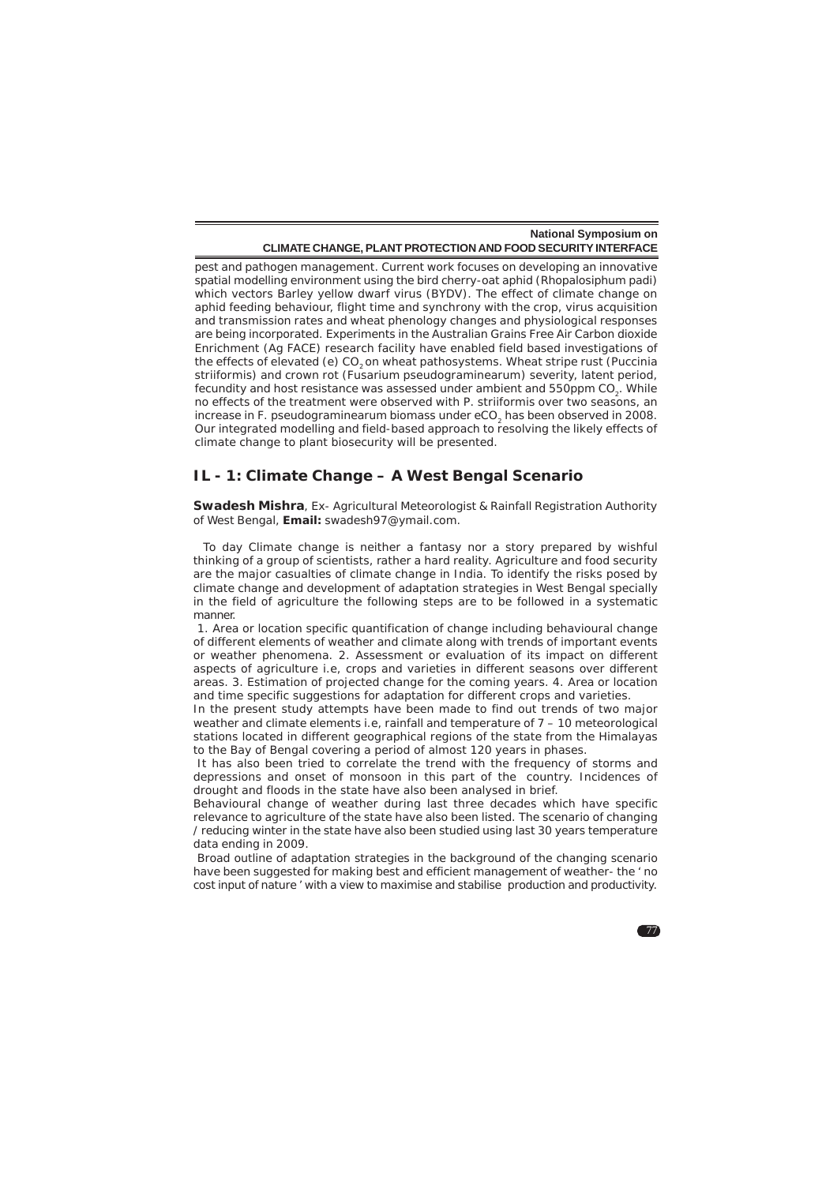pest and pathogen management. Current work focuses on developing an innovative spatial modelling environment using the bird cherry-oat aphid (Rhopalosiphum padi) which vectors Barley yellow dwarf virus (BYDV). The effect of climate change on aphid feeding behaviour, flight time and synchrony with the crop, virus acquisition and transmission rates and wheat phenology changes and physiological responses are being incorporated. Experiments in the Australian Grains Free Air Carbon dioxide Enrichment (Ag FACE) research facility have enabled field based investigations of the effects of elevated (e) $CO_2$ on wheat pathosystems. Wheat stripe rust (Puccinia striiformis) and crown rot (Fusarium pseudograminearum) severity, latent period, fecundity and host resistance was assessed under ambient and 550ppm $CO_2$. While no effects of the treatment were observed with P. striiformis over two seasons, an increase in F. pseudograminearum biomass under e$CO_2$ has been observed in 2008. Our integrated modelling and field-based approach to resolving the likely effects of climate change to plant biosecurity will be presented.

## IL - 1: Climate Change – A West Bengal Scenario

**Swadesh Mishra**, Ex- Agricultural Meteorologist & Rainfall Registration Authority of West Bengal, **Email:** swadesh97@ymail.com.

To day Climate change is neither a fantasy nor a story prepared by wishful thinking of a group of scientists, rather a hard reality. Agriculture and food security are the major casualties of climate change in India. To identify the risks posed by climate change and development of adaptation strategies in West Bengal specially in the field of agriculture the following steps are to be followed in a systematic manner.

1. Area or location specific quantification of change including behavioural change of different elements of weather and climate along with trends of important events or weather phenomena. 2. Assessment or evaluation of its impact on different aspects of agriculture i.e, crops and varieties in different seasons over different areas. 3. Estimation of projected change for the coming years. 4. Area or location and time specific suggestions for adaptation for different crops and varieties.

In the present study attempts have been made to find out trends of two major weather and climate elements i.e, rainfall and temperature of 7 – 10 meteorological stations located in different geographical regions of the state from the Himalayas to the Bay of Bengal covering a period of almost 120 years in phases.

It has also been tried to correlate the trend with the frequency of storms and depressions and onset of monsoon in this part of the country. Incidences of drought and floods in the state have also been analysed in brief.

Behavioural change of weather during last three decades which have specific relevance to agriculture of the state have also been listed. The scenario of changing / reducing winter in the state have also been studied using last 30 years temperature data ending in 2009.

Broad outline of adaptation strategies in the background of the changing scenario have been suggested for making best and efficient management of weather- the ' no cost input of nature ' with a view to maximise and stabilise production and productivity.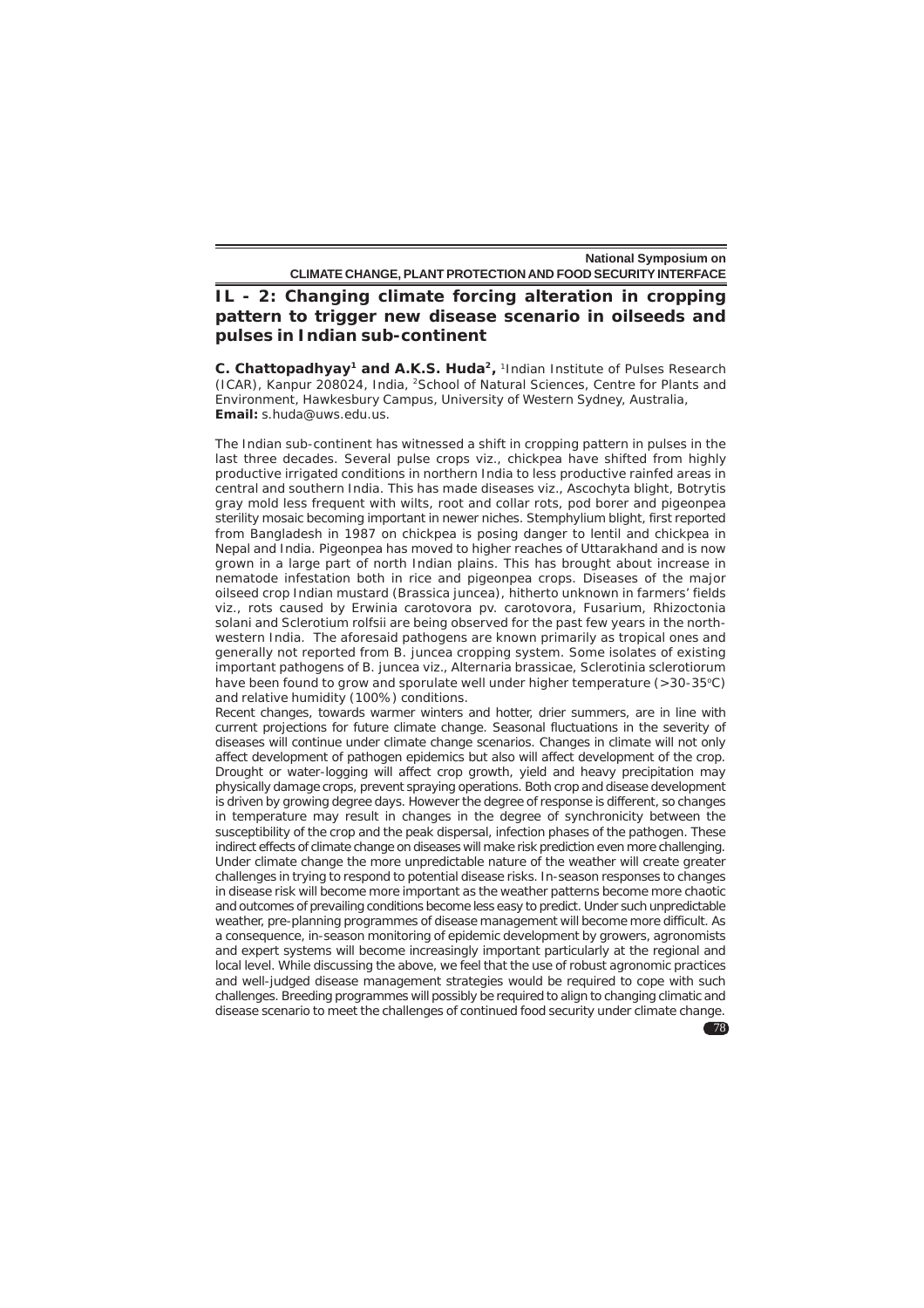## IL - 2: Changing climate forcing alteration in cropping pattern to trigger new disease scenario in oilseeds and pulses in Indian sub-continent

**C. Chattopadhyay[1] and A.K.S. Huda[2],** [1]Indian Institute of Pulses Research (ICAR), Kanpur 208024, India, [2]School of Natural Sciences, Centre for Plants and Environment, Hawkesbury Campus, University of Western Sydney, Australia,
**Email:** s.huda@uws.edu.us.

The Indian sub-continent has witnessed a shift in cropping pattern in pulses in the last three decades. Several pulse crops viz., chickpea have shifted from highly productive irrigated conditions in northern India to less productive rainfed areas in central and southern India. This has made diseases viz., Ascochyta blight, Botrytis gray mold less frequent with wilts, root and collar rots, pod borer and pigeonpea sterility mosaic becoming important in newer niches. Stemphylium blight, first reported from Bangladesh in 1987 on chickpea is posing danger to lentil and chickpea in Nepal and India. Pigeonpea has moved to higher reaches of Uttarakhand and is now grown in a large part of north Indian plains. This has brought about increase in nematode infestation both in rice and pigeonpea crops. Diseases of the major oilseed crop Indian mustard (*Brassica juncea*), hitherto unknown in farmers' fields viz., rots caused by *Erwinia carotovora* pv. *carotovora*, *Fusarium*, *Rhizoctonia solani* and *Sclerotium rolfsii* are being observed for the past few years in the north-western India. The aforesaid pathogens are known primarily as tropical ones and generally not reported from *B. juncea* cropping system. Some isolates of existing important pathogens of *B. juncea* viz., *Alternaria brassicae*, *Sclerotinia sclerotiorum* have been found to grow and sporulate well under higher temperature (>30-35°C) and relative humidity (100%) conditions.

Recent changes, towards warmer winters and hotter, drier summers, are in line with current projections for future climate change. Seasonal fluctuations in the severity of diseases will continue under climate change scenarios. Changes in climate will not only affect development of pathogen epidemics but also will affect development of the crop. Drought or water-logging will affect crop growth, yield and heavy precipitation may physically damage crops, prevent spraying operations. Both crop and disease development is driven by growing degree days. However the degree of response is different, so changes in temperature may result in changes in the degree of synchronicity between the susceptibility of the crop and the peak dispersal, infection phases of the pathogen. These indirect effects of climate change on diseases will make risk prediction even more challenging. Under climate change the more unpredictable nature of the weather will create greater challenges in trying to respond to potential disease risks. In-season responses to changes in disease risk will become more important as the weather patterns become more chaotic and outcomes of prevailing conditions become less easy to predict. Under such unpredictable weather, pre-planning programmes of disease management will become more difficult. As a consequence, in-season monitoring of epidemic development by growers, agronomists and expert systems will become increasingly important particularly at the regional and local level. While discussing the above, we feel that the use of robust agronomic practices and well-judged disease management strategies would be required to cope with such challenges. Breeding programmes will possibly be required to align to changing climatic and disease scenario to meet the challenges of continued food security under climate change.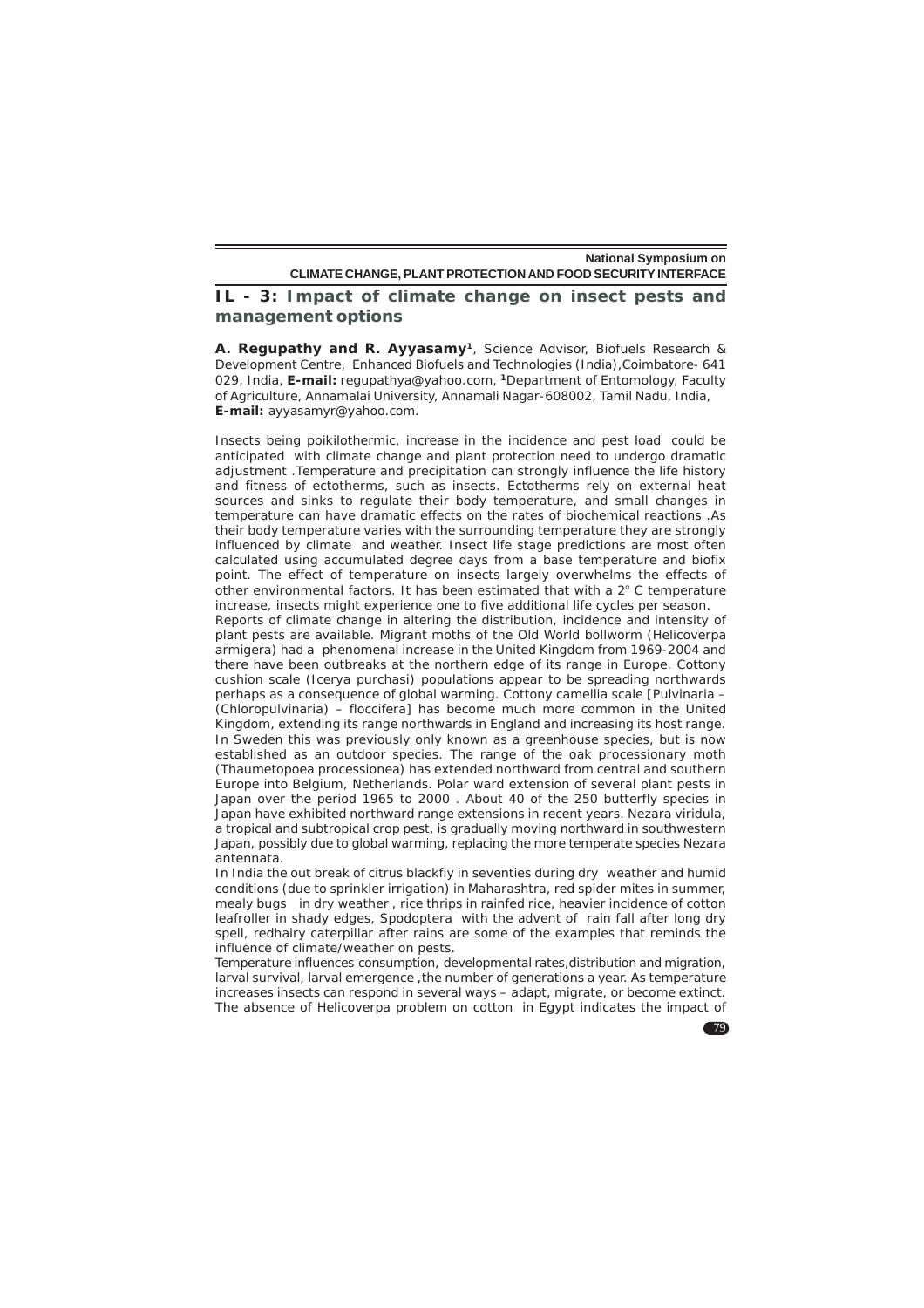## IL - 3: Impact of climate change on insect pests and management options

**A. Regupathy and R. Ayyasamy[1]**, Science Advisor, Biofuels Research & Development Centre, Enhanced Biofuels and Technologies (India),Coimbatore- 641 029, India, **E-mail:** regupathya@yahoo.com, [1]Department of Entomology, Faculty of Agriculture, Annamalai University, Annamali Nagar-608002, Tamil Nadu, India, **E-mail:** ayyasamyr@yahoo.com.

Insects being poikilothermic, increase in the incidence and pest load could be anticipated with climate change and plant protection need to undergo dramatic adjustment .Temperature and precipitation can strongly influence the life history and fitness of ectotherms, such as insects. Ectotherms rely on external heat sources and sinks to regulate their body temperature, and small changes in temperature can have dramatic effects on the rates of biochemical reactions .As their body temperature varies with the surrounding temperature they are strongly influenced by climate and weather. Insect life stage predictions are most often calculated using accumulated degree days from a base temperature and biofix point. The effect of temperature on insects largely overwhelms the effects of other environmental factors. It has been estimated that with a 2° C temperature increase, insects might experience one to five additional life cycles per season.

Reports of climate change in altering the distribution, incidence and intensity of plant pests are available. Migrant moths of the Old World bollworm (Helicoverpa armigera) had a phenomenal increase in the United Kingdom from 1969-2004 and there have been outbreaks at the northern edge of its range in Europe. Cottony cushion scale (Icerya purchasi) populations appear to be spreading northwards perhaps as a consequence of global warming. Cottony camellia scale [Pulvinaria – (Chloropulvinaria) – floccifera] has become much more common in the United Kingdom, extending its range northwards in England and increasing its host range. In Sweden this was previously only known as a greenhouse species, but is now established as an outdoor species. The range of the oak processionary moth (Thaumetopoea processionea) has extended northward from central and southern Europe into Belgium, Netherlands. Polar ward extension of several plant pests in Japan over the period 1965 to 2000 . About 40 of the 250 butterfly species in Japan have exhibited northward range extensions in recent years. Nezara viridula, a tropical and subtropical crop pest, is gradually moving northward in southwestern Japan, possibly due to global warming, replacing the more temperate species Nezara antennata.

In India the out break of citrus blackfly in seventies during dry weather and humid conditions (due to sprinkler irrigation) in Maharashtra, red spider mites in summer, mealy bugs in dry weather , rice thrips in rainfed rice, heavier incidence of cotton leafroller in shady edges, Spodoptera with the advent of rain fall after long dry spell, redhairy caterpillar after rains are some of the examples that reminds the influence of climate/weather on pests.

Temperature influences consumption, developmental rates,distribution and migration, larval survival, larval emergence ,the number of generations a year. As temperature increases insects can respond in several ways – adapt, migrate, or become extinct. The absence of Helicoverpa problem on cotton in Egypt indicates the impact of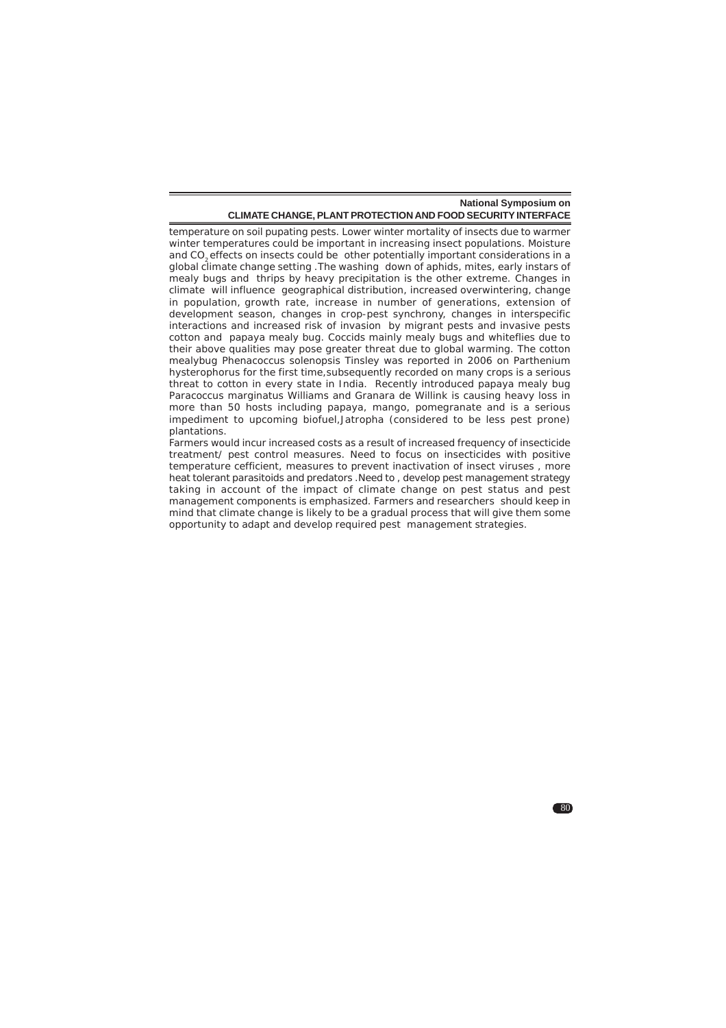temperature on soil pupating pests. Lower winter mortality of insects due to warmer winter temperatures could be important in increasing insect populations. Moisture and $CO_2$ effects on insects could be other potentially important considerations in a global climate change setting .The washing down of aphids, mites, early instars of mealy bugs and thrips by heavy precipitation is the other extreme. Changes in climate will influence geographical distribution, increased overwintering, change in population, growth rate, increase in number of generations, extension of development season, changes in crop-pest synchrony, changes in interspecific interactions and increased risk of invasion by migrant pests and invasive pests cotton and papaya mealy bug. Coccids mainly mealy bugs and whiteflies due to their above qualities may pose greater threat due to global warming. The cotton mealybug Phenacoccus solenopsis Tinsley was reported in 2006 on Parthenium hysterophorus for the first time,subsequently recorded on many crops is a serious threat to cotton in every state in India. Recently introduced papaya mealy bug Paracoccus marginatus Williams and Granara de Willink is causing heavy loss in more than 50 hosts including papaya, mango, pomegranate and is a serious impediment to upcoming biofuel,Jatropha (considered to be less pest prone) plantations.

Farmers would incur increased costs as a result of increased frequency of insecticide treatment/ pest control measures. Need to focus on insecticides with positive temperature cefficient, measures to prevent inactivation of insect viruses , more heat tolerant parasitoids and predators .Need to , develop pest management strategy taking in account of the impact of climate change on pest status and pest management components is emphasized. Farmers and researchers should keep in mind that climate change is likely to be a gradual process that will give them some opportunity to adapt and develop required pest management strategies.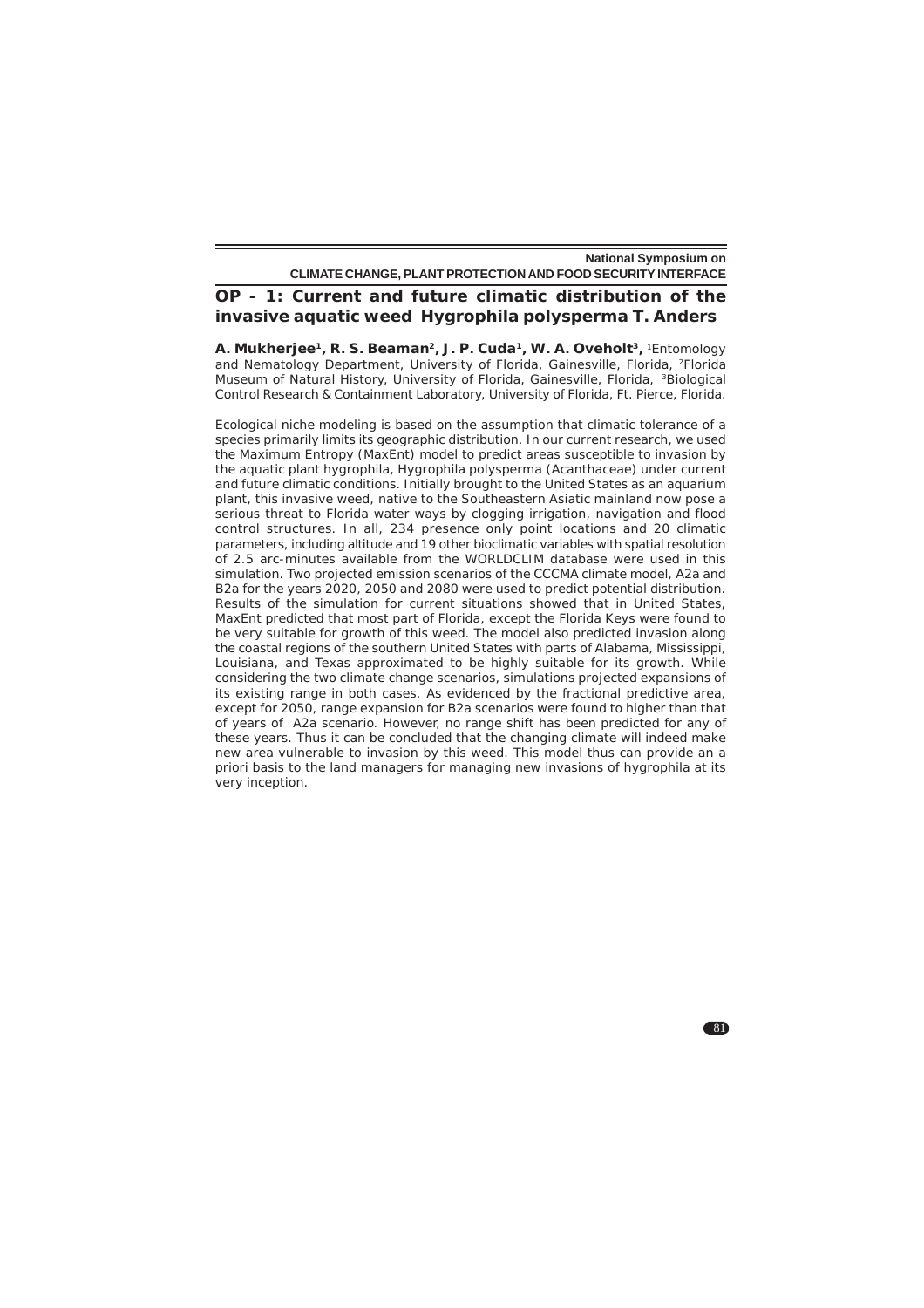## OP - 1: Current and future climatic distribution of the invasive aquatic weed *Hygrophila polysperma* T. Anders

**A. Mukherjee[1], R. S. Beaman[2], J. P. Cuda[1], W. A. Overholt[3],** [1]Entomology and Nematology Department, University of Florida, Gainesville, Florida, [2]Florida Museum of Natural History, University of Florida, Gainesville, Florida, [3]Biological Control Research & Containment Laboratory, University of Florida, Ft. Pierce, Florida.

Ecological niche modeling is based on the assumption that climatic tolerance of a species primarily limits its geographic distribution. In our current research, we used the Maximum Entropy (MaxEnt) model to predict areas susceptible to invasion by the aquatic plant hygrophila, Hygrophila polysperma (Acanthaceae) under current and future climatic conditions. Initially brought to the United States as an aquarium plant, this invasive weed, native to the Southeastern Asiatic mainland now pose a serious threat to Florida water ways by clogging irrigation, navigation and flood control structures. In all, 234 presence only point locations and 20 climatic parameters, including altitude and 19 other bioclimatic variables with spatial resolution of 2.5 arc-minutes available from the WORLDCLIM database were used in this simulation. Two projected emission scenarios of the CCCMA climate model, A2a and B2a for the years 2020, 2050 and 2080 were used to predict potential distribution. Results of the simulation for current situations showed that in United States, MaxEnt predicted that most part of Florida, except the Florida Keys were found to be very suitable for growth of this weed. The model also predicted invasion along the coastal regions of the southern United States with parts of Alabama, Mississippi, Louisiana, and Texas approximated to be highly suitable for its growth. While considering the two climate change scenarios, simulations projected expansions of its existing range in both cases. As evidenced by the fractional predictive area, except for 2050, range expansion for B2a scenarios were found to higher than that of years of A2a scenario. However, no range shift has been predicted for any of these years. Thus it can be concluded that the changing climate will indeed make new area vulnerable to invasion by this weed. This model thus can provide an a priori basis to the land managers for managing new invasions of hygrophila at its very inception.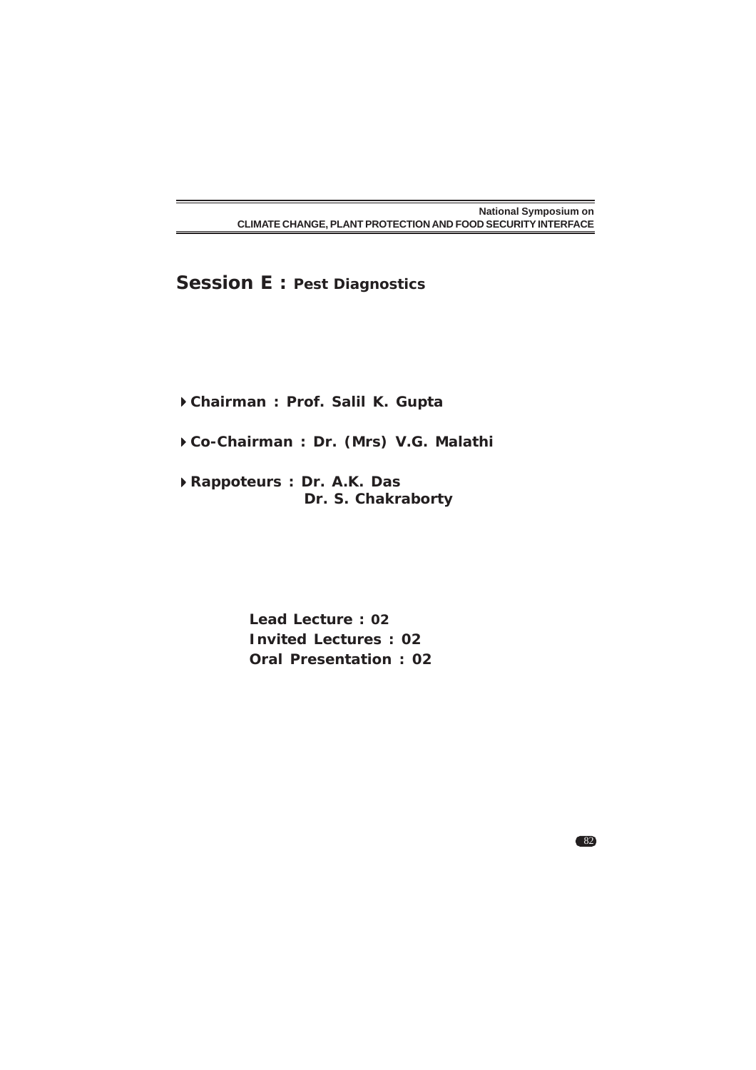# Session E : Pest Diagnostics

- **Chairman : Prof. Salil K. Gupta**
- **Co-Chairman : Dr. (Mrs) V.G. Malathi**
- **Rappoteurs : Dr. A.K. Das**
  **Dr. S. Chakraborty**

**Lead Lecture : 02**
**Invited Lectures : 02**
**Oral Presentation : 02**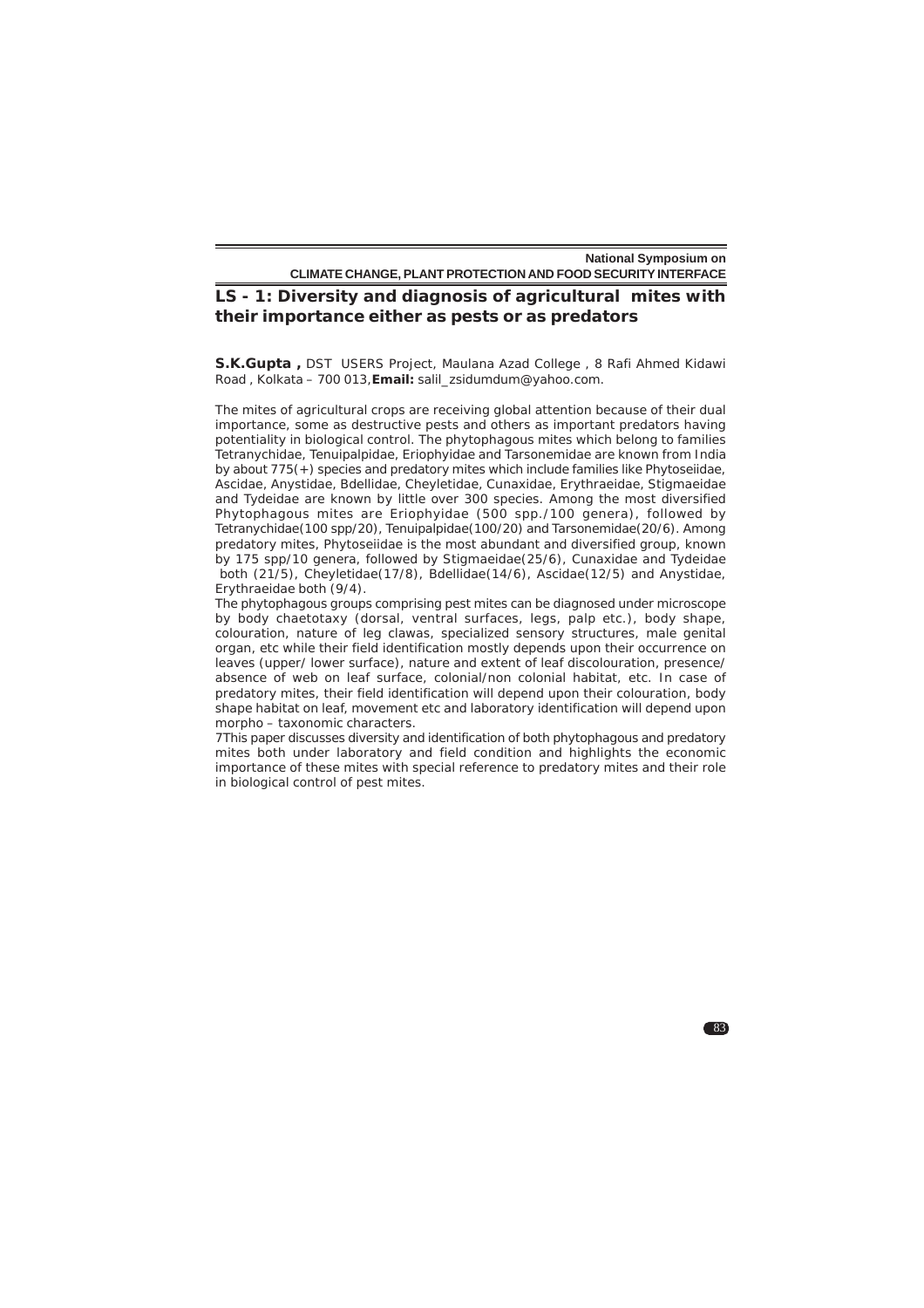## LS - 1: Diversity and diagnosis of agricultural mites with their importance either as pests or as predators

**S.K.Gupta ,** DST USERS Project, Maulana Azad College , 8 Rafi Ahmed Kidawi Road , Kolkata – 700 013,**Email:** salil_zsidumdum@yahoo.com.

The mites of agricultural crops are receiving global attention because of their dual importance, some as destructive pests and others as important predators having potentiality in biological control. The phytophagous mites which belong to families Tetranychidae, Tenuipalpidae, Eriophyidae and Tarsonemidae are known from India by about 775(+) species and predatory mites which include families like Phytoseiidae, Ascidae, Anystidae, Bdellidae, Cheyletidae, Cunaxidae, Erythraeidae, Stigmaeidae and Tydeidae are known by little over 300 species. Among the most diversified Phytophagous mites are Eriophyidae (500 spp./100 genera), followed by Tetranychidae(100 spp/20), Tenuipalpidae(100/20) and Tarsonemidae(20/6). Among predatory mites, Phytoseiidae is the most abundant and diversified group, known by 175 spp/10 genera, followed by Stigmaeidae(25/6), Cunaxidae and Tydeidae both (21/5), Cheyletidae(17/8), Bdellidae(14/6), Ascidae(12/5) and Anystidae, Erythraeidae both (9/4).

The phytophagous groups comprising pest mites can be diagnosed under microscope by body chaetotaxy (dorsal, ventral surfaces, legs, palp etc.), body shape, colouration, nature of leg clawas, specialized sensory structures, male genital organ, etc while their field identification mostly depends upon their occurrence on leaves (upper/ lower surface), nature and extent of leaf discolouration, presence/ absence of web on leaf surface, colonial/non colonial habitat, etc. In case of predatory mites, their field identification will depend upon their colouration, body shape habitat on leaf, movement etc and laboratory identification will depend upon morpho – taxonomic characters.

7This paper discusses diversity and identification of both phytophagous and predatory mites both under laboratory and field condition and highlights the economic importance of these mites with special reference to predatory mites and their role in biological control of pest mites.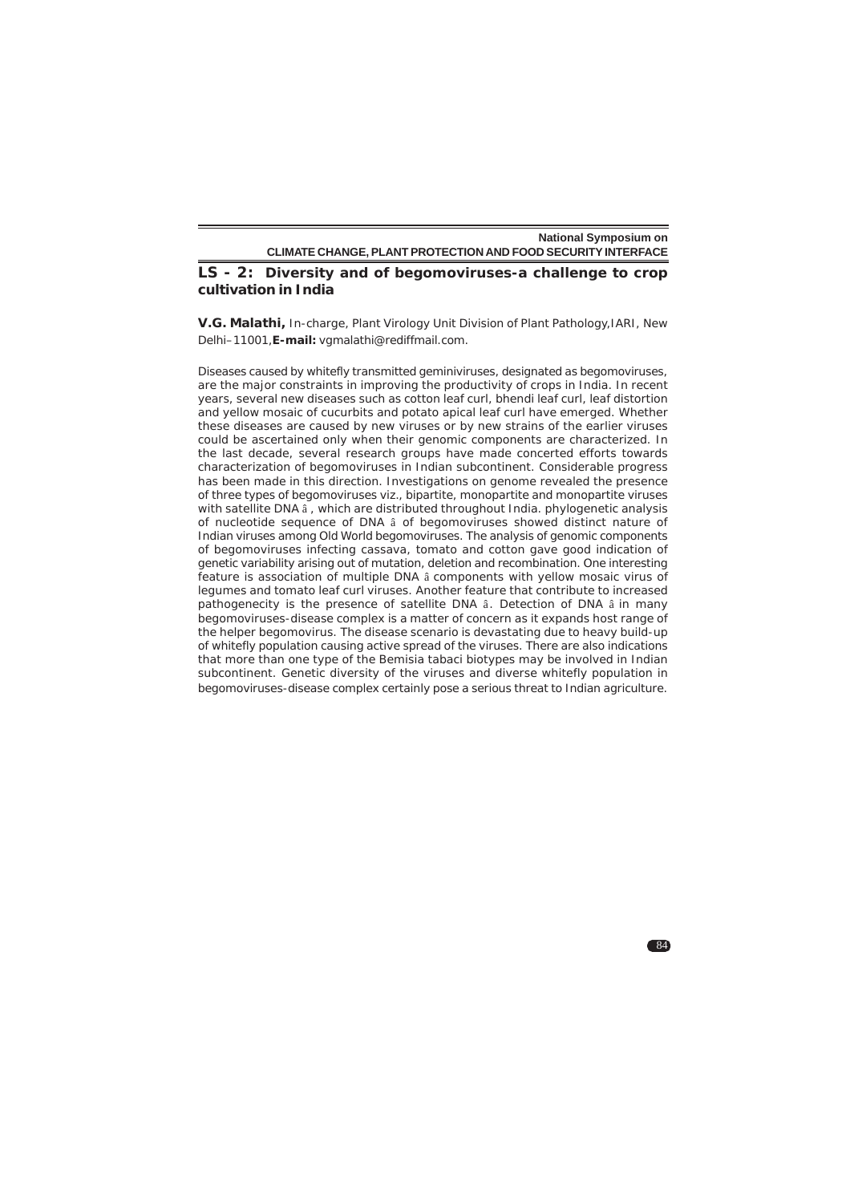## LS - 2: Diversity and of begomoviruses-a challenge to crop cultivation in India

**V.G. Malathi,** In-charge, Plant Virology Unit Division of Plant Pathology,IARI, New Delhi–11001,**E-mail:** vgmalathi@rediffmail.com.

Diseases caused by whitefly transmitted geminiviruses, designated as begomoviruses, are the major constraints in improving the productivity of crops in India. In recent years, several new diseases such as cotton leaf curl, bhendi leaf curl, leaf distortion and yellow mosaic of cucurbits and potato apical leaf curl have emerged. Whether these diseases are caused by new viruses or by new strains of the earlier viruses could be ascertained only when their genomic components are characterized. In the last decade, several research groups have made concerted efforts towards characterization of begomoviruses in Indian subcontinent. Considerable progress has been made in this direction. Investigations on genome revealed the presence of three types of begomoviruses viz., bipartite, monopartite and monopartite viruses with satellite DNA â , which are distributed throughout India. phylogenetic analysis of nucleotide sequence of DNA â of begomoviruses showed distinct nature of Indian viruses among Old World begomoviruses. The analysis of genomic components of begomoviruses infecting cassava, tomato and cotton gave good indication of genetic variability arising out of mutation, deletion and recombination. One interesting feature is association of multiple DNA â components with yellow mosaic virus of legumes and tomato leaf curl viruses. Another feature that contribute to increased pathogenecity is the presence of satellite DNA â. Detection of DNA â in many begomoviruses-disease complex is a matter of concern as it expands host range of the helper begomovirus. The disease scenario is devastating due to heavy build-up of whitefly population causing active spread of the viruses. There are also indications that more than one type of the Bemisia tabaci biotypes may be involved in Indian subcontinent. Genetic diversity of the viruses and diverse whitefly population in begomoviruses-disease complex certainly pose a serious threat to Indian agriculture.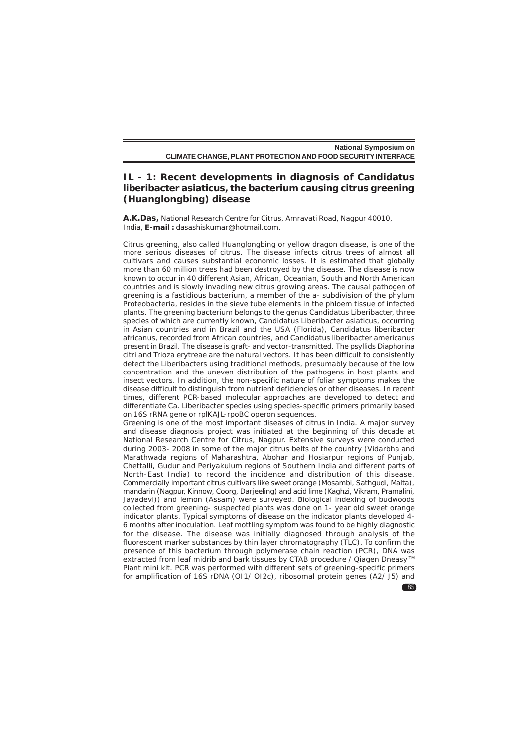## IL - 1: Recent developments in diagnosis of Candidatus liberibacter asiaticus, the bacterium causing citrus greening (Huanglongbing) disease

**A.K.Das,** National Research Centre for Citrus, Amravati Road, Nagpur 40010, India, **E-mail :** dasashiskumar@hotmail.com.

Citrus greening, also called Huanglongbing or yellow dragon disease, is one of the more serious diseases of citrus. The disease infects citrus trees of almost all cultivars and causes substantial economic losses. It is estimated that globally more than 60 million trees had been destroyed by the disease. The disease is now known to occur in 40 different Asian, African, Oceanian, South and North American countries and is slowly invading new citrus growing areas. The causal pathogen of greening is a fastidious bacterium, a member of the a- subdivision of the phylum Proteobacteria, resides in the sieve tube elements in the phloem tissue of infected plants. The greening bacterium belongs to the genus Candidatus Liberibacter, three species of which are currently known, Candidatus Liberibacter asiaticus, occurring in Asian countries and in Brazil and the USA (Florida), Candidatus liberibacter africanus, recorded from African countries, and Candidatus liberibacter americanus present in Brazil. The disease is graft- and vector-transmitted. The psyllids Diaphorina citri and Trioza erytreae are the natural vectors. It has been difficult to consistently detect the Liberibacters using traditional methods, presumably because of the low concentration and the uneven distribution of the pathogens in host plants and insect vectors. In addition, the non-specific nature of foliar symptoms makes the disease difficult to distinguish from nutrient deficiencies or other diseases. In recent times, different PCR-based molecular approaches are developed to detect and differentiate Ca. Liberibacter species using species-specific primers primarily based on 16S rRNA gene or rplKAJL-rpoBC operon sequences.

Greening is one of the most important diseases of citrus in India. A major survey and disease diagnosis project was initiated at the beginning of this decade at National Research Centre for Citrus, Nagpur. Extensive surveys were conducted during 2003- 2008 in some of the major citrus belts of the country (Vidarbha and Marathwada regions of Maharashtra, Abohar and Hosiarpur regions of Punjab, Chettalli, Gudur and Periyakulum regions of Southern India and different parts of North-East India) to record the incidence and distribution of this disease. Commercially important citrus cultivars like sweet orange (Mosambi, Sathgudi, Malta), mandarin (Nagpur, Kinnow, Coorg, Darjeeling) and acid lime (Kaghzi, Vikram, Pramalini, Jayadevi)) and lemon (Assam) were surveyed. Biological indexing of budwoods collected from greening- suspected plants was done on 1- year old sweet orange indicator plants. Typical symptoms of disease on the indicator plants developed 4-6 months after inoculation. Leaf mottling symptom was found to be highly diagnostic for the disease. The disease was initially diagnosed through analysis of the fluorescent marker substances by thin layer chromatography (TLC). To confirm the presence of this bacterium through polymerase chain reaction (PCR), DNA was extracted from leaf midrib and bark tissues by CTAB procedure / Qiagen Dneasy™ Plant mini kit. PCR was performed with different sets of greening-specific primers for amplification of 16S rDNA (OI1/ OI2c), ribosomal protein genes (A2/ J5) and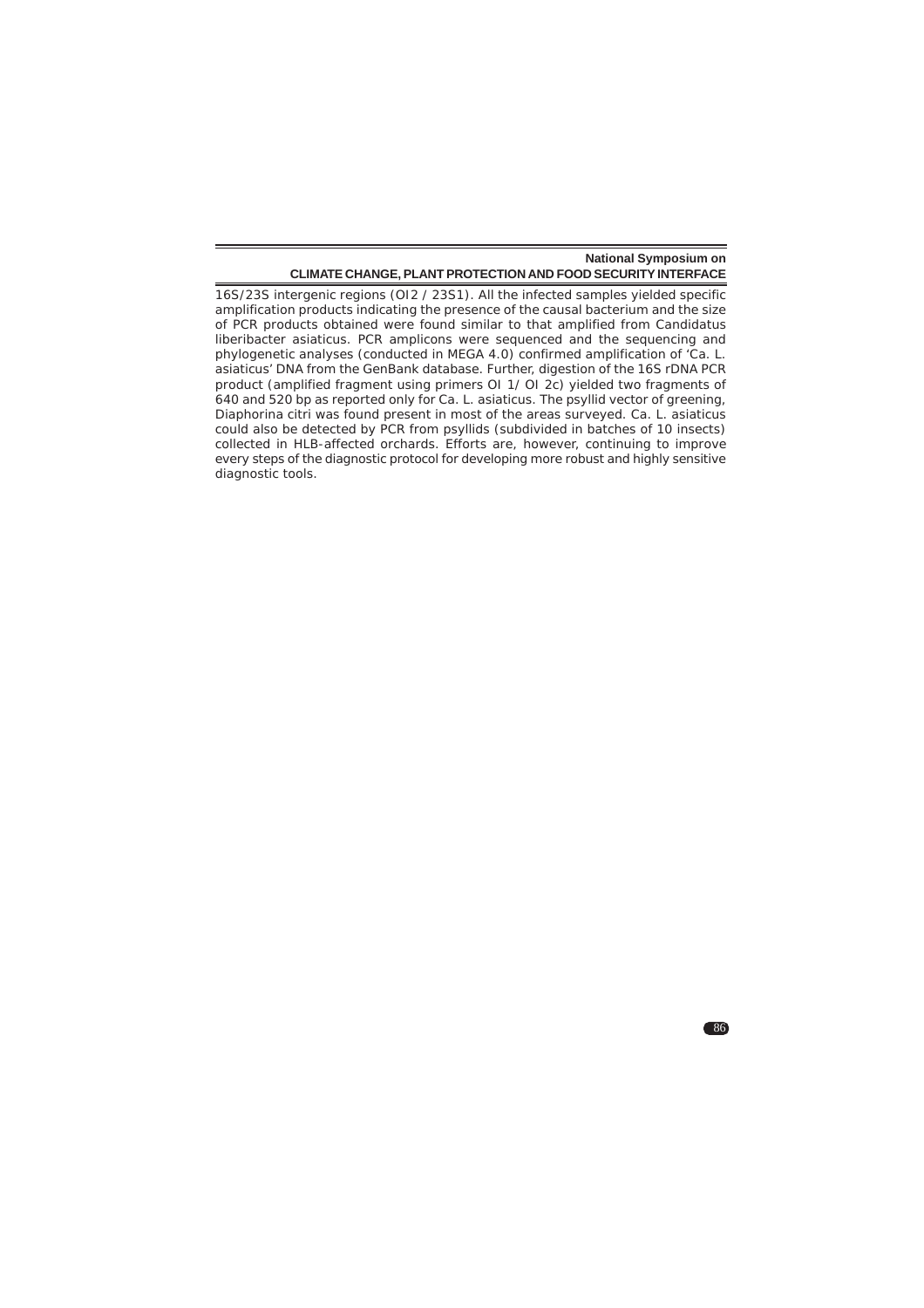16S/23S intergenic regions (OI2 / 23S1). All the infected samples yielded specific amplification products indicating the presence of the causal bacterium and the size of PCR products obtained were found similar to that amplified from Candidatus liberibacter asiaticus. PCR amplicons were sequenced and the sequencing and phylogenetic analyses (conducted in MEGA 4.0) confirmed amplification of 'Ca. L. asiaticus' DNA from the GenBank database. Further, digestion of the 16S rDNA PCR product (amplified fragment using primers OI 1/ OI 2c) yielded two fragments of 640 and 520 bp as reported only for Ca. L. asiaticus. The psyllid vector of greening, Diaphorina citri was found present in most of the areas surveyed. Ca. L. asiaticus could also be detected by PCR from psyllids (subdivided in batches of 10 insects) collected in HLB-affected orchards. Efforts are, however, continuing to improve every steps of the diagnostic protocol for developing more robust and highly sensitive diagnostic tools.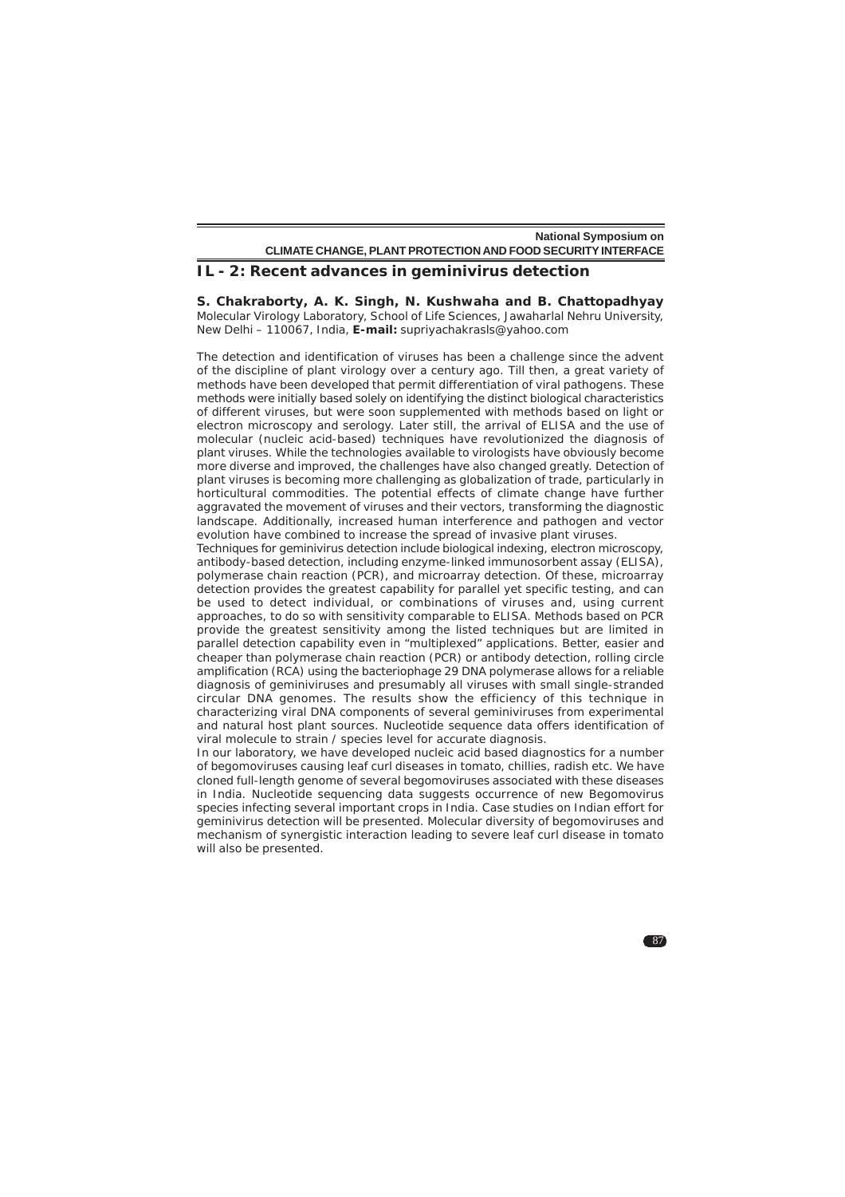## IL - 2: Recent advances in geminivirus detection

**S. Chakraborty, A. K. Singh, N. Kushwaha and B. Chattopadhyay**
Molecular Virology Laboratory, School of Life Sciences, Jawaharlal Nehru University, New Delhi – 110067, India, **E-mail:** supriyachakrasls@yahoo.com

The detection and identification of viruses has been a challenge since the advent of the discipline of plant virology over a century ago. Till then, a great variety of methods have been developed that permit differentiation of viral pathogens. These methods were initially based solely on identifying the distinct biological characteristics of different viruses, but were soon supplemented with methods based on light or electron microscopy and serology. Later still, the arrival of ELISA and the use of molecular (nucleic acid-based) techniques have revolutionized the diagnosis of plant viruses. While the technologies available to virologists have obviously become more diverse and improved, the challenges have also changed greatly. Detection of plant viruses is becoming more challenging as globalization of trade, particularly in horticultural commodities. The potential effects of climate change have further aggravated the movement of viruses and their vectors, transforming the diagnostic landscape. Additionally, increased human interference and pathogen and vector evolution have combined to increase the spread of invasive plant viruses.

Techniques for geminivirus detection include biological indexing, electron microscopy, antibody-based detection, including enzyme-linked immunosorbent assay (ELISA), polymerase chain reaction (PCR), and microarray detection. Of these, microarray detection provides the greatest capability for parallel yet specific testing, and can be used to detect individual, or combinations of viruses and, using current approaches, to do so with sensitivity comparable to ELISA. Methods based on PCR provide the greatest sensitivity among the listed techniques but are limited in parallel detection capability even in "multiplexed" applications. Better, easier and cheaper than polymerase chain reaction (PCR) or antibody detection, rolling circle amplification (RCA) using the bacteriophage 29 DNA polymerase allows for a reliable diagnosis of geminiviruses and presumably all viruses with small single-stranded circular DNA genomes. The results show the efficiency of this technique in characterizing viral DNA components of several geminiviruses from experimental and natural host plant sources. Nucleotide sequence data offers identification of viral molecule to strain / species level for accurate diagnosis.

In our laboratory, we have developed nucleic acid based diagnostics for a number of begomoviruses causing leaf curl diseases in tomato, chillies, radish etc. We have cloned full-length genome of several begomoviruses associated with these diseases in India. Nucleotide sequencing data suggests occurrence of new Begomovirus species infecting several important crops in India. Case studies on Indian effort for geminivirus detection will be presented. Molecular diversity of begomoviruses and mechanism of synergistic interaction leading to severe leaf curl disease in tomato will also be presented.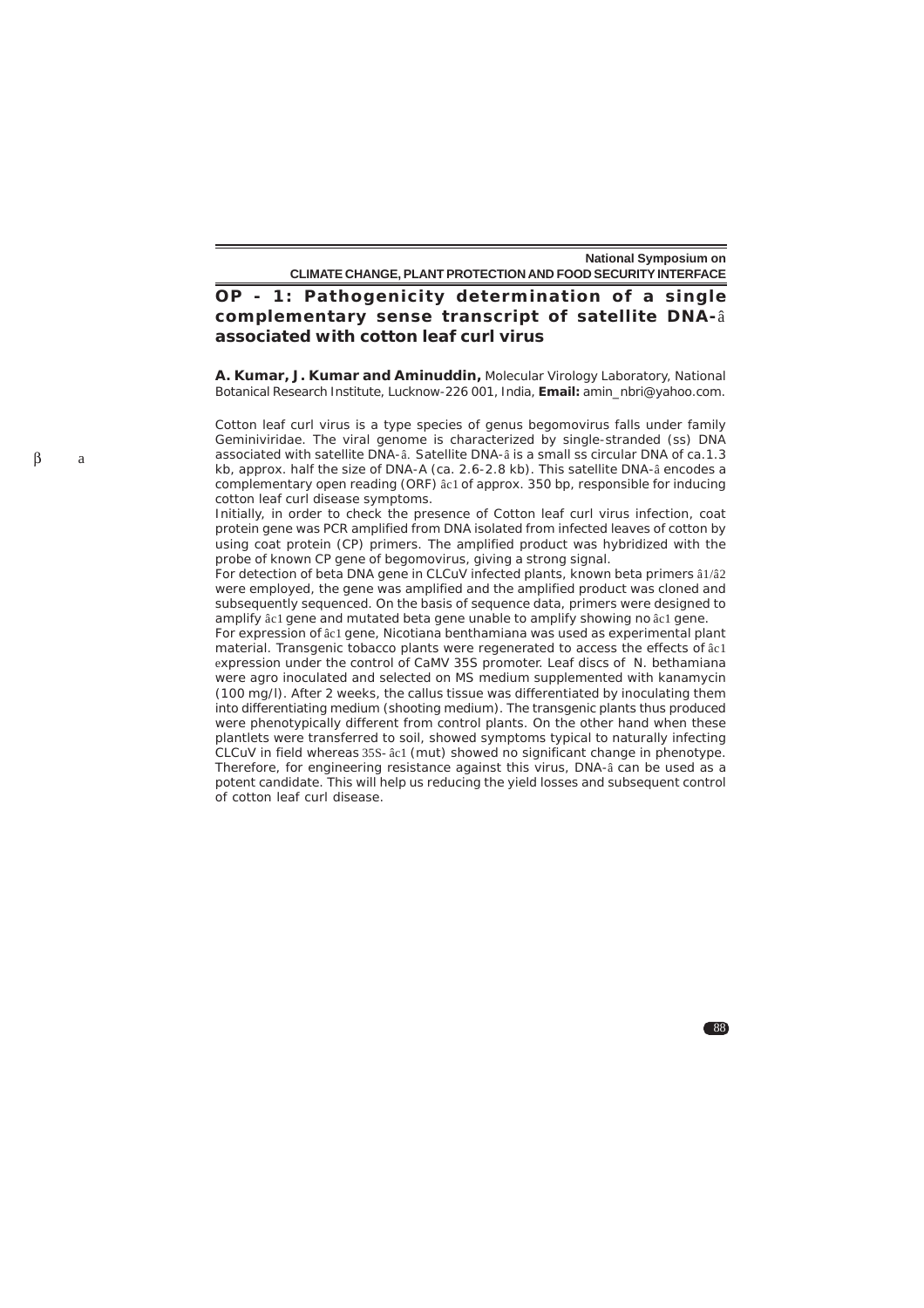# OP - 1: Pathogenicity determination of a single complementary sense transcript of satellite DNA-â associated with cotton leaf curl virus

**A. Kumar, J. Kumar and Aminuddin,** Molecular Virology Laboratory, National Botanical Research Institute, Lucknow-226 001, India, **Email:** amin_nbri@yahoo.com.

Cotton leaf curl virus is a type species of genus begomovirus falls under family Geminiviridae. The viral genome is characterized by single-stranded (ss) DNA associated with satellite DNA-â. Satellite DNA-â is a small ss circular DNA of ca.1.3 kb, approx. half the size of DNA-A (ca. 2.6-2.8 kb). This satellite DNA-â encodes a complementary open reading (ORF) âc1 of approx. 350 bp, responsible for inducing cotton leaf curl disease symptoms.

Initially, in order to check the presence of Cotton leaf curl virus infection, coat protein gene was PCR amplified from DNA isolated from infected leaves of cotton by using coat protein (CP) primers. The amplified product was hybridized with the probe of known CP gene of begomovirus, giving a strong signal.

For detection of beta DNA gene in CLCuV infected plants, known beta primers â1/â2 were employed, the gene was amplified and the amplified product was cloned and subsequently sequenced. On the basis of sequence data, primers were designed to amplify âc1 gene and mutated beta gene unable to amplify showing no âc1 gene.

For expression of âc1 gene, Nicotiana benthamiana was used as experimental plant material. Transgenic tobacco plants were regenerated to access the effects of âc1 expression under the control of CaMV 35S promoter. Leaf discs of N. bethamiana were agro inoculated and selected on MS medium supplemented with kanamycin (100 mg/l). After 2 weeks, the callus tissue was differentiated by inoculating them into differentiating medium (shooting medium). The transgenic plants thus produced were phenotypically different from control plants. On the other hand when these plantlets were transferred to soil, showed symptoms typical to naturally infecting CLCuV in field whereas 35S- âc1 (mut) showed no significant change in phenotype. Therefore, for engineering resistance against this virus, DNA-â can be used as a potent candidate. This will help us reducing the yield losses and subsequent control of cotton leaf curl disease.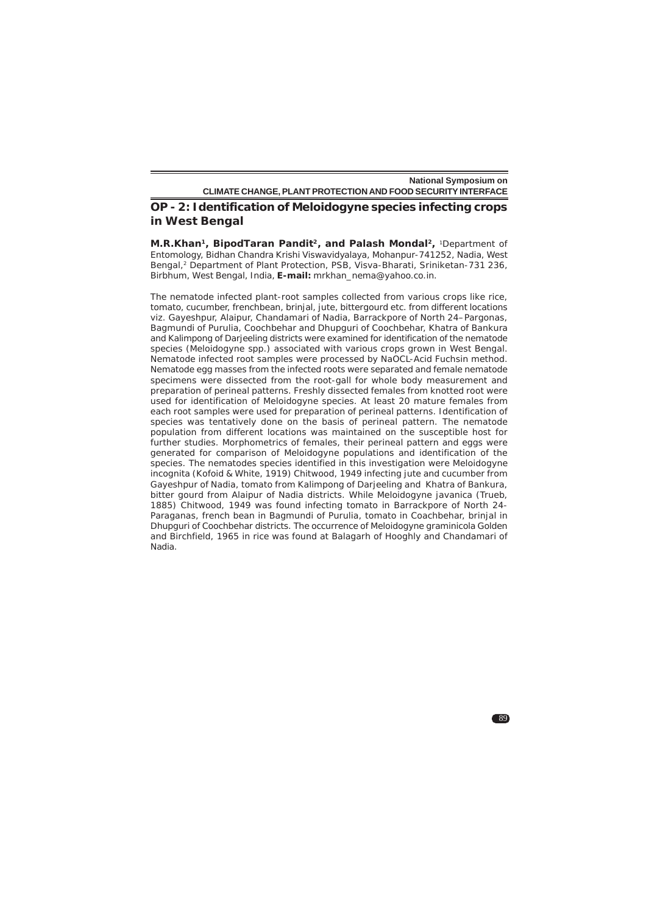## OP - 2: Identification of Meloidogyne species infecting crops in West Bengal

**M.R.Khan[1], BipodTaran Pandit[2], and Palash Mondal[2],** [1]Department of Entomology, Bidhan Chandra Krishi Viswavidyalaya, Mohanpur-741252, Nadia, West Bengal,[2] Department of Plant Protection, PSB, Visva-Bharati, Sriniketan-731 236, Birbhum, West Bengal, India, **E-mail:** mrkhan_nema@yahoo.co.in.

The nematode infected plant-root samples collected from various crops like rice, tomato, cucumber, frenchbean, brinjal, jute, bittergourd etc. from different locations viz. Gayeshpur, Alaipur, Chandamari of Nadia, Barrackpore of North 24–Pargonas, Bagmundi of Purulia, Coochbehar and Dhupguri of Coochbehar, Khatra of Bankura and Kalimpong of Darjeeling districts were examined for identification of the nematode species (Meloidogyne spp.) associated with various crops grown in West Bengal. Nematode infected root samples were processed by NaOCL-Acid Fuchsin method. Nematode egg masses from the infected roots were separated and female nematode specimens were dissected from the root-gall for whole body measurement and preparation of perineal patterns. Freshly dissected females from knotted root were used for identification of Meloidogyne species. At least 20 mature females from each root samples were used for preparation of perineal patterns. Identification of species was tentatively done on the basis of perineal pattern. The nematode population from different locations was maintained on the susceptible host for further studies. Morphometrics of females, their perineal pattern and eggs were generated for comparison of Meloidogyne populations and identification of the species. The nematodes species identified in this investigation were Meloidogyne incognita (Kofoid & White, 1919) Chitwood, 1949 infecting jute and cucumber from Gayeshpur of Nadia, tomato from Kalimpong of Darjeeling and Khatra of Bankura, bitter gourd from Alaipur of Nadia districts. While Meloidogyne javanica (Trueb, 1885) Chitwood, 1949 was found infecting tomato in Barrackpore of North 24-Paraganas, french bean in Bagmundi of Purulia, tomato in Coachbehar, brinjal in Dhupguri of Coochbehar districts. The occurrence of Meloidogyne graminicola Golden and Birchfield, 1965 in rice was found at Balagarh of Hooghly and Chandamari of Nadia.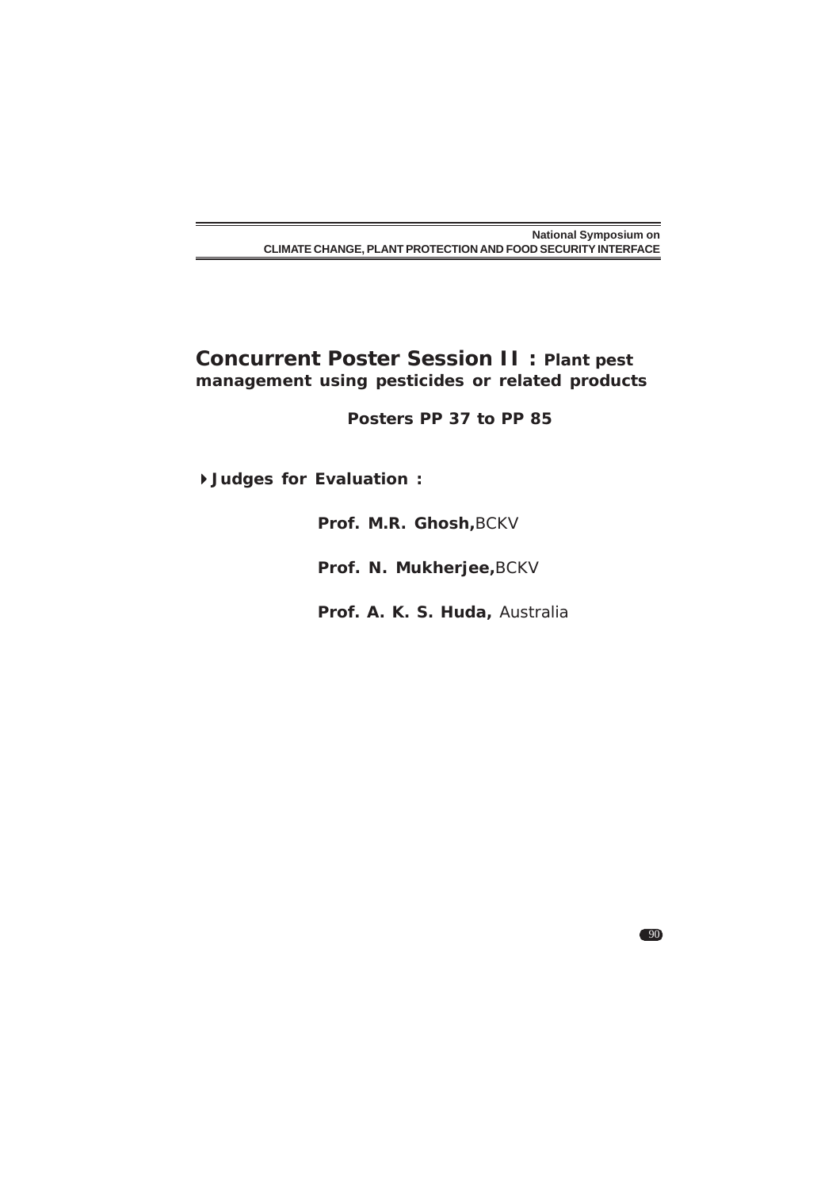## Concurrent Poster Session II : Plant pest management using pesticides or related products

**Posters PP 37 to PP 85**

- **Judges for Evaluation :**

  **Prof. M.R. Ghosh,** BCKV

  **Prof. N. Mukherjee,** BCKV

  **Prof. A. K. S. Huda,** Australia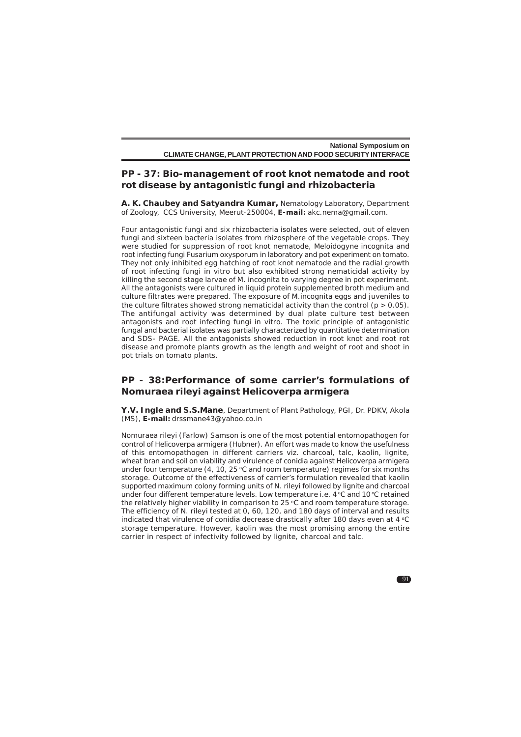## PP - 37: Bio-management of root knot nematode and root rot disease by antagonistic fungi and rhizobacteria

**A. K. Chaubey and Satyandra Kumar,** Nematology Laboratory, Department of Zoology, CCS University, Meerut-250004, **E-mail:** akc.nema@gmail.com.

Four antagonistic fungi and six rhizobacteria isolates were selected, out of eleven fungi and sixteen bacteria isolates from rhizosphere of the vegetable crops. They were studied for suppression of root knot nematode, Meloidogyne incognita and root infecting fungi Fusarium oxysporum in laboratory and pot experiment on tomato. They not only inhibited egg hatching of root knot nematode and the radial growth of root infecting fungi in vitro but also exhibited strong nematicidal activity by killing the second stage larvae of M. incognita to varying degree in pot experiment. All the antagonists were cultured in liquid protein supplemented broth medium and culture filtrates were prepared. The exposure of M.incognita eggs and juveniles to the culture filtrates showed strong nematicidal activity than the control ($p > 0.05$). The antifungal activity was determined by dual plate culture test between antagonists and root infecting fungi in vitro. The toxic principle of antagonistic fungal and bacterial isolates was partially characterized by quantitative determination and SDS- PAGE. All the antagonists showed reduction in root knot and root rot disease and promote plants growth as the length and weight of root and shoot in pot trials on tomato plants.

## PP - 38:Performance of some carrier's formulations of Nomuraea rileyi against Helicoverpa armigera

**Y.V. Ingle and S.S.Mane**, Department of Plant Pathology, PGI, Dr. PDKV, Akola (MS), **E-mail:** drssmane43@yahoo.co.in

Nomuraea rileyi (Farlow) Samson is one of the most potential entomopathogen for control of Helicoverpa armigera (Hubner). An effort was made to know the usefulness of this entomopathogen in different carriers viz. charcoal, talc, kaolin, lignite, wheat bran and soil on viability and virulence of conidia against Helicoverpa armigera under four temperature (4, 10, 25 °C and room temperature) regimes for six months storage. Outcome of the effectiveness of carrier's formulation revealed that kaolin supported maximum colony forming units of N. rileyi followed by lignite and charcoal under four different temperature levels. Low temperature i.e. 4 °C and 10 °C retained the relatively higher viability in comparison to 25 °C and room temperature storage. The efficiency of N. rileyi tested at 0, 60, 120, and 180 days of interval and results indicated that virulence of conidia decrease drastically after 180 days even at 4 °C storage temperature. However, kaolin was the most promising among the entire carrier in respect of infectivity followed by lignite, charcoal and talc.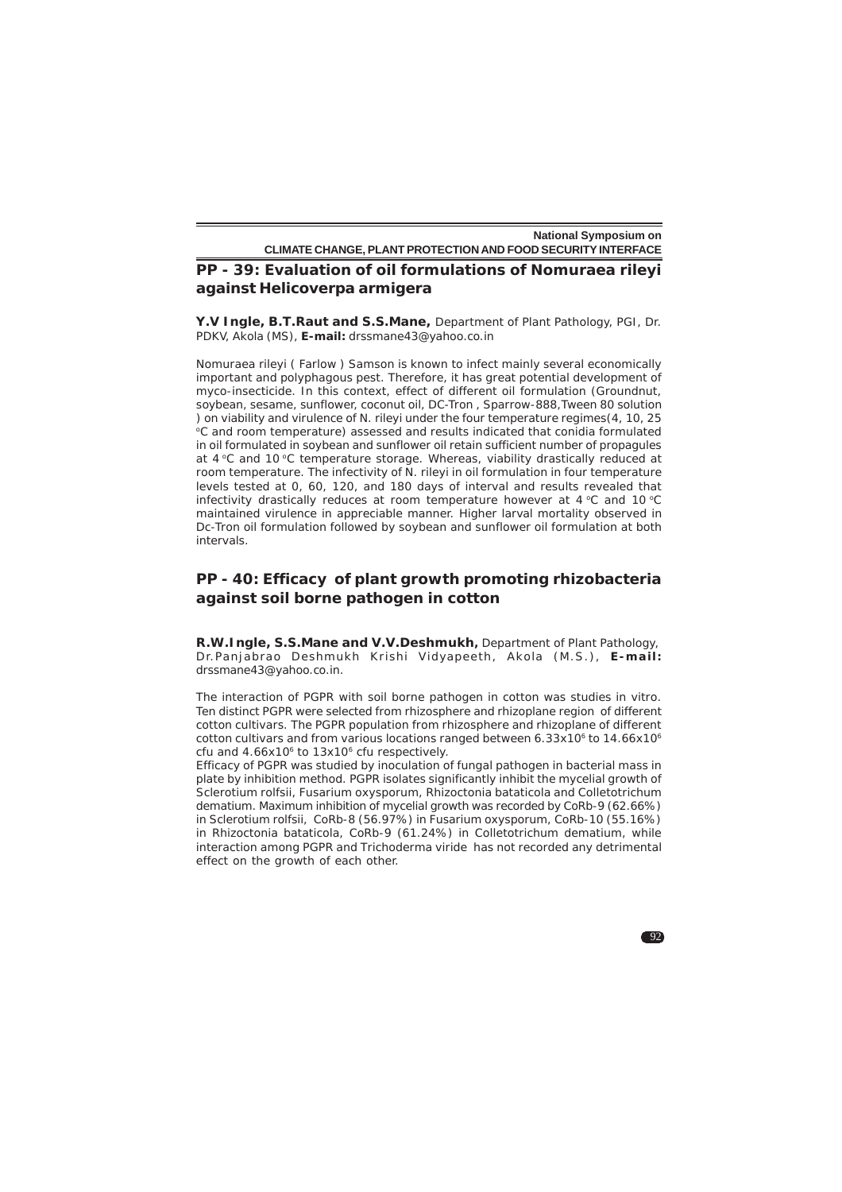## PP - 39: Evaluation of oil formulations of Nomuraea rileyi against Helicoverpa armigera

**Y.V Ingle, B.T.Raut and S.S.Mane,** Department of Plant Pathology, PGI, Dr. PDKV, Akola (MS), **E-mail:** drssmane43@yahoo.co.in

Nomuraea rileyi ( Farlow ) Samson is known to infect mainly several economically important and polyphagous pest. Therefore, it has great potential development of myco-insecticide. In this context, effect of different oil formulation (Groundnut, soybean, sesame, sunflower, coconut oil, DC-Tron , Sparrow-888,Tween 80 solution ) on viability and virulence of N. rileyi under the four temperature regimes(4, 10, 25 °C and room temperature) assessed and results indicated that conidia formulated in oil formulated in soybean and sunflower oil retain sufficient number of propagules at 4 °C and 10 °C temperature storage. Whereas, viability drastically reduced at room temperature. The infectivity of N. rileyi in oil formulation in four temperature levels tested at 0, 60, 120, and 180 days of interval and results revealed that infectivity drastically reduces at room temperature however at 4 °C and 10 °C maintained virulence in appreciable manner. Higher larval mortality observed in Dc-Tron oil formulation followed by soybean and sunflower oil formulation at both intervals.

## PP - 40: Efficacy of plant growth promoting rhizobacteria against soil borne pathogen in cotton

**R.W.Ingle, S.S.Mane and V.V.Deshmukh,** Department of Plant Pathology, Dr.Panjabrao Deshmukh Krishi Vidyapeeth, Akola (M.S.), **E-mail:** drssmane43@yahoo.co.in.

The interaction of PGPR with soil borne pathogen in cotton was studies in vitro. Ten distinct PGPR were selected from rhizosphere and rhizoplane region of different cotton cultivars. The PGPR population from rhizosphere and rhizoplane of different cotton cultivars and from various locations ranged between $6.33 \times 10^6$ to $14.66 \times 10^6$ cfu and $4.66 \times 10^6$ to $13 \times 10^6$ cfu respectively.

Efficacy of PGPR was studied by inoculation of fungal pathogen in bacterial mass in plate by inhibition method. PGPR isolates significantly inhibit the mycelial growth of Sclerotium rolfsii, Fusarium oxysporum, Rhizoctonia bataticola and Colletotrichum dematium. Maximum inhibition of mycelial growth was recorded by CoRb-9 (62.66%) in Sclerotium rolfsii, CoRb-8 (56.97%) in Fusarium oxysporum, CoRb-10 (55.16%) in Rhizoctonia bataticola, CoRb-9 (61.24%) in Colletotrichum dematium, while interaction among PGPR and Trichoderma viride has not recorded any detrimental effect on the growth of each other.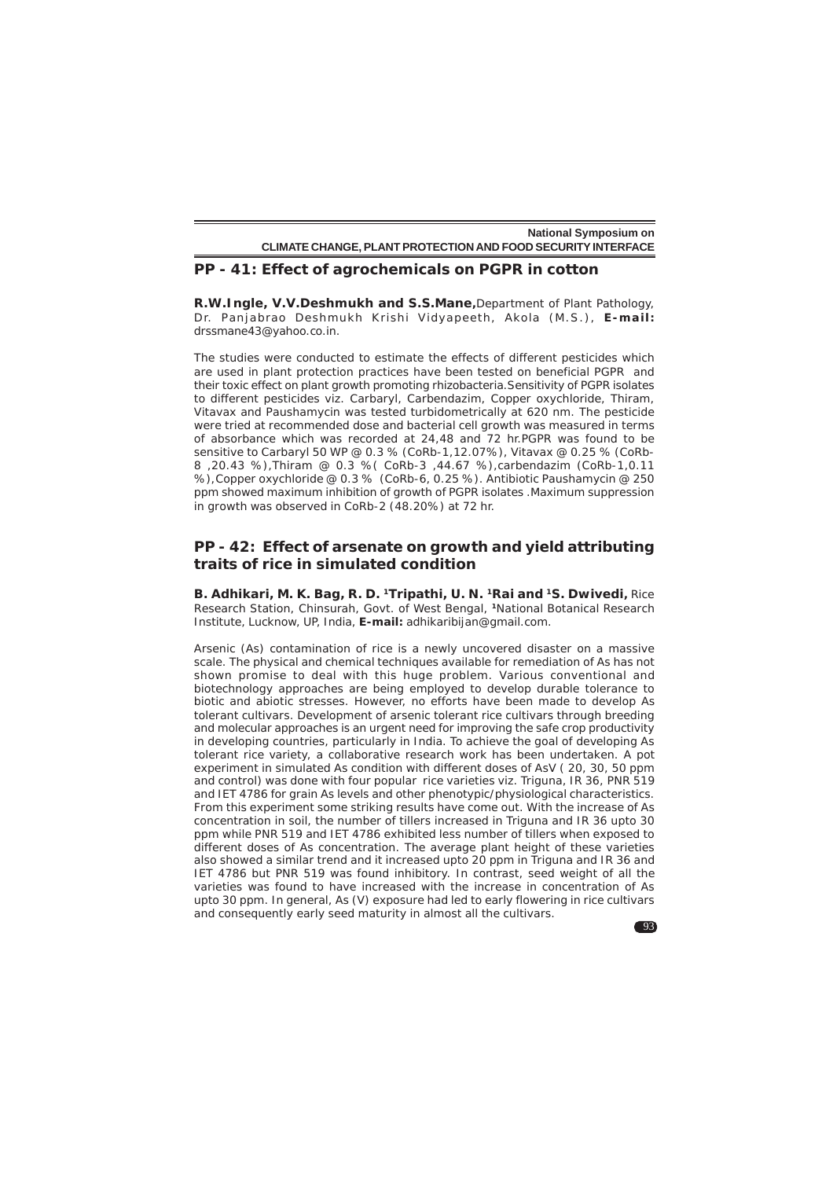## PP - 41: Effect of agrochemicals on PGPR in cotton

**R.W.Ingle, V.V.Deshmukh and S.S.Mane,** Department of Plant Pathology, Dr. Panjabrao Deshmukh Krishi Vidyapeeth, Akola (M.S.), **E-mail:** drssmane43@yahoo.co.in.

The studies were conducted to estimate the effects of different pesticides which are used in plant protection practices have been tested on beneficial PGPR and their toxic effect on plant growth promoting rhizobacteria.Sensitivity of PGPR isolates to different pesticides viz. Carbaryl, Carbendazim, Copper oxychloride, Thiram, Vitavax and Paushamycin was tested turbidometrically at 620 nm. The pesticide were tried at recommended dose and bacterial cell growth was measured in terms of absorbance which was recorded at 24,48 and 72 hr.PGPR was found to be sensitive to Carbaryl 50 WP @ 0.3 % (CoRb-1,12.07%), Vitavax @ 0.25 % (CoRb-8 ,20.43 %),Thiram @ 0.3 %( CoRb-3 ,44.67 %),carbendazim (CoRb-1,0.11 %),Copper oxychloride @ 0.3 % (CoRb-6, 0.25 %). Antibiotic Paushamycin @ 250 ppm showed maximum inhibition of growth of PGPR isolates .Maximum suppression in growth was observed in CoRb-2 (48.20%) at 72 hr.

## PP - 42: Effect of arsenate on growth and yield attributing traits of rice in simulated condition

**B. Adhikari, M. K. Bag, R. D. [1]Tripathi, U. N. [1]Rai and [1]S. Dwivedi,** Rice Research Station, Chinsurah, Govt. of West Bengal, **[1]**National Botanical Research Institute, Lucknow, UP, India, **E-mail:** adhikaribijan@gmail.com.

Arsenic (As) contamination of rice is a newly uncovered disaster on a massive scale. The physical and chemical techniques available for remediation of As has not shown promise to deal with this huge problem. Various conventional and biotechnology approaches are being employed to develop durable tolerance to biotic and abiotic stresses. However, no efforts have been made to develop As tolerant cultivars. Development of arsenic tolerant rice cultivars through breeding and molecular approaches is an urgent need for improving the safe crop productivity in developing countries, particularly in India. To achieve the goal of developing As tolerant rice variety, a collaborative research work has been undertaken. A pot experiment in simulated As condition with different doses of AsV ( 20, 30, 50 ppm and control) was done with four popular rice varieties viz. Triguna, IR 36, PNR 519 and IET 4786 for grain As levels and other phenotypic/physiological characteristics. From this experiment some striking results have come out. With the increase of As concentration in soil, the number of tillers increased in Triguna and IR 36 upto 30 ppm while PNR 519 and IET 4786 exhibited less number of tillers when exposed to different doses of As concentration. The average plant height of these varieties also showed a similar trend and it increased upto 20 ppm in Triguna and IR 36 and IET 4786 but PNR 519 was found inhibitory. In contrast, seed weight of all the varieties was found to have increased with the increase in concentration of As upto 30 ppm. In general, As (V) exposure had led to early flowering in rice cultivars and consequently early seed maturity in almost all the cultivars.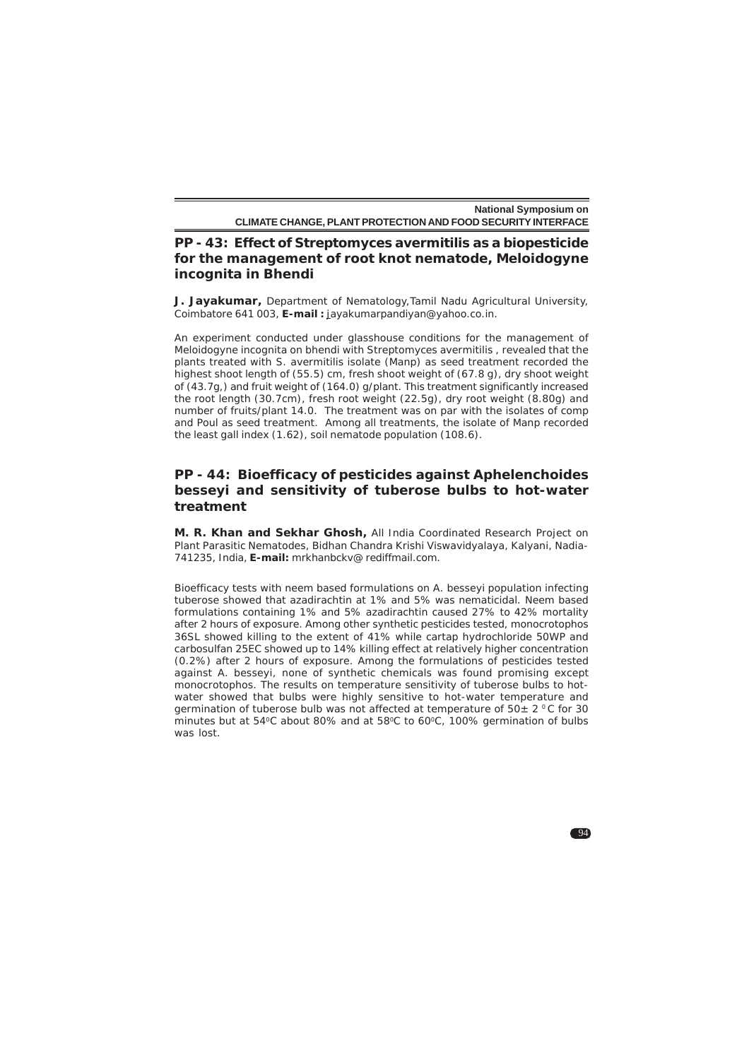## PP - 43: Effect of Streptomyces avermitilis as a biopesticide for the management of root knot nematode, Meloidogyne incognita in Bhendi

**J. Jayakumar,** Department of Nematology,Tamil Nadu Agricultural University, Coimbatore 641 003, **E-mail :** jayakumarpandiyan@yahoo.co.in.

An experiment conducted under glasshouse conditions for the management of Meloidogyne incognita on bhendi with Streptomyces avermitilis , revealed that the plants treated with S. avermitilis isolate (Manp) as seed treatment recorded the highest shoot length of (55.5) cm, fresh shoot weight of (67.8 g), dry shoot weight of (43.7g,) and fruit weight of (164.0) g/plant. This treatment significantly increased the root length (30.7cm), fresh root weight (22.5g), dry root weight (8.80g) and number of fruits/plant 14.0. The treatment was on par with the isolates of comp and Poul as seed treatment. Among all treatments, the isolate of Manp recorded the least gall index (1.62), soil nematode population (108.6).

## PP - 44: Bioefficacy of pesticides against Aphelenchoides besseyi and sensitivity of tuberose bulbs to hot-water treatment

**M. R. Khan and Sekhar Ghosh,** All India Coordinated Research Project on Plant Parasitic Nematodes, Bidhan Chandra Krishi Viswavidyalaya, Kalyani, Nadia-741235, India, **E-mail:** mrkhanbckv@ rediffmail.com.

Bioefficacy tests with neem based formulations on A. besseyi population infecting tuberose showed that azadirachtin at 1% and 5% was nematicidal. Neem based formulations containing 1% and 5% azadirachtin caused 27% to 42% mortality after 2 hours of exposure. Among other synthetic pesticides tested, monocrotophos 36SL showed killing to the extent of 41% while cartap hydrochloride 50WP and carbosulfan 25EC showed up to 14% killing effect at relatively higher concentration (0.2%) after 2 hours of exposure. Among the formulations of pesticides tested against A. besseyi, none of synthetic chemicals was found promising except monocrotophos. The results on temperature sensitivity of tuberose bulbs to hot-water showed that bulbs were highly sensitive to hot-water temperature and germination of tuberose bulb was not affected at temperature of 50± 2 $^0$C for 30 minutes but at 54$^0$C about 80% and at 58$^0$C to 60$^0$C, 100% germination of bulbs was lost.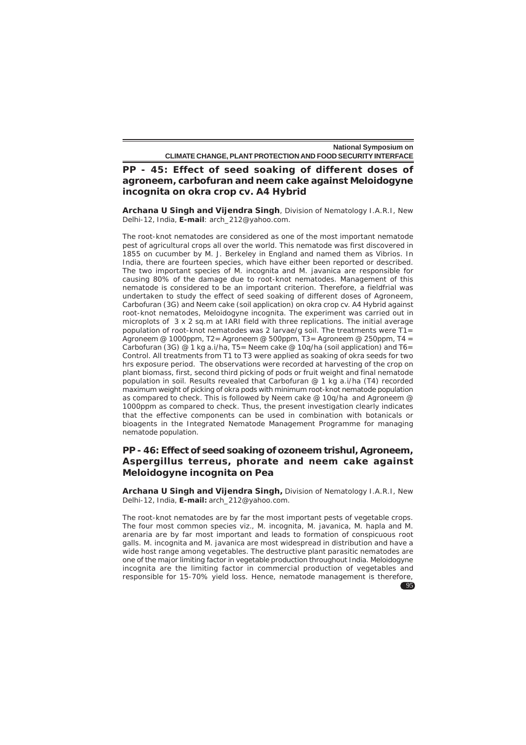## PP - 45: Effect of seed soaking of different doses of agroneem, carbofuran and neem cake against Meloidogyne incognita on okra crop cv. A4 Hybrid

**Archana U Singh and Vijendra Singh**, Division of Nematology I.A.R.I, New Delhi-12, India, **E-mail**: arch_212@yahoo.com.

The root-knot nematodes are considered as one of the most important nematode pest of agricultural crops all over the world. This nematode was first discovered in 1855 on cucumber by M. J. Berkeley in England and named them as Vibrios. In India, there are fourteen species, which have either been reported or described. The two important species of M. incognita and M. javanica are responsible for causing 80% of the damage due to root-knot nematodes. Management of this nematode is considered to be an important criterion. Therefore, a fieldfrial was undertaken to study the effect of seed soaking of different doses of Agroneem, Carbofuran (3G) and Neem cake (soil application) on okra crop cv. A4 Hybrid against root-knot nematodes, Meloidogyne incognita. The experiment was carried out in microplots of 3 x 2 sq.m at IARI field with three replications. The initial average population of root-knot nematodes was 2 larvae/g soil. The treatments were T1= Agroneem @ 1000ppm, T2= Agroneem @ 500ppm, T3= Agroneem @ 250ppm, T4 = Carbofuran (3G) @ 1 kg a.i/ha, T5= Neem cake @ 10q/ha (soil application) and T6= Control. All treatments from T1 to T3 were applied as soaking of okra seeds for two hrs exposure period. The observations were recorded at harvesting of the crop on plant biomass, first, second third picking of pods or fruit weight and final nematode population in soil. Results revealed that Carbofuran @ 1 kg a.i/ha (T4) recorded maximum weight of picking of okra pods with minimum root-knot nematode population as compared to check. This is followed by Neem cake @ 10q/ha and Agroneem @ 1000ppm as compared to check. Thus, the present investigation clearly indicates that the effective components can be used in combination with botanicals or bioagents in the Integrated Nematode Management Programme for managing nematode population.

## PP - 46: Effect of seed soaking of ozoneem trishul, Agroneem, Aspergillus terreus, phorate and neem cake against Meloidogyne incognita on Pea

**Archana U Singh and Vijendra Singh,** Division of Nematology I.A.R.I, New Delhi-12, India, **E-mail:** arch_212@yahoo.com.

The root-knot nematodes are by far the most important pests of vegetable crops. The four most common species viz., M. incognita, M. javanica, M. hapla and M. arenaria are by far most important and leads to formation of conspicuous root galls. M. incognita and M. javanica are most widespread in distribution and have a wide host range among vegetables. The destructive plant parasitic nematodes are one of the major limiting factor in vegetable production throughout India. Meloidogyne incognita are the limiting factor in commercial production of vegetables and responsible for 15-70% yield loss. Hence, nematode management is therefore,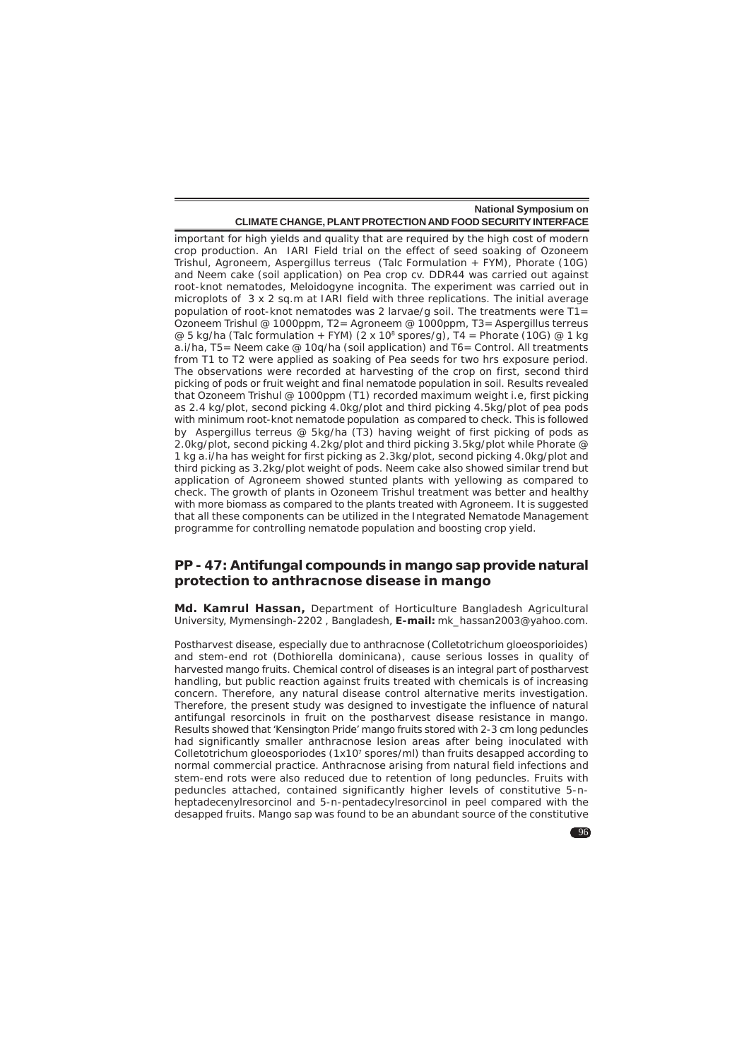important for high yields and quality that are required by the high cost of modern crop production. An IARI Field trial on the effect of seed soaking of Ozoneem Trishul, Agroneem, Aspergillus terreus (Talc Formulation + FYM), Phorate (10G) and Neem cake (soil application) on Pea crop cv. DDR44 was carried out against root-knot nematodes, Meloidogyne incognita. The experiment was carried out in microplots of 3 x 2 sq.m at IARI field with three replications. The initial average population of root-knot nematodes was 2 larvae/g soil. The treatments were T1= Ozoneem Trishul @ 1000ppm, T2= Agroneem @ 1000ppm, T3= Aspergillus terreus @ 5 kg/ha (Talc formulation + FYM) (2 x $10^8$ spores/g), T4 = Phorate (10G) @ 1 kg a.i/ha, T5= Neem cake @ 10q/ha (soil application) and T6= Control. All treatments from T1 to T2 were applied as soaking of Pea seeds for two hrs exposure period. The observations were recorded at harvesting of the crop on first, second third picking of pods or fruit weight and final nematode population in soil. Results revealed that Ozoneem Trishul @ 1000ppm (T1) recorded maximum weight i.e, first picking as 2.4 kg/plot, second picking 4.0kg/plot and third picking 4.5kg/plot of pea pods with minimum root-knot nematode population as compared to check. This is followed by Aspergillus terreus @ 5kg/ha (T3) having weight of first picking of pods as 2.0kg/plot, second picking 4.2kg/plot and third picking 3.5kg/plot while Phorate @ 1 kg a.i/ha has weight for first picking as 2.3kg/plot, second picking 4.0kg/plot and third picking as 3.2kg/plot weight of pods. Neem cake also showed similar trend but application of Agroneem showed stunted plants with yellowing as compared to check. The growth of plants in Ozoneem Trishul treatment was better and healthy with more biomass as compared to the plants treated with Agroneem. It is suggested that all these components can be utilized in the Integrated Nematode Management programme for controlling nematode population and boosting crop yield.

## PP - 47: Antifungal compounds in mango sap provide natural protection to anthracnose disease in mango

**Md. Kamrul Hassan,** Department of Horticulture Bangladesh Agricultural University, Mymensingh-2202 , Bangladesh, **E-mail:** mk_hassan2003@yahoo.com.

Postharvest disease, especially due to anthracnose (Colletotrichum gloeosporioides) and stem-end rot (Dothiorella dominicana), cause serious losses in quality of harvested mango fruits. Chemical control of diseases is an integral part of postharvest handling, but public reaction against fruits treated with chemicals is of increasing concern. Therefore, any natural disease control alternative merits investigation. Therefore, the present study was designed to investigate the influence of natural antifungal resorcinols in fruit on the postharvest disease resistance in mango. Results showed that 'Kensington Pride' mango fruits stored with 2-3 cm long peduncles had significantly smaller anthracnose lesion areas after being inoculated with Colletotrichum gloeosporiodes (1x$10^7$ spores/ml) than fruits desapped according to normal commercial practice. Anthracnose arising from natural field infections and stem-end rots were also reduced due to retention of long peduncles. Fruits with peduncles attached, contained significantly higher levels of constitutive 5-n-heptadecenylresorcinol and 5-n-pentadecylresorcinol in peel compared with the desapped fruits. Mango sap was found to be an abundant source of the constitutive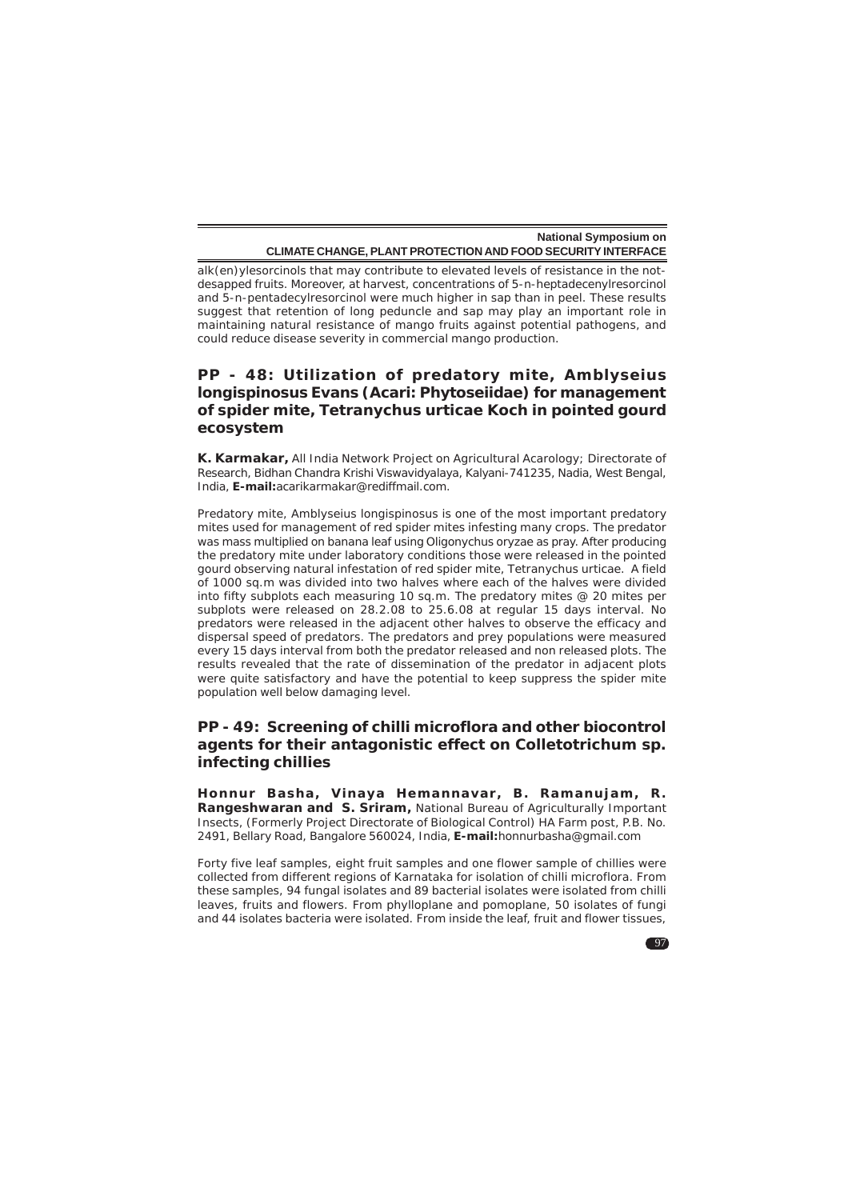alk(en)ylesorcinols that may contribute to elevated levels of resistance in the not-desapped fruits. Moreover, at harvest, concentrations of 5-n-heptadecenylresorcinol and 5-n-pentadecylresorcinol were much higher in sap than in peel. These results suggest that retention of long peduncle and sap may play an important role in maintaining natural resistance of mango fruits against potential pathogens, and could reduce disease severity in commercial mango production.

## PP - 48: Utilization of predatory mite, Amblyseius longispinosus Evans (Acari: Phytoseiidae) for management of spider mite, Tetranychus urticae Koch in pointed gourd ecosystem

**K. Karmakar,** All India Network Project on Agricultural Acarology; Directorate of Research, Bidhan Chandra Krishi Viswavidyalaya, Kalyani-741235, Nadia, West Bengal, India, **E-mail:**acarikarmakar@rediffmail.com.

Predatory mite, Amblyseius longispinosus is one of the most important predatory mites used for management of red spider mites infesting many crops. The predator was mass multiplied on banana leaf using Oligonychus oryzae as pray. After producing the predatory mite under laboratory conditions those were released in the pointed gourd observing natural infestation of red spider mite, Tetranychus urticae. A field of 1000 sq.m was divided into two halves where each of the halves were divided into fifty subplots each measuring 10 sq.m. The predatory mites @ 20 mites per subplots were released on 28.2.08 to 25.6.08 at regular 15 days interval. No predators were released in the adjacent other halves to observe the efficacy and dispersal speed of predators. The predators and prey populations were measured every 15 days interval from both the predator released and non released plots. The results revealed that the rate of dissemination of the predator in adjacent plots were quite satisfactory and have the potential to keep suppress the spider mite population well below damaging level.

## PP - 49: Screening of chilli microflora and other biocontrol agents for their antagonistic effect on Colletotrichum sp. infecting chillies

**Honnur Basha, Vinaya Hemannavar, B. Ramanujam, R. Rangeshwaran and S. Sriram,** National Bureau of Agriculturally Important Insects, (Formerly Project Directorate of Biological Control) HA Farm post, P.B. No. 2491, Bellary Road, Bangalore 560024, India, **E-mail:**honnurbasha@gmail.com

Forty five leaf samples, eight fruit samples and one flower sample of chillies were collected from different regions of Karnataka for isolation of chilli microflora. From these samples, 94 fungal isolates and 89 bacterial isolates were isolated from chilli leaves, fruits and flowers. From phylloplane and pomoplane, 50 isolates of fungi and 44 isolates bacteria were isolated. From inside the leaf, fruit and flower tissues,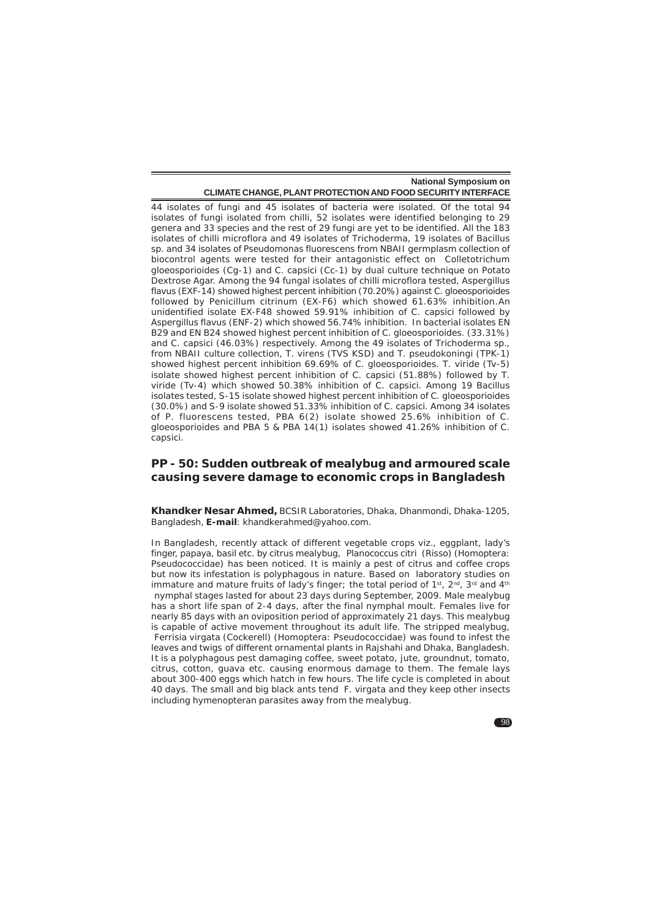44 isolates of fungi and 45 isolates of bacteria were isolated. Of the total 94 isolates of fungi isolated from chilli, 52 isolates were identified belonging to 29 genera and 33 species and the rest of 29 fungi are yet to be identified. All the 183 isolates of chilli microflora and 49 isolates of Trichoderma, 19 isolates of Bacillus sp. and 34 isolates of Pseudomonas fluorescens from NBAII germplasm collection of biocontrol agents were tested for their antagonistic effect on Colletotrichum gloeosporioides (Cg-1) and C. capsici (Cc-1) by dual culture technique on Potato Dextrose Agar. Among the 94 fungal isolates of chilli microflora tested, Aspergillus flavus (EXF-14) showed highest percent inhibition (70.20%) against C. gloeosporioides followed by Penicillum citrinum (EX-F6) which showed 61.63% inhibition.An unidentified isolate EX-F48 showed 59.91% inhibition of C. capsici followed by Aspergillus flavus (ENF-2) which showed 56.74% inhibition. In bacterial isolates EN B29 and EN B24 showed highest percent inhibition of C. gloeosporioides. (33.31%) and C. capsici (46.03%) respectively. Among the 49 isolates of Trichoderma sp., from NBAII culture collection, T. virens (TVS KSD) and T. pseudokoningi (TPK-1) showed highest percent inhibition 69.69% of C. gloeosporioides. T. viride (Tv-5) isolate showed highest percent inhibition of C. capsici (51.88%) followed by T. viride (Tv-4) which showed 50.38% inhibition of C. capsici. Among 19 Bacillus isolates tested, S-15 isolate showed highest percent inhibition of C. gloeosporioides (30.0%) and S-9 isolate showed 51.33% inhibition of C. capsici. Among 34 isolates of P. fluorescens tested, PBA 6(2) isolate showed 25.6% inhibition of C. gloeosporioides and PBA 5 & PBA 14(1) isolates showed 41.26% inhibition of C. capsici.

## PP - 50: Sudden outbreak of mealybug and armoured scale causing severe damage to economic crops in Bangladesh

**Khandker Nesar Ahmed,** BCSIR Laboratories, Dhaka, Dhanmondi, Dhaka-1205, Bangladesh, **E-mail**: khandkerahmed@yahoo.com.

In Bangladesh, recently attack of different vegetable crops viz., eggplant, lady's finger, papaya, basil etc. by citrus mealybug, Planococcus citri (Risso) (Homoptera: Pseudococcidae) has been noticed. It is mainly a pest of citrus and coffee crops but now its infestation is polyphagous in nature. Based on laboratory studies on immature and mature fruits of lady's finger; the total period of 1st, 2nd, 3rd and 4th nymphal stages lasted for about 23 days during September, 2009. Male mealybug has a short life span of 2-4 days, after the final nymphal moult. Females live for nearly 85 days with an oviposition period of approximately 21 days. This mealybug is capable of active movement throughout its adult life. The stripped mealybug, Ferrisia virgata (Cockerell) (Homoptera: Pseudococcidae) was found to infest the leaves and twigs of different ornamental plants in Rajshahi and Dhaka, Bangladesh. It is a polyphagous pest damaging coffee, sweet potato, jute, groundnut, tomato, citrus, cotton, guava etc. causing enormous damage to them. The female lays about 300-400 eggs which hatch in few hours. The life cycle is completed in about 40 days. The small and big black ants tend F. virgata and they keep other insects including hymenopteran parasites away from the mealybug.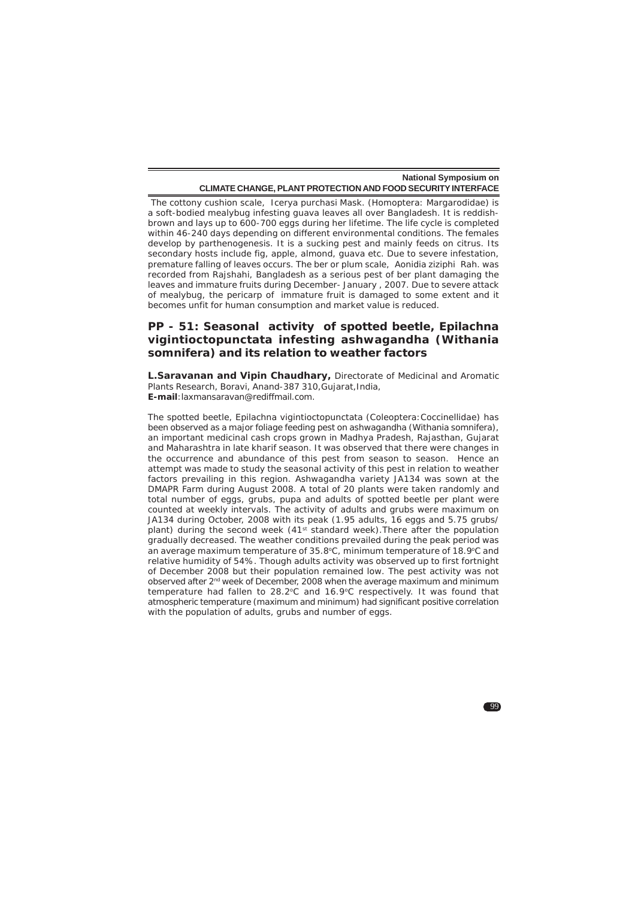The cottony cushion scale, Icerya purchasi Mask. (Homoptera: Margarodidae) is a soft-bodied mealybug infesting guava leaves all over Bangladesh. It is reddish-brown and lays up to 600-700 eggs during her lifetime. The life cycle is completed within 46-240 days depending on different environmental conditions. The females develop by parthenogenesis. It is a sucking pest and mainly feeds on citrus. Its secondary hosts include fig, apple, almond, guava etc. Due to severe infestation, premature falling of leaves occurs. The ber or plum scale, Aonidia ziziphi Rah. was recorded from Rajshahi, Bangladesh as a serious pest of ber plant damaging the leaves and immature fruits during December- January , 2007. Due to severe attack of mealybug, the pericarp of immature fruit is damaged to some extent and it becomes unfit for human consumption and market value is reduced.

## PP - 51: Seasonal activity of spotted beetle, Epilachna vigintioctopunctata infesting ashwagandha (Withania somnifera) and its relation to weather factors

**L.Saravanan and Vipin Chaudhary,** Directorate of Medicinal and Aromatic Plants Research, Boravi, Anand-387 310,Gujarat,India,
**E-mail**:laxmansaravan@rediffmail.com.

The spotted beetle, Epilachna vigintioctopunctata (Coleoptera:Coccinellidae) has been observed as a major foliage feeding pest on ashwagandha (Withania somnifera), an important medicinal cash crops grown in Madhya Pradesh, Rajasthan, Gujarat and Maharashtra in late kharif season. It was observed that there were changes in the occurrence and abundance of this pest from season to season. Hence an attempt was made to study the seasonal activity of this pest in relation to weather factors prevailing in this region. Ashwagandha variety JA134 was sown at the DMAPR Farm during August 2008. A total of 20 plants were taken randomly and total number of eggs, grubs, pupa and adults of spotted beetle per plant were counted at weekly intervals. The activity of adults and grubs were maximum on JA134 during October, 2008 with its peak (1.95 adults, 16 eggs and 5.75 grubs/plant) during the second week (41st standard week).There after the population gradually decreased. The weather conditions prevailed during the peak period was an average maximum temperature of 35.8°C, minimum temperature of 18.9°C and relative humidity of 54%. Though adults activity was observed up to first fortnight of December 2008 but their population remained low. The pest activity was not observed after 2nd week of December, 2008 when the average maximum and minimum temperature had fallen to 28.2°C and 16.9°C respectively. It was found that atmospheric temperature (maximum and minimum) had significant positive correlation with the population of adults, grubs and number of eggs.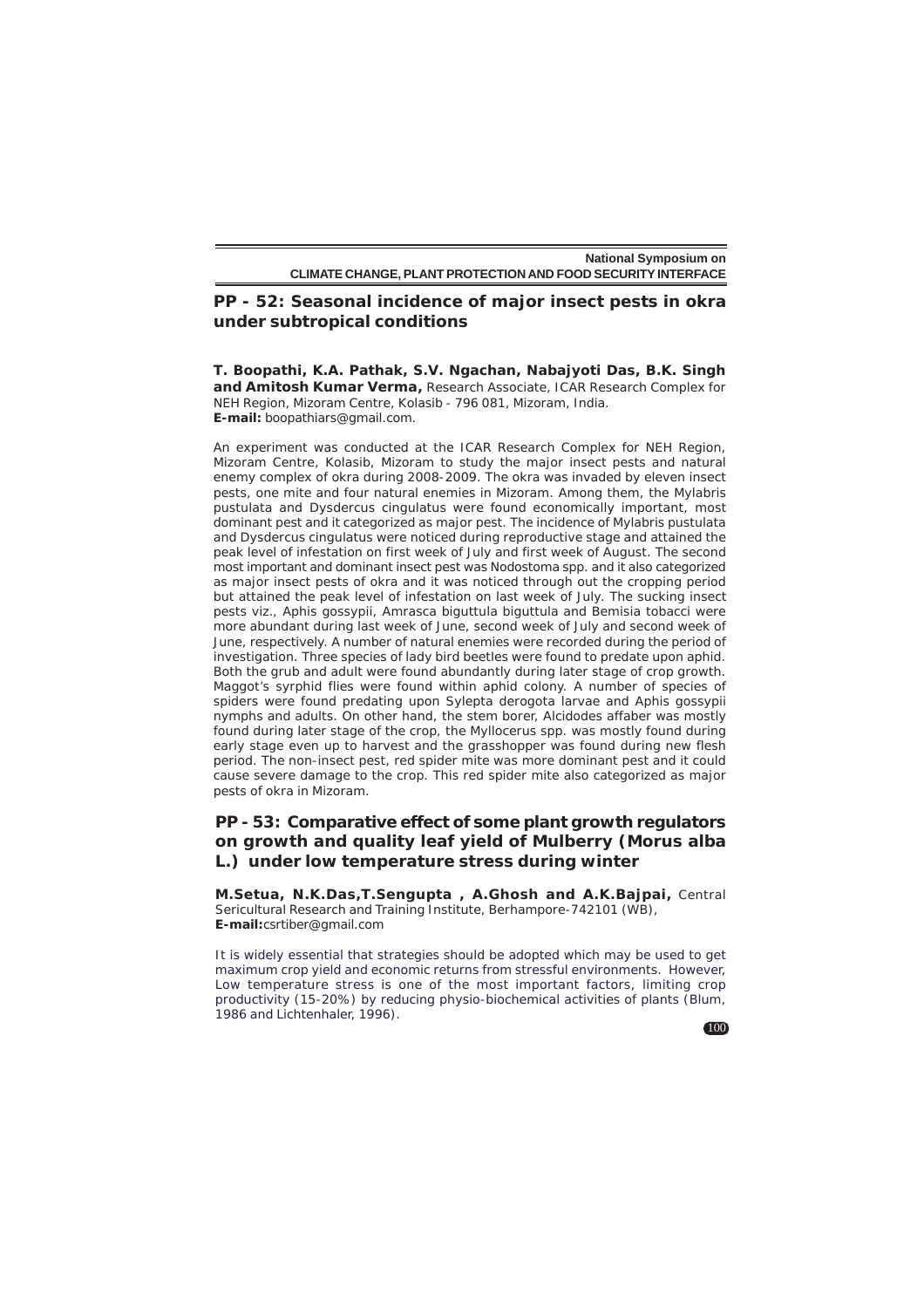## PP - 52: Seasonal incidence of major insect pests in okra under subtropical conditions

**T. Boopathi, K.A. Pathak, S.V. Ngachan, Nabajyoti Das, B.K. Singh and Amitosh Kumar Verma,** Research Associate, ICAR Research Complex for NEH Region, Mizoram Centre, Kolasib - 796 081, Mizoram, India.
**E-mail:** boopathiars@gmail.com.

An experiment was conducted at the ICAR Research Complex for NEH Region, Mizoram Centre, Kolasib, Mizoram to study the major insect pests and natural enemy complex of okra during 2008-2009. The okra was invaded by eleven insect pests, one mite and four natural enemies in Mizoram. Among them, the Mylabris pustulata and Dysdercus cingulatus were found economically important, most dominant pest and it categorized as major pest. The incidence of Mylabris pustulata and Dysdercus cingulatus were noticed during reproductive stage and attained the peak level of infestation on first week of July and first week of August. The second most important and dominant insect pest was Nodostoma spp. and it also categorized as major insect pests of okra and it was noticed through out the cropping period but attained the peak level of infestation on last week of July. The sucking insect pests viz., Aphis gossypii, Amrasca biguttula biguttula and Bemisia tobacci were more abundant during last week of June, second week of July and second week of June, respectively. A number of natural enemies were recorded during the period of investigation. Three species of lady bird beetles were found to predate upon aphid. Both the grub and adult were found abundantly during later stage of crop growth. Maggot's syrphid flies were found within aphid colony. A number of species of spiders were found predating upon Sylepta derogota larvae and Aphis gossypii nymphs and adults. On other hand, the stem borer, Alcidodes affaber was mostly found during later stage of the crop, the Myllocerus spp. was mostly found during early stage even up to harvest and the grasshopper was found during new flesh period. The non-insect pest, red spider mite was more dominant pest and it could cause severe damage to the crop. This red spider mite also categorized as major pests of okra in Mizoram.

## PP - 53: Comparative effect of some plant growth regulators on growth and quality leaf yield of Mulberry (*Morus alba* L.) under low temperature stress during winter

**M.Setua, N.K.Das,T.Sengupta , A.Ghosh and A.K.Bajpai,** Central Sericultural Research and Training Institute, Berhampore-742101 (WB),
**E-mail:**csrtiber@gmail.com

It is widely essential that strategies should be adopted which may be used to get maximum crop yield and economic returns from stressful environments. However, Low temperature stress is one of the most important factors, limiting crop productivity (15-20%) by reducing physio-biochemical activities of plants (Blum, 1986 and Lichtenhaler, 1996).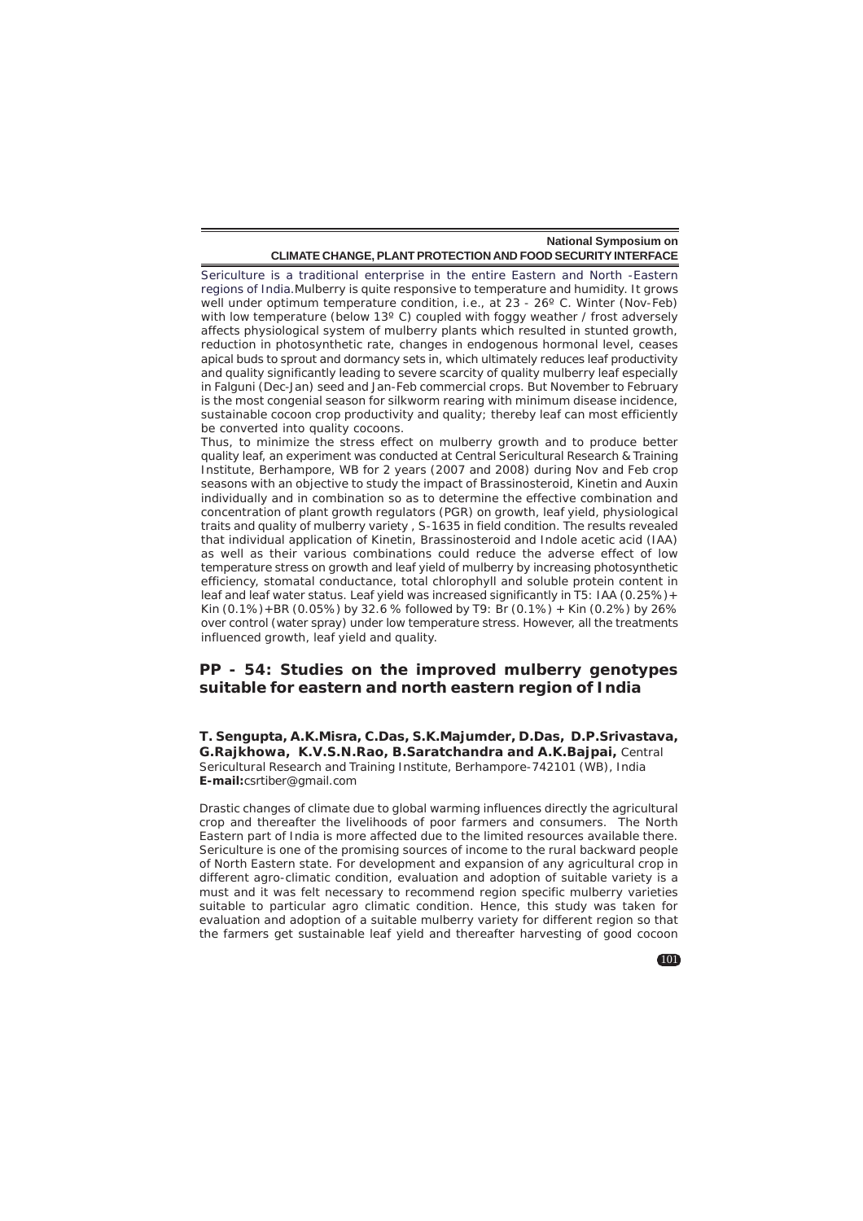Sericulture is a traditional enterprise in the entire Eastern and North -Eastern regions of India.Mulberry is quite responsive to temperature and humidity. It grows well under optimum temperature condition, i.e., at 23 - 26º C. Winter (Nov-Feb) with low temperature (below 13º C) coupled with foggy weather / frost adversely affects physiological system of mulberry plants which resulted in stunted growth, reduction in photosynthetic rate, changes in endogenous hormonal level, ceases apical buds to sprout and dormancy sets in, which ultimately reduces leaf productivity and quality significantly leading to severe scarcity of quality mulberry leaf especially in Falguni (Dec-Jan) seed and Jan-Feb commercial crops. But November to February is the most congenial season for silkworm rearing with minimum disease incidence, sustainable cocoon crop productivity and quality; thereby leaf can most efficiently be converted into quality cocoons.

Thus, to minimize the stress effect on mulberry growth and to produce better quality leaf, an experiment was conducted at Central Sericultural Research & Training Institute, Berhampore, WB for 2 years (2007 and 2008) during Nov and Feb crop seasons with an objective to study the impact of Brassinosteroid, Kinetin and Auxin individually and in combination so as to determine the effective combination and concentration of plant growth regulators (PGR) on growth, leaf yield, physiological traits and quality of mulberry variety , S-1635 in field condition. The results revealed that individual application of Kinetin, Brassinosteroid and Indole acetic acid (IAA) as well as their various combinations could reduce the adverse effect of low temperature stress on growth and leaf yield of mulberry by increasing photosynthetic efficiency, stomatal conductance, total chlorophyll and soluble protein content in leaf and leaf water status. Leaf yield was increased significantly in T5: IAA (0.25%)+ Kin (0.1%)+BR (0.05%) by 32.6 % followed by T9: Br (0.1%) + Kin (0.2%) by 26% over control (water spray) under low temperature stress. However, all the treatments influenced growth, leaf yield and quality.

## PP - 54: Studies on the improved mulberry genotypes suitable for eastern and north eastern region of India

**T. Sengupta, A.K.Misra, C.Das, S.K.Majumder, D.Das, D.P.Srivastava, G.Rajkhowa, K.V.S.N.Rao, B.Saratchandra and A.K.Bajpai,** Central Sericultural Research and Training Institute, Berhampore-742101 (WB), India
**E-mail:**csrtiber@gmail.com

Drastic changes of climate due to global warming influences directly the agricultural crop and thereafter the livelihoods of poor farmers and consumers. The North Eastern part of India is more affected due to the limited resources available there. Sericulture is one of the promising sources of income to the rural backward people of North Eastern state. For development and expansion of any agricultural crop in different agro-climatic condition, evaluation and adoption of suitable variety is a must and it was felt necessary to recommend region specific mulberry varieties suitable to particular agro climatic condition. Hence, this study was taken for evaluation and adoption of a suitable mulberry variety for different region so that the farmers get sustainable leaf yield and thereafter harvesting of good cocoon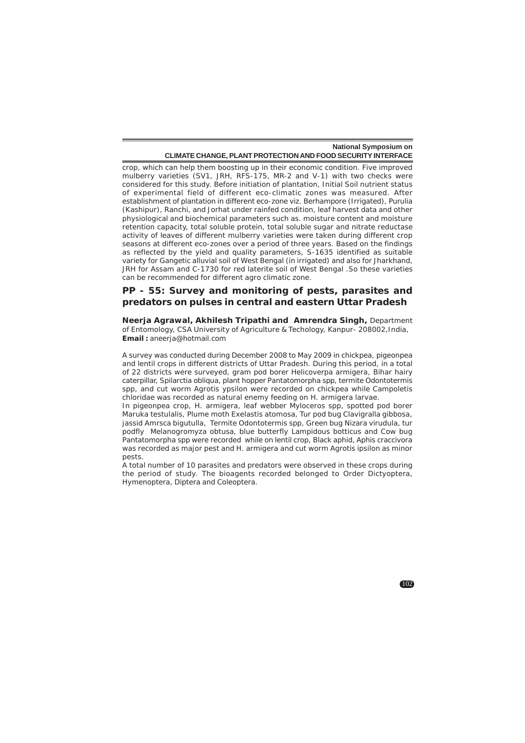crop, which can help them boosting up in their economic condition. Five improved mulberry varieties (SV1, JRH, RFS-175, MR-2 and V-1) with two checks were considered for this study. Before initiation of plantation, Initial Soil nutrient status of experimental field of different eco-climatic zones was measured. After establishment of plantation in different eco-zone viz. Berhampore (Irrigated), Purulia (Kashipur), Ranchi, and Jorhat under rainfed condition, leaf harvest data and other physiological and biochemical parameters such as. moisture content and moisture retention capacity, total soluble protein, total soluble sugar and nitrate reductase activity of leaves of different mulberry varieties were taken during different crop seasons at different eco-zones over a period of three years. Based on the findings as reflected by the yield and quality parameters, S-1635 identified as suitable variety for Gangetic alluvial soil of West Bengal (in irrigated) and also for Jharkhand, JRH for Assam and C-1730 for red laterite soil of West Bengal .So these varieties can be recommended for different agro climatic zone.

## PP - 55: Survey and monitoring of pests, parasites and predators on pulses in central and eastern Uttar Pradesh

**Neerja Agrawal, Akhilesh Tripathi and Amrendra Singh,** Department of Entomology, CSA University of Agriculture & Techology, Kanpur- 208002,India, **Email :** aneerja@hotmail.com

A survey was conducted during December 2008 to May 2009 in chickpea, pigeonpea and lentil crops in different districts of Uttar Pradesh. During this period, in a total of 22 districts were surveyed, gram pod borer Helicoverpa armigera, Bihar hairy caterpillar, Spilarctia obliqua, plant hopper Pantatomorpha spp, termite Odontotermis spp, and cut worm Agrotis ypsilon were recorded on chickpea while Campoletis chloridae was recorded as natural enemy feeding on H. armigera larvae.

In pigeonpea crop, H. armigera, leaf webber Myloceros spp, spotted pod borer Maruka testulalis, Plume moth Exelastis atomosa, Tur pod bug Clavigralla gibbosa, jassid Amrsca bigutulla, Termite Odontotermis spp, Green bug Nizara virudula, tur podfly Melanogromyza obtusa, blue butterfly Lampidous botticus and Cow bug Pantatomorpha spp were recorded while on lentil crop, Black aphid, Aphis craccivora was recorded as major pest and H. armigera and cut worm Agrotis ipsilon as minor pests.

A total number of 10 parasites and predators were observed in these crops during the period of study. The bioagents recorded belonged to Order Dictyoptera, Hymenoptera, Diptera and Coleoptera.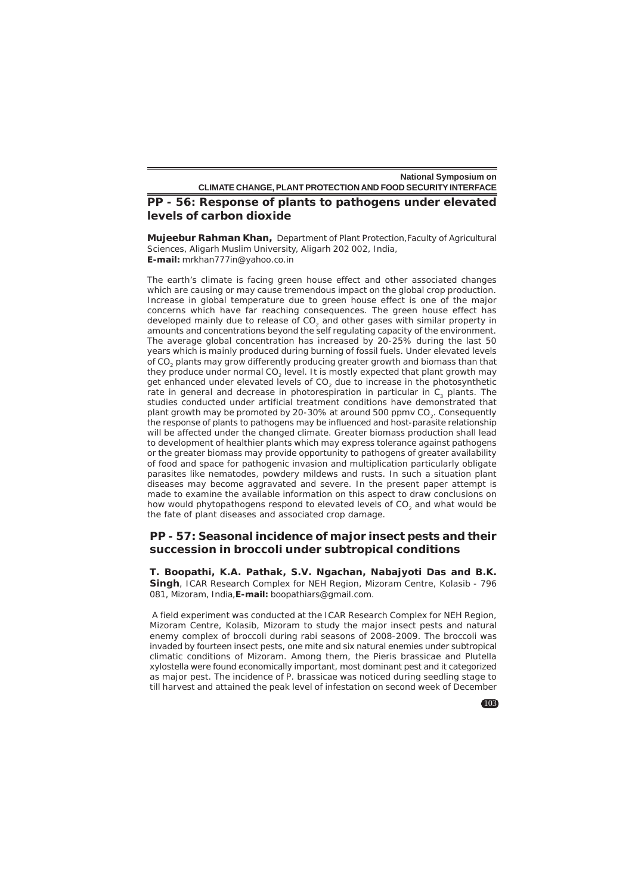## PP - 56: Response of plants to pathogens under elevated levels of carbon dioxide

**Mujeebur Rahman Khan,** Department of Plant Protection,Faculty of Agricultural Sciences, Aligarh Muslim University, Aligarh 202 002, India,
**E-mail:** mrkhan777in@yahoo.co.in

The earth's climate is facing green house effect and other associated changes which are causing or may cause tremendous impact on the global crop production. Increase in global temperature due to green house effect is one of the major concerns which have far reaching consequences. The green house effect has developed mainly due to release of $CO_2$ and other gases with similar property in amounts and concentrations beyond the self regulating capacity of the environment. The average global concentration has increased by 20-25% during the last 50 years which is mainly produced during burning of fossil fuels. Under elevated levels of $CO_2$ plants may grow differently producing greater growth and biomass than that they produce under normal $CO_2$ level. It is mostly expected that plant growth may get enhanced under elevated levels of $CO_2$ due to increase in the photosynthetic rate in general and decrease in photorespiration in particular in $C_3$ plants. The studies conducted under artificial treatment conditions have demonstrated that plant growth may be promoted by 20-30% at around 500 ppmv $CO_2$. Consequently the response of plants to pathogens may be influenced and host-parasite relationship will be affected under the changed climate. Greater biomass production shall lead to development of healthier plants which may express tolerance against pathogens or the greater biomass may provide opportunity to pathogens of greater availability of food and space for pathogenic invasion and multiplication particularly obligate parasites like nematodes, powdery mildews and rusts. In such a situation plant diseases may become aggravated and severe. In the present paper attempt is made to examine the available information on this aspect to draw conclusions on how would phytopathogens respond to elevated levels of $CO_2$ and what would be the fate of plant diseases and associated crop damage.

## PP - 57: Seasonal incidence of major insect pests and their succession in broccoli under subtropical conditions

**T. Boopathi, K.A. Pathak, S.V. Ngachan, Nabajyoti Das and B.K. Singh**, ICAR Research Complex for NEH Region, Mizoram Centre, Kolasib - 796 081, Mizoram, India,**E-mail:** boopathiars@gmail.com.

A field experiment was conducted at the ICAR Research Complex for NEH Region, Mizoram Centre, Kolasib, Mizoram to study the major insect pests and natural enemy complex of broccoli during rabi seasons of 2008-2009. The broccoli was invaded by fourteen insect pests, one mite and six natural enemies under subtropical climatic conditions of Mizoram. Among them, the Pieris brassicae and Plutella xylostella were found economically important, most dominant pest and it categorized as major pest. The incidence of P. brassicae was noticed during seedling stage to till harvest and attained the peak level of infestation on second week of December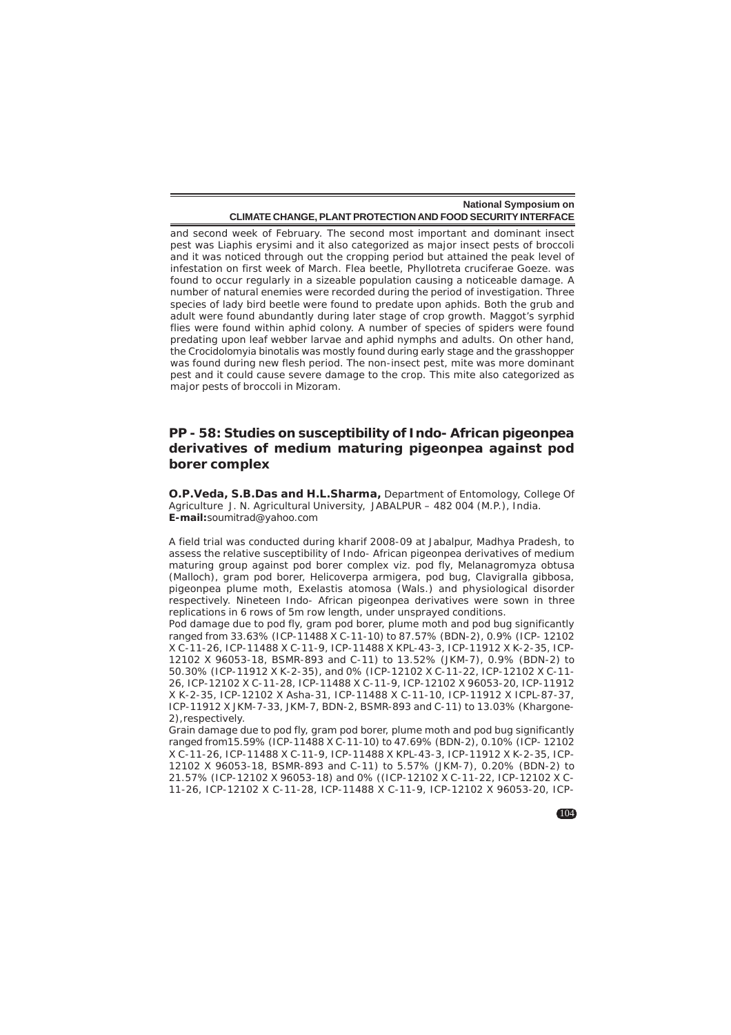and second week of February. The second most important and dominant insect pest was Liaphis erysimi and it also categorized as major insect pests of broccoli and it was noticed through out the cropping period but attained the peak level of infestation on first week of March. Flea beetle, Phyllotreta cruciferae Goeze. was found to occur regularly in a sizeable population causing a noticeable damage. A number of natural enemies were recorded during the period of investigation. Three species of lady bird beetle were found to predate upon aphids. Both the grub and adult were found abundantly during later stage of crop growth. Maggot's syrphid flies were found within aphid colony. A number of species of spiders were found predating upon leaf webber larvae and aphid nymphs and adults. On other hand, the Crocidolomyia binotalis was mostly found during early stage and the grasshopper was found during new flesh period. The non-insect pest, mite was more dominant pest and it could cause severe damage to the crop. This mite also categorized as major pests of broccoli in Mizoram.

## PP - 58: Studies on susceptibility of Indo- African pigeonpea derivatives of medium maturing pigeonpea against pod borer complex

**O.P.Veda, S.B.Das and H.L.Sharma,** Department of Entomology, College Of Agriculture J. N. Agricultural University, JABALPUR – 482 004 (M.P.), India.
**E-mail:**soumitrad@yahoo.com

A field trial was conducted during kharif 2008-09 at Jabalpur, Madhya Pradesh, to assess the relative susceptibility of Indo- African pigeonpea derivatives of medium maturing group against pod borer complex viz. pod fly, Melanagromyza obtusa (Malloch), gram pod borer, Helicoverpa armigera, pod bug, Clavigralla gibbosa, pigeonpea plume moth, Exelastis atomosa (Wals.) and physiological disorder respectively. Nineteen Indo- African pigeonpea derivatives were sown in three replications in 6 rows of 5m row length, under unsprayed conditions.

Pod damage due to pod fly, gram pod borer, plume moth and pod bug significantly ranged from 33.63% (ICP-11488 X C-11-10) to 87.57% (BDN-2), 0.9% (ICP- 12102 X C-11-26, ICP-11488 X C-11-9, ICP-11488 X KPL-43-3, ICP-11912 X K-2-35, ICP-12102 X 96053-18, BSMR-893 and C-11) to 13.52% (JKM-7), 0.9% (BDN-2) to 50.30% (ICP-11912 X K-2-35), and 0% (ICP-12102 X C-11-22, ICP-12102 X C-11-26, ICP-12102 X C-11-28, ICP-11488 X C-11-9, ICP-12102 X 96053-20, ICP-11912 X K-2-35, ICP-12102 X Asha-31, ICP-11488 X C-11-10, ICP-11912 X ICPL-87-37, ICP-11912 X JKM-7-33, JKM-7, BDN-2, BSMR-893 and C-11) to 13.03% (Khargone-2),respectively.

Grain damage due to pod fly, gram pod borer, plume moth and pod bug significantly ranged from15.59% (ICP-11488 X C-11-10) to 47.69% (BDN-2), 0.10% (ICP- 12102 X C-11-26, ICP-11488 X C-11-9, ICP-11488 X KPL-43-3, ICP-11912 X K-2-35, ICP-12102 X 96053-18, BSMR-893 and C-11) to 5.57% (JKM-7), 0.20% (BDN-2) to 21.57% (ICP-12102 X 96053-18) and 0% ((ICP-12102 X C-11-22, ICP-12102 X C-11-26, ICP-12102 X C-11-28, ICP-11488 X C-11-9, ICP-12102 X 96053-20, ICP-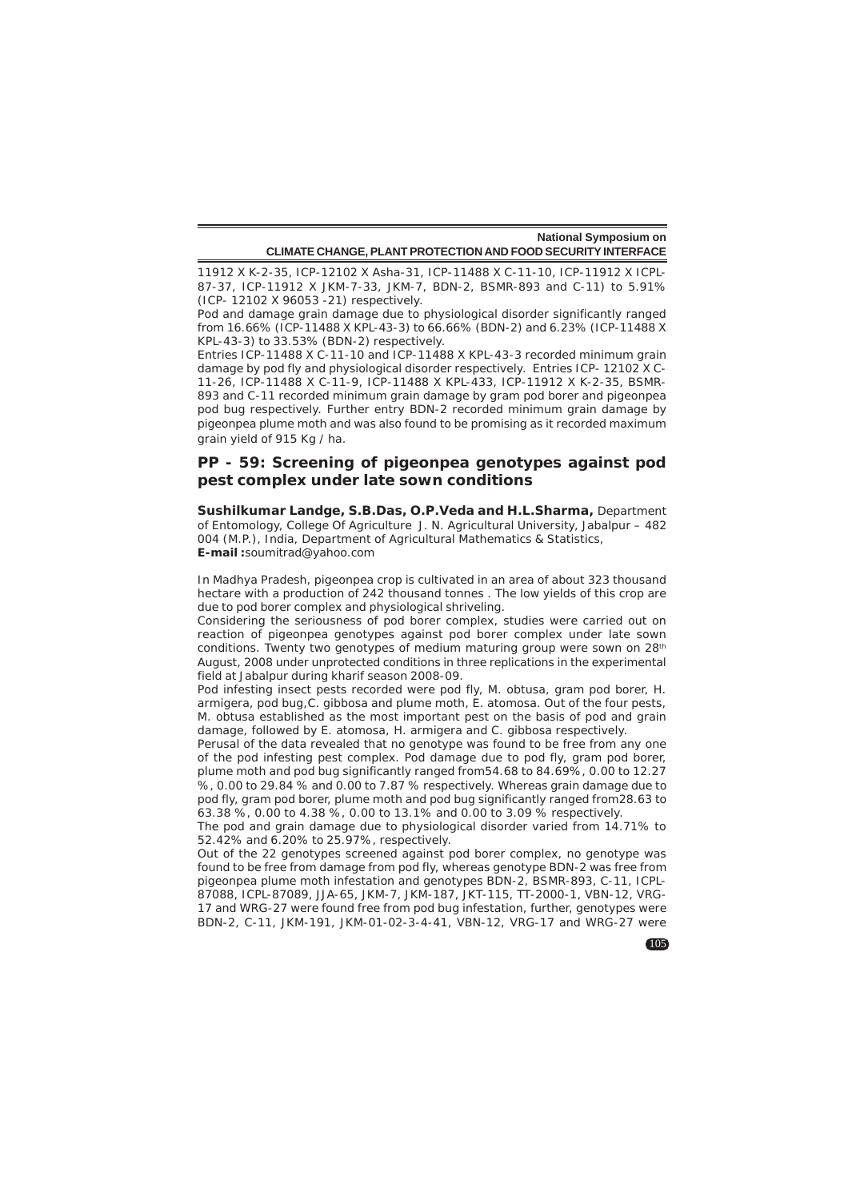11912 X K-2-35, ICP-12102 X Asha-31, ICP-11488 X C-11-10, ICP-11912 X ICPL-87-37, ICP-11912 X JKM-7-33, JKM-7, BDN-2, BSMR-893 and C-11) to 5.91% (ICP- 12102 X 96053 -21) respectively.

Pod and damage grain damage due to physiological disorder significantly ranged from 16.66% (ICP-11488 X KPL-43-3) to 66.66% (BDN-2) and 6.23% (ICP-11488 X KPL-43-3) to 33.53% (BDN-2) respectively.

Entries ICP-11488 X C-11-10 and ICP-11488 X KPL-43-3 recorded minimum grain damage by pod fly and physiological disorder respectively. Entries ICP- 12102 X C-11-26, ICP-11488 X C-11-9, ICP-11488 X KPL-433, ICP-11912 X K-2-35, BSMR-893 and C-11 recorded minimum grain damage by gram pod borer and pigeonpea pod bug respectively. Further entry BDN-2 recorded minimum grain damage by pigeonpea plume moth and was also found to be promising as it recorded maximum grain yield of 915 Kg / ha.

## PP - 59: Screening of pigeonpea genotypes against pod pest complex under late sown conditions

**Sushilkumar Landge, S.B.Das, O.P.Veda and H.L.Sharma,** Department of Entomology, College Of Agriculture J. N. Agricultural University, Jabalpur – 482 004 (M.P.), India, Department of Agricultural Mathematics & Statistics,
**E-mail :**soumitrad@yahoo.com

In Madhya Pradesh, pigeonpea crop is cultivated in an area of about 323 thousand hectare with a production of 242 thousand tonnes . The low yields of this crop are due to pod borer complex and physiological shriveling.

Considering the seriousness of pod borer complex, studies were carried out on reaction of pigeonpea genotypes against pod borer complex under late sown conditions. Twenty two genotypes of medium maturing group were sown on 28th August, 2008 under unprotected conditions in three replications in the experimental field at Jabalpur during kharif season 2008-09.

Pod infesting insect pests recorded were pod fly, M. obtusa, gram pod borer, H. armigera, pod bug,C. gibbosa and plume moth, E. atomosa. Out of the four pests, M. obtusa established as the most important pest on the basis of pod and grain damage, followed by E. atomosa, H. armigera and C. gibbosa respectively.

Perusal of the data revealed that no genotype was found to be free from any one of the pod infesting pest complex. Pod damage due to pod fly, gram pod borer, plume moth and pod bug significantly ranged from54.68 to 84.69%, 0.00 to 12.27 %, 0.00 to 29.84 % and 0.00 to 7.87 % respectively. Whereas grain damage due to pod fly, gram pod borer, plume moth and pod bug significantly ranged from28.63 to 63.38 %, 0.00 to 4.38 %, 0.00 to 13.1% and 0.00 to 3.09 % respectively.

The pod and grain damage due to physiological disorder varied from 14.71% to 52.42% and 6.20% to 25.97%, respectively.

Out of the 22 genotypes screened against pod borer complex, no genotype was found to be free from damage from pod fly, whereas genotype BDN-2 was free from pigeonpea plume moth infestation and genotypes BDN-2, BSMR-893, C-11, ICPL-87088, ICPL-87089, JJA-65, JKM-7, JKM-187, JKT-115, TT-2000-1, VBN-12, VRG-17 and WRG-27 were found free from pod bug infestation, further, genotypes were BDN-2, C-11, JKM-191, JKM-01-02-3-4-41, VBN-12, VRG-17 and WRG-27 were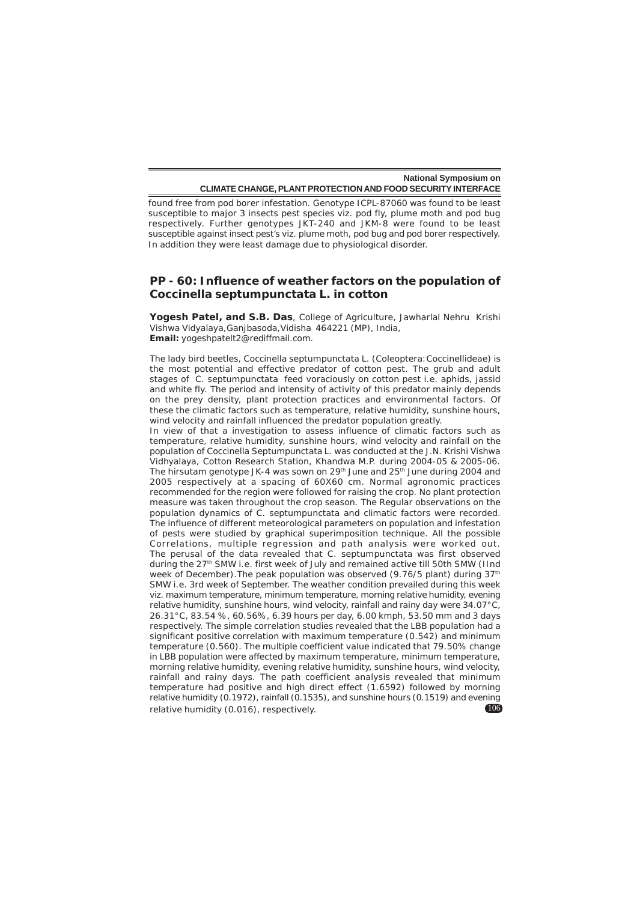found free from pod borer infestation. Genotype ICPL-87060 was found to be least susceptible to major 3 insects pest species viz. pod fly, plume moth and pod bug respectively. Further genotypes JKT-240 and JKM-8 were found to be least susceptible against insect pest's viz. plume moth, pod bug and pod borer respectively. In addition they were least damage due to physiological disorder.

## PP - 60: Influence of weather factors on the population of Coccinella septumpunctata L. in cotton

**Yogesh Patel, and S.B. Das**, College of Agriculture, Jawharlal Nehru Krishi Vishwa Vidyalaya,Ganjbasoda,Vidisha 464221 (MP), India,
**Email:** yogeshpatelt2@rediffmail.com.

The lady bird beetles, Coccinella septumpunctata L. (Coleoptera: Coccinellideae) is the most potential and effective predator of cotton pest. The grub and adult stages of C. septumpunctata feed voraciously on cotton pest i.e. aphids, jassid and white fly. The period and intensity of activity of this predator mainly depends on the prey density, plant protection practices and environmental factors. Of these the climatic factors such as temperature, relative humidity, sunshine hours, wind velocity and rainfall influenced the predator population greatly.

In view of that a investigation to assess influence of climatic factors such as temperature, relative humidity, sunshine hours, wind velocity and rainfall on the population of Coccinella Septumpunctata L. was conducted at the J.N. Krishi Vishwa Vidhyalaya, Cotton Research Station, Khandwa M.P. during 2004-05 & 2005-06. The hirsutam genotype JK-4 was sown on 29th June and 25th June during 2004 and 2005 respectively at a spacing of 60X60 cm. Normal agronomic practices recommended for the region were followed for raising the crop. No plant protection measure was taken throughout the crop season. The Regular observations on the population dynamics of C. septumpunctata and climatic factors were recorded. The influence of different meteorological parameters on population and infestation of pests were studied by graphical superimposition technique. All the possible Correlations, multiple regression and path analysis were worked out. The perusal of the data revealed that C. septumpunctata was first observed during the 27th SMW i.e. first week of July and remained active till 50th SMW (IInd week of December).The peak population was observed (9.76/5 plant) during 37th SMW i.e. 3rd week of September. The weather condition prevailed during this week viz. maximum temperature, minimum temperature, morning relative humidity, evening relative humidity, sunshine hours, wind velocity, rainfall and rainy day were 34.07°C, 26.31°C, 83.54 %, 60.56%, 6.39 hours per day, 6.00 kmph, 53.50 mm and 3 days respectively. The simple correlation studies revealed that the LBB population had a significant positive correlation with maximum temperature (0.542) and minimum temperature (0.560). The multiple coefficient value indicated that 79.50% change in LBB population were affected by maximum temperature, minimum temperature, morning relative humidity, evening relative humidity, sunshine hours, wind velocity, rainfall and rainy days. The path coefficient analysis revealed that minimum temperature had positive and high direct effect (1.6592) followed by morning relative humidity (0.1972), rainfall (0.1535), and sunshine hours (0.1519) and evening relative humidity (0.016), respectively.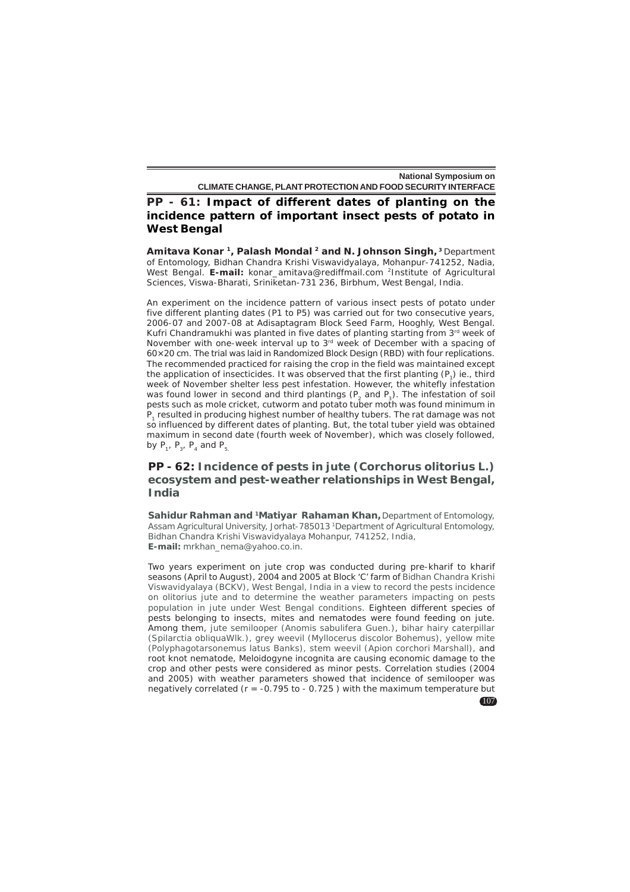## PP - 61: Impact of different dates of planting on the incidence pattern of important insect pests of potato in West Bengal

**Amitava Konar [1], Palash Mondal [2] and N. Johnson Singh,** [3] Department of Entomology, Bidhan Chandra Krishi Viswavidyalaya, Mohanpur-741252, Nadia, West Bengal. **E-mail:** konar_amitava@rediffmail.com [2]Institute of Agricultural Sciences, Viswa-Bharati, Sriniketan-731 236, Birbhum, West Bengal, India.

An experiment on the incidence pattern of various insect pests of potato under five different planting dates (P1 to P5) was carried out for two consecutive years, 2006-07 and 2007-08 at Adisaptagram Block Seed Farm, Hooghly, West Bengal. Kufri Chandramukhi was planted in five dates of planting starting from 3rd week of November with one-week interval up to 3rd week of December with a spacing of 60×20 cm. The trial was laid in Randomized Block Design (RBD) with four replications. The recommended practiced for raising the crop in the field was maintained except the application of insecticides. It was observed that the first planting ($P_1$) ie., third week of November shelter less pest infestation. However, the whitefly infestation was found lower in second and third plantings ($P_2$ and $P_3$). The infestation of soil pests such as mole cricket, cutworm and potato tuber moth was found minimum in $P_1$ resulted in producing highest number of healthy tubers. The rat damage was not so influenced by different dates of planting. But, the total tuber yield was obtained maximum in second date (fourth week of November), which was closely followed, by $P_1$, $P_3$, $P_4$ and $P_5$.

## PP - 62: Incidence of pests in jute (*Corchorus olitorius* L.) ecosystem and pest-weather relationships in West Bengal, India

**Sahidur Rahman and [1]Matiyar Rahaman Khan,** Department of Entomology, Assam Agricultural University, Jorhat-785013 [1]Department of Agricultural Entomology, Bidhan Chandra Krishi Viswavidyalaya Mohanpur, 741252, India,
**E-mail:** mrkhan_nema@yahoo.co.in.

Two years experiment on jute crop was conducted during pre-kharif to kharif seasons (April to August), 2004 and 2005 at Block 'C' farm of Bidhan Chandra Krishi Viswavidyalaya (BCKV), West Bengal, India in a view to record the pests incidence on olitorius jute and to determine the weather parameters impacting on pests population in jute under West Bengal conditions. Eighteen different species of pests belonging to insects, mites and nematodes were found feeding on jute. Among them, jute semilooper (*Anomis sabulifera* Guen.), bihar hairy caterpillar (*Spilarctia obliqua*Wlk.), grey weevil (*Myllocerus discolor* Bohemus), yellow mite (*Polyphagotarsonemus latus* Banks), stem weevil (*Apion corchori* Marshall), and root knot nematode, *Meloidogyne incognita* are causing economic damage to the crop and other pests were considered as minor pests. Correlation studies (2004 and 2005) with weather parameters showed that incidence of semilooper was negatively correlated ($r = -0.795$ to $-0.725$) with the maximum temperature but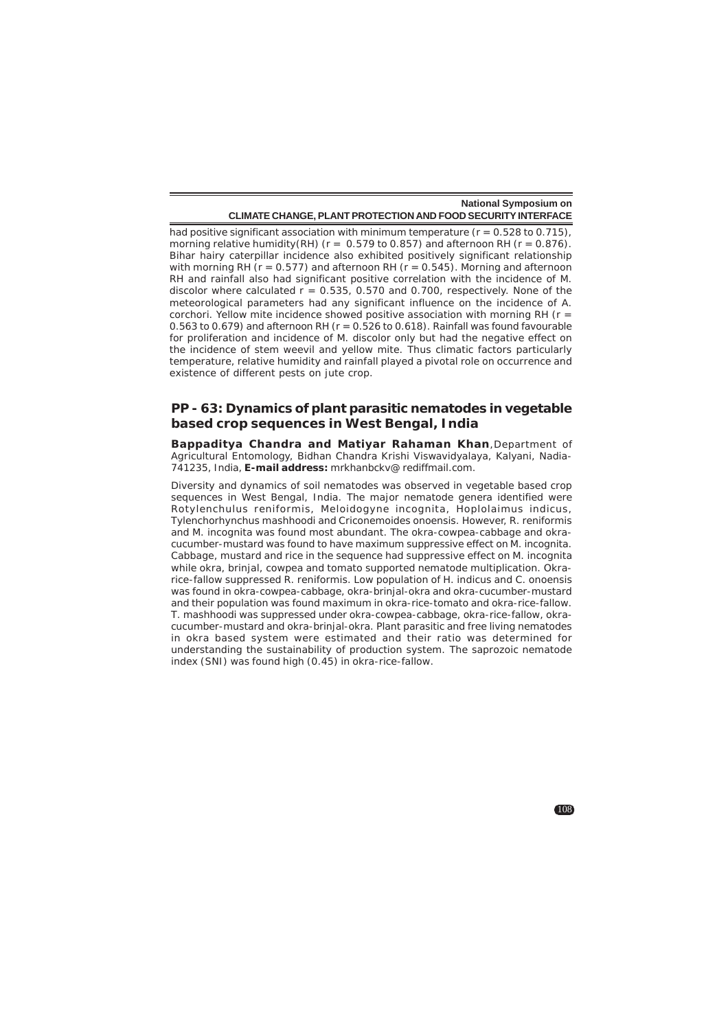had positive significant association with minimum temperature ($r = 0.528$ to $0.715$), morning relative humidity(RH) ($r = 0.579$ to $0.857$) and afternoon RH ($r = 0.876$). Bihar hairy caterpillar incidence also exhibited positively significant relationship with morning RH ($r = 0.577$) and afternoon RH ($r = 0.545$). Morning and afternoon RH and rainfall also had significant positive correlation with the incidence of M. discolor where calculated $r = 0.535$, $0.570$ and $0.700$, respectively. None of the meteorological parameters had any significant influence on the incidence of A. corchori. Yellow mite incidence showed positive association with morning RH ($r = 0.563$ to $0.679$) and afternoon RH ($r = 0.526$ to $0.618$). Rainfall was found favourable for proliferation and incidence of M. discolor only but had the negative effect on the incidence of stem weevil and yellow mite. Thus climatic factors particularly temperature, relative humidity and rainfall played a pivotal role on occurrence and existence of different pests on jute crop.

## PP - 63: Dynamics of plant parasitic nematodes in vegetable based crop sequences in West Bengal, India

**Bappaditya Chandra and Matiyar Rahaman Khan**, Department of Agricultural Entomology, Bidhan Chandra Krishi Viswavidyalaya, Kalyani, Nadia-741235, India, **E-mail address:** mrkhanbckv@ rediffmail.com.

Diversity and dynamics of soil nematodes was observed in vegetable based crop sequences in West Bengal, India. The major nematode genera identified were Rotylenchulus reniformis, Meloidogyne incognita, Hoplolaimus indicus, Tylenchorhynchus mashhoodi and Criconemoides onoensis. However, R. reniformis and M. incognita was found most abundant. The okra-cowpea-cabbage and okra-cucumber-mustard was found to have maximum suppressive effect on M. incognita. Cabbage, mustard and rice in the sequence had suppressive effect on M. incognita while okra, brinjal, cowpea and tomato supported nematode multiplication. Okra-rice-fallow suppressed R. reniformis. Low population of H. indicus and C. onoensis was found in okra-cowpea-cabbage, okra-brinjal-okra and okra-cucumber-mustard and their population was found maximum in okra-rice-tomato and okra-rice-fallow. T. mashhoodi was suppressed under okra-cowpea-cabbage, okra-rice-fallow, okra-cucumber-mustard and okra-brinjal-okra. Plant parasitic and free living nematodes in okra based system were estimated and their ratio was determined for understanding the sustainability of production system. The saprozoic nematode index (SNI) was found high (0.45) in okra-rice-fallow.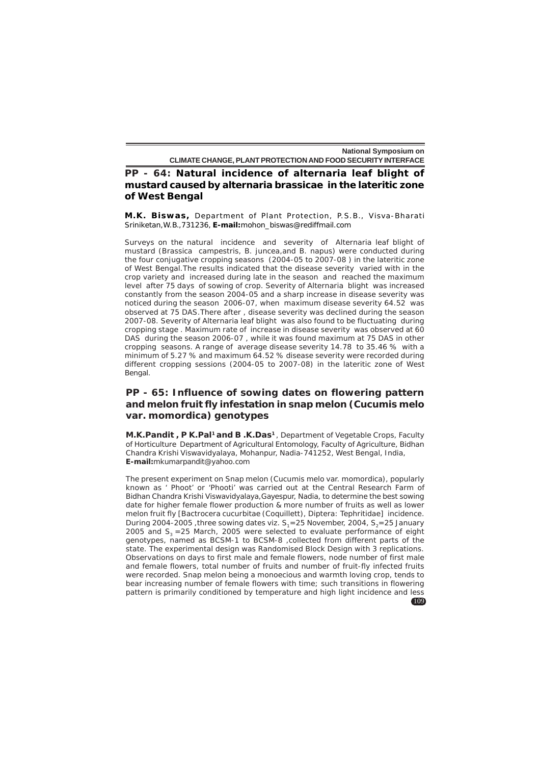## PP - 64: Natural incidence of alternaria leaf blight of mustard caused by alternaria brassicae in the lateritic zone of West Bengal

**M.K. Biswas,** Department of Plant Protection, P.S.B., Visva-Bharati Sriniketan,W.B.,731236, **E-mail:**mohon_biswas@rediffmail.com

Surveys on the natural incidence and severity of Alternaria leaf blight of mustard (Brassica campestris, B. juncea,and B. napus) were conducted during the four conjugative cropping seasons (2004-05 to 2007-08 ) in the lateritic zone of West Bengal.The results indicated that the disease severity varied with in the crop variety and increased during late in the season and reached the maximum level after 75 days of sowing of crop. Severity of Alternaria blight was increased constantly from the season 2004-05 and a sharp increase in disease severity was noticed during the season 2006-07, when maximum disease severity 64.52 was observed at 75 DAS.There after , disease severity was declined during the season 2007-08. Severity of Alternaria leaf blight was also found to be fluctuating during cropping stage . Maximum rate of increase in disease severity was observed at 60 DAS during the season 2006-07 , while it was found maximum at 75 DAS in other cropping seasons. A range of average disease severity 14.78 to 35.46 % with a minimum of 5.27 % and maximum 64.52 % disease severity were recorded during different cropping sessions (2004-05 to 2007-08) in the lateritic zone of West Bengal.

## PP - 65: Influence of sowing dates on flowering pattern and melon fruit fly infestation in snap melon (Cucumis melo var. momordica) genotypes

**M.K.Pandit , P K.Pal[1] and B .K.Das[1]** , Department of Vegetable Crops, Faculty of Horticulture Department of Agricultural Entomology, Faculty of Agriculture, Bidhan Chandra Krishi Viswavidyalaya, Mohanpur, Nadia-741252, West Bengal, India, **E-mail:**mkumarpandit@yahoo.com

The present experiment on Snap melon (Cucumis melo var. momordica), popularly known as ' Phoot' or 'Phooti' was carried out at the Central Research Farm of Bidhan Chandra Krishi Viswavidyalaya,Gayespur, Nadia, to determine the best sowing date for higher female flower production & more number of fruits as well as lower melon fruit fly [Bactrocera cucurbitae (Coquillett), Diptera: Tephritidae] incidence. During 2004-2005 ,three sowing dates viz. $S_1$=25 November, 2004, $S_2$=25 January 2005 and $S_3$ =25 March, 2005 were selected to evaluate performance of eight genotypes, named as BCSM-1 to BCSM-8 ,collected from different parts of the state. The experimental design was Randomised Block Design with 3 replications. Observations on days to first male and female flowers, node number of first male and female flowers, total number of fruits and number of fruit-fly infected fruits were recorded. Snap melon being a monoecious and warmth loving crop, tends to bear increasing number of female flowers with time; such transitions in flowering pattern is primarily conditioned by temperature and high light incidence and less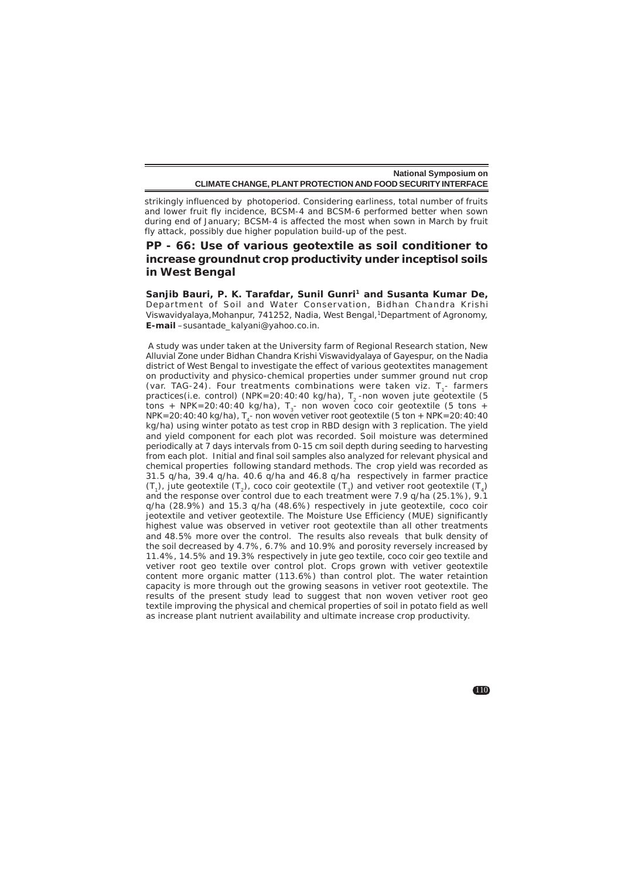strikingly influenced by photoperiod. Considering earliness, total number of fruits and lower fruit fly incidence, BCSM-4 and BCSM-6 performed better when sown during end of January; BCSM-4 is affected the most when sown in March by fruit fly attack, possibly due higher population build-up of the pest.

## PP - 66: Use of various geotextile as soil conditioner to increase groundnut crop productivity under inceptisol soils in West Bengal

**Sanjib Bauri, P. K. Tarafdar, Sunil Gunri[1] and Susanta Kumar De,** Department of Soil and Water Conservation, Bidhan Chandra Krishi Viswavidyalaya, Mohanpur, 741252, Nadia, West Bengal, [1]Department of Agronomy, **E-mail** –susantade_kalyani@yahoo.co.in.

A study was under taken at the University farm of Regional Research station, New Alluvial Zone under Bidhan Chandra Krishi Viswavidyalaya of Gayespur, on the Nadia district of West Bengal to investigate the effect of various geotextites management on productivity and physico-chemical properties under summer ground nut crop (var. TAG-24). Four treatments combinations were taken viz. $T_1$- farmers practices(i.e. control) (NPK=20:40:40 kg/ha), $T_2$-non woven jute geotextile (5 tons + NPK=20:40:40 kg/ha), $T_3$- non woven coco coir geotextile (5 tons + NPK=20:40:40 kg/ha), $T_4$- non woven vetiver root geotextile (5 ton + NPK=20:40:40 kg/ha) using winter potato as test crop in RBD design with 3 replication. The yield and yield component for each plot was recorded. Soil moisture was determined periodically at 7 days intervals from 0-15 cm soil depth during seeding to harvesting from each plot. Initial and final soil samples also analyzed for relevant physical and chemical properties following standard methods. The crop yield was recorded as 31.5 q/ha, 39.4 q/ha. 40.6 q/ha and 46.8 q/ha respectively in farmer practice ($T_1$), jute geotextile ($T_2$), coco coir geotextile ($T_3$) and vetiver root geotextile ($T_4$) and the response over control due to each treatment were 7.9 q/ha (25.1%), 9.1 q/ha (28.9%) and 15.3 q/ha (48.6%) respectively in jute geotextile, coco coir jeotextile and vetiver geotextile. The Moisture Use Efficiency (MUE) significantly highest value was observed in vetiver root geotextile than all other treatments and 48.5% more over the control. The results also reveals that bulk density of the soil decreased by 4.7%, 6.7% and 10.9% and porosity reversely increased by 11.4%, 14.5% and 19.3% respectively in jute geo textile, coco coir geo textile and vetiver root geo textile over control plot. Crops grown with vetiver geotextile content more organic matter (113.6%) than control plot. The water retaintion capacity is more through out the growing seasons in vetiver root geotextile. The results of the present study lead to suggest that non woven vetiver root geo textile improving the physical and chemical properties of soil in potato field as well as increase plant nutrient availability and ultimate increase crop productivity.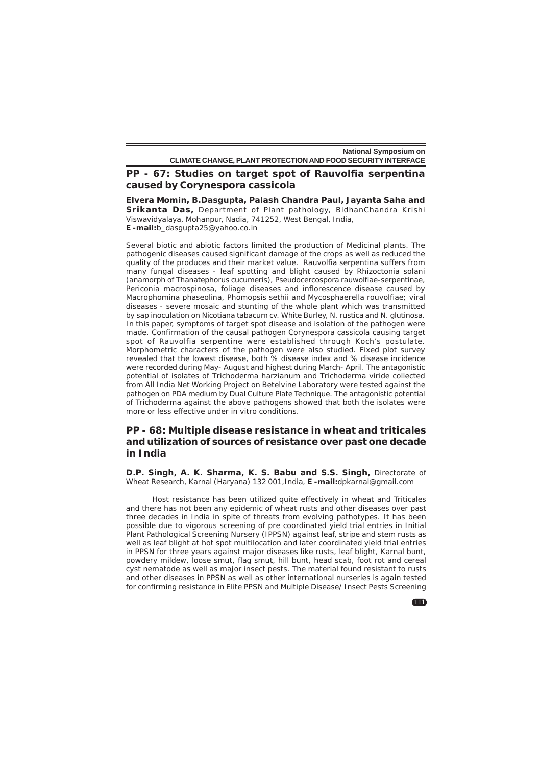## PP - 67: Studies on target spot of Rauvolfia serpentina caused by Corynespora cassicola

**Elvera Momin, B.Dasgupta, Palash Chandra Paul, Jayanta Saha and Srikanta Das,** Department of Plant pathology, BidhanChandra Krishi Viswavidyalaya, Mohanpur, Nadia, 741252, West Bengal, India, **E-mail:**b_dasgupta25@yahoo.co.in

Several biotic and abiotic factors limited the production of Medicinal plants. The pathogenic diseases caused significant damage of the crops as well as reduced the quality of the produces and their market value. Rauvolfia serpentina suffers from many fungal diseases - leaf spotting and blight caused by Rhizoctonia solani (anamorph of Thanatephorus cucumeris), Pseudocercospora rauwolfiae-serpentinae, Periconia macrospinosa, foliage diseases and inflorescence disease caused by Macrophomina phaseolina, Phomopsis sethii and Mycosphaerella rouvolfiae; viral diseases - severe mosaic and stunting of the whole plant which was transmitted by sap inoculation on Nicotiana tabacum cv. White Burley, N. rustica and N. glutinosa. In this paper, symptoms of target spot disease and isolation of the pathogen were made. Confirmation of the causal pathogen Corynespora cassicola causing target spot of Rauvolfia serpentine were established through Koch's postulate. Morphometric characters of the pathogen were also studied. Fixed plot survey revealed that the lowest disease, both % disease index and % disease incidence were recorded during May- August and highest during March- April. The antagonistic potential of isolates of Trichoderma harzianum and Trichoderma viride collected from All India Net Working Project on Betelvine Laboratory were tested against the pathogen on PDA medium by Dual Culture Plate Technique. The antagonistic potential of Trichoderma against the above pathogens showed that both the isolates were more or less effective under in vitro conditions.

## PP - 68: Multiple disease resistance in wheat and triticales and utilization of sources of resistance over past one decade in India

**D.P. Singh, A. K. Sharma, K. S. Babu and S.S. Singh,** Directorate of Wheat Research, Karnal (Haryana) 132 001,India, **E-mail:**dpkarnal@gmail.com

Host resistance has been utilized quite effectively in wheat and Triticales and there has not been any epidemic of wheat rusts and other diseases over past three decades in India in spite of threats from evolving pathotypes. It has been possible due to vigorous screening of pre coordinated yield trial entries in Initial Plant Pathological Screening Nursery (IPPSN) against leaf, stripe and stem rusts as well as leaf blight at hot spot multilocation and later coordinated yield trial entries in PPSN for three years against major diseases like rusts, leaf blight, Karnal bunt, powdery mildew, loose smut, flag smut, hill bunt, head scab, foot rot and cereal cyst nematode as well as major insect pests. The material found resistant to rusts and other diseases in PPSN as well as other international nurseries is again tested for confirming resistance in Elite PPSN and Multiple Disease/ Insect Pests Screening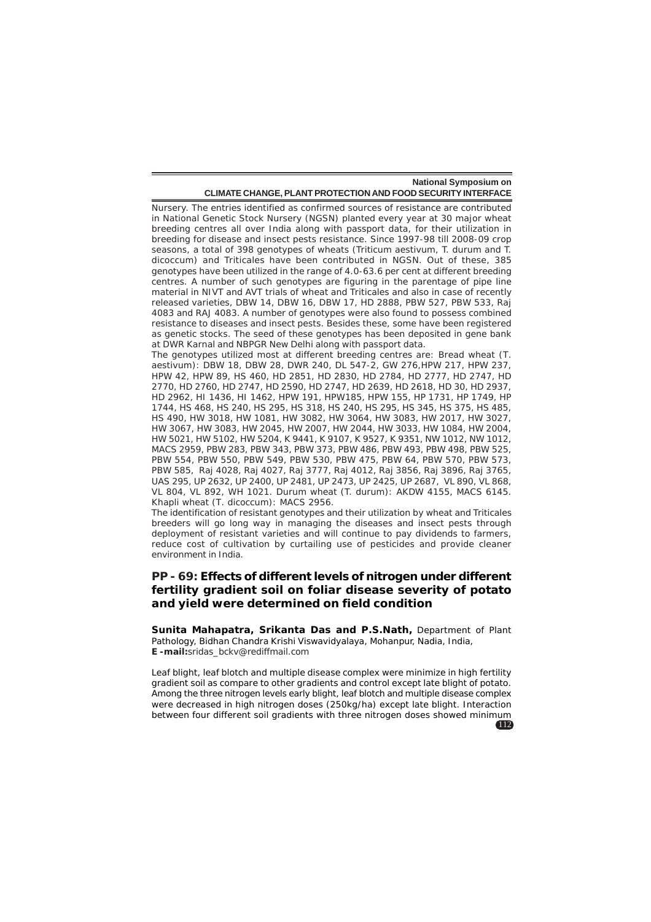Nursery. The entries identified as confirmed sources of resistance are contributed in National Genetic Stock Nursery (NGSN) planted every year at 30 major wheat breeding centres all over India along with passport data, for their utilization in breeding for disease and insect pests resistance. Since 1997-98 till 2008-09 crop seasons, a total of 398 genotypes of wheats (Triticum aestivum, T. durum and T. dicoccum) and Triticales have been contributed in NGSN. Out of these, 385 genotypes have been utilized in the range of 4.0-63.6 per cent at different breeding centres. A number of such genotypes are figuring in the parentage of pipe line material in NIVT and AVT trials of wheat and Triticales and also in case of recently released varieties, DBW 14, DBW 16, DBW 17, HD 2888, PBW 527, PBW 533, Raj 4083 and RAJ 4083. A number of genotypes were also found to possess combined resistance to diseases and insect pests. Besides these, some have been registered as genetic stocks. The seed of these genotypes has been deposited in gene bank at DWR Karnal and NBPGR New Delhi along with passport data.

The genotypes utilized most at different breeding centres are: Bread wheat (T. aestivum): DBW 18, DBW 28, DWR 240, DL 547-2, GW 276,HPW 217, HPW 237, HPW 42, HPW 89, HS 460, HD 2851, HD 2830, HD 2784, HD 2777, HD 2747, HD 2770, HD 2760, HD 2747, HD 2590, HD 2747, HD 2639, HD 2618, HD 30, HD 2937, HD 2962, HI 1436, HI 1462, HPW 191, HPW185, HPW 155, HP 1731, HP 1749, HP 1744, HS 468, HS 240, HS 295, HS 318, HS 240, HS 295, HS 345, HS 375, HS 485, HS 490, HW 3018, HW 1081, HW 3082, HW 3064, HW 3083, HW 2017, HW 3027, HW 3067, HW 3083, HW 2045, HW 2007, HW 2044, HW 3033, HW 1084, HW 2004, HW 5021, HW 5102, HW 5204, K 9441, K 9107, K 9527, K 9351, NW 1012, NW 1012, MACS 2959, PBW 283, PBW 343, PBW 373, PBW 486, PBW 493, PBW 498, PBW 525, PBW 554, PBW 550, PBW 549, PBW 530, PBW 475, PBW 64, PBW 570, PBW 573, PBW 585, Raj 4028, Raj 4027, Raj 3777, Raj 4012, Raj 3856, Raj 3896, Raj 3765, UAS 295, UP 2632, UP 2400, UP 2481, UP 2473, UP 2425, UP 2687, VL 890, VL 868, VL 804, VL 892, WH 1021. Durum wheat (T. durum): AKDW 4155, MACS 6145. Khapli wheat (T. dicoccum): MACS 2956.

The identification of resistant genotypes and their utilization by wheat and Triticales breeders will go long way in managing the diseases and insect pests through deployment of resistant varieties and will continue to pay dividends to farmers, reduce cost of cultivation by curtailing use of pesticides and provide cleaner environment in India.

## PP - 69: Effects of different levels of nitrogen under different fertility gradient soil on foliar disease severity of potato and yield were determined on field condition

**Sunita Mahapatra, Srikanta Das and P.S.Nath,** Department of Plant Pathology, Bidhan Chandra Krishi Viswavidyalaya, Mohanpur, Nadia, India,
**E-mail:**sridas_bckv@rediffmail.com

Leaf blight, leaf blotch and multiple disease complex were minimize in high fertility gradient soil as compare to other gradients and control except late blight of potato. Among the three nitrogen levels early blight, leaf blotch and multiple disease complex were decreased in high nitrogen doses (250kg/ha) except late blight. Interaction between four different soil gradients with three nitrogen doses showed minimum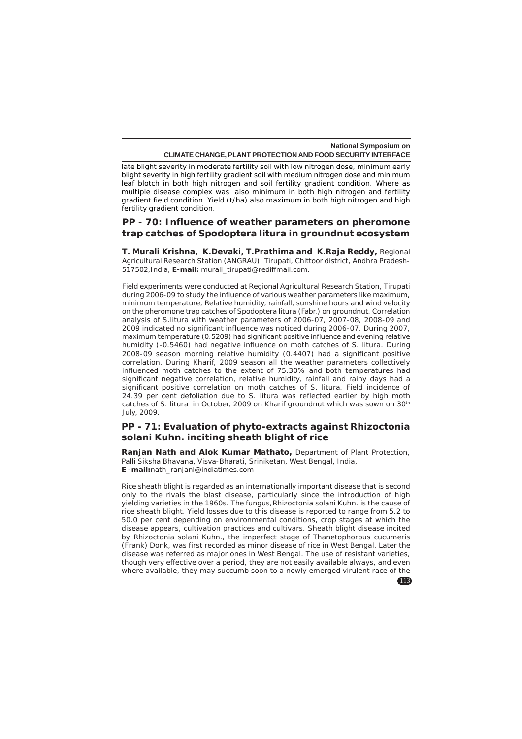late blight severity in moderate fertility soil with low nitrogen dose, minimum early blight severity in high fertility gradient soil with medium nitrogen dose and minimum leaf blotch in both high nitrogen and soil fertility gradient condition. Where as multiple disease complex was also minimum in both high nitrogen and fertility gradient field condition. Yield (t/ha) also maximum in both high nitrogen and high fertility gradient condition.

## PP - 70: Influence of weather parameters on pheromone trap catches of Spodoptera litura in groundnut ecosystem

**T. Murali Krishna, K.Devaki, T.Prathima and K.Raja Reddy,** Regional Agricultural Research Station (ANGRAU), Tirupati, Chittoor district, Andhra Pradesh-517502,India, **E-mail:** murali_tirupati@rediffmail.com.

Field experiments were conducted at Regional Agricultural Research Station, Tirupati during 2006-09 to study the influence of various weather parameters like maximum, minimum temperature, Relative humidity, rainfall, sunshine hours and wind velocity on the pheromone trap catches of Spodoptera litura (Fabr.) on groundnut. Correlation analysis of S.litura with weather parameters of 2006-07, 2007-08, 2008-09 and 2009 indicated no significant influence was noticed during 2006-07. During 2007, maximum temperature (0.5209) had significant positive influence and evening relative humidity (-0.5460) had negative influence on moth catches of S. litura. During 2008-09 season morning relative humidity (0.4407) had a significant positive correlation. During Kharif, 2009 season all the weather parameters collectively influenced moth catches to the extent of 75.30% and both temperatures had significant negative correlation, relative humidity, rainfall and rainy days had a significant positive correlation on moth catches of S. litura. Field incidence of 24.39 per cent defoliation due to S. litura was reflected earlier by high moth catches of S. litura in October, 2009 on Kharif groundnut which was sown on 30[th] July, 2009.

## PP - 71: Evaluation of phyto-extracts against Rhizoctonia solani Kuhn. inciting sheath blight of rice

**Ranjan Nath and Alok Kumar Mathato,** Department of Plant Protection, Palli Siksha Bhavana, Visva-Bharati, Sriniketan, West Bengal, India, **E -mail:**nath_ranjanl@indiatimes.com

Rice sheath blight is regarded as an internationally important disease that is second only to the rivals the blast disease, particularly since the introduction of high yielding varieties in the 1960s. The fungus,Rhizoctonia solani Kuhn. is the cause of rice sheath blight. Yield losses due to this disease is reported to range from 5.2 to 50.0 per cent depending on environmental conditions, crop stages at which the disease appears, cultivation practices and cultivars. Sheath blight disease incited by Rhizoctonia solani Kuhn., the imperfect stage of Thanetophorous cucumeris (Frank) Donk, was first recorded as minor disease of rice in West Bengal. Later the disease was referred as major ones in West Bengal. The use of resistant varieties, though very effective over a period, they are not easily available always, and even where available, they may succumb soon to a newly emerged virulent race of the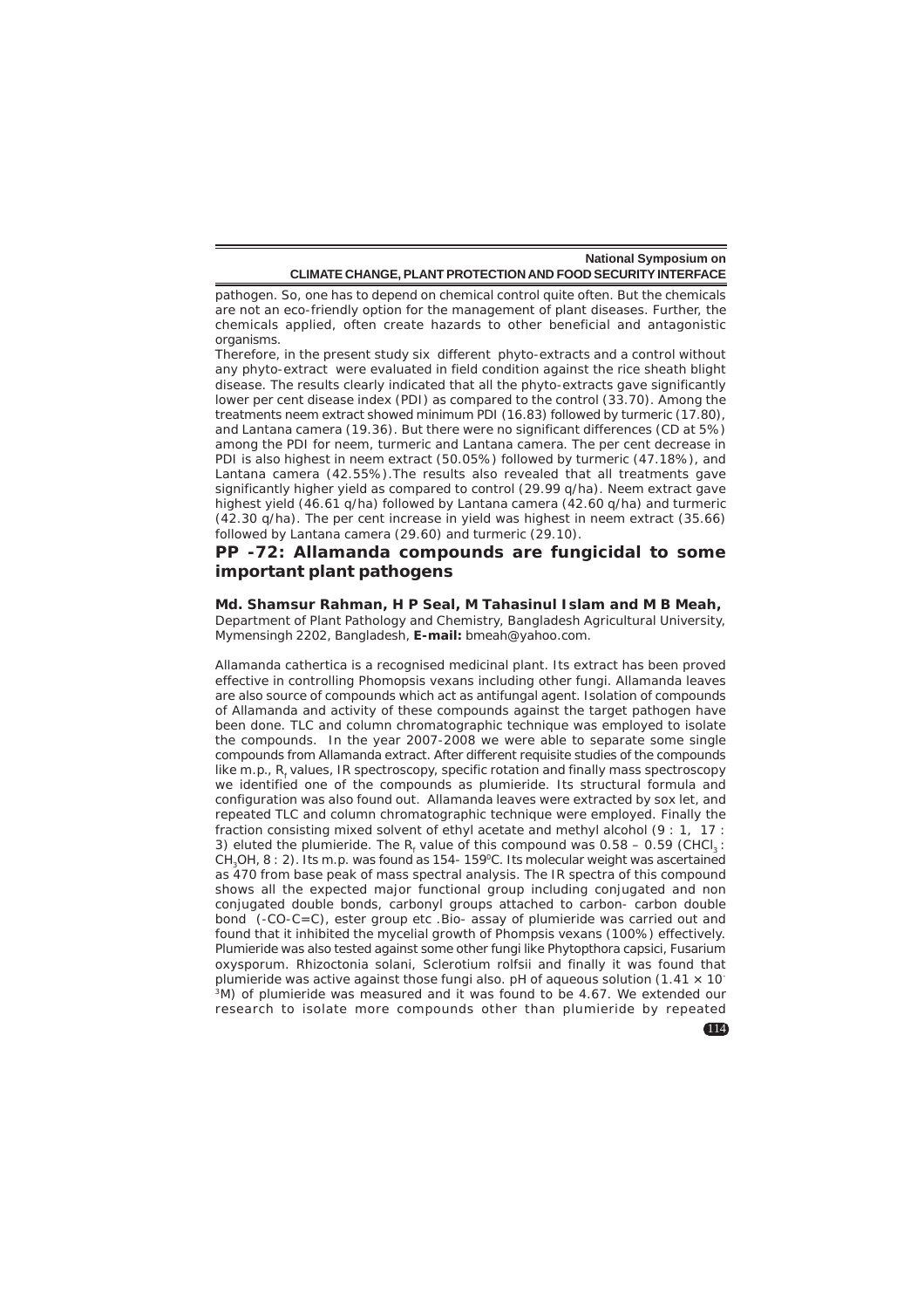pathogen. So, one has to depend on chemical control quite often. But the chemicals are not an eco-friendly option for the management of plant diseases. Further, the chemicals applied, often create hazards to other beneficial and antagonistic organisms.

Therefore, in the present study six different phyto-extracts and a control without any phyto-extract were evaluated in field condition against the rice sheath blight disease. The results clearly indicated that all the phyto-extracts gave significantly lower per cent disease index (PDI) as compared to the control (33.70). Among the treatments neem extract showed minimum PDI (16.83) followed by turmeric (17.80), and Lantana camera (19.36). But there were no significant differences (CD at 5%) among the PDI for neem, turmeric and Lantana camera. The per cent decrease in PDI is also highest in neem extract (50.05%) followed by turmeric (47.18%), and Lantana camera (42.55%).The results also revealed that all treatments gave significantly higher yield as compared to control (29.99 q/ha). Neem extract gave highest yield (46.61 q/ha) followed by Lantana camera (42.60 q/ha) and turmeric (42.30 q/ha). The per cent increase in yield was highest in neem extract (35.66) followed by Lantana camera (29.60) and turmeric (29.10).

## PP -72: Allamanda compounds are fungicidal to some important plant pathogens

**Md. Shamsur Rahman, H P Seal, M Tahasinul Islam and M B Meah,**
Department of Plant Pathology and Chemistry, Bangladesh Agricultural University, Mymensingh 2202, Bangladesh, **E-mail:** bmeah@yahoo.com.

Allamanda cathertica is a recognised medicinal plant. Its extract has been proved effective in controlling Phomopsis vexans including other fungi. Allamanda leaves are also source of compounds which act as antifungal agent. Isolation of compounds of Allamanda and activity of these compounds against the target pathogen have been done. TLC and column chromatographic technique was employed to isolate the compounds. In the year 2007-2008 we were able to separate some single compounds from Allamanda extract. After different requisite studies of the compounds like m.p., $R_f$ values, IR spectroscopy, specific rotation and finally mass spectroscopy we identified one of the compounds as plumieride. Its structural formula and configuration was also found out. Allamanda leaves were extracted by sox let, and repeated TLC and column chromatographic technique were employed. Finally the fraction consisting mixed solvent of ethyl acetate and methyl alcohol (9 : 1, 17 : 3) eluted the plumieride. The $R_f$ value of this compound was 0.58 – 0.59 ($CHCl_3$ : $CH_3OH$, 8 : 2). Its m.p. was found as 154- 159$^0$C. Its molecular weight was ascertained as 470 from base peak of mass spectral analysis. The IR spectra of this compound shows all the expected major functional group including conjugated and non conjugated double bonds, carbonyl groups attached to carbon- carbon double bond (-CO-C=C), ester group etc .Bio- assay of plumieride was carried out and found that it inhibited the mycelial growth of Phompsis vexans (100%) effectively. Plumieride was also tested against some other fungi like Phytopthora capsici, Fusarium oxysporum. Rhizoctonia solani, Sclerotium rolfsii and finally it was found that plumieride was active against those fungi also. pH of aqueous solution ($1.41 \times 10^{-3}$M) of plumieride was measured and it was found to be 4.67. We extended our research to isolate more compounds other than plumieride by repeated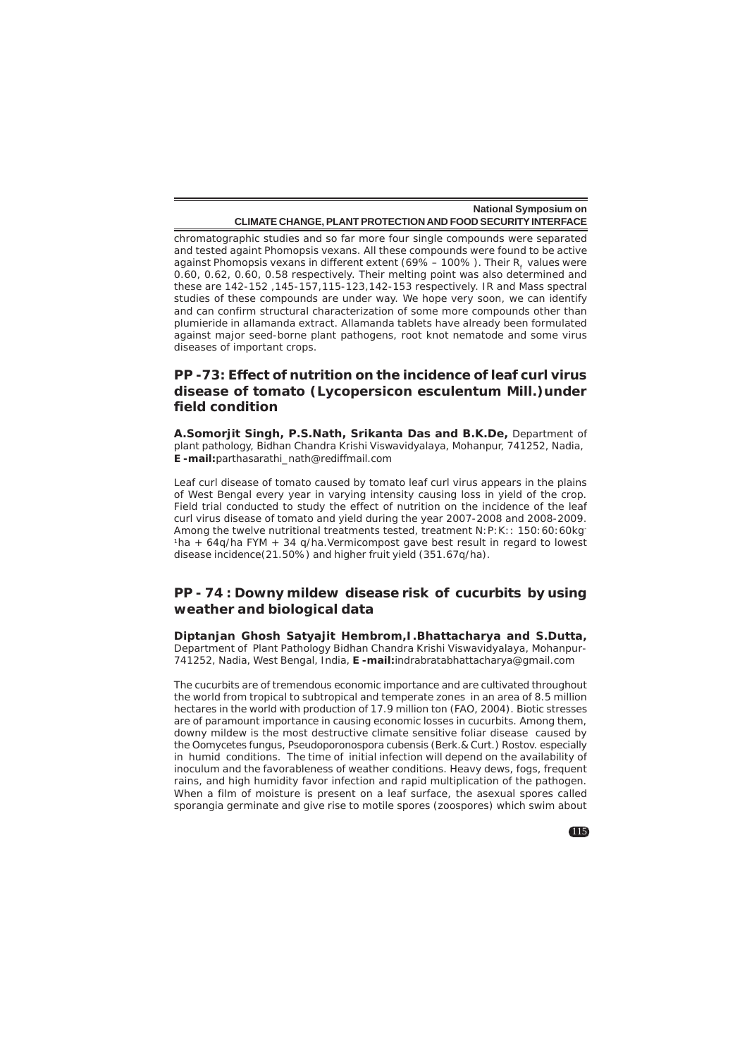chromatographic studies and so far more four single compounds were separated and tested againt Phomopsis vexans. All these compounds were found to be active against Phomopsis vexans in different extent (69% – 100% ). Their $R_f$ values were 0.60, 0.62, 0.60, 0.58 respectively. Their melting point was also determined and these are 142-152 ,145-157,115-123,142-153 respectively. IR and Mass spectral studies of these compounds are under way. We hope very soon, we can identify and can confirm structural characterization of some more compounds other than plumieride in allamanda extract. Allamanda tablets have already been formulated against major seed-borne plant pathogens, root knot nematode and some virus diseases of important crops.

## PP -73: Effect of nutrition on the incidence of leaf curl virus disease of tomato (Lycopersicon esculentum Mill.)under field condition

**A.Somorjit Singh, P.S.Nath, Srikanta Das and B.K.De,** Department of plant pathology, Bidhan Chandra Krishi Viswavidyalaya, Mohanpur, 741252, Nadia, **E-mail:**parthasarathi_nath@rediffmail.com

Leaf curl disease of tomato caused by tomato leaf curl virus appears in the plains of West Bengal every year in varying intensity causing loss in yield of the crop. Field trial conducted to study the effect of nutrition on the incidence of the leaf curl virus disease of tomato and yield during the year 2007-2008 and 2008-2009. Among the twelve nutritional treatments tested, treatment N:P:K:: 150:60:60kg$^{-1}$ha + 64q/ha FYM + 34 q/ha.Vermicompost gave best result in regard to lowest disease incidence(21.50%) and higher fruit yield (351.67q/ha).

## PP - 74 : Downy mildew disease risk of cucurbits by using weather and biological data

**Diptanjan Ghosh Satyajit Hembrom,I.Bhattacharya and S.Dutta,** Department of Plant Pathology Bidhan Chandra Krishi Viswavidyalaya, Mohanpur-741252, Nadia, West Bengal, India, **E-mail:**indrabratabhattacharya@gmail.com

The cucurbits are of tremendous economic importance and are cultivated throughout the world from tropical to subtropical and temperate zones in an area of 8.5 million hectares in the world with production of 17.9 million ton (FAO, 2004). Biotic stresses are of paramount importance in causing economic losses in cucurbits. Among them, downy mildew is the most destructive climate sensitive foliar disease caused by the Oomycetes fungus, Pseudoporonospora cubensis (Berk.& Curt.) Rostov. especially in humid conditions. The time of initial infection will depend on the availability of inoculum and the favorableness of weather conditions. Heavy dews, fogs, frequent rains, and high humidity favor infection and rapid multiplication of the pathogen. When a film of moisture is present on a leaf surface, the asexual spores called sporangia germinate and give rise to motile spores (zoospores) which swim about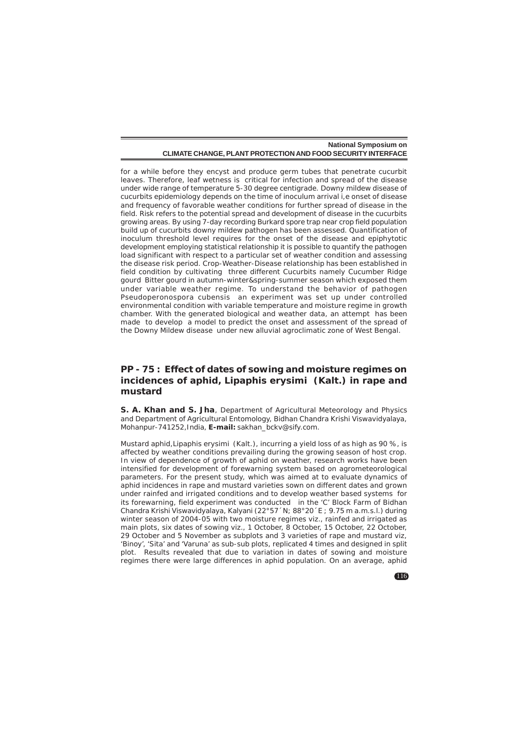for a while before they encyst and produce germ tubes that penetrate cucurbit leaves. Therefore, leaf wetness is critical for infection and spread of the disease under wide range of temperature 5-30 degree centigrade. Downy mildew disease of cucurbits epidemiology depends on the time of inoculum arrival i,e onset of disease and frequency of favorable weather conditions for further spread of disease in the field. Risk refers to the potential spread and development of disease in the cucurbits growing areas. By using 7-day recording Burkard spore trap near crop field population build up of cucurbits downy mildew pathogen has been assessed. Quantification of inoculum threshold level requires for the onset of the disease and epiphytotic development employing statistical relationship it is possible to quantify the pathogen load significant with respect to a particular set of weather condition and assessing the disease risk period. Crop-Weather-Disease relationship has been established in field condition by cultivating three different Cucurbits namely Cucumber Ridge gourd Bitter gourd in autumn-winter&spring-summer season which exposed them under variable weather regime. To understand the behavior of pathogen Pseudoperonospora cubensis an experiment was set up under controlled environmental condition with variable temperature and moisture regime in growth chamber. With the generated biological and weather data, an attempt has been made to develop a model to predict the onset and assessment of the spread of the Downy Mildew disease under new alluvial agroclimatic zone of West Bengal.

## PP - 75 : Effect of dates of sowing and moisture regimes on incidences of aphid, Lipaphis erysimi (Kalt.) in rape and mustard

**S. A. Khan and S. Jha**, Department of Agricultural Meteorology and Physics and Department of Agricultural Entomology, Bidhan Chandra Krishi Viswavidyalaya, Mohanpur-741252,India, **E-mail:** sakhan_bckv@sify.com.

Mustard aphid,Lipaphis erysimi (Kalt.), incurring a yield loss of as high as 90 %, is affected by weather conditions prevailing during the growing season of host crop. In view of dependence of growth of aphid on weather, research works have been intensified for development of forewarning system based on agrometeorological parameters. For the present study, which was aimed at to evaluate dynamics of aphid incidences in rape and mustard varieties sown on different dates and grown under rainfed and irrigated conditions and to develop weather based systems for its forewarning, field experiment was conducted in the 'C' Block Farm of Bidhan Chandra Krishi Viswavidyalaya, Kalyani (22°57´N; 88°20´E ; 9.75 m a.m.s.l.) during winter season of 2004-05 with two moisture regimes viz., rainfed and irrigated as main plots, six dates of sowing viz., 1 October, 8 October, 15 October, 22 October, 29 October and 5 November as subplots and 3 varieties of rape and mustard viz, 'Binoy', 'Sita' and 'Varuna' as sub-sub plots, replicated 4 times and designed in split plot. Results revealed that due to variation in dates of sowing and moisture regimes there were large differences in aphid population. On an average, aphid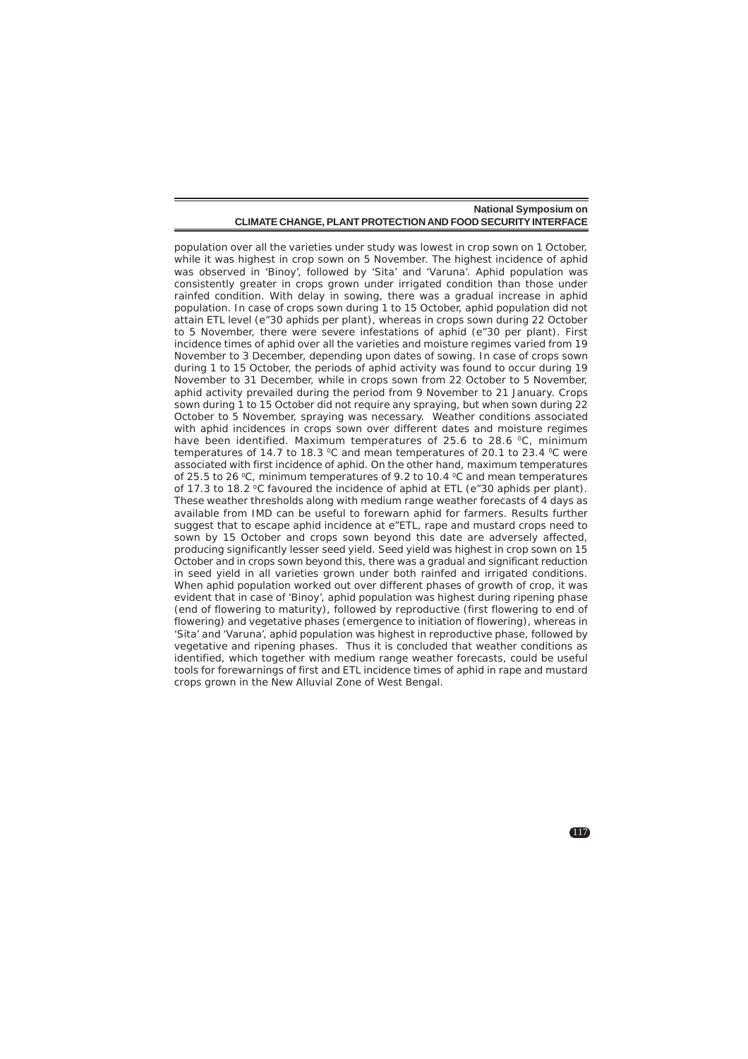population over all the varieties under study was lowest in crop sown on 1 October, while it was highest in crop sown on 5 November. The highest incidence of aphid was observed in 'Binoy', followed by 'Sita' and 'Varuna'. Aphid population was consistently greater in crops grown under irrigated condition than those under rainfed condition. With delay in sowing, there was a gradual increase in aphid population. In case of crops sown during 1 to 15 October, aphid population did not attain ETL level (e"30 aphids per plant), whereas in crops sown during 22 October to 5 November, there were severe infestations of aphid (e"30 per plant). First incidence times of aphid over all the varieties and moisture regimes varied from 19 November to 3 December, depending upon dates of sowing. In case of crops sown during 1 to 15 October, the periods of aphid activity was found to occur during 19 November to 31 December, while in crops sown from 22 October to 5 November, aphid activity prevailed during the period from 9 November to 21 January. Crops sown during 1 to 15 October did not require any spraying, but when sown during 22 October to 5 November, spraying was necessary. Weather conditions associated with aphid incidences in crops sown over different dates and moisture regimes have been identified. Maximum temperatures of 25.6 to 28.6 $^0$C, minimum temperatures of 14.7 to 18.3 $^0$C and mean temperatures of 20.1 to 23.4 $^0$C were associated with first incidence of aphid. On the other hand, maximum temperatures of 25.5 to 26 $^0$C, minimum temperatures of 9.2 to 10.4 $^0$C and mean temperatures of 17.3 to 18.2 $^0$C favoured the incidence of aphid at ETL (e"30 aphids per plant). These weather thresholds along with medium range weather forecasts of 4 days as available from IMD can be useful to forewarn aphid for farmers. Results further suggest that to escape aphid incidence at e"ETL, rape and mustard crops need to sown by 15 October and crops sown beyond this date are adversely affected, producing significantly lesser seed yield. Seed yield was highest in crop sown on 15 October and in crops sown beyond this, there was a gradual and significant reduction in seed yield in all varieties grown under both rainfed and irrigated conditions. When aphid population worked out over different phases of growth of crop, it was evident that in case of 'Binoy', aphid population was highest during ripening phase (end of flowering to maturity), followed by reproductive (first flowering to end of flowering) and vegetative phases (emergence to initiation of flowering), whereas in 'Sita' and 'Varuna', aphid population was highest in reproductive phase, followed by vegetative and ripening phases. Thus it is concluded that weather conditions as identified, which together with medium range weather forecasts, could be useful tools for forewarnings of first and ETL incidence times of aphid in rape and mustard crops grown in the New Alluvial Zone of West Bengal.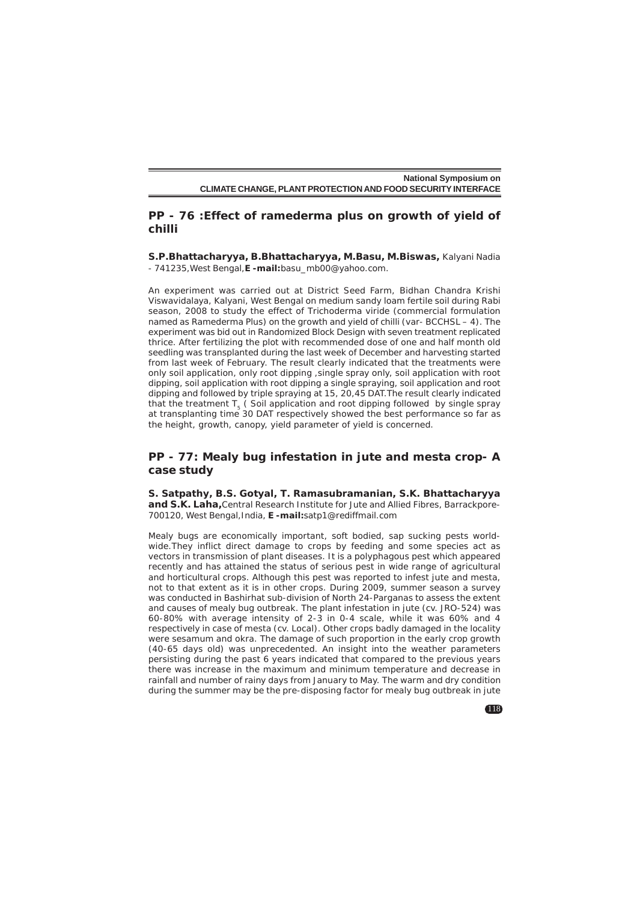## PP - 76 :Effect of ramederma plus on growth of yield of chilli

**S.P.Bhattacharyya, B.Bhattacharyya, M.Basu, M.Biswas,** Kalyani Nadia - 741235,West Bengal,**E-mail:**basu_mb00@yahoo.com.

An experiment was carried out at District Seed Farm, Bidhan Chandra Krishi Viswavidalaya, Kalyani, West Bengal on medium sandy loam fertile soil during Rabi season, 2008 to study the effect of Trichoderma viride (commercial formulation named as Ramederma Plus) on the growth and yield of chilli (var- BCCHSL – 4). The experiment was bid out in Randomized Block Design with seven treatment replicated thrice. After fertilizing the plot with recommended dose of one and half month old seedling was transplanted during the last week of December and harvesting started from last week of February. The result clearly indicated that the treatments were only soil application, only root dipping ,single spray only, soil application with root dipping, soil application with root dipping a single spraying, soil application and root dipping and followed by triple spraying at 15, 20,45 DAT.The result clearly indicated that the treatment $T_5$ ( Soil application and root dipping followed by single spray at transplanting time 30 DAT respectively showed the best performance so far as the height, growth, canopy, yield parameter of yield is concerned.

## PP - 77: Mealy bug infestation in jute and mesta crop- A case study

**S. Satpathy, B.S. Gotyal, T. Ramasubramanian, S.K. Bhattacharyya and S.K. Laha,**Central Research Institute for Jute and Allied Fibres, Barrackpore-700120, West Bengal,India, **E-mail:**satp1@rediffmail.com

Mealy bugs are economically important, soft bodied, sap sucking pests world-wide.They inflict direct damage to crops by feeding and some species act as vectors in transmission of plant diseases. It is a polyphagous pest which appeared recently and has attained the status of serious pest in wide range of agricultural and horticultural crops. Although this pest was reported to infest jute and mesta, not to that extent as it is in other crops. During 2009, summer season a survey was conducted in Bashirhat sub-division of North 24-Parganas to assess the extent and causes of mealy bug outbreak. The plant infestation in jute (cv. JRO-524) was 60-80% with average intensity of 2-3 in 0-4 scale, while it was 60% and 4 respectively in case of mesta (cv. Local). Other crops badly damaged in the locality were sesamum and okra. The damage of such proportion in the early crop growth (40-65 days old) was unprecedented. An insight into the weather parameters persisting during the past 6 years indicated that compared to the previous years there was increase in the maximum and minimum temperature and decrease in rainfall and number of rainy days from January to May. The warm and dry condition during the summer may be the pre-disposing factor for mealy bug outbreak in jute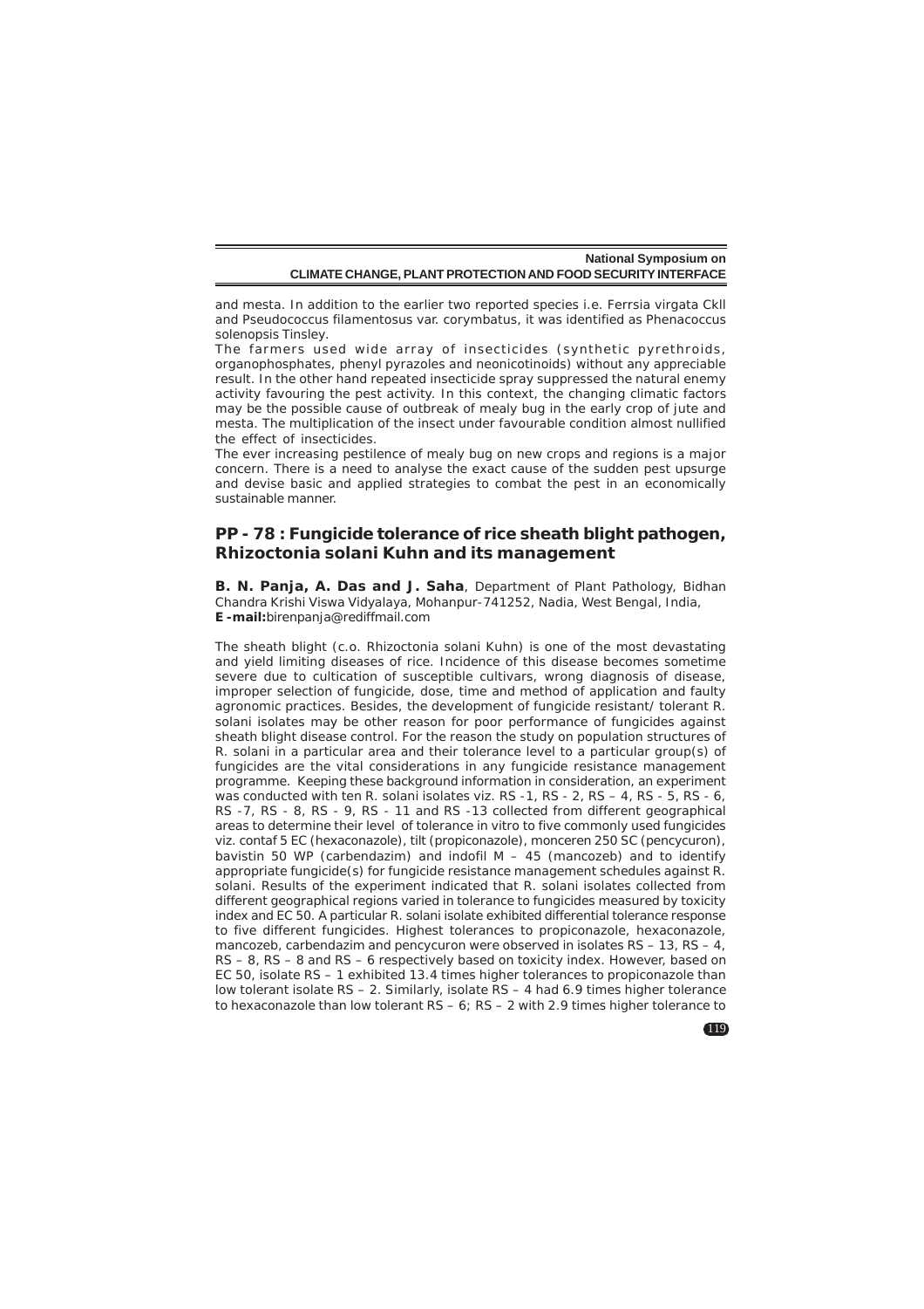and mesta. In addition to the earlier two reported species i.e. Ferrsia virgata Ckll and Pseudococcus filamentosus var. corymbatus, it was identified as Phenacoccus solenopsis Tinsley.

The farmers used wide array of insecticides (synthetic pyrethroids, organophosphates, phenyl pyrazoles and neonicotinoids) without any appreciable result. In the other hand repeated insecticide spray suppressed the natural enemy activity favouring the pest activity. In this context, the changing climatic factors may be the possible cause of outbreak of mealy bug in the early crop of jute and mesta. The multiplication of the insect under favourable condition almost nullified the effect of insecticides.

The ever increasing pestilence of mealy bug on new crops and regions is a major concern. There is a need to analyse the exact cause of the sudden pest upsurge and devise basic and applied strategies to combat the pest in an economically sustainable manner.

## PP - 78 : Fungicide tolerance of rice sheath blight pathogen, Rhizoctonia solani Kuhn and its management

**B. N. Panja, A. Das and J. Saha**, Department of Plant Pathology, Bidhan Chandra Krishi Viswa Vidyalaya, Mohanpur-741252, Nadia, West Bengal, India, **E -mail:**birenpanja@rediffmail.com

The sheath blight (c.o. Rhizoctonia solani Kuhn) is one of the most devastating and yield limiting diseases of rice. Incidence of this disease becomes sometime severe due to cultication of susceptible cultivars, wrong diagnosis of disease, improper selection of fungicide, dose, time and method of application and faulty agronomic practices. Besides, the development of fungicide resistant/ tolerant R. solani isolates may be other reason for poor performance of fungicides against sheath blight disease control. For the reason the study on population structures of R. solani in a particular area and their tolerance level to a particular group(s) of fungicides are the vital considerations in any fungicide resistance management programme. Keeping these background information in consideration, an experiment was conducted with ten R. solani isolates viz. RS -1, RS - 2, RS – 4, RS - 5, RS - 6, RS -7, RS - 8, RS - 9, RS - 11 and RS -13 collected from different geographical areas to determine their level of tolerance in vitro to five commonly used fungicides viz. contaf 5 EC (hexaconazole), tilt (propiconazole), monceren 250 SC (pencycuron), bavistin 50 WP (carbendazim) and indofil M – 45 (mancozeb) and to identify appropriate fungicide(s) for fungicide resistance management schedules against R. solani. Results of the experiment indicated that R. solani isolates collected from different geographical regions varied in tolerance to fungicides measured by toxicity index and EC 50. A particular R. solani isolate exhibited differential tolerance response to five different fungicides. Highest tolerances to propiconazole, hexaconazole, mancozeb, carbendazim and pencycuron were observed in isolates RS – 13, RS – 4, RS – 8, RS – 8 and RS – 6 respectively based on toxicity index. However, based on EC 50, isolate RS – 1 exhibited 13.4 times higher tolerances to propiconazole than low tolerant isolate RS – 2. Similarly, isolate RS – 4 had 6.9 times higher tolerance to hexaconazole than low tolerant RS – 6; RS – 2 with 2.9 times higher tolerance to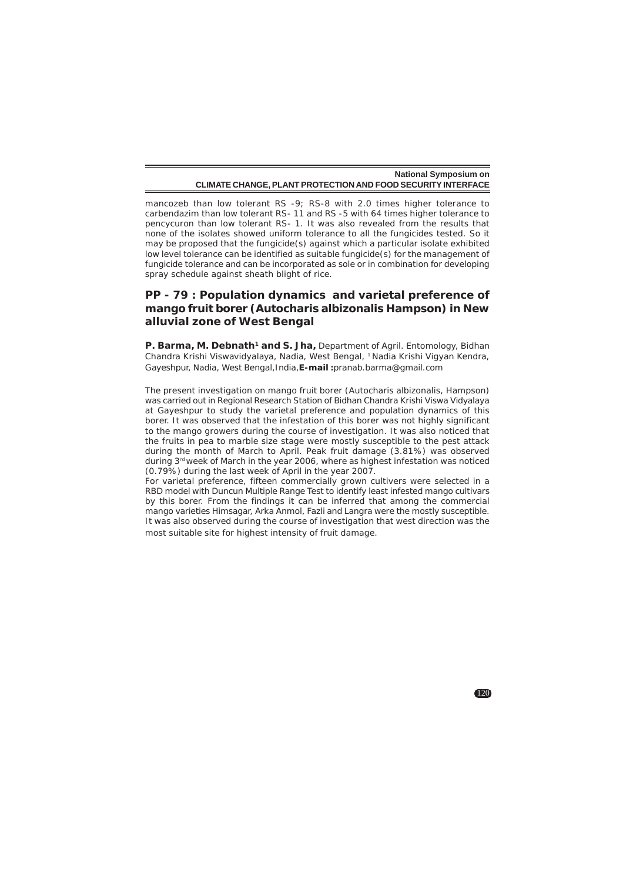mancozeb than low tolerant RS -9; RS-8 with 2.0 times higher tolerance to carbendazim than low tolerant RS- 11 and RS -5 with 64 times higher tolerance to pencycuron than low tolerant RS- 1. It was also revealed from the results that none of the isolates showed uniform tolerance to all the fungicides tested. So it may be proposed that the fungicide(s) against which a particular isolate exhibited low level tolerance can be identified as suitable fungicide(s) for the management of fungicide tolerance and can be incorporated as sole or in combination for developing spray schedule against sheath blight of rice.

## PP - 79 : Population dynamics and varietal preference of mango fruit borer (Autocharis albizonalis Hampson) in New alluvial zone of West Bengal

**P. Barma, M. Debnath[1] and S. Jha,** Department of Agril. Entomology, Bidhan Chandra Krishi Viswavidyalaya, Nadia, West Bengal, [1] Nadia Krishi Vigyan Kendra, Gayeshpur, Nadia, West Bengal,India,**E-mail :**pranab.barma@gmail.com

The present investigation on mango fruit borer (Autocharis albizonalis, Hampson) was carried out in Regional Research Station of Bidhan Chandra Krishi Viswa Vidyalaya at Gayeshpur to study the varietal preference and population dynamics of this borer. It was observed that the infestation of this borer was not highly significant to the mango growers during the course of investigation. It was also noticed that the fruits in pea to marble size stage were mostly susceptible to the pest attack during the month of March to April. Peak fruit damage (3.81%) was observed during 3rd week of March in the year 2006, where as highest infestation was noticed (0.79%) during the last week of April in the year 2007.

For varietal preference, fifteen commercially grown cultivers were selected in a RBD model with Duncun Multiple Range Test to identify least infested mango cultivars by this borer. From the findings it can be inferred that among the commercial mango varieties Himsagar, Arka Anmol, Fazli and Langra were the mostly susceptible. It was also observed during the course of investigation that west direction was the most suitable site for highest intensity of fruit damage.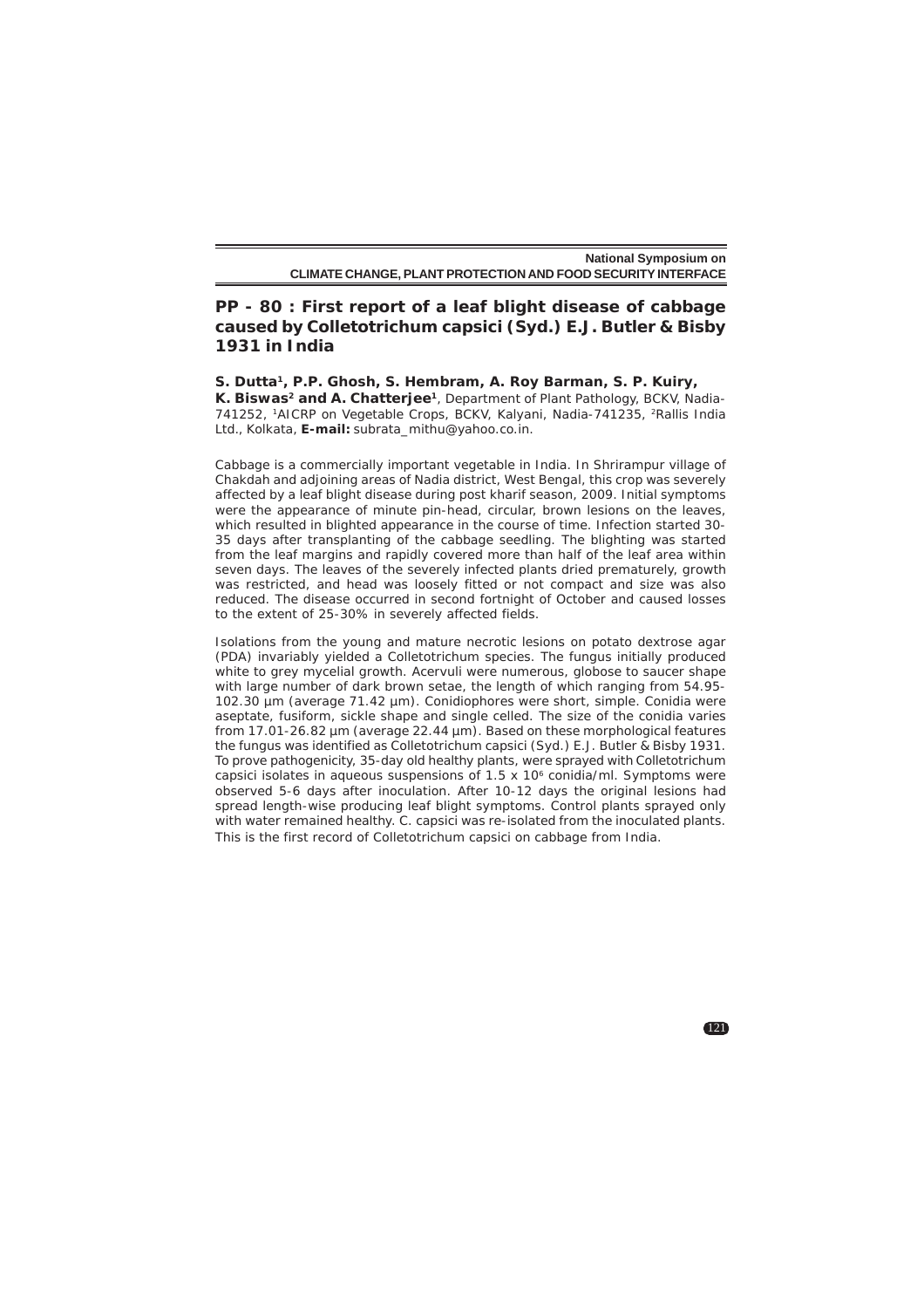## PP - 80 : First report of a leaf blight disease of cabbage caused by Colletotrichum capsici (Syd.) E.J. Butler & Bisby 1931 in India

**S. Dutta[1], P.P. Ghosh, S. Hembram, A. Roy Barman, S. P. Kuiry, K. Biswas[2] and A. Chatterjee[1]**, Department of Plant Pathology, BCKV, Nadia-741252, [1]AICRP on Vegetable Crops, BCKV, Kalyani, Nadia-741235, [2]Rallis India Ltd., Kolkata, **E-mail:** subrata_mithu@yahoo.co.in.

Cabbage is a commercially important vegetable in India. In Shrirampur village of Chakdah and adjoining areas of Nadia district, West Bengal, this crop was severely affected by a leaf blight disease during post kharif season, 2009. Initial symptoms were the appearance of minute pin-head, circular, brown lesions on the leaves, which resulted in blighted appearance in the course of time. Infection started 30-35 days after transplanting of the cabbage seedling. The blighting was started from the leaf margins and rapidly covered more than half of the leaf area within seven days. The leaves of the severely infected plants dried prematurely, growth was restricted, and head was loosely fitted or not compact and size was also reduced. The disease occurred in second fortnight of October and caused losses to the extent of 25-30% in severely affected fields.

Isolations from the young and mature necrotic lesions on potato dextrose agar (PDA) invariably yielded a Colletotrichum species. The fungus initially produced white to grey mycelial growth. Acervuli were numerous, globose to saucer shape with large number of dark brown setae, the length of which ranging from 54.95-102.30 µm (average 71.42 µm). Conidiophores were short, simple. Conidia were aseptate, fusiform, sickle shape and single celled. The size of the conidia varies from 17.01-26.82 µm (average 22.44 µm). Based on these morphological features the fungus was identified as Colletotrichum capsici (Syd.) E.J. Butler & Bisby 1931. To prove pathogenicity, 35-day old healthy plants, were sprayed with Colletotrichum capsici isolates in aqueous suspensions of $1.5 \times 10^6$ conidia/ml. Symptoms were observed 5-6 days after inoculation. After 10-12 days the original lesions had spread length-wise producing leaf blight symptoms. Control plants sprayed only with water remained healthy. C. capsici was re-isolated from the inoculated plants. This is the first record of Colletotrichum capsici on cabbage from India.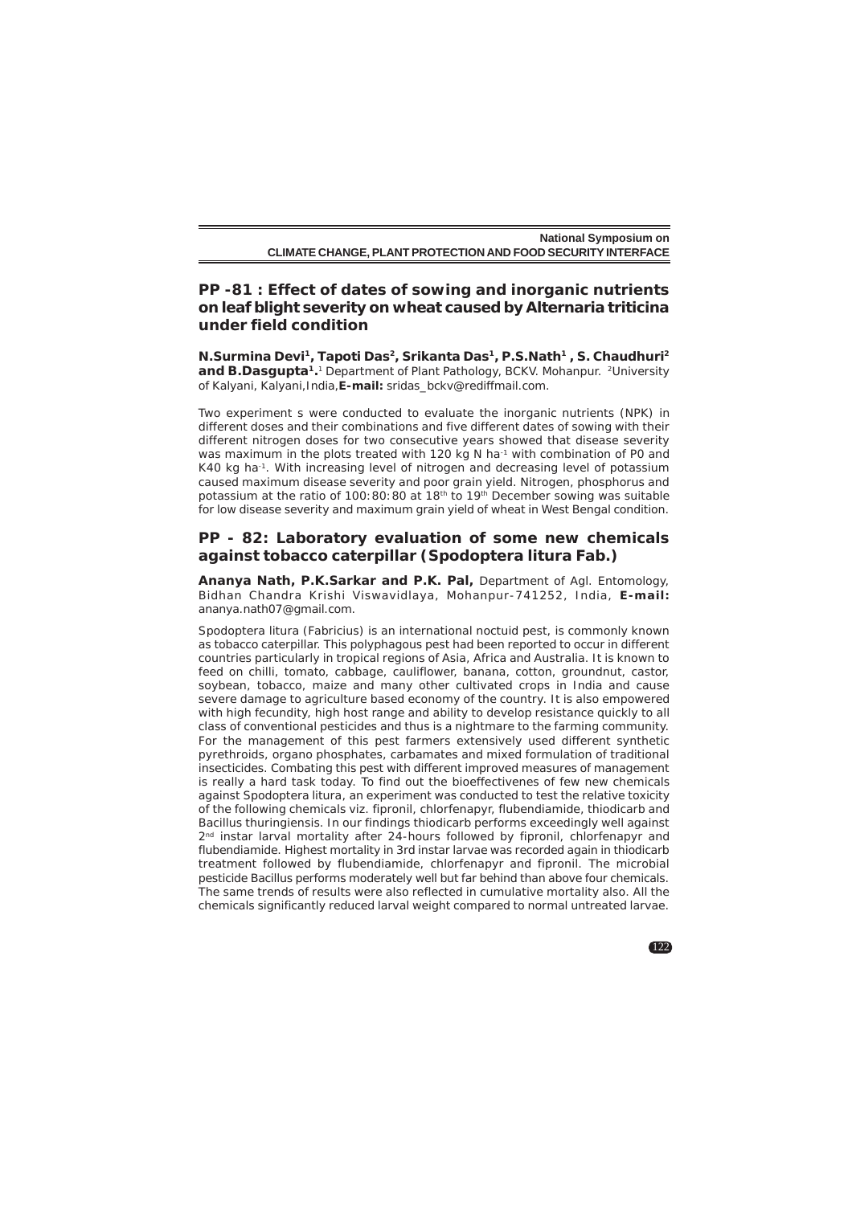## PP -81 : Effect of dates of sowing and inorganic nutrients on leaf blight severity on wheat caused by Alternaria triticina under field condition

**N.Surmina Devi[1], Tapoti Das[2], Srikanta Das[1], P.S.Nath[1] , S. Chaudhuri[2] and B.Dasgupta[1].** [1] Department of Plant Pathology, BCKV. Mohanpur. [2]University of Kalyani, Kalyani,India,**E-mail:** sridas_bckv@rediffmail.com.

Two experiment s were conducted to evaluate the inorganic nutrients (NPK) in different doses and their combinations and five different dates of sowing with their different nitrogen doses for two consecutive years showed that disease severity was maximum in the plots treated with 120 kg N ha$^{-1}$ with combination of P0 and K40 kg ha$^{-1}$. With increasing level of nitrogen and decreasing level of potassium caused maximum disease severity and poor grain yield. Nitrogen, phosphorus and potassium at the ratio of 100:80:80 at 18$^{th}$ to 19$^{th}$ December sowing was suitable for low disease severity and maximum grain yield of wheat in West Bengal condition.

## PP - 82: Laboratory evaluation of some new chemicals against tobacco caterpillar (Spodoptera litura Fab.)

**Ananya Nath, P.K.Sarkar and P.K. Pal,** Department of Agl. Entomology, Bidhan Chandra Krishi Viswavidlaya, Mohanpur-741252, India, **E-mail:** ananya.nath07@gmail.com.

Spodoptera litura (Fabricius) is an international noctuid pest, is commonly known as tobacco caterpillar. This polyphagous pest had been reported to occur in different countries particularly in tropical regions of Asia, Africa and Australia. It is known to feed on chilli, tomato, cabbage, cauliflower, banana, cotton, groundnut, castor, soybean, tobacco, maize and many other cultivated crops in India and cause severe damage to agriculture based economy of the country. It is also empowered with high fecundity, high host range and ability to develop resistance quickly to all class of conventional pesticides and thus is a nightmare to the farming community. For the management of this pest farmers extensively used different synthetic pyrethroids, organo phosphates, carbamates and mixed formulation of traditional insecticides. Combating this pest with different improved measures of management is really a hard task today. To find out the bioeffectivenes of few new chemicals against Spodoptera litura, an experiment was conducted to test the relative toxicity of the following chemicals viz. fipronil, chlorfenapyr, flubendiamide, thiodicarb and Bacillus thuringiensis. In our findings thiodicarb performs exceedingly well against 2$^{nd}$ instar larval mortality after 24-hours followed by fipronil, chlorfenapyr and flubendiamide. Highest mortality in 3rd instar larvae was recorded again in thiodicarb treatment followed by flubendiamide, chlorfenapyr and fipronil. The microbial pesticide Bacillus performs moderately well but far behind than above four chemicals. The same trends of results were also reflected in cumulative mortality also. All the chemicals significantly reduced larval weight compared to normal untreated larvae.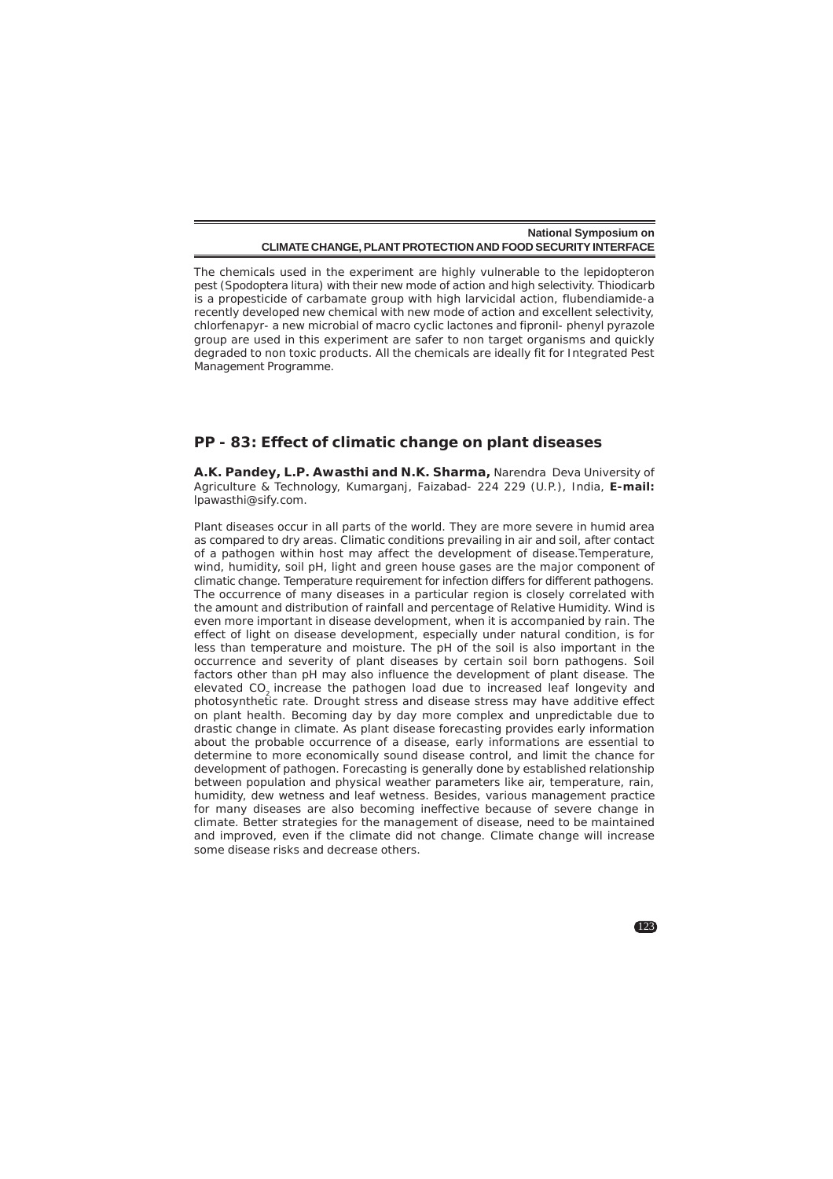The chemicals used in the experiment are highly vulnerable to the lepidopteron pest (Spodoptera litura) with their new mode of action and high selectivity. Thiodicarb is a propesticide of carbamate group with high larvicidal action, flubendiamide-a recently developed new chemical with new mode of action and excellent selectivity, chlorfenapyr- a new microbial of macro cyclic lactones and fipronil- phenyl pyrazole group are used in this experiment are safer to non target organisms and quickly degraded to non toxic products. All the chemicals are ideally fit for Integrated Pest Management Programme.

## PP - 83: Effect of climatic change on plant diseases

**A.K. Pandey, L.P. Awasthi and N.K. Sharma,** Narendra Deva University of Agriculture & Technology, Kumarganj, Faizabad- 224 229 (U.P.), India, **E-mail:** lpawasthi@sify.com.

Plant diseases occur in all parts of the world. They are more severe in humid area as compared to dry areas. Climatic conditions prevailing in air and soil, after contact of a pathogen within host may affect the development of disease.Temperature, wind, humidity, soil pH, light and green house gases are the major component of climatic change. Temperature requirement for infection differs for different pathogens. The occurrence of many diseases in a particular region is closely correlated with the amount and distribution of rainfall and percentage of Relative Humidity. Wind is even more important in disease development, when it is accompanied by rain. The effect of light on disease development, especially under natural condition, is for less than temperature and moisture. The pH of the soil is also important in the occurrence and severity of plant diseases by certain soil born pathogens. Soil factors other than pH may also influence the development of plant disease. The elevated $CO_2$ increase the pathogen load due to increased leaf longevity and photosynthetic rate. Drought stress and disease stress may have additive effect on plant health. Becoming day by day more complex and unpredictable due to drastic change in climate. As plant disease forecasting provides early information about the probable occurrence of a disease, early informations are essential to determine to more economically sound disease control, and limit the chance for development of pathogen. Forecasting is generally done by established relationship between population and physical weather parameters like air, temperature, rain, humidity, dew wetness and leaf wetness. Besides, various management practice for many diseases are also becoming ineffective because of severe change in climate. Better strategies for the management of disease, need to be maintained and improved, even if the climate did not change. Climate change will increase some disease risks and decrease others.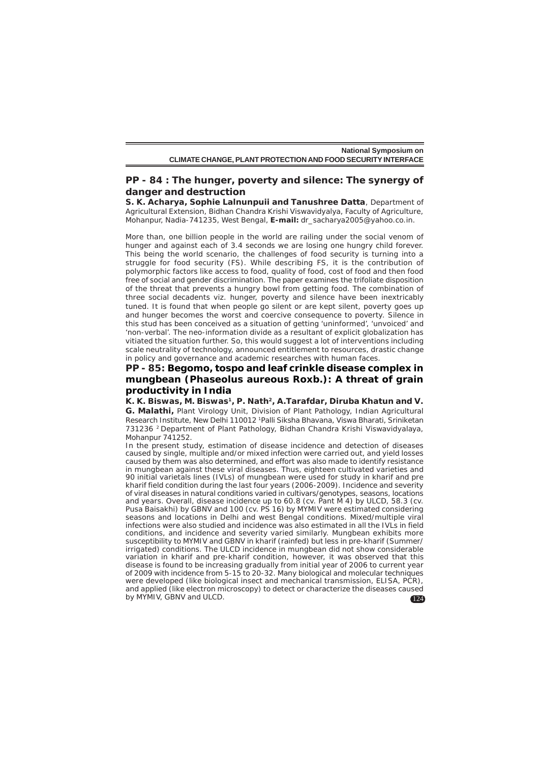## PP - 84 : The hunger, poverty and silence: The synergy of danger and destruction

**S. K. Acharya, Sophie Lalnunpuii and Tanushree Datta**, Department of Agricultural Extension, Bidhan Chandra Krishi Viswavidyalya, Faculty of Agriculture, Mohanpur, Nadia-741235, West Bengal, **E-mail:** dr_sacharya2005@yahoo.co.in.

More than, one billion people in the world are railing under the social venom of hunger and against each of 3.4 seconds we are losing one hungry child forever. This being the world scenario, the challenges of food security is turning into a struggle for food security (FS). While describing FS, it is the contribution of polymorphic factors like access to food, quality of food, cost of food and then food free of social and gender discrimination. The paper examines the trifoliate disposition of the threat that prevents a hungry bowl from getting food. The combination of three social decadents viz. hunger, poverty and silence have been inextricably tuned. It is found that when people go silent or are kept silent, poverty goes up and hunger becomes the worst and coercive consequence to poverty. Silence in this stud has been conceived as a situation of getting 'uninformed', 'unvoiced' and 'non-verbal'. The neo-information divide as a resultant of explicit globalization has vitiated the situation further. So, this would suggest a lot of interventions including scale neutrality of technology, announced entitlement to resources, drastic change in policy and governance and academic researches with human faces.

## PP - 85: Begomo, tospo and leaf crinkle disease complex in mungbean (Phaseolus aureous Roxb.): A threat of grain productivity in India

**K. K. Biswas, M. Biswas[1], P. Nath[2], A.Tarafdar, Diruba Khatun and V. G. Malathi,** Plant Virology Unit, Division of Plant Pathology, Indian Agricultural Research Institute, New Delhi 110012 [1]Palli Siksha Bhavana, Viswa Bharati, Sriniketan 731236 [2] Department of Plant Pathology, Bidhan Chandra Krishi Viswavidyalaya, Mohanpur 741252.

In the present study, estimation of disease incidence and detection of diseases caused by single, multiple and/or mixed infection were carried out, and yield losses caused by them was also determined, and effort was also made to identify resistance in mungbean against these viral diseases. Thus, eighteen cultivated varieties and 90 initial varietals lines (IVLs) of mungbean were used for study in kharif and pre kharif field condition during the last four years (2006-2009). Incidence and severity of viral diseases in natural conditions varied in cultivars/genotypes, seasons, locations and years. Overall, disease incidence up to 60.8 (cv. Pant M 4) by ULCD, 58.3 (cv. Pusa Baisakhi) by GBNV and 100 (cv. PS 16) by MYMIV were estimated considering seasons and locations in Delhi and west Bengal conditions. Mixed/multiple viral infections were also studied and incidence was also estimated in all the IVLs in field conditions, and incidence and severity varied similarly. Mungbean exhibits more susceptibility to MYMIV and GBNV in kharif (rainfed) but less in pre-kharif (Summer/irrigated) conditions. The ULCD incidence in mungbean did not show considerable variation in kharif and pre-kharif condition, however, it was observed that this disease is found to be increasing gradually from initial year of 2006 to current year of 2009 with incidence from 5-15 to 20-32. Many biological and molecular techniques were developed (like biological insect and mechanical transmission, ELISA, PCR), and applied (like electron microscopy) to detect or characterize the diseases caused by MYMIV, GBNV and ULCD.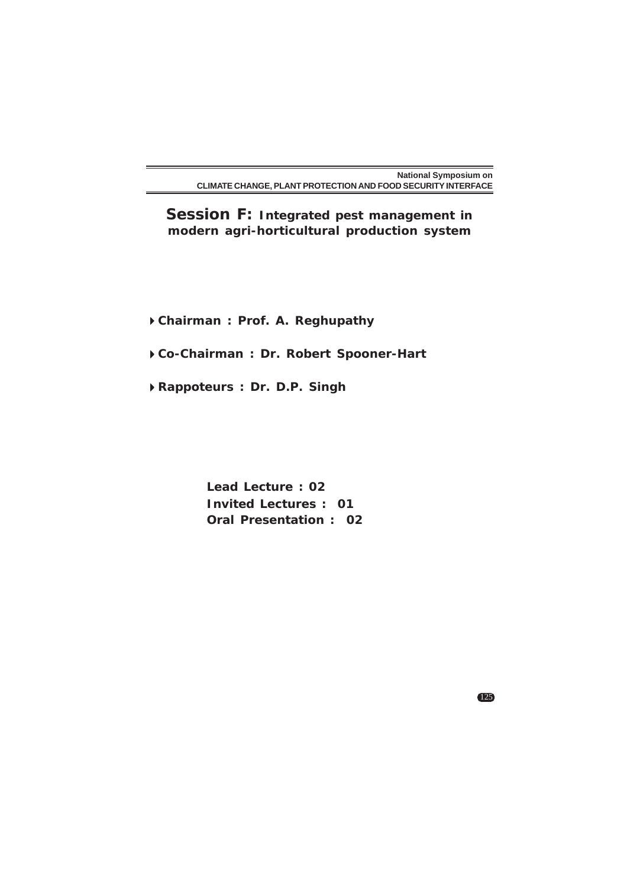# Session F: Integrated pest management in modern agri-horticultural production system

- **Chairman : Prof. A. Reghupathy**
- **Co-Chairman : Dr. Robert Spooner-Hart**
- **Rappoteurs : Dr. D.P. Singh**

**Lead Lecture : 02**
**Invited Lectures : 01**
**Oral Presentation : 02**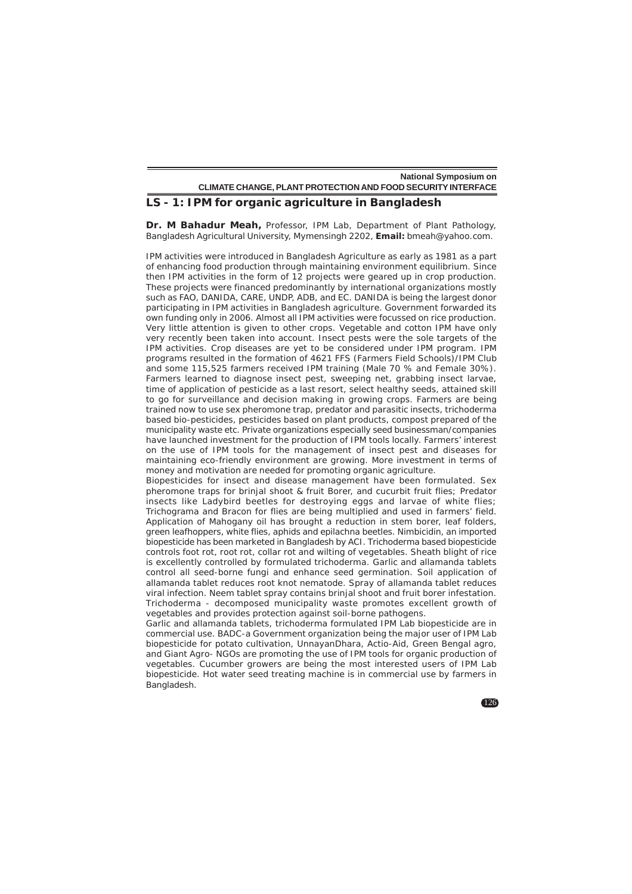## LS - 1: IPM for organic agriculture in Bangladesh

**Dr. M Bahadur Meah,** Professor, IPM Lab, Department of Plant Pathology, Bangladesh Agricultural University, Mymensingh 2202, **Email:** bmeah@yahoo.com.

IPM activities were introduced in Bangladesh Agriculture as early as 1981 as a part of enhancing food production through maintaining environment equilibrium. Since then IPM activities in the form of 12 projects were geared up in crop production. These projects were financed predominantly by international organizations mostly such as FAO, DANIDA, CARE, UNDP, ADB, and EC. DANIDA is being the largest donor participating in IPM activities in Bangladesh agriculture. Government forwarded its own funding only in 2006. Almost all IPM activities were focussed on rice production. Very little attention is given to other crops. Vegetable and cotton IPM have only very recently been taken into account. Insect pests were the sole targets of the IPM activities. Crop diseases are yet to be considered under IPM program. IPM programs resulted in the formation of 4621 FFS (Farmers Field Schools)/IPM Club and some 115,525 farmers received IPM training (Male 70 % and Female 30%). Farmers learned to diagnose insect pest, sweeping net, grabbing insect larvae, time of application of pesticide as a last resort, select healthy seeds, attained skill to go for surveillance and decision making in growing crops. Farmers are being trained now to use sex pheromone trap, predator and parasitic insects, trichoderma based bio-pesticides, pesticides based on plant products, compost prepared of the municipality waste etc. Private organizations especially seed businessman/companies have launched investment for the production of IPM tools locally. Farmers' interest on the use of IPM tools for the management of insect pest and diseases for maintaining eco-friendly environment are growing. More investment in terms of money and motivation are needed for promoting organic agriculture.

Biopesticides for insect and disease management have been formulated. Sex pheromone traps for brinjal shoot & fruit Borer, and cucurbit fruit flies; Predator insects like Ladybird beetles for destroying eggs and larvae of white flies; Trichograma and Bracon for flies are being multiplied and used in farmers' field. Application of Mahogany oil has brought a reduction in stem borer, leaf folders, green leafhoppers, white flies, aphids and epilachna beetles. Nimbicidin, an imported biopesticide has been marketed in Bangladesh by ACI. Trichoderma based biopesticide controls foot rot, root rot, collar rot and wilting of vegetables. Sheath blight of rice is excellently controlled by formulated trichoderma. Garlic and allamanda tablets control all seed-borne fungi and enhance seed germination. Soil application of allamanda tablet reduces root knot nematode. Spray of allamanda tablet reduces viral infection. Neem tablet spray contains brinjal shoot and fruit borer infestation. Trichoderma - decomposed municipality waste promotes excellent growth of vegetables and provides protection against soil-borne pathogens.

Garlic and allamanda tablets, trichoderma formulated IPM Lab biopesticide are in commercial use. BADC-a Government organization being the major user of IPM Lab biopesticide for potato cultivation, UnnayanDhara, Actio-Aid, Green Bengal agro, and Giant Agro- NGOs are promoting the use of IPM tools for organic production of vegetables. Cucumber growers are being the most interested users of IPM Lab biopesticide. Hot water seed treating machine is in commercial use by farmers in Bangladesh.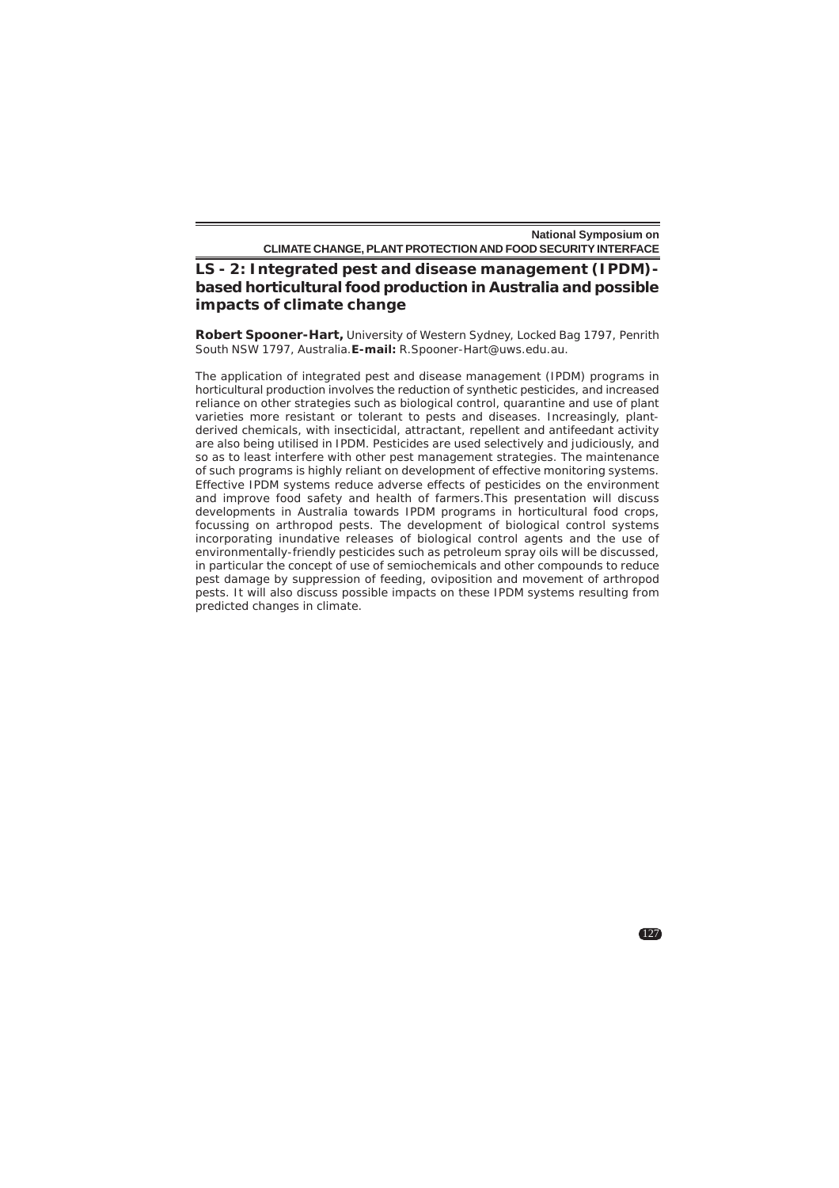## LS - 2: Integrated pest and disease management (IPDM)-based horticultural food production in Australia and possible impacts of climate change

**Robert Spooner-Hart,** University of Western Sydney, Locked Bag 1797, Penrith South NSW 1797, Australia. **E-mail:** R.Spooner-Hart@uws.edu.au.

The application of integrated pest and disease management (IPDM) programs in horticultural production involves the reduction of synthetic pesticides, and increased reliance on other strategies such as biological control, quarantine and use of plant varieties more resistant or tolerant to pests and diseases. Increasingly, plant-derived chemicals, with insecticidal, attractant, repellent and antifeedant activity are also being utilised in IPDM. Pesticides are used selectively and judiciously, and so as to least interfere with other pest management strategies. The maintenance of such programs is highly reliant on development of effective monitoring systems. Effective IPDM systems reduce adverse effects of pesticides on the environment and improve food safety and health of farmers.This presentation will discuss developments in Australia towards IPDM programs in horticultural food crops, focussing on arthropod pests. The development of biological control systems incorporating inundative releases of biological control agents and the use of environmentally-friendly pesticides such as petroleum spray oils will be discussed, in particular the concept of use of semiochemicals and other compounds to reduce pest damage by suppression of feeding, oviposition and movement of arthropod pests. It will also discuss possible impacts on these IPDM systems resulting from predicted changes in climate.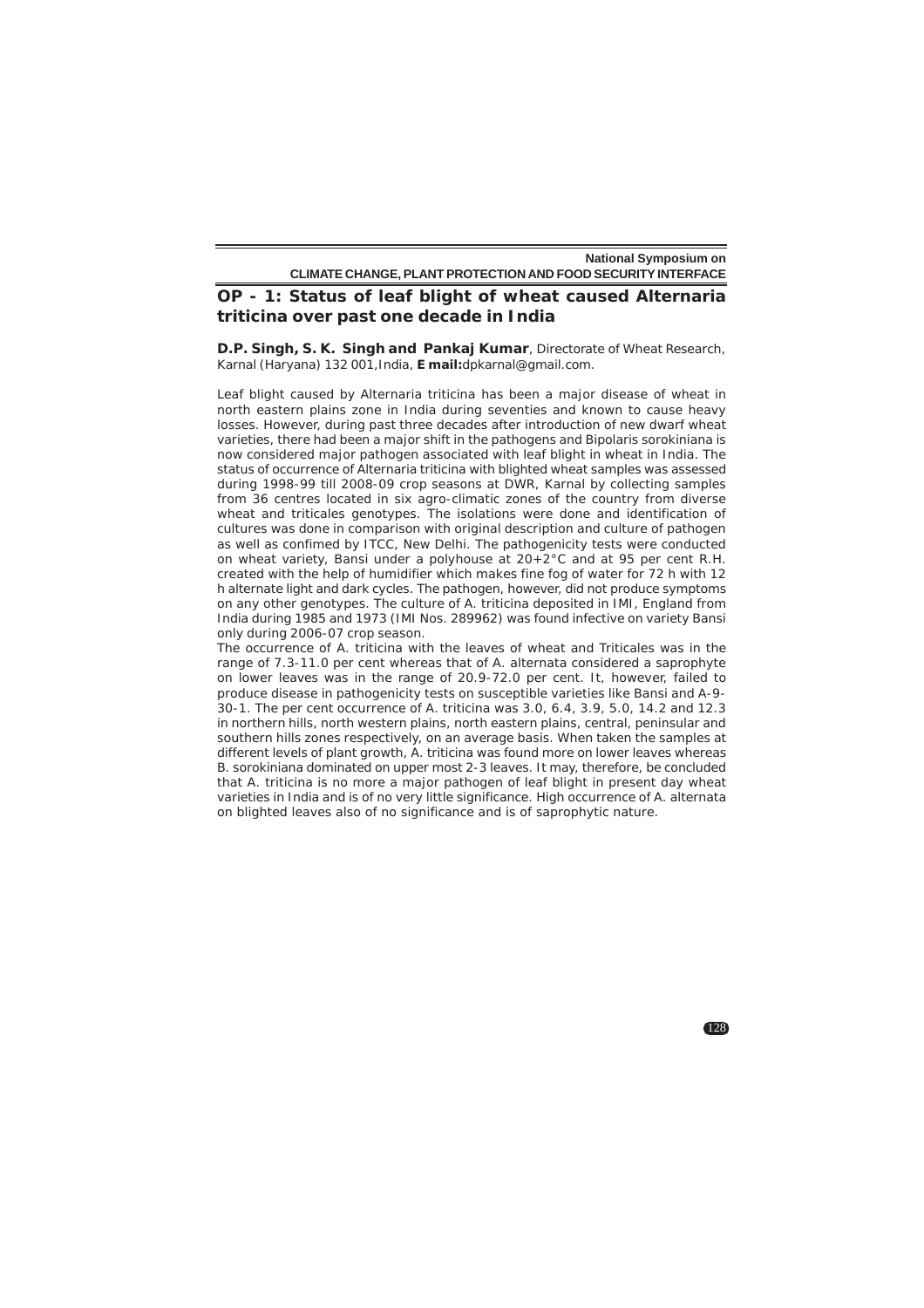## OP - 1: Status of leaf blight of wheat caused Alternaria triticina over past one decade in India

**D.P. Singh, S. K. Singh and Pankaj Kumar**, Directorate of Wheat Research, Karnal (Haryana) 132 001,India, **E mail:**dpkarnal@gmail.com.

Leaf blight caused by Alternaria triticina has been a major disease of wheat in north eastern plains zone in India during seventies and known to cause heavy losses. However, during past three decades after introduction of new dwarf wheat varieties, there had been a major shift in the pathogens and Bipolaris sorokiniana is now considered major pathogen associated with leaf blight in wheat in India. The status of occurrence of Alternaria triticina with blighted wheat samples was assessed during 1998-99 till 2008-09 crop seasons at DWR, Karnal by collecting samples from 36 centres located in six agro-climatic zones of the country from diverse wheat and triticales genotypes. The isolations were done and identification of cultures was done in comparison with original description and culture of pathogen as well as confimed by ITCC, New Delhi. The pathogenicity tests were conducted on wheat variety, Bansi under a polyhouse at 20+2°C and at 95 per cent R.H. created with the help of humidifier which makes fine fog of water for 72 h with 12 h alternate light and dark cycles. The pathogen, however, did not produce symptoms on any other genotypes. The culture of A. triticina deposited in IMI, England from India during 1985 and 1973 (IMI Nos. 289962) was found infective on variety Bansi only during 2006-07 crop season.

The occurrence of A. triticina with the leaves of wheat and Triticales was in the range of 7.3-11.0 per cent whereas that of A. alternata considered a saprophyte on lower leaves was in the range of 20.9-72.0 per cent. It, however, failed to produce disease in pathogenicity tests on susceptible varieties like Bansi and A-9-30-1. The per cent occurrence of A. triticina was 3.0, 6.4, 3.9, 5.0, 14.2 and 12.3 in northern hills, north western plains, north eastern plains, central, peninsular and southern hills zones respectively, on an average basis. When taken the samples at different levels of plant growth, A. triticina was found more on lower leaves whereas B. sorokiniana dominated on upper most 2-3 leaves. It may, therefore, be concluded that A. triticina is no more a major pathogen of leaf blight in present day wheat varieties in India and is of no very little significance. High occurrence of A. alternata on blighted leaves also of no significance and is of saprophytic nature.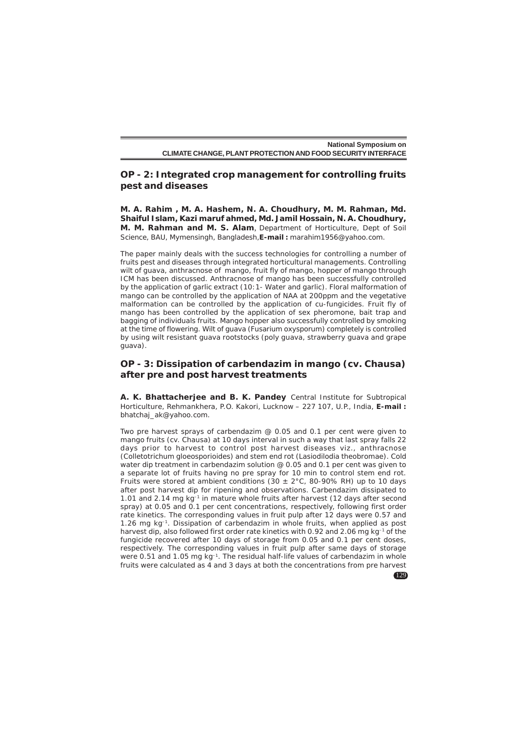## OP - 2: Integrated crop management for controlling fruits pest and diseases

**M. A. Rahim , M. A. Hashem, N. A. Choudhury, M. M. Rahman, Md. Shaiful Islam, Kazi maruf ahmed, Md. Jamil Hossain, N. A. Choudhury, M. M. Rahman and M. S. Alam**, Department of Horticulture, Dept of Soil Science, BAU, Mymensingh, Bangladesh,**E-mail :** marahim1956@yahoo.com.

The paper mainly deals with the success technologies for controlling a number of fruits pest and diseases through integrated horticultural managements. Controlling wilt of guava, anthracnose of mango, fruit fly of mango, hopper of mango through ICM has been discussed. Anthracnose of mango has been successfully controlled by the application of garlic extract (10:1- Water and garlic). Floral malformation of mango can be controlled by the application of NAA at 200ppm and the vegetative malformation can be controlled by the application of cu-fungicides. Fruit fly of mango has been controlled by the application of sex pheromone, bait trap and bagging of individuals fruits. Mango hopper also successfully controlled by smoking at the time of flowering. Wilt of guava (Fusarium oxysporum) completely is controlled by using wilt resistant guava rootstocks (poly guava, strawberry guava and grape guava).

## OP - 3: Dissipation of carbendazim in mango (cv. Chausa) after pre and post harvest treatments

**A. K. Bhattacherjee and B. K. Pandey** Central Institute for Subtropical Horticulture, Rehmankhera, P.O. Kakori, Lucknow – 227 107, U.P., India, **E-mail :** bhatchaj_ak@yahoo.com.

Two pre harvest sprays of carbendazim @ 0.05 and 0.1 per cent were given to mango fruits (cv. Chausa) at 10 days interval in such a way that last spray falls 22 days prior to harvest to control post harvest diseases viz., anthracnose (Colletotrichum gloeosporioides) and stem end rot (Lasiodilodia theobromae). Cold water dip treatment in carbendazim solution @ 0.05 and 0.1 per cent was given to a separate lot of fruits having no pre spray for 10 min to control stem end rot. Fruits were stored at ambient conditions (30 ± 2°C, 80-90% RH) up to 10 days after post harvest dip for ripening and observations. Carbendazim dissipated to 1.01 and 2.14 mg $kg^{-1}$ in mature whole fruits after harvest (12 days after second spray) at 0.05 and 0.1 per cent concentrations, respectively, following first order rate kinetics. The corresponding values in fruit pulp after 12 days were 0.57 and 1.26 mg $kg^{-1}$. Dissipation of carbendazim in whole fruits, when applied as post harvest dip, also followed first order rate kinetics with 0.92 and 2.06 mg $kg^{-1}$ of the fungicide recovered after 10 days of storage from 0.05 and 0.1 per cent doses, respectively. The corresponding values in fruit pulp after same days of storage were 0.51 and 1.05 mg $kg^{-1}$. The residual half-life values of carbendazim in whole fruits were calculated as 4 and 3 days at both the concentrations from pre harvest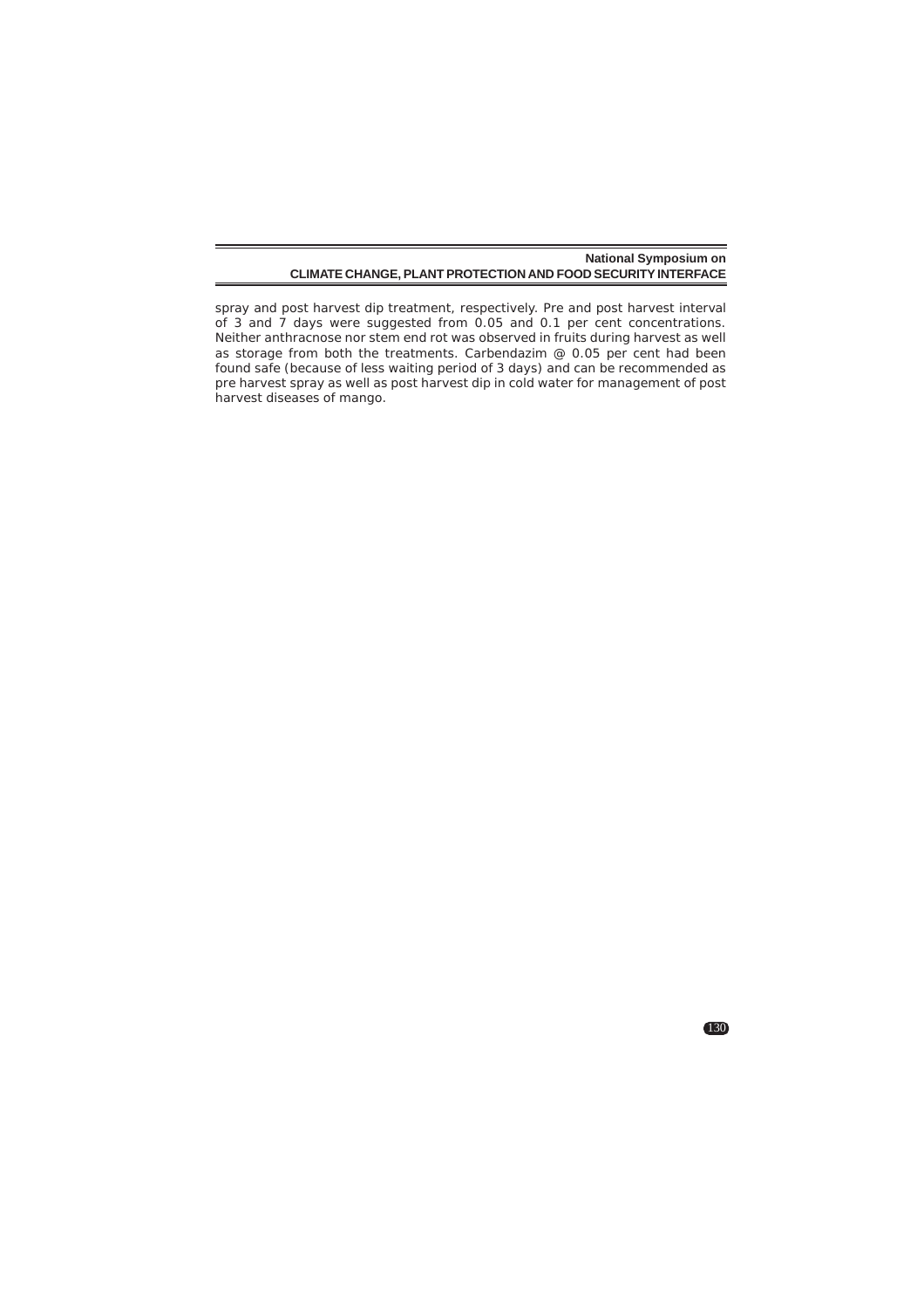spray and post harvest dip treatment, respectively. Pre and post harvest interval of 3 and 7 days were suggested from 0.05 and 0.1 per cent concentrations. Neither anthracnose nor stem end rot was observed in fruits during harvest as well as storage from both the treatments. Carbendazim @ 0.05 per cent had been found safe (because of less waiting period of 3 days) and can be recommended as pre harvest spray as well as post harvest dip in cold water for management of post harvest diseases of mango.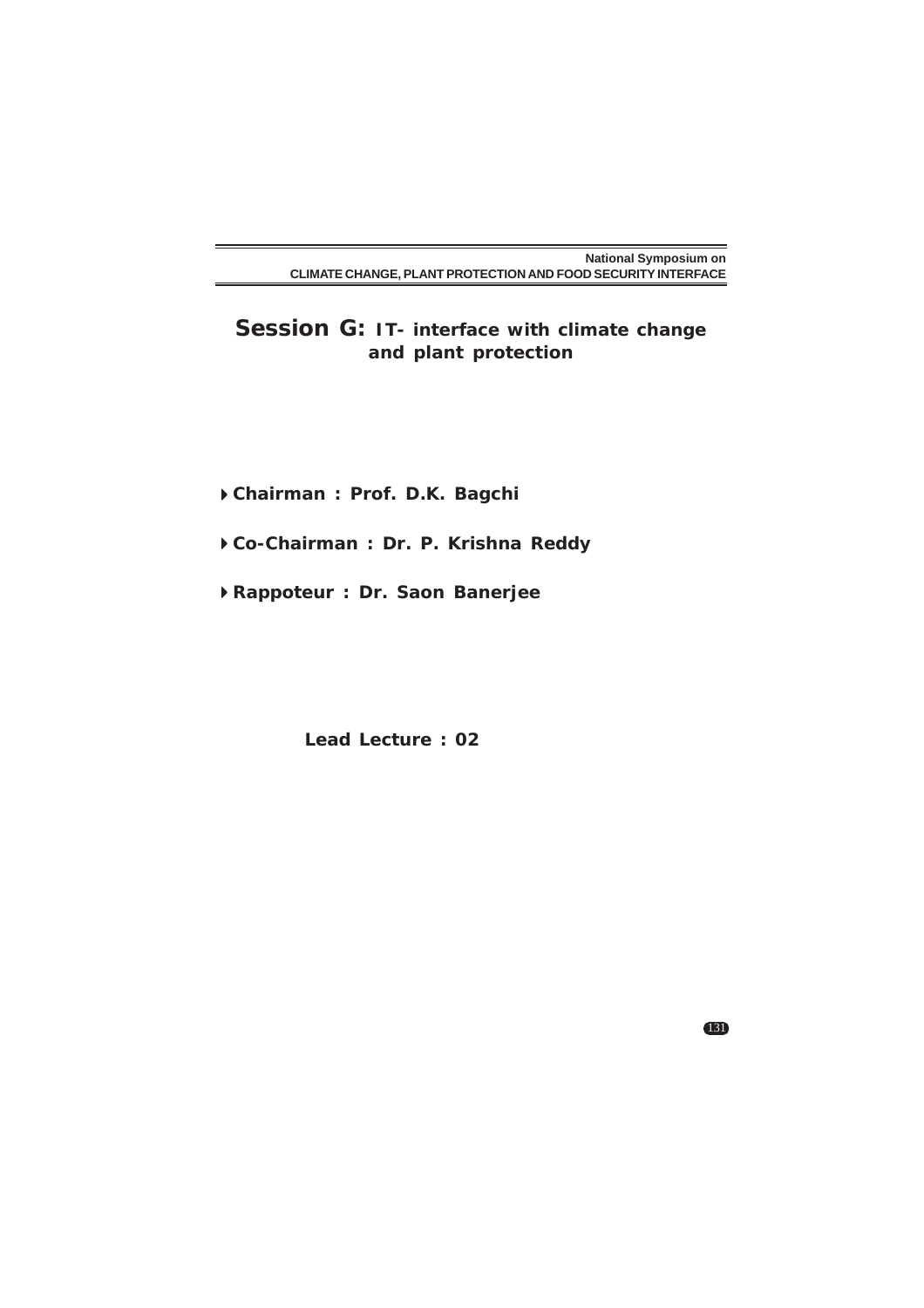## Session G: IT- interface with climate change and plant protection

- **Chairman : Prof. D.K. Bagchi**
- **Co-Chairman : Dr. P. Krishna Reddy**
- **Rappoteur : Dr. Saon Banerjee**

**Lead Lecture : 02**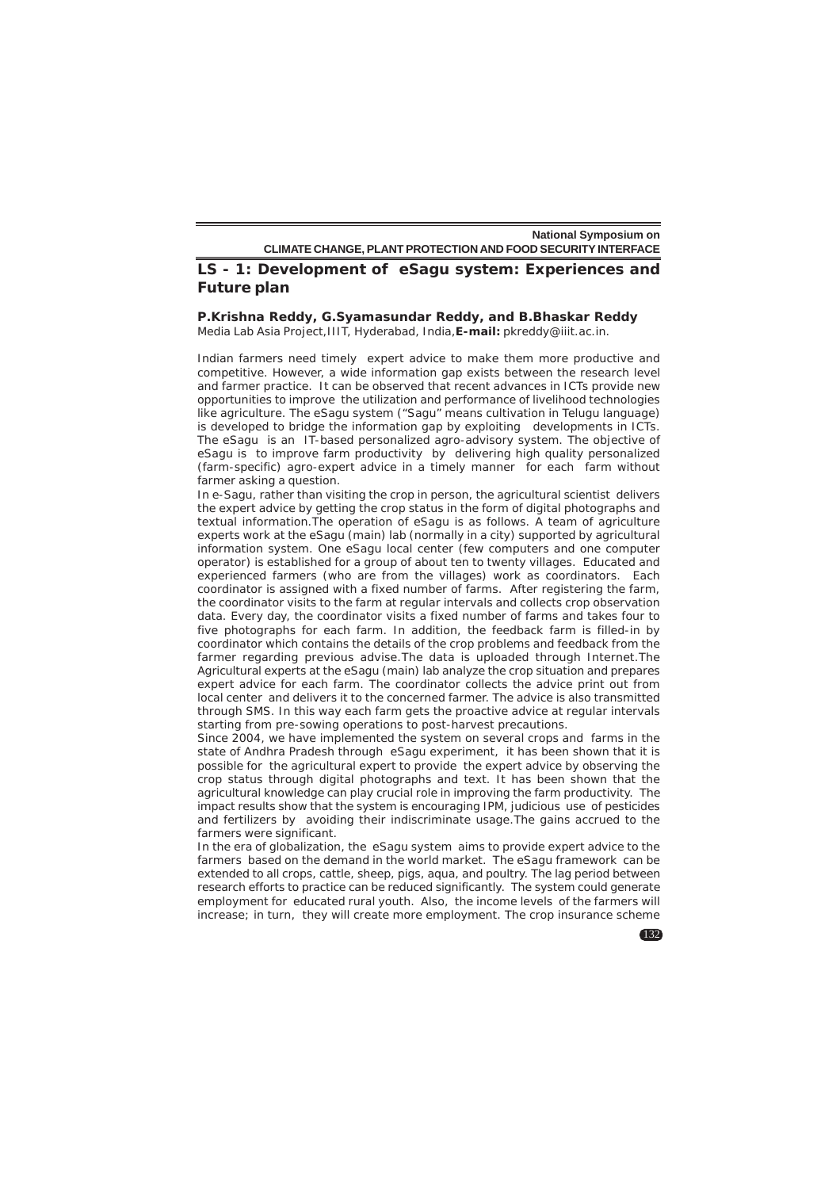## LS - 1: Development of eSagu system: Experiences and Future plan

**P.Krishna Reddy, G.Syamasundar Reddy, and B.Bhaskar Reddy**
Media Lab Asia Project,IIIT, Hyderabad, India,**E-mail:** pkreddy@iiit.ac.in.

Indian farmers need timely expert advice to make them more productive and competitive. However, a wide information gap exists between the research level and farmer practice. It can be observed that recent advances in ICTs provide new opportunities to improve the utilization and performance of livelihood technologies like agriculture. The eSagu system ("Sagu" means cultivation in Telugu language) is developed to bridge the information gap by exploiting developments in ICTs. The eSagu is an IT-based personalized agro-advisory system. The objective of eSagu is to improve farm productivity by delivering high quality personalized (farm-specific) agro-expert advice in a timely manner for each farm without farmer asking a question.

In e-Sagu, rather than visiting the crop in person, the agricultural scientist delivers the expert advice by getting the crop status in the form of digital photographs and textual information.The operation of eSagu is as follows. A team of agriculture experts work at the eSagu (main) lab (normally in a city) supported by agricultural information system. One eSagu local center (few computers and one computer operator) is established for a group of about ten to twenty villages. Educated and experienced farmers (who are from the villages) work as coordinators. Each coordinator is assigned with a fixed number of farms. After registering the farm, the coordinator visits to the farm at regular intervals and collects crop observation data. Every day, the coordinator visits a fixed number of farms and takes four to five photographs for each farm. In addition, the feedback farm is filled-in by coordinator which contains the details of the crop problems and feedback from the farmer regarding previous advise.The data is uploaded through Internet.The Agricultural experts at the eSagu (main) lab analyze the crop situation and prepares expert advice for each farm. The coordinator collects the advice print out from local center and delivers it to the concerned farmer. The advice is also transmitted through SMS. In this way each farm gets the proactive advice at regular intervals starting from pre-sowing operations to post-harvest precautions.

Since 2004, we have implemented the system on several crops and farms in the state of Andhra Pradesh through eSagu experiment, it has been shown that it is possible for the agricultural expert to provide the expert advice by observing the crop status through digital photographs and text. It has been shown that the agricultural knowledge can play crucial role in improving the farm productivity. The impact results show that the system is encouraging IPM, judicious use of pesticides and fertilizers by avoiding their indiscriminate usage.The gains accrued to the farmers were significant.

In the era of globalization, the eSagu system aims to provide expert advice to the farmers based on the demand in the world market. The eSagu framework can be extended to all crops, cattle, sheep, pigs, aqua, and poultry. The lag period between research efforts to practice can be reduced significantly. The system could generate employment for educated rural youth. Also, the income levels of the farmers will increase; in turn, they will create more employment. The crop insurance scheme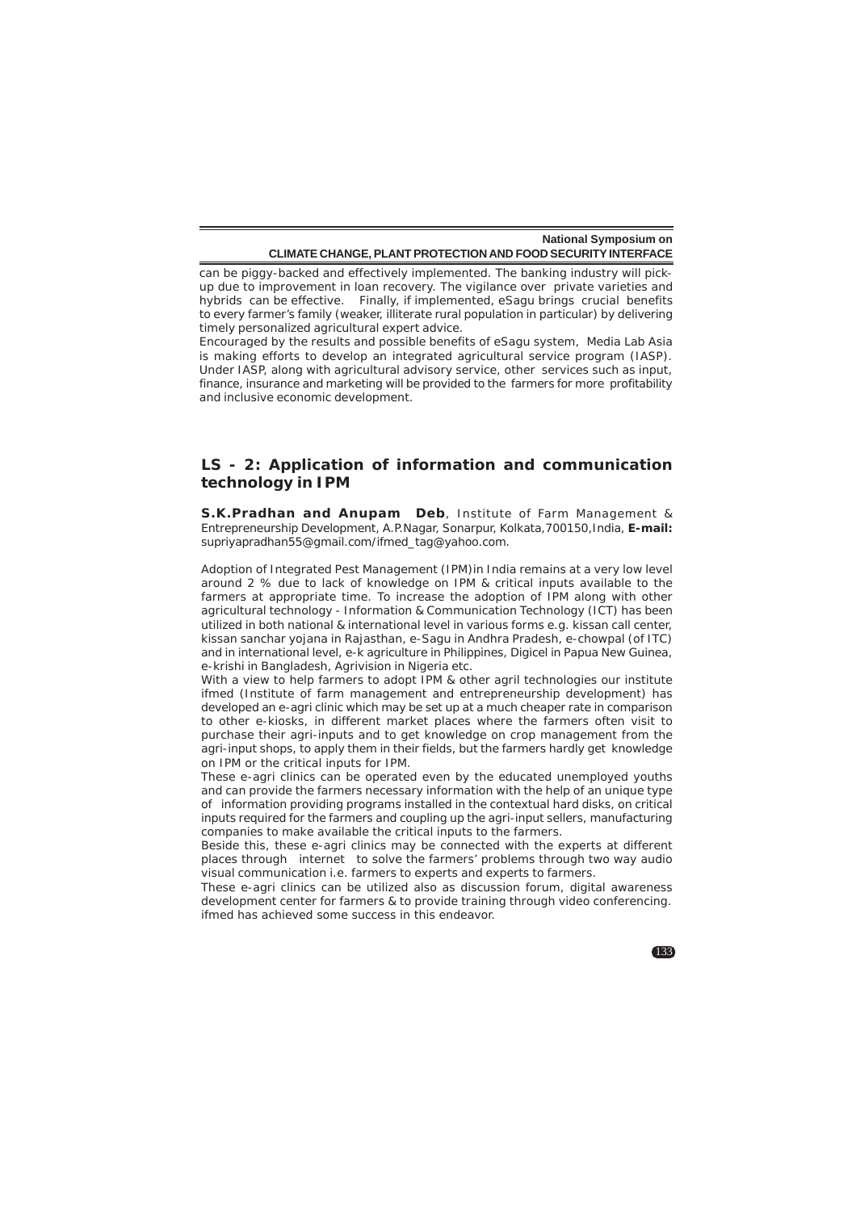can be piggy-backed and effectively implemented. The banking industry will pick-up due to improvement in loan recovery. The vigilance over private varieties and hybrids can be effective. Finally, if implemented, eSagu brings crucial benefits to every farmer's family (weaker, illiterate rural population in particular) by delivering timely personalized agricultural expert advice.

Encouraged by the results and possible benefits of eSagu system, Media Lab Asia is making efforts to develop an integrated agricultural service program (IASP). Under IASP, along with agricultural advisory service, other services such as input, finance, insurance and marketing will be provided to the farmers for more profitability and inclusive economic development.

## LS - 2: Application of information and communication technology in IPM

**S.K.Pradhan and Anupam Deb**, Institute of Farm Management & Entrepreneurship Development, A.P.Nagar, Sonarpur, Kolkata,700150,India, **E-mail:** supriyapradhan55@gmail.com/ifmed_tag@yahoo.com.

Adoption of Integrated Pest Management (IPM)in India remains at a very low level around 2 % due to lack of knowledge on IPM & critical inputs available to the farmers at appropriate time. To increase the adoption of IPM along with other agricultural technology - Information & Communication Technology (ICT) has been utilized in both national & international level in various forms e.g. kissan call center, kissan sanchar yojana in Rajasthan, e-Sagu in Andhra Pradesh, e-chowpal (of ITC) and in international level, e-k agriculture in Philippines, Digicel in Papua New Guinea, e-krishi in Bangladesh, Agrivision in Nigeria etc.

With a view to help farmers to adopt IPM & other agril technologies our institute ifmed (Institute of farm management and entrepreneurship development) has developed an e-agri clinic which may be set up at a much cheaper rate in comparison to other e-kiosks, in different market places where the farmers often visit to purchase their agri-inputs and to get knowledge on crop management from the agri-input shops, to apply them in their fields, but the farmers hardly get knowledge on IPM or the critical inputs for IPM.

These e-agri clinics can be operated even by the educated unemployed youths and can provide the farmers necessary information with the help of an unique type of information providing programs installed in the contextual hard disks, on critical inputs required for the farmers and coupling up the agri-input sellers, manufacturing companies to make available the critical inputs to the farmers.

Beside this, these e-agri clinics may be connected with the experts at different places through internet to solve the farmers' problems through two way audio visual communication i.e. farmers to experts and experts to farmers.

These e-agri clinics can be utilized also as discussion forum, digital awareness development center for farmers & to provide training through video conferencing. ifmed has achieved some success in this endeavor.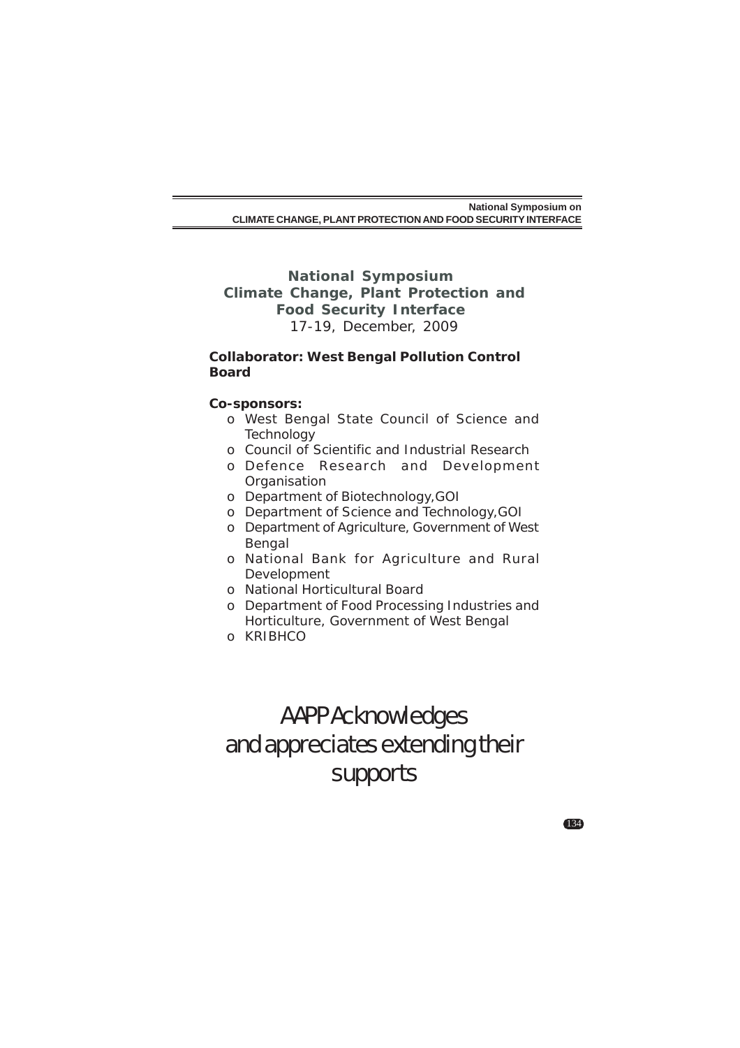## National Symposium
## Climate Change, Plant Protection and Food Security Interface

17-19, December, 2009

**Collaborator: West Bengal Pollution Control Board**

**Co-sponsors:**

- o West Bengal State Council of Science and Technology
- o Council of Scientific and Industrial Research
- o Defence Research and Development Organisation
- o Department of Biotechnology,GOI
- o Department of Science and Technology,GOI
- o Department of Agriculture, Government of West Bengal
- o National Bank for Agriculture and Rural Development
- o National Horticultural Board
- o Department of Food Processing Industries and Horticulture, Government of West Bengal
- o KRIBHCO

AAPP Acknowledges and appreciates extending their supports